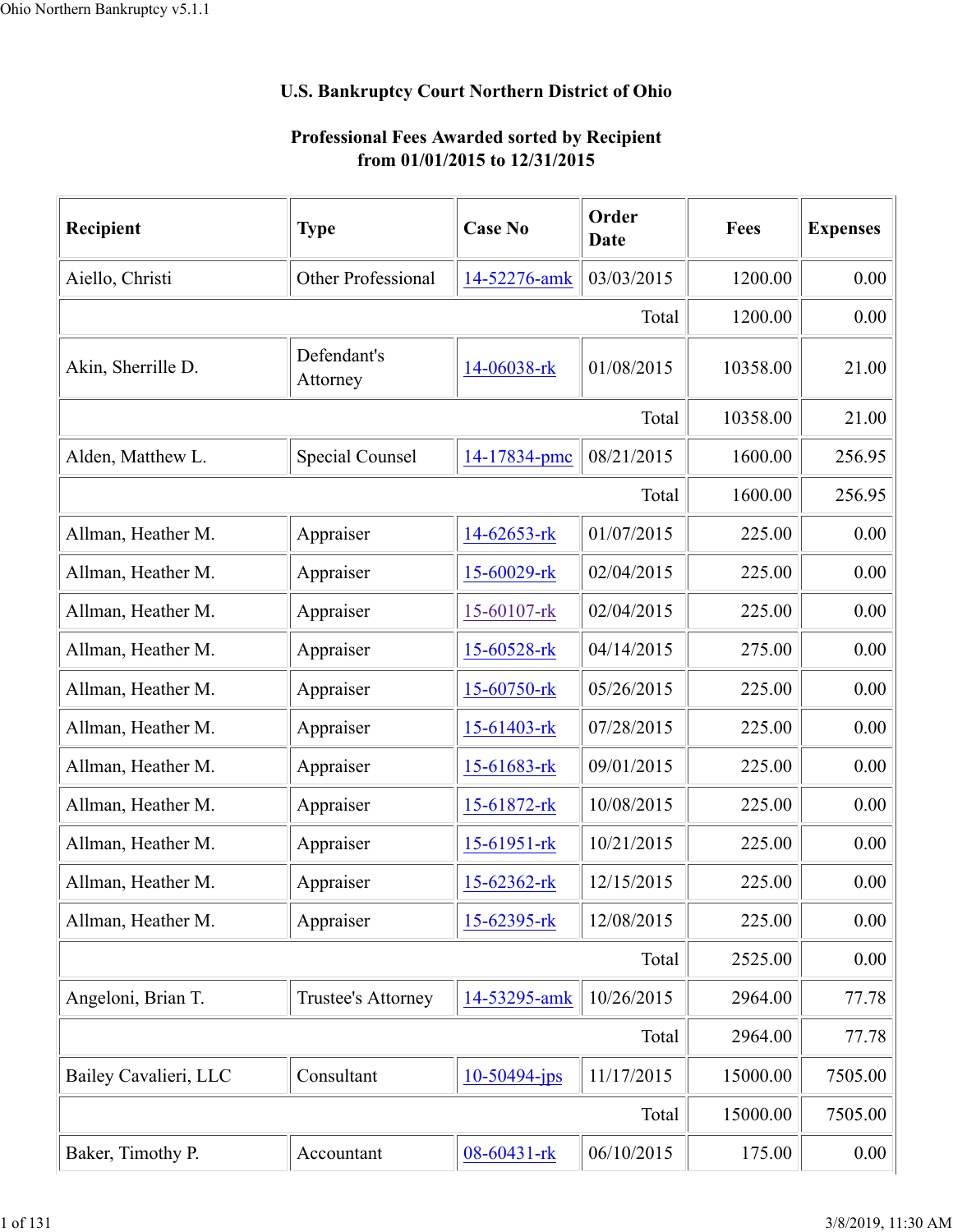## U.S. Bankruptcy Court Northern District of Ohio

### Professional Fees Awarded sorted by Recipient
### from 01/01/2015 to 12/31/2015

| Recipient | Type | Case No | Order Date | Fees | Expenses |
|---|---|---|---|---|---|
| Aiello, Christi | Other Professional | 14-52276-amk | 03/03/2015 | 1200.00 | 0.00 |
| | | | Total | 1200.00 | 0.00 |
| Akin, Sherrille D. | Defendant's Attorney | 14-06038-rk | 01/08/2015 | 10358.00 | 21.00 |
| | | | Total | 10358.00 | 21.00 |
| Alden, Matthew L. | Special Counsel | 14-17834-pmc | 08/21/2015 | 1600.00 | 256.95 |
| | | | Total | 1600.00 | 256.95 |
| Allman, Heather M. | Appraiser | 14-62653-rk | 01/07/2015 | 225.00 | 0.00 |
| Allman, Heather M. | Appraiser | 15-60029-rk | 02/04/2015 | 225.00 | 0.00 |
| Allman, Heather M. | Appraiser | 15-60107-rk | 02/04/2015 | 225.00 | 0.00 |
| Allman, Heather M. | Appraiser | 15-60528-rk | 04/14/2015 | 275.00 | 0.00 |
| Allman, Heather M. | Appraiser | 15-60750-rk | 05/26/2015 | 225.00 | 0.00 |
| Allman, Heather M. | Appraiser | 15-61403-rk | 07/28/2015 | 225.00 | 0.00 |
| Allman, Heather M. | Appraiser | 15-61683-rk | 09/01/2015 | 225.00 | 0.00 |
| Allman, Heather M. | Appraiser | 15-61872-rk | 10/08/2015 | 225.00 | 0.00 |
| Allman, Heather M. | Appraiser | 15-61951-rk | 10/21/2015 | 225.00 | 0.00 |
| Allman, Heather M. | Appraiser | 15-62362-rk | 12/15/2015 | 225.00 | 0.00 |
| Allman, Heather M. | Appraiser | 15-62395-rk | 12/08/2015 | 225.00 | 0.00 |
| | | | Total | 2525.00 | 0.00 |
| Angeloni, Brian T. | Trustee's Attorney | 14-53295-amk | 10/26/2015 | 2964.00 | 77.78 |
| | | | Total | 2964.00 | 77.78 |
| Bailey Cavalieri, LLC | Consultant | 10-50494-jps | 11/17/2015 | 15000.00 | 7505.00 |
| | | | Total | 15000.00 | 7505.00 |
| Baker, Timothy P. | Accountant | 08-60431-rk | 06/10/2015 | 175.00 | 0.00 |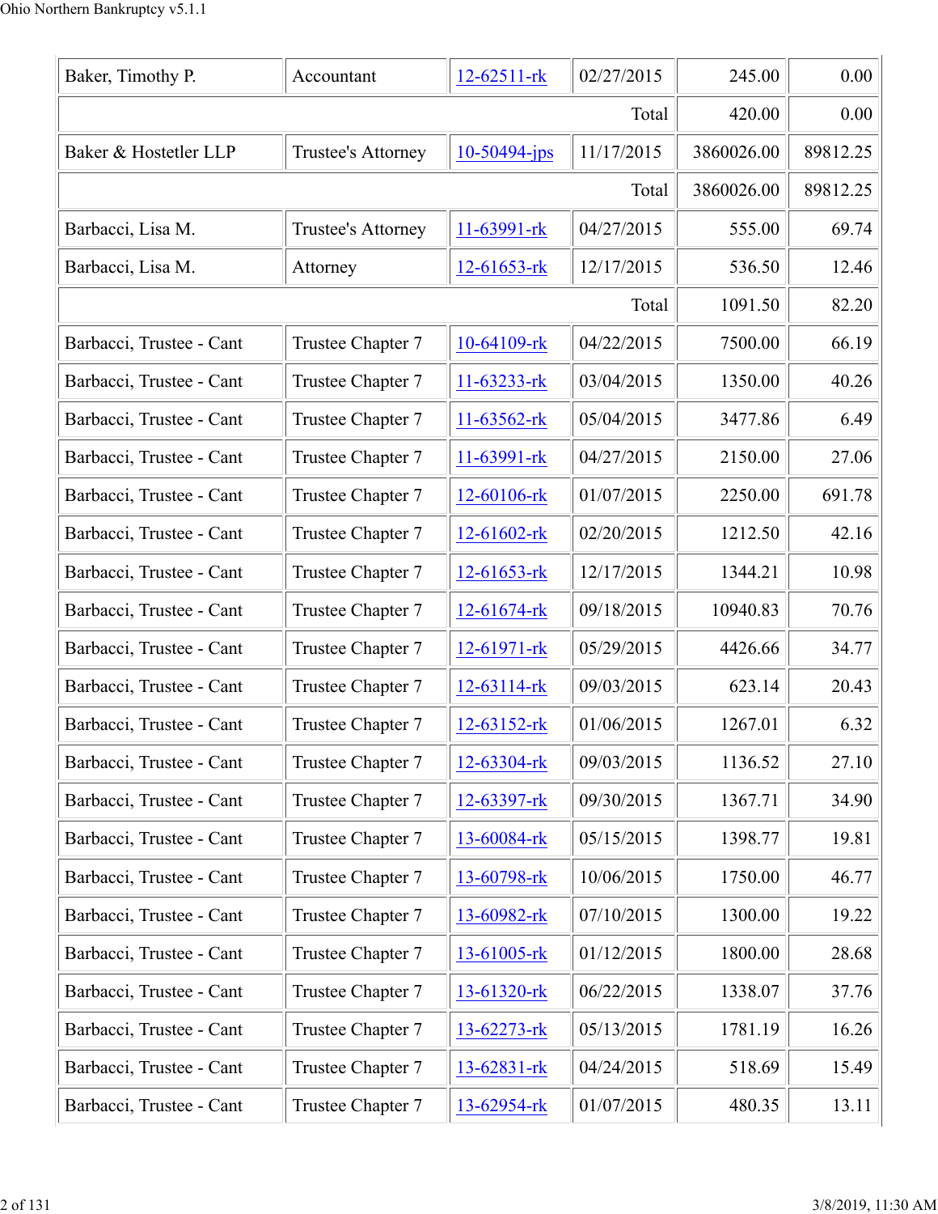| | | | | | |
|---|---|---|---|---|---|
| Baker, Timothy P. | Accountant | 12-62511-rk | 02/27/2015 | 245.00 | 0.00 |
| | | | Total | 420.00 | 0.00 |
| Baker & Hostetler LLP | Trustee's Attorney | 10-50494-jps | 11/17/2015 | 3860026.00 | 89812.25 |
| | | | Total | 3860026.00 | 89812.25 |
| Barbacci, Lisa M. | Trustee's Attorney | 11-63991-rk | 04/27/2015 | 555.00 | 69.74 |
| Barbacci, Lisa M. | Attorney | 12-61653-rk | 12/17/2015 | 536.50 | 12.46 |
| | | | Total | 1091.50 | 82.20 |
| Barbacci, Trustee - Cant | Trustee Chapter 7 | 10-64109-rk | 04/22/2015 | 7500.00 | 66.19 |
| Barbacci, Trustee - Cant | Trustee Chapter 7 | 11-63233-rk | 03/04/2015 | 1350.00 | 40.26 |
| Barbacci, Trustee - Cant | Trustee Chapter 7 | 11-63562-rk | 05/04/2015 | 3477.86 | 6.49 |
| Barbacci, Trustee - Cant | Trustee Chapter 7 | 11-63991-rk | 04/27/2015 | 2150.00 | 27.06 |
| Barbacci, Trustee - Cant | Trustee Chapter 7 | 12-60106-rk | 01/07/2015 | 2250.00 | 691.78 |
| Barbacci, Trustee - Cant | Trustee Chapter 7 | 12-61602-rk | 02/20/2015 | 1212.50 | 42.16 |
| Barbacci, Trustee - Cant | Trustee Chapter 7 | 12-61653-rk | 12/17/2015 | 1344.21 | 10.98 |
| Barbacci, Trustee - Cant | Trustee Chapter 7 | 12-61674-rk | 09/18/2015 | 10940.83 | 70.76 |
| Barbacci, Trustee - Cant | Trustee Chapter 7 | 12-61971-rk | 05/29/2015 | 4426.66 | 34.77 |
| Barbacci, Trustee - Cant | Trustee Chapter 7 | 12-63114-rk | 09/03/2015 | 623.14 | 20.43 |
| Barbacci, Trustee - Cant | Trustee Chapter 7 | 12-63152-rk | 01/06/2015 | 1267.01 | 6.32 |
| Barbacci, Trustee - Cant | Trustee Chapter 7 | 12-63304-rk | 09/03/2015 | 1136.52 | 27.10 |
| Barbacci, Trustee - Cant | Trustee Chapter 7 | 12-63397-rk | 09/30/2015 | 1367.71 | 34.90 |
| Barbacci, Trustee - Cant | Trustee Chapter 7 | 13-60084-rk | 05/15/2015 | 1398.77 | 19.81 |
| Barbacci, Trustee - Cant | Trustee Chapter 7 | 13-60798-rk | 10/06/2015 | 1750.00 | 46.77 |
| Barbacci, Trustee - Cant | Trustee Chapter 7 | 13-60982-rk | 07/10/2015 | 1300.00 | 19.22 |
| Barbacci, Trustee - Cant | Trustee Chapter 7 | 13-61005-rk | 01/12/2015 | 1800.00 | 28.68 |
| Barbacci, Trustee - Cant | Trustee Chapter 7 | 13-61320-rk | 06/22/2015 | 1338.07 | 37.76 |
| Barbacci, Trustee - Cant | Trustee Chapter 7 | 13-62273-rk | 05/13/2015 | 1781.19 | 16.26 |
| Barbacci, Trustee - Cant | Trustee Chapter 7 | 13-62831-rk | 04/24/2015 | 518.69 | 15.49 |
| Barbacci, Trustee - Cant | Trustee Chapter 7 | 13-62954-rk | 01/07/2015 | 480.35 | 13.11 |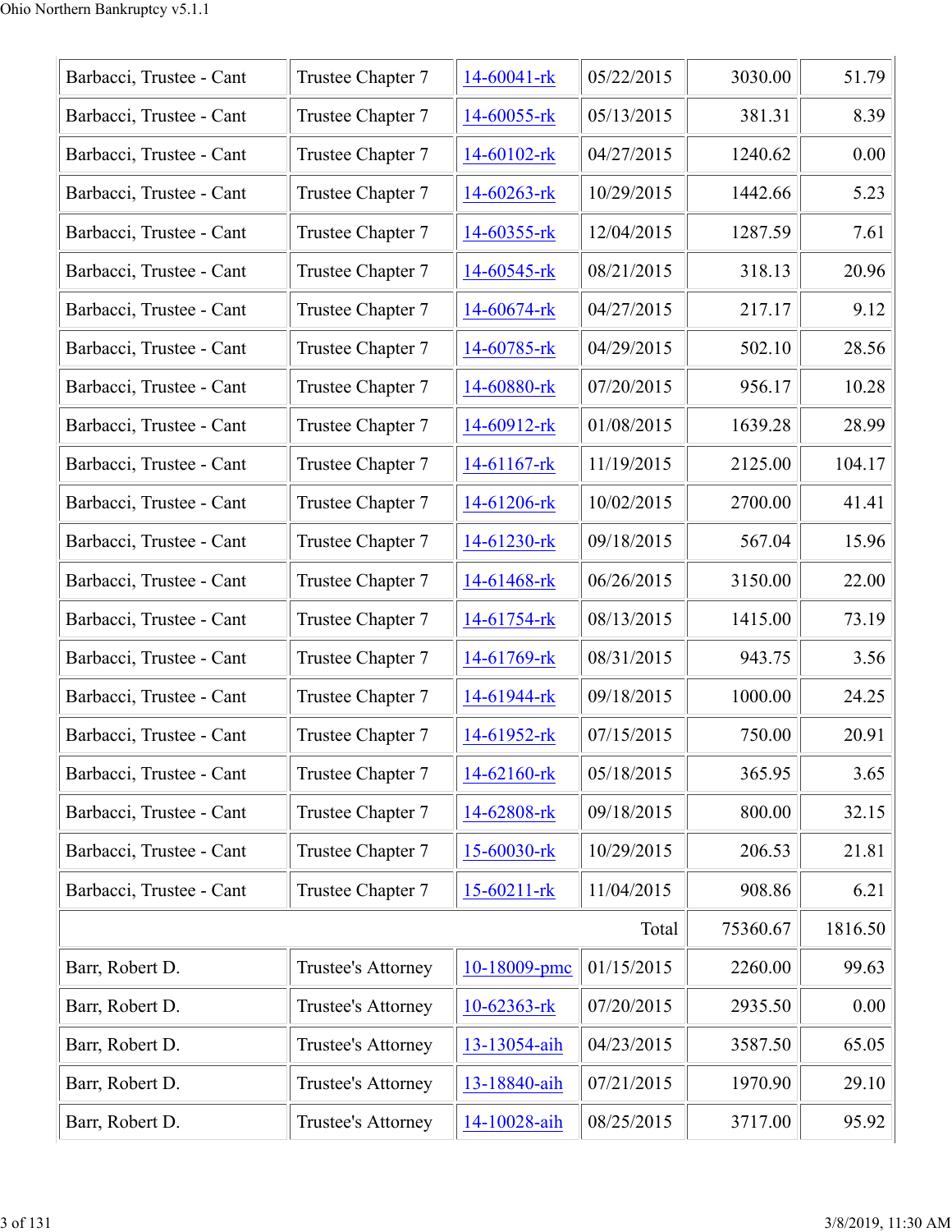| | | | | | |
|---|---|---|---|---|---|
| Barbacci, Trustee - Cant | Trustee Chapter 7 | 14-60041-rk | 05/22/2015 | 3030.00 | 51.79 |
| Barbacci, Trustee - Cant | Trustee Chapter 7 | 14-60055-rk | 05/13/2015 | 381.31 | 8.39 |
| Barbacci, Trustee - Cant | Trustee Chapter 7 | 14-60102-rk | 04/27/2015 | 1240.62 | 0.00 |
| Barbacci, Trustee - Cant | Trustee Chapter 7 | 14-60263-rk | 10/29/2015 | 1442.66 | 5.23 |
| Barbacci, Trustee - Cant | Trustee Chapter 7 | 14-60355-rk | 12/04/2015 | 1287.59 | 7.61 |
| Barbacci, Trustee - Cant | Trustee Chapter 7 | 14-60545-rk | 08/21/2015 | 318.13 | 20.96 |
| Barbacci, Trustee - Cant | Trustee Chapter 7 | 14-60674-rk | 04/27/2015 | 217.17 | 9.12 |
| Barbacci, Trustee - Cant | Trustee Chapter 7 | 14-60785-rk | 04/29/2015 | 502.10 | 28.56 |
| Barbacci, Trustee - Cant | Trustee Chapter 7 | 14-60880-rk | 07/20/2015 | 956.17 | 10.28 |
| Barbacci, Trustee - Cant | Trustee Chapter 7 | 14-60912-rk | 01/08/2015 | 1639.28 | 28.99 |
| Barbacci, Trustee - Cant | Trustee Chapter 7 | 14-61167-rk | 11/19/2015 | 2125.00 | 104.17 |
| Barbacci, Trustee - Cant | Trustee Chapter 7 | 14-61206-rk | 10/02/2015 | 2700.00 | 41.41 |
| Barbacci, Trustee - Cant | Trustee Chapter 7 | 14-61230-rk | 09/18/2015 | 567.04 | 15.96 |
| Barbacci, Trustee - Cant | Trustee Chapter 7 | 14-61468-rk | 06/26/2015 | 3150.00 | 22.00 |
| Barbacci, Trustee - Cant | Trustee Chapter 7 | 14-61754-rk | 08/13/2015 | 1415.00 | 73.19 |
| Barbacci, Trustee - Cant | Trustee Chapter 7 | 14-61769-rk | 08/31/2015 | 943.75 | 3.56 |
| Barbacci, Trustee - Cant | Trustee Chapter 7 | 14-61944-rk | 09/18/2015 | 1000.00 | 24.25 |
| Barbacci, Trustee - Cant | Trustee Chapter 7 | 14-61952-rk | 07/15/2015 | 750.00 | 20.91 |
| Barbacci, Trustee - Cant | Trustee Chapter 7 | 14-62160-rk | 05/18/2015 | 365.95 | 3.65 |
| Barbacci, Trustee - Cant | Trustee Chapter 7 | 14-62808-rk | 09/18/2015 | 800.00 | 32.15 |
| Barbacci, Trustee - Cant | Trustee Chapter 7 | 15-60030-rk | 10/29/2015 | 206.53 | 21.81 |
| Barbacci, Trustee - Cant | Trustee Chapter 7 | 15-60211-rk | 11/04/2015 | 908.86 | 6.21 |
| | | | Total | 75360.67 | 1816.50 |
| Barr, Robert D. | Trustee's Attorney | 10-18009-pmc | 01/15/2015 | 2260.00 | 99.63 |
| Barr, Robert D. | Trustee's Attorney | 10-62363-rk | 07/20/2015 | 2935.50 | 0.00 |
| Barr, Robert D. | Trustee's Attorney | 13-13054-aih | 04/23/2015 | 3587.50 | 65.05 |
| Barr, Robert D. | Trustee's Attorney | 13-18840-aih | 07/21/2015 | 1970.90 | 29.10 |
| Barr, Robert D. | Trustee's Attorney | 14-10028-aih | 08/25/2015 | 3717.00 | 95.92 |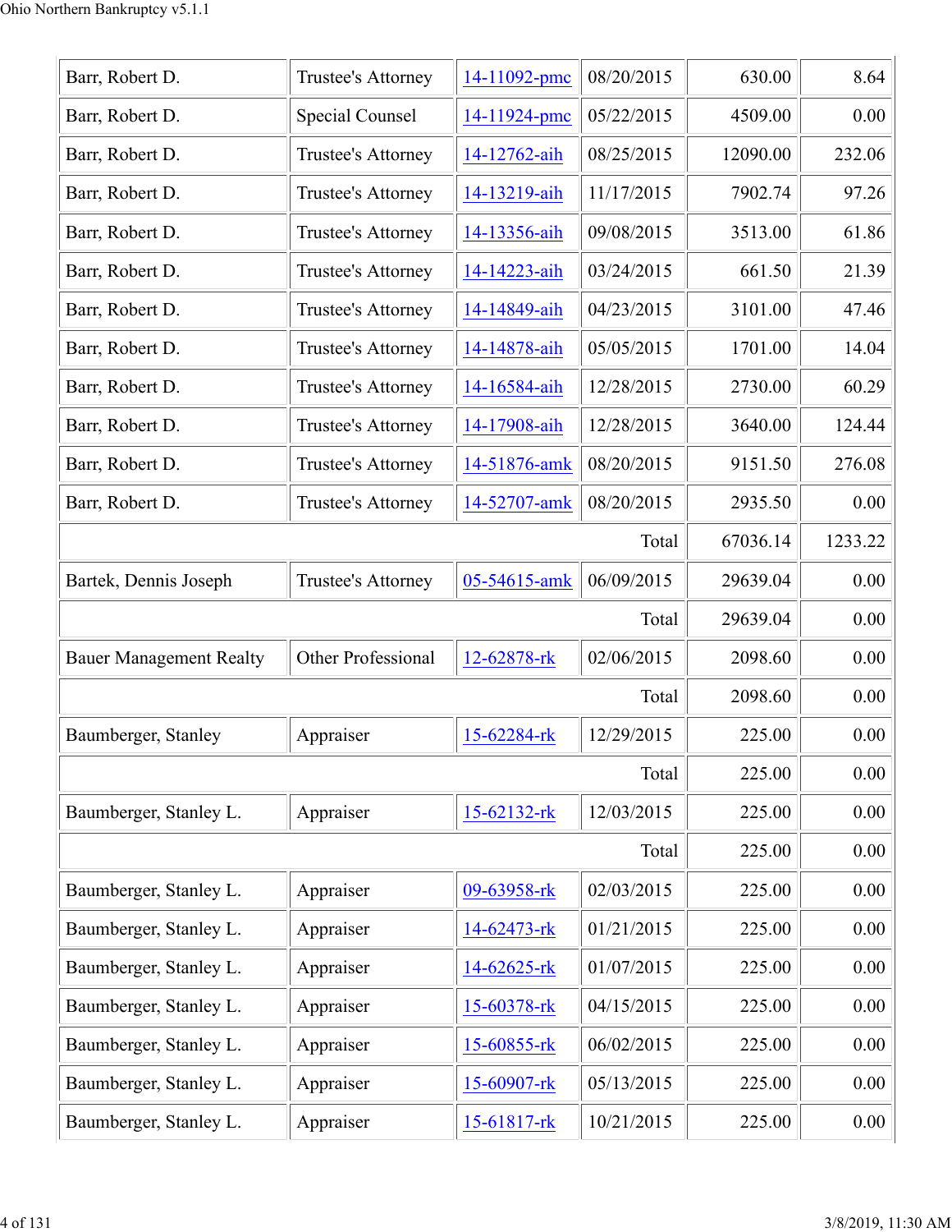| | | | | | |
|---|---|---|---|---|---|
| Barr, Robert D. | Trustee's Attorney | 14-11092-pmc | 08/20/2015 | 630.00 | 8.64 |
| Barr, Robert D. | Special Counsel | 14-11924-pmc | 05/22/2015 | 4509.00 | 0.00 |
| Barr, Robert D. | Trustee's Attorney | 14-12762-aih | 08/25/2015 | 12090.00 | 232.06 |
| Barr, Robert D. | Trustee's Attorney | 14-13219-aih | 11/17/2015 | 7902.74 | 97.26 |
| Barr, Robert D. | Trustee's Attorney | 14-13356-aih | 09/08/2015 | 3513.00 | 61.86 |
| Barr, Robert D. | Trustee's Attorney | 14-14223-aih | 03/24/2015 | 661.50 | 21.39 |
| Barr, Robert D. | Trustee's Attorney | 14-14849-aih | 04/23/2015 | 3101.00 | 47.46 |
| Barr, Robert D. | Trustee's Attorney | 14-14878-aih | 05/05/2015 | 1701.00 | 14.04 |
| Barr, Robert D. | Trustee's Attorney | 14-16584-aih | 12/28/2015 | 2730.00 | 60.29 |
| Barr, Robert D. | Trustee's Attorney | 14-17908-aih | 12/28/2015 | 3640.00 | 124.44 |
| Barr, Robert D. | Trustee's Attorney | 14-51876-amk | 08/20/2015 | 9151.50 | 276.08 |
| Barr, Robert D. | Trustee's Attorney | 14-52707-amk | 08/20/2015 | 2935.50 | 0.00 |
| | | | Total | 67036.14 | 1233.22 |
| Bartek, Dennis Joseph | Trustee's Attorney | 05-54615-amk | 06/09/2015 | 29639.04 | 0.00 |
| | | | Total | 29639.04 | 0.00 |
| Bauer Management Realty | Other Professional | 12-62878-rk | 02/06/2015 | 2098.60 | 0.00 |
| | | | Total | 2098.60 | 0.00 |
| Baumberger, Stanley | Appraiser | 15-62284-rk | 12/29/2015 | 225.00 | 0.00 |
| | | | Total | 225.00 | 0.00 |
| Baumberger, Stanley L. | Appraiser | 15-62132-rk | 12/03/2015 | 225.00 | 0.00 |
| | | | Total | 225.00 | 0.00 |
| Baumberger, Stanley L. | Appraiser | 09-63958-rk | 02/03/2015 | 225.00 | 0.00 |
| Baumberger, Stanley L. | Appraiser | 14-62473-rk | 01/21/2015 | 225.00 | 0.00 |
| Baumberger, Stanley L. | Appraiser | 14-62625-rk | 01/07/2015 | 225.00 | 0.00 |
| Baumberger, Stanley L. | Appraiser | 15-60378-rk | 04/15/2015 | 225.00 | 0.00 |
| Baumberger, Stanley L. | Appraiser | 15-60855-rk | 06/02/2015 | 225.00 | 0.00 |
| Baumberger, Stanley L. | Appraiser | 15-60907-rk | 05/13/2015 | 225.00 | 0.00 |
| Baumberger, Stanley L. | Appraiser | 15-61817-rk | 10/21/2015 | 225.00 | 0.00 |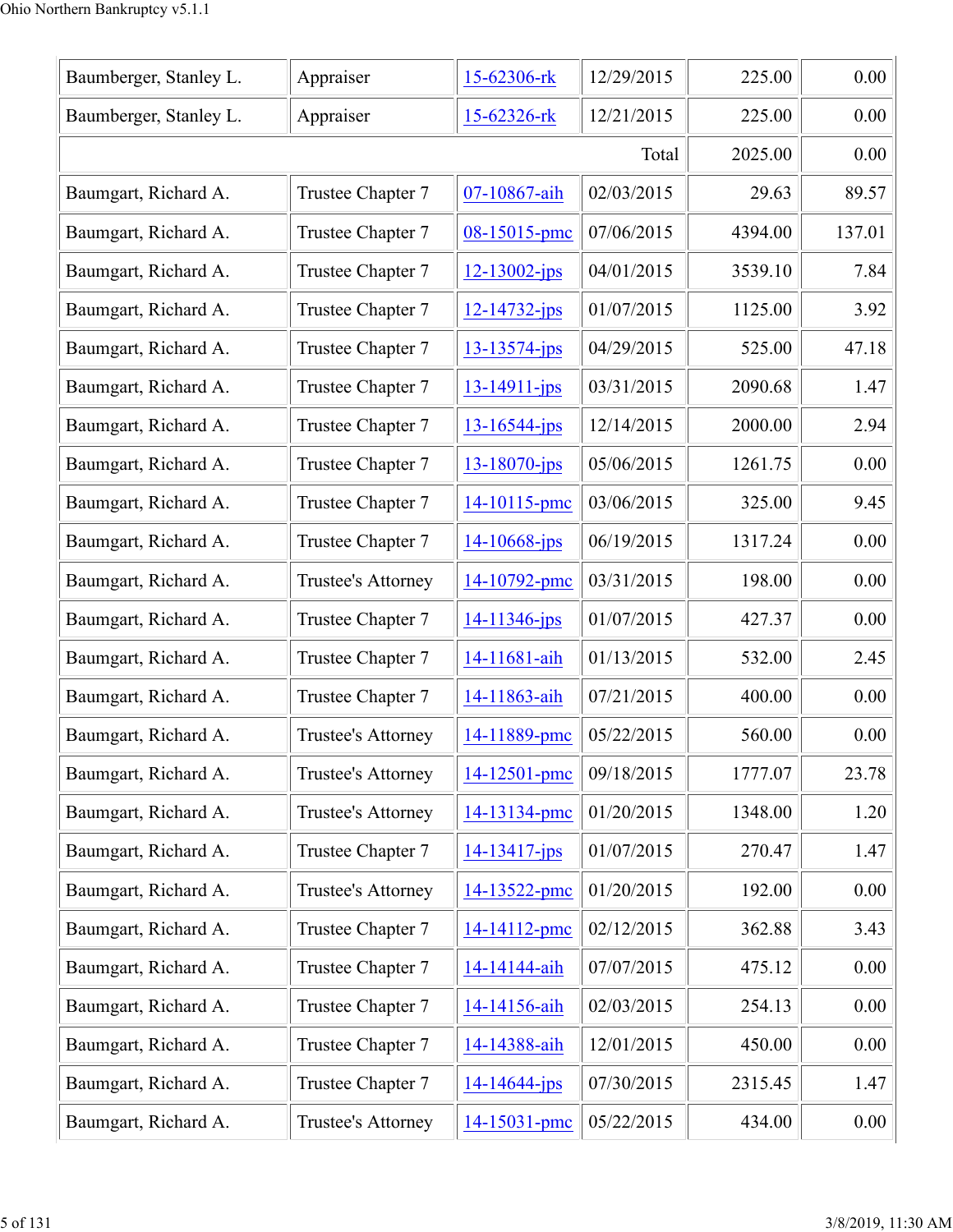| | | | | | |
|---|---|---|---|---|---|
| Baumberger, Stanley L. | Appraiser | 15-62306-rk | 12/29/2015 | 225.00 | 0.00 |
| Baumberger, Stanley L. | Appraiser | 15-62326-rk | 12/21/2015 | 225.00 | 0.00 |
| | | | Total | 2025.00 | 0.00 |
| Baumgart, Richard A. | Trustee Chapter 7 | 07-10867-aih | 02/03/2015 | 29.63 | 89.57 |
| Baumgart, Richard A. | Trustee Chapter 7 | 08-15015-pmc | 07/06/2015 | 4394.00 | 137.01 |
| Baumgart, Richard A. | Trustee Chapter 7 | 12-13002-jps | 04/01/2015 | 3539.10 | 7.84 |
| Baumgart, Richard A. | Trustee Chapter 7 | 12-14732-jps | 01/07/2015 | 1125.00 | 3.92 |
| Baumgart, Richard A. | Trustee Chapter 7 | 13-13574-jps | 04/29/2015 | 525.00 | 47.18 |
| Baumgart, Richard A. | Trustee Chapter 7 | 13-14911-jps | 03/31/2015 | 2090.68 | 1.47 |
| Baumgart, Richard A. | Trustee Chapter 7 | 13-16544-jps | 12/14/2015 | 2000.00 | 2.94 |
| Baumgart, Richard A. | Trustee Chapter 7 | 13-18070-jps | 05/06/2015 | 1261.75 | 0.00 |
| Baumgart, Richard A. | Trustee Chapter 7 | 14-10115-pmc | 03/06/2015 | 325.00 | 9.45 |
| Baumgart, Richard A. | Trustee Chapter 7 | 14-10668-jps | 06/19/2015 | 1317.24 | 0.00 |
| Baumgart, Richard A. | Trustee's Attorney | 14-10792-pmc | 03/31/2015 | 198.00 | 0.00 |
| Baumgart, Richard A. | Trustee Chapter 7 | 14-11346-jps | 01/07/2015 | 427.37 | 0.00 |
| Baumgart, Richard A. | Trustee Chapter 7 | 14-11681-aih | 01/13/2015 | 532.00 | 2.45 |
| Baumgart, Richard A. | Trustee Chapter 7 | 14-11863-aih | 07/21/2015 | 400.00 | 0.00 |
| Baumgart, Richard A. | Trustee's Attorney | 14-11889-pmc | 05/22/2015 | 560.00 | 0.00 |
| Baumgart, Richard A. | Trustee's Attorney | 14-12501-pmc | 09/18/2015 | 1777.07 | 23.78 |
| Baumgart, Richard A. | Trustee's Attorney | 14-13134-pmc | 01/20/2015 | 1348.00 | 1.20 |
| Baumgart, Richard A. | Trustee Chapter 7 | 14-13417-jps | 01/07/2015 | 270.47 | 1.47 |
| Baumgart, Richard A. | Trustee's Attorney | 14-13522-pmc | 01/20/2015 | 192.00 | 0.00 |
| Baumgart, Richard A. | Trustee Chapter 7 | 14-14112-pmc | 02/12/2015 | 362.88 | 3.43 |
| Baumgart, Richard A. | Trustee Chapter 7 | 14-14144-aih | 07/07/2015 | 475.12 | 0.00 |
| Baumgart, Richard A. | Trustee Chapter 7 | 14-14156-aih | 02/03/2015 | 254.13 | 0.00 |
| Baumgart, Richard A. | Trustee Chapter 7 | 14-14388-aih | 12/01/2015 | 450.00 | 0.00 |
| Baumgart, Richard A. | Trustee Chapter 7 | 14-14644-jps | 07/30/2015 | 2315.45 | 1.47 |
| Baumgart, Richard A. | Trustee's Attorney | 14-15031-pmc | 05/22/2015 | 434.00 | 0.00 |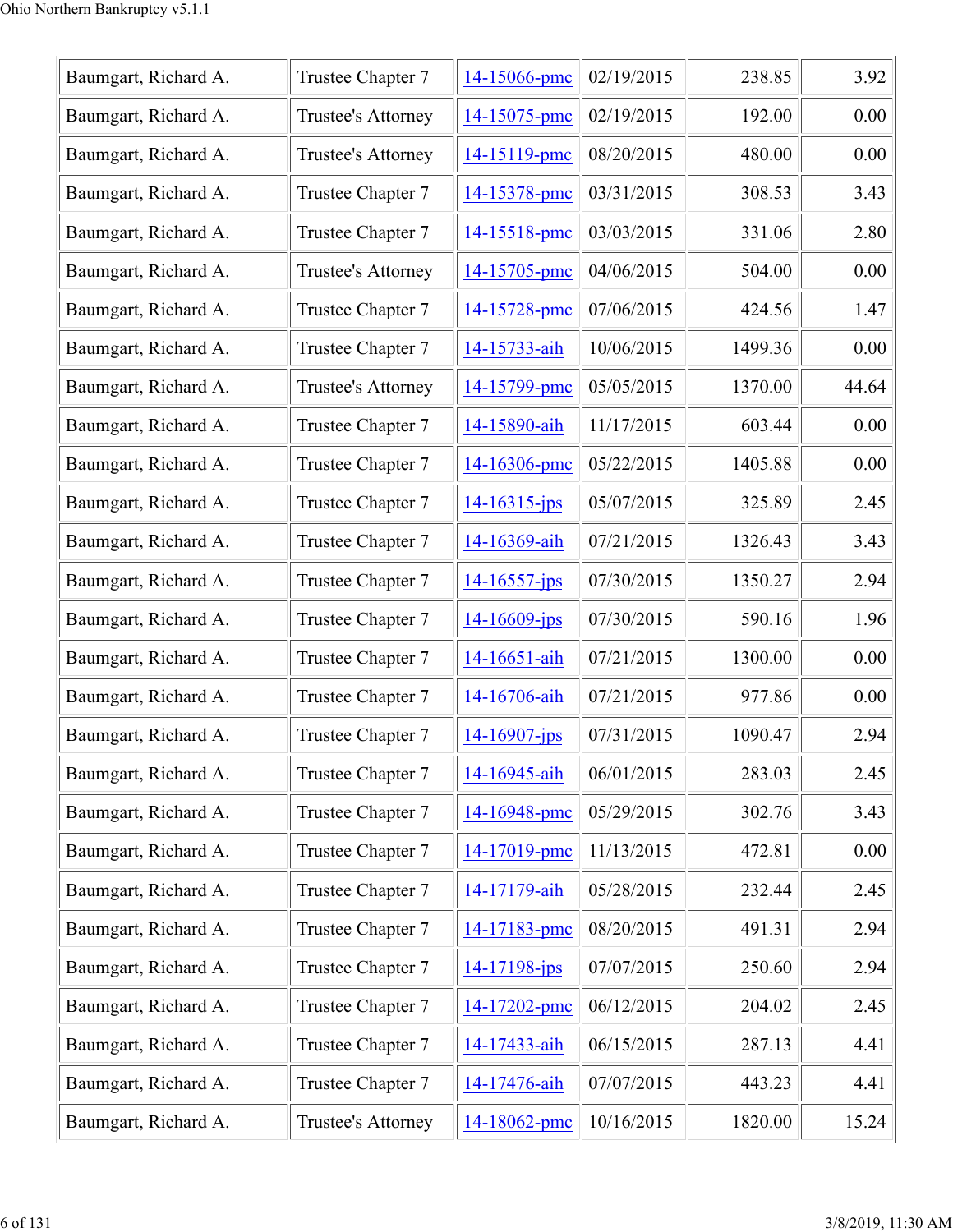| Baumgart, Richard A. | Trustee Chapter 7 | 14-15066-pmc | 02/19/2015 | 238.85 | 3.92 |
|---|---|---|---|---|---|
| Baumgart, Richard A. | Trustee's Attorney | 14-15075-pmc | 02/19/2015 | 192.00 | 0.00 |
| Baumgart, Richard A. | Trustee's Attorney | 14-15119-pmc | 08/20/2015 | 480.00 | 0.00 |
| Baumgart, Richard A. | Trustee Chapter 7 | 14-15378-pmc | 03/31/2015 | 308.53 | 3.43 |
| Baumgart, Richard A. | Trustee Chapter 7 | 14-15518-pmc | 03/03/2015 | 331.06 | 2.80 |
| Baumgart, Richard A. | Trustee's Attorney | 14-15705-pmc | 04/06/2015 | 504.00 | 0.00 |
| Baumgart, Richard A. | Trustee Chapter 7 | 14-15728-pmc | 07/06/2015 | 424.56 | 1.47 |
| Baumgart, Richard A. | Trustee Chapter 7 | 14-15733-aih | 10/06/2015 | 1499.36 | 0.00 |
| Baumgart, Richard A. | Trustee's Attorney | 14-15799-pmc | 05/05/2015 | 1370.00 | 44.64 |
| Baumgart, Richard A. | Trustee Chapter 7 | 14-15890-aih | 11/17/2015 | 603.44 | 0.00 |
| Baumgart, Richard A. | Trustee Chapter 7 | 14-16306-pmc | 05/22/2015 | 1405.88 | 0.00 |
| Baumgart, Richard A. | Trustee Chapter 7 | 14-16315-jps | 05/07/2015 | 325.89 | 2.45 |
| Baumgart, Richard A. | Trustee Chapter 7 | 14-16369-aih | 07/21/2015 | 1326.43 | 3.43 |
| Baumgart, Richard A. | Trustee Chapter 7 | 14-16557-jps | 07/30/2015 | 1350.27 | 2.94 |
| Baumgart, Richard A. | Trustee Chapter 7 | 14-16609-jps | 07/30/2015 | 590.16 | 1.96 |
| Baumgart, Richard A. | Trustee Chapter 7 | 14-16651-aih | 07/21/2015 | 1300.00 | 0.00 |
| Baumgart, Richard A. | Trustee Chapter 7 | 14-16706-aih | 07/21/2015 | 977.86 | 0.00 |
| Baumgart, Richard A. | Trustee Chapter 7 | 14-16907-jps | 07/31/2015 | 1090.47 | 2.94 |
| Baumgart, Richard A. | Trustee Chapter 7 | 14-16945-aih | 06/01/2015 | 283.03 | 2.45 |
| Baumgart, Richard A. | Trustee Chapter 7 | 14-16948-pmc | 05/29/2015 | 302.76 | 3.43 |
| Baumgart, Richard A. | Trustee Chapter 7 | 14-17019-pmc | 11/13/2015 | 472.81 | 0.00 |
| Baumgart, Richard A. | Trustee Chapter 7 | 14-17179-aih | 05/28/2015 | 232.44 | 2.45 |
| Baumgart, Richard A. | Trustee Chapter 7 | 14-17183-pmc | 08/20/2015 | 491.31 | 2.94 |
| Baumgart, Richard A. | Trustee Chapter 7 | 14-17198-jps | 07/07/2015 | 250.60 | 2.94 |
| Baumgart, Richard A. | Trustee Chapter 7 | 14-17202-pmc | 06/12/2015 | 204.02 | 2.45 |
| Baumgart, Richard A. | Trustee Chapter 7 | 14-17433-aih | 06/15/2015 | 287.13 | 4.41 |
| Baumgart, Richard A. | Trustee Chapter 7 | 14-17476-aih | 07/07/2015 | 443.23 | 4.41 |
| Baumgart, Richard A. | Trustee's Attorney | 14-18062-pmc | 10/16/2015 | 1820.00 | 15.24 |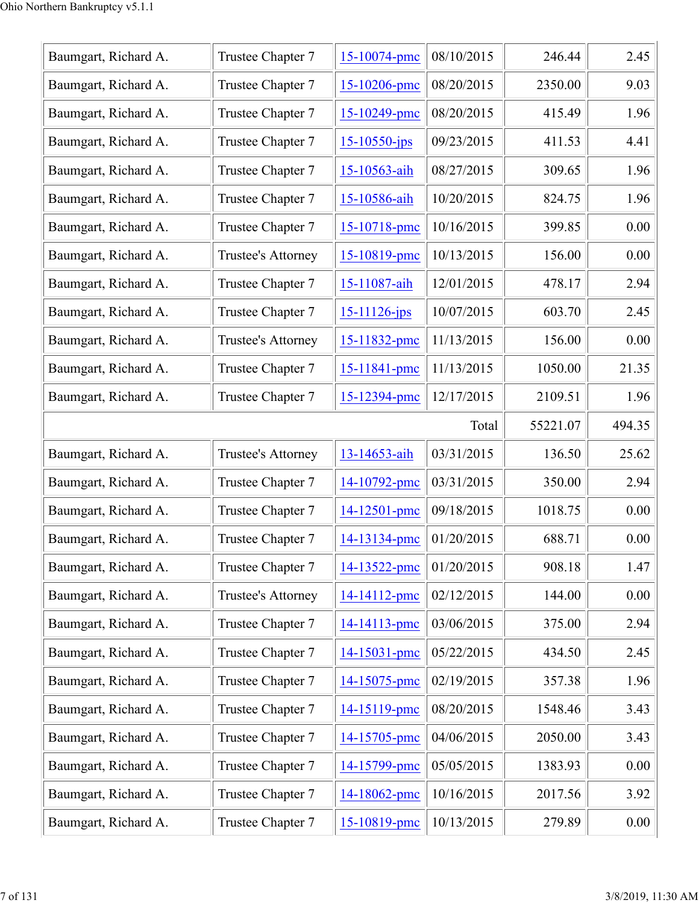| | | | | | |
|---|---|---|---|---|---|
| Baumgart, Richard A. | Trustee Chapter 7 | 15-10074-pmc | 08/10/2015 | 246.44 | 2.45 |
| Baumgart, Richard A. | Trustee Chapter 7 | 15-10206-pmc | 08/20/2015 | 2350.00 | 9.03 |
| Baumgart, Richard A. | Trustee Chapter 7 | 15-10249-pmc | 08/20/2015 | 415.49 | 1.96 |
| Baumgart, Richard A. | Trustee Chapter 7 | 15-10550-jps | 09/23/2015 | 411.53 | 4.41 |
| Baumgart, Richard A. | Trustee Chapter 7 | 15-10563-aih | 08/27/2015 | 309.65 | 1.96 |
| Baumgart, Richard A. | Trustee Chapter 7 | 15-10586-aih | 10/20/2015 | 824.75 | 1.96 |
| Baumgart, Richard A. | Trustee Chapter 7 | 15-10718-pmc | 10/16/2015 | 399.85 | 0.00 |
| Baumgart, Richard A. | Trustee's Attorney | 15-10819-pmc | 10/13/2015 | 156.00 | 0.00 |
| Baumgart, Richard A. | Trustee Chapter 7 | 15-11087-aih | 12/01/2015 | 478.17 | 2.94 |
| Baumgart, Richard A. | Trustee Chapter 7 | 15-11126-jps | 10/07/2015 | 603.70 | 2.45 |
| Baumgart, Richard A. | Trustee's Attorney | 15-11832-pmc | 11/13/2015 | 156.00 | 0.00 |
| Baumgart, Richard A. | Trustee Chapter 7 | 15-11841-pmc | 11/13/2015 | 1050.00 | 21.35 |
| Baumgart, Richard A. | Trustee Chapter 7 | 15-12394-pmc | 12/17/2015 | 2109.51 | 1.96 |
| | | | Total | 55221.07 | 494.35 |
| Baumgart, Richard A. | Trustee's Attorney | 13-14653-aih | 03/31/2015 | 136.50 | 25.62 |
| Baumgart, Richard A. | Trustee Chapter 7 | 14-10792-pmc | 03/31/2015 | 350.00 | 2.94 |
| Baumgart, Richard A. | Trustee Chapter 7 | 14-12501-pmc | 09/18/2015 | 1018.75 | 0.00 |
| Baumgart, Richard A. | Trustee Chapter 7 | 14-13134-pmc | 01/20/2015 | 688.71 | 0.00 |
| Baumgart, Richard A. | Trustee Chapter 7 | 14-13522-pmc | 01/20/2015 | 908.18 | 1.47 |
| Baumgart, Richard A. | Trustee's Attorney | 14-14112-pmc | 02/12/2015 | 144.00 | 0.00 |
| Baumgart, Richard A. | Trustee Chapter 7 | 14-14113-pmc | 03/06/2015 | 375.00 | 2.94 |
| Baumgart, Richard A. | Trustee Chapter 7 | 14-15031-pmc | 05/22/2015 | 434.50 | 2.45 |
| Baumgart, Richard A. | Trustee Chapter 7 | 14-15075-pmc | 02/19/2015 | 357.38 | 1.96 |
| Baumgart, Richard A. | Trustee Chapter 7 | 14-15119-pmc | 08/20/2015 | 1548.46 | 3.43 |
| Baumgart, Richard A. | Trustee Chapter 7 | 14-15705-pmc | 04/06/2015 | 2050.00 | 3.43 |
| Baumgart, Richard A. | Trustee Chapter 7 | 14-15799-pmc | 05/05/2015 | 1383.93 | 0.00 |
| Baumgart, Richard A. | Trustee Chapter 7 | 14-18062-pmc | 10/16/2015 | 2017.56 | 3.92 |
| Baumgart, Richard A. | Trustee Chapter 7 | 15-10819-pmc | 10/13/2015 | 279.89 | 0.00 |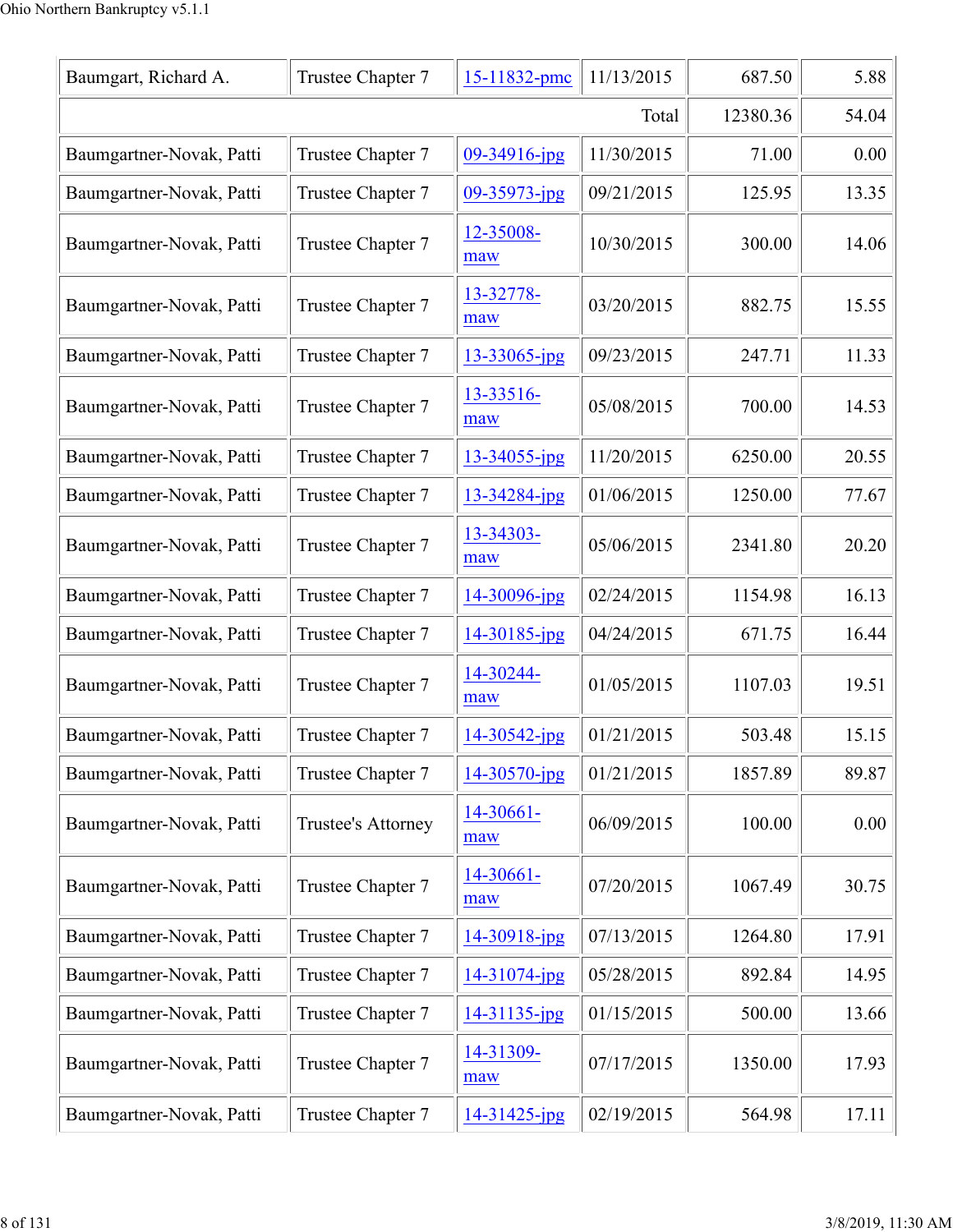| | | | | | |
|---|---|---|---|---|---|
| Baumgart, Richard A. | Trustee Chapter 7 | 15-11832-pmc | 11/13/2015 | 687.50 | 5.88 |
| | | | Total | 12380.36 | 54.04 |
| Baumgartner-Novak, Patti | Trustee Chapter 7 | 09-34916-jpg | 11/30/2015 | 71.00 | 0.00 |
| Baumgartner-Novak, Patti | Trustee Chapter 7 | 09-35973-jpg | 09/21/2015 | 125.95 | 13.35 |
| Baumgartner-Novak, Patti | Trustee Chapter 7 | 12-35008-maw | 10/30/2015 | 300.00 | 14.06 |
| Baumgartner-Novak, Patti | Trustee Chapter 7 | 13-32778-maw | 03/20/2015 | 882.75 | 15.55 |
| Baumgartner-Novak, Patti | Trustee Chapter 7 | 13-33065-jpg | 09/23/2015 | 247.71 | 11.33 |
| Baumgartner-Novak, Patti | Trustee Chapter 7 | 13-33516-maw | 05/08/2015 | 700.00 | 14.53 |
| Baumgartner-Novak, Patti | Trustee Chapter 7 | 13-34055-jpg | 11/20/2015 | 6250.00 | 20.55 |
| Baumgartner-Novak, Patti | Trustee Chapter 7 | 13-34284-jpg | 01/06/2015 | 1250.00 | 77.67 |
| Baumgartner-Novak, Patti | Trustee Chapter 7 | 13-34303-maw | 05/06/2015 | 2341.80 | 20.20 |
| Baumgartner-Novak, Patti | Trustee Chapter 7 | 14-30096-jpg | 02/24/2015 | 1154.98 | 16.13 |
| Baumgartner-Novak, Patti | Trustee Chapter 7 | 14-30185-jpg | 04/24/2015 | 671.75 | 16.44 |
| Baumgartner-Novak, Patti | Trustee Chapter 7 | 14-30244-maw | 01/05/2015 | 1107.03 | 19.51 |
| Baumgartner-Novak, Patti | Trustee Chapter 7 | 14-30542-jpg | 01/21/2015 | 503.48 | 15.15 |
| Baumgartner-Novak, Patti | Trustee Chapter 7 | 14-30570-jpg | 01/21/2015 | 1857.89 | 89.87 |
| Baumgartner-Novak, Patti | Trustee's Attorney | 14-30661-maw | 06/09/2015 | 100.00 | 0.00 |
| Baumgartner-Novak, Patti | Trustee Chapter 7 | 14-30661-maw | 07/20/2015 | 1067.49 | 30.75 |
| Baumgartner-Novak, Patti | Trustee Chapter 7 | 14-30918-jpg | 07/13/2015 | 1264.80 | 17.91 |
| Baumgartner-Novak, Patti | Trustee Chapter 7 | 14-31074-jpg | 05/28/2015 | 892.84 | 14.95 |
| Baumgartner-Novak, Patti | Trustee Chapter 7 | 14-31135-jpg | 01/15/2015 | 500.00 | 13.66 |
| Baumgartner-Novak, Patti | Trustee Chapter 7 | 14-31309-maw | 07/17/2015 | 1350.00 | 17.93 |
| Baumgartner-Novak, Patti | Trustee Chapter 7 | 14-31425-jpg | 02/19/2015 | 564.98 | 17.11 |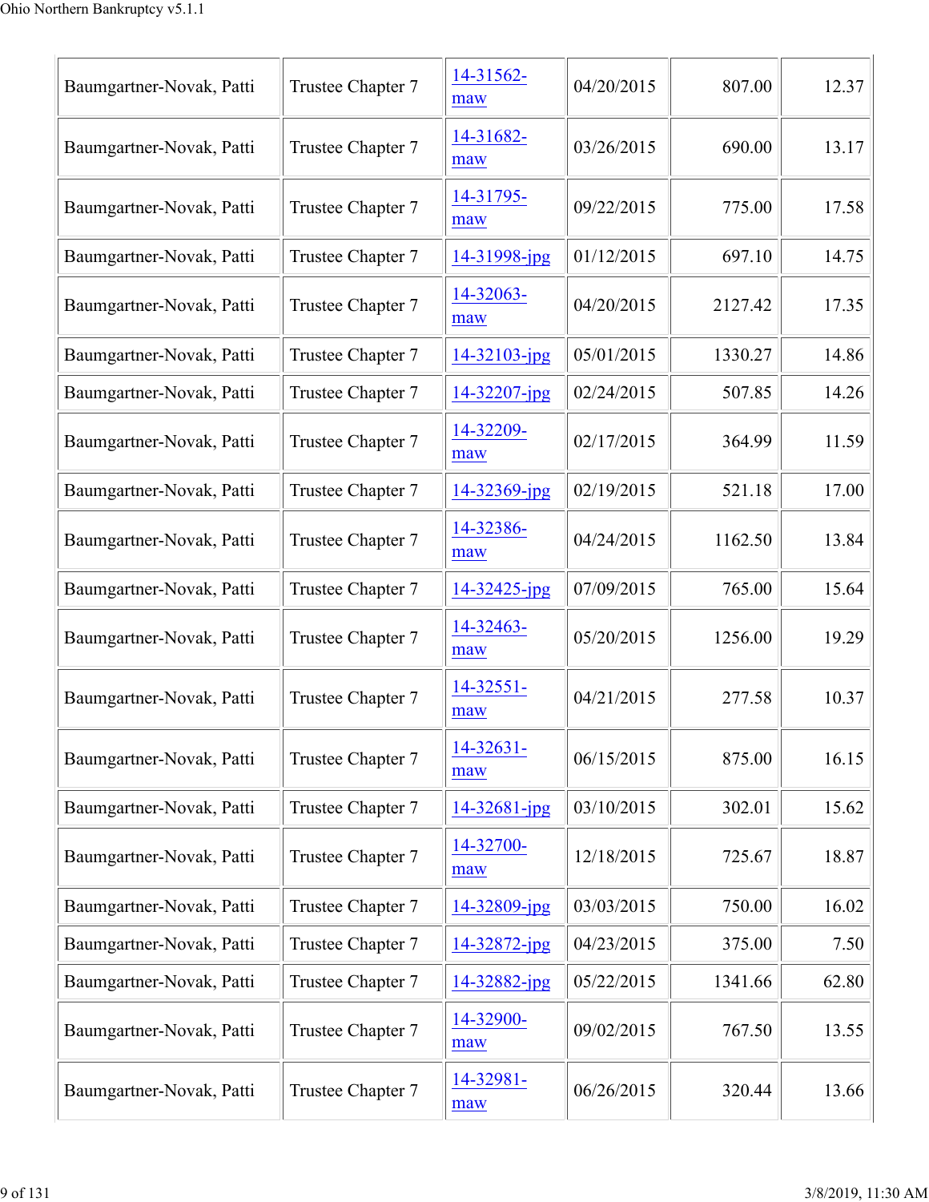| | | | | | |
|---|---|---|---|---|---|
| Baumgartner-Novak, Patti | Trustee Chapter 7 | 14-31562-maw | 04/20/2015 | 807.00 | 12.37 |
| Baumgartner-Novak, Patti | Trustee Chapter 7 | 14-31682-maw | 03/26/2015 | 690.00 | 13.17 |
| Baumgartner-Novak, Patti | Trustee Chapter 7 | 14-31795-maw | 09/22/2015 | 775.00 | 17.58 |
| Baumgartner-Novak, Patti | Trustee Chapter 7 | 14-31998-jpg | 01/12/2015 | 697.10 | 14.75 |
| Baumgartner-Novak, Patti | Trustee Chapter 7 | 14-32063-maw | 04/20/2015 | 2127.42 | 17.35 |
| Baumgartner-Novak, Patti | Trustee Chapter 7 | 14-32103-jpg | 05/01/2015 | 1330.27 | 14.86 |
| Baumgartner-Novak, Patti | Trustee Chapter 7 | 14-32207-jpg | 02/24/2015 | 507.85 | 14.26 |
| Baumgartner-Novak, Patti | Trustee Chapter 7 | 14-32209-maw | 02/17/2015 | 364.99 | 11.59 |
| Baumgartner-Novak, Patti | Trustee Chapter 7 | 14-32369-jpg | 02/19/2015 | 521.18 | 17.00 |
| Baumgartner-Novak, Patti | Trustee Chapter 7 | 14-32386-maw | 04/24/2015 | 1162.50 | 13.84 |
| Baumgartner-Novak, Patti | Trustee Chapter 7 | 14-32425-jpg | 07/09/2015 | 765.00 | 15.64 |
| Baumgartner-Novak, Patti | Trustee Chapter 7 | 14-32463-maw | 05/20/2015 | 1256.00 | 19.29 |
| Baumgartner-Novak, Patti | Trustee Chapter 7 | 14-32551-maw | 04/21/2015 | 277.58 | 10.37 |
| Baumgartner-Novak, Patti | Trustee Chapter 7 | 14-32631-maw | 06/15/2015 | 875.00 | 16.15 |
| Baumgartner-Novak, Patti | Trustee Chapter 7 | 14-32681-jpg | 03/10/2015 | 302.01 | 15.62 |
| Baumgartner-Novak, Patti | Trustee Chapter 7 | 14-32700-maw | 12/18/2015 | 725.67 | 18.87 |
| Baumgartner-Novak, Patti | Trustee Chapter 7 | 14-32809-jpg | 03/03/2015 | 750.00 | 16.02 |
| Baumgartner-Novak, Patti | Trustee Chapter 7 | 14-32872-jpg | 04/23/2015 | 375.00 | 7.50 |
| Baumgartner-Novak, Patti | Trustee Chapter 7 | 14-32882-jpg | 05/22/2015 | 1341.66 | 62.80 |
| Baumgartner-Novak, Patti | Trustee Chapter 7 | 14-32900-maw | 09/02/2015 | 767.50 | 13.55 |
| Baumgartner-Novak, Patti | Trustee Chapter 7 | 14-32981-maw | 06/26/2015 | 320.44 | 13.66 |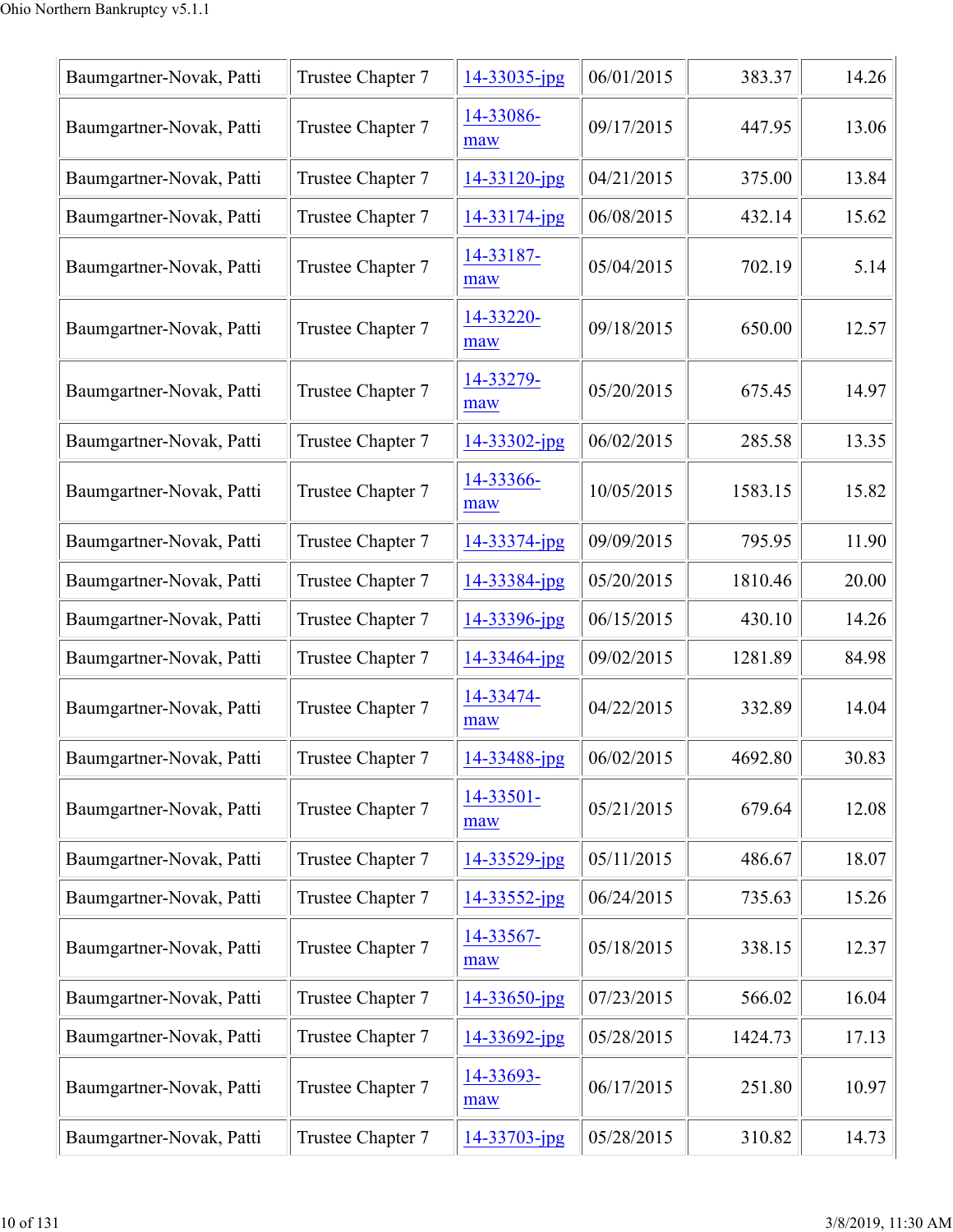| | | | | | |
|---|---|---|---|---|---|
| Baumgartner-Novak, Patti | Trustee Chapter 7 | 14-33035-jpg | 06/01/2015 | 383.37 | 14.26 |
| Baumgartner-Novak, Patti | Trustee Chapter 7 | 14-33086-maw | 09/17/2015 | 447.95 | 13.06 |
| Baumgartner-Novak, Patti | Trustee Chapter 7 | 14-33120-jpg | 04/21/2015 | 375.00 | 13.84 |
| Baumgartner-Novak, Patti | Trustee Chapter 7 | 14-33174-jpg | 06/08/2015 | 432.14 | 15.62 |
| Baumgartner-Novak, Patti | Trustee Chapter 7 | 14-33187-maw | 05/04/2015 | 702.19 | 5.14 |
| Baumgartner-Novak, Patti | Trustee Chapter 7 | 14-33220-maw | 09/18/2015 | 650.00 | 12.57 |
| Baumgartner-Novak, Patti | Trustee Chapter 7 | 14-33279-maw | 05/20/2015 | 675.45 | 14.97 |
| Baumgartner-Novak, Patti | Trustee Chapter 7 | 14-33302-jpg | 06/02/2015 | 285.58 | 13.35 |
| Baumgartner-Novak, Patti | Trustee Chapter 7 | 14-33366-maw | 10/05/2015 | 1583.15 | 15.82 |
| Baumgartner-Novak, Patti | Trustee Chapter 7 | 14-33374-jpg | 09/09/2015 | 795.95 | 11.90 |
| Baumgartner-Novak, Patti | Trustee Chapter 7 | 14-33384-jpg | 05/20/2015 | 1810.46 | 20.00 |
| Baumgartner-Novak, Patti | Trustee Chapter 7 | 14-33396-jpg | 06/15/2015 | 430.10 | 14.26 |
| Baumgartner-Novak, Patti | Trustee Chapter 7 | 14-33464-jpg | 09/02/2015 | 1281.89 | 84.98 |
| Baumgartner-Novak, Patti | Trustee Chapter 7 | 14-33474-maw | 04/22/2015 | 332.89 | 14.04 |
| Baumgartner-Novak, Patti | Trustee Chapter 7 | 14-33488-jpg | 06/02/2015 | 4692.80 | 30.83 |
| Baumgartner-Novak, Patti | Trustee Chapter 7 | 14-33501-maw | 05/21/2015 | 679.64 | 12.08 |
| Baumgartner-Novak, Patti | Trustee Chapter 7 | 14-33529-jpg | 05/11/2015 | 486.67 | 18.07 |
| Baumgartner-Novak, Patti | Trustee Chapter 7 | 14-33552-jpg | 06/24/2015 | 735.63 | 15.26 |
| Baumgartner-Novak, Patti | Trustee Chapter 7 | 14-33567-maw | 05/18/2015 | 338.15 | 12.37 |
| Baumgartner-Novak, Patti | Trustee Chapter 7 | 14-33650-jpg | 07/23/2015 | 566.02 | 16.04 |
| Baumgartner-Novak, Patti | Trustee Chapter 7 | 14-33692-jpg | 05/28/2015 | 1424.73 | 17.13 |
| Baumgartner-Novak, Patti | Trustee Chapter 7 | 14-33693-maw | 06/17/2015 | 251.80 | 10.97 |
| Baumgartner-Novak, Patti | Trustee Chapter 7 | 14-33703-jpg | 05/28/2015 | 310.82 | 14.73 |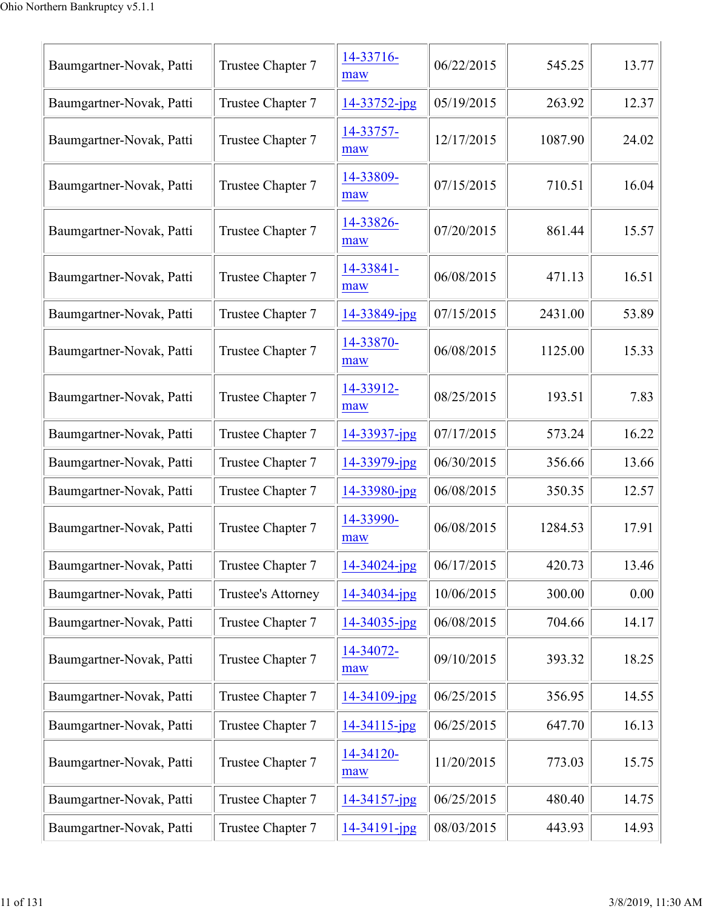| | | | | | |
|---|---|---|---|---|---|
| Baumgartner-Novak, Patti | Trustee Chapter 7 | 14-33716-maw | 06/22/2015 | 545.25 | 13.77 |
| Baumgartner-Novak, Patti | Trustee Chapter 7 | 14-33752-jpg | 05/19/2015 | 263.92 | 12.37 |
| Baumgartner-Novak, Patti | Trustee Chapter 7 | 14-33757-maw | 12/17/2015 | 1087.90 | 24.02 |
| Baumgartner-Novak, Patti | Trustee Chapter 7 | 14-33809-maw | 07/15/2015 | 710.51 | 16.04 |
| Baumgartner-Novak, Patti | Trustee Chapter 7 | 14-33826-maw | 07/20/2015 | 861.44 | 15.57 |
| Baumgartner-Novak, Patti | Trustee Chapter 7 | 14-33841-maw | 06/08/2015 | 471.13 | 16.51 |
| Baumgartner-Novak, Patti | Trustee Chapter 7 | 14-33849-jpg | 07/15/2015 | 2431.00 | 53.89 |
| Baumgartner-Novak, Patti | Trustee Chapter 7 | 14-33870-maw | 06/08/2015 | 1125.00 | 15.33 |
| Baumgartner-Novak, Patti | Trustee Chapter 7 | 14-33912-maw | 08/25/2015 | 193.51 | 7.83 |
| Baumgartner-Novak, Patti | Trustee Chapter 7 | 14-33937-jpg | 07/17/2015 | 573.24 | 16.22 |
| Baumgartner-Novak, Patti | Trustee Chapter 7 | 14-33979-jpg | 06/30/2015 | 356.66 | 13.66 |
| Baumgartner-Novak, Patti | Trustee Chapter 7 | 14-33980-jpg | 06/08/2015 | 350.35 | 12.57 |
| Baumgartner-Novak, Patti | Trustee Chapter 7 | 14-33990-maw | 06/08/2015 | 1284.53 | 17.91 |
| Baumgartner-Novak, Patti | Trustee Chapter 7 | 14-34024-jpg | 06/17/2015 | 420.73 | 13.46 |
| Baumgartner-Novak, Patti | Trustee's Attorney | 14-34034-jpg | 10/06/2015 | 300.00 | 0.00 |
| Baumgartner-Novak, Patti | Trustee Chapter 7 | 14-34035-jpg | 06/08/2015 | 704.66 | 14.17 |
| Baumgartner-Novak, Patti | Trustee Chapter 7 | 14-34072-maw | 09/10/2015 | 393.32 | 18.25 |
| Baumgartner-Novak, Patti | Trustee Chapter 7 | 14-34109-jpg | 06/25/2015 | 356.95 | 14.55 |
| Baumgartner-Novak, Patti | Trustee Chapter 7 | 14-34115-jpg | 06/25/2015 | 647.70 | 16.13 |
| Baumgartner-Novak, Patti | Trustee Chapter 7 | 14-34120-maw | 11/20/2015 | 773.03 | 15.75 |
| Baumgartner-Novak, Patti | Trustee Chapter 7 | 14-34157-jpg | 06/25/2015 | 480.40 | 14.75 |
| Baumgartner-Novak, Patti | Trustee Chapter 7 | 14-34191-jpg | 08/03/2015 | 443.93 | 14.93 |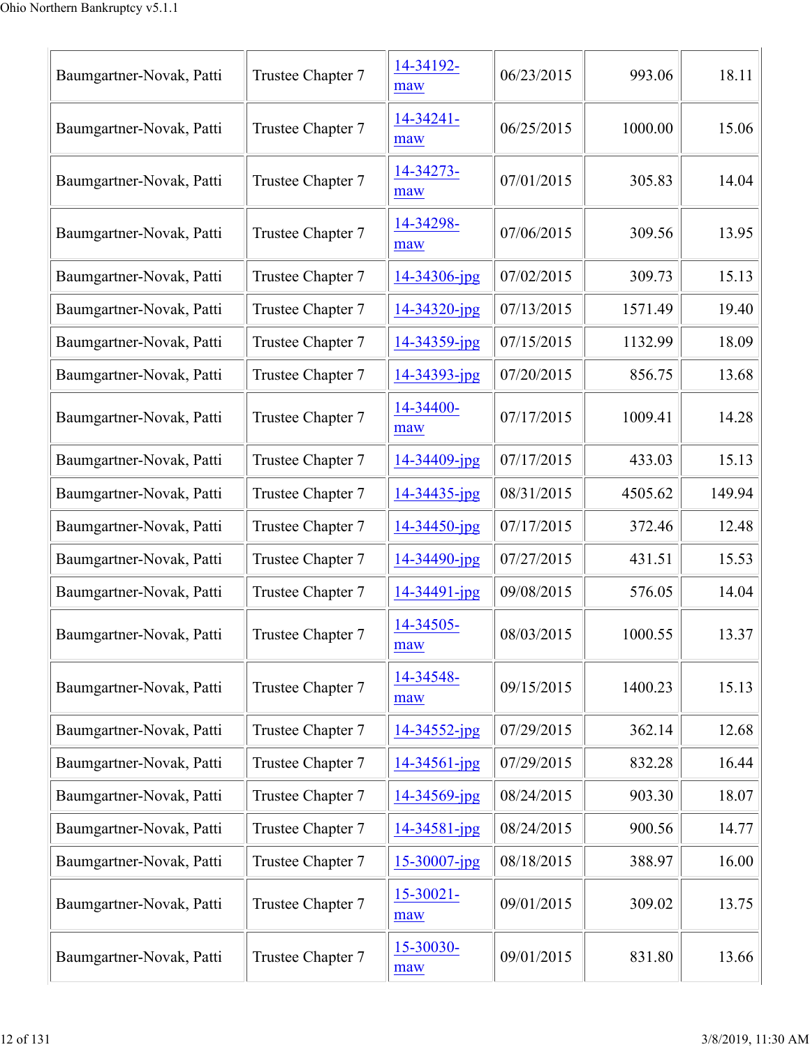| | | | | | |
|---|---|---|---|---|---|
| Baumgartner-Novak, Patti | Trustee Chapter 7 | 14-34192-maw | 06/23/2015 | 993.06 | 18.11 |
| Baumgartner-Novak, Patti | Trustee Chapter 7 | 14-34241-maw | 06/25/2015 | 1000.00 | 15.06 |
| Baumgartner-Novak, Patti | Trustee Chapter 7 | 14-34273-maw | 07/01/2015 | 305.83 | 14.04 |
| Baumgartner-Novak, Patti | Trustee Chapter 7 | 14-34298-maw | 07/06/2015 | 309.56 | 13.95 |
| Baumgartner-Novak, Patti | Trustee Chapter 7 | 14-34306-jpg | 07/02/2015 | 309.73 | 15.13 |
| Baumgartner-Novak, Patti | Trustee Chapter 7 | 14-34320-jpg | 07/13/2015 | 1571.49 | 19.40 |
| Baumgartner-Novak, Patti | Trustee Chapter 7 | 14-34359-jpg | 07/15/2015 | 1132.99 | 18.09 |
| Baumgartner-Novak, Patti | Trustee Chapter 7 | 14-34393-jpg | 07/20/2015 | 856.75 | 13.68 |
| Baumgartner-Novak, Patti | Trustee Chapter 7 | 14-34400-maw | 07/17/2015 | 1009.41 | 14.28 |
| Baumgartner-Novak, Patti | Trustee Chapter 7 | 14-34409-jpg | 07/17/2015 | 433.03 | 15.13 |
| Baumgartner-Novak, Patti | Trustee Chapter 7 | 14-34435-jpg | 08/31/2015 | 4505.62 | 149.94 |
| Baumgartner-Novak, Patti | Trustee Chapter 7 | 14-34450-jpg | 07/17/2015 | 372.46 | 12.48 |
| Baumgartner-Novak, Patti | Trustee Chapter 7 | 14-34490-jpg | 07/27/2015 | 431.51 | 15.53 |
| Baumgartner-Novak, Patti | Trustee Chapter 7 | 14-34491-jpg | 09/08/2015 | 576.05 | 14.04 |
| Baumgartner-Novak, Patti | Trustee Chapter 7 | 14-34505-maw | 08/03/2015 | 1000.55 | 13.37 |
| Baumgartner-Novak, Patti | Trustee Chapter 7 | 14-34548-maw | 09/15/2015 | 1400.23 | 15.13 |
| Baumgartner-Novak, Patti | Trustee Chapter 7 | 14-34552-jpg | 07/29/2015 | 362.14 | 12.68 |
| Baumgartner-Novak, Patti | Trustee Chapter 7 | 14-34561-jpg | 07/29/2015 | 832.28 | 16.44 |
| Baumgartner-Novak, Patti | Trustee Chapter 7 | 14-34569-jpg | 08/24/2015 | 903.30 | 18.07 |
| Baumgartner-Novak, Patti | Trustee Chapter 7 | 14-34581-jpg | 08/24/2015 | 900.56 | 14.77 |
| Baumgartner-Novak, Patti | Trustee Chapter 7 | 15-30007-jpg | 08/18/2015 | 388.97 | 16.00 |
| Baumgartner-Novak, Patti | Trustee Chapter 7 | 15-30021-maw | 09/01/2015 | 309.02 | 13.75 |
| Baumgartner-Novak, Patti | Trustee Chapter 7 | 15-30030-maw | 09/01/2015 | 831.80 | 13.66 |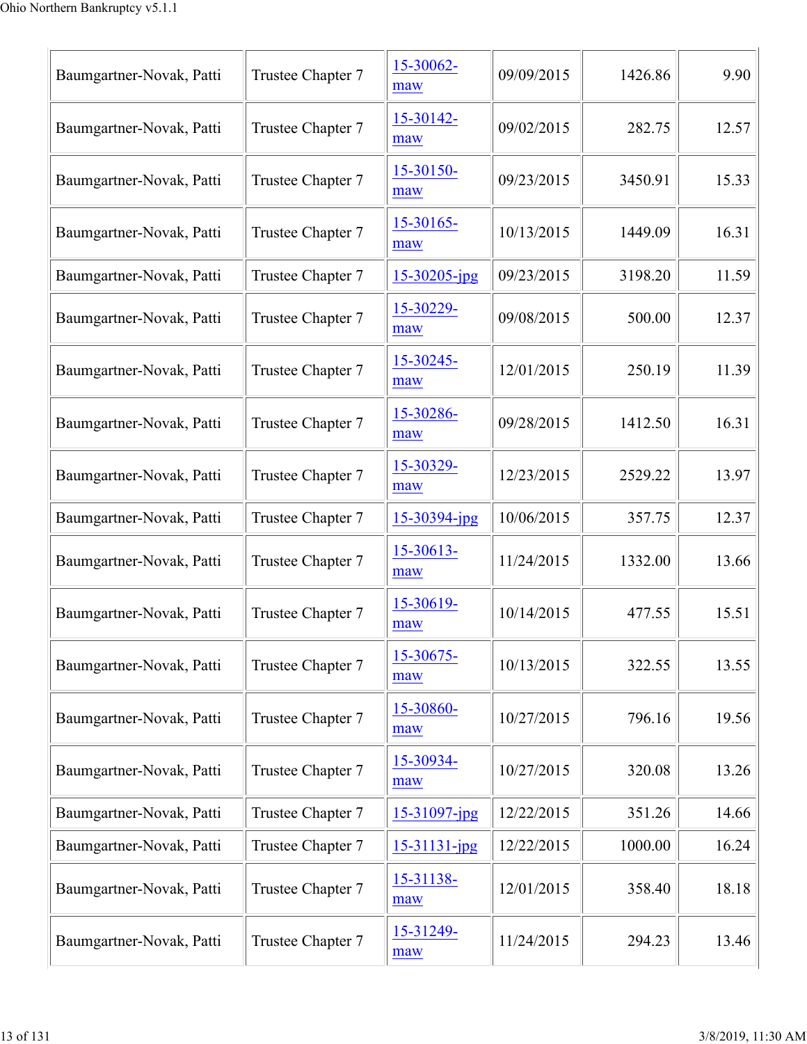| Baumgartner-Novak, Patti | Trustee Chapter 7 | 15-30062-maw | 09/09/2015 | 1426.86 | 9.90 |
|---|---|---|---|---|---|
| Baumgartner-Novak, Patti | Trustee Chapter 7 | 15-30142-maw | 09/02/2015 | 282.75 | 12.57 |
| Baumgartner-Novak, Patti | Trustee Chapter 7 | 15-30150-maw | 09/23/2015 | 3450.91 | 15.33 |
| Baumgartner-Novak, Patti | Trustee Chapter 7 | 15-30165-maw | 10/13/2015 | 1449.09 | 16.31 |
| Baumgartner-Novak, Patti | Trustee Chapter 7 | 15-30205-jpg | 09/23/2015 | 3198.20 | 11.59 |
| Baumgartner-Novak, Patti | Trustee Chapter 7 | 15-30229-maw | 09/08/2015 | 500.00 | 12.37 |
| Baumgartner-Novak, Patti | Trustee Chapter 7 | 15-30245-maw | 12/01/2015 | 250.19 | 11.39 |
| Baumgartner-Novak, Patti | Trustee Chapter 7 | 15-30286-maw | 09/28/2015 | 1412.50 | 16.31 |
| Baumgartner-Novak, Patti | Trustee Chapter 7 | 15-30329-maw | 12/23/2015 | 2529.22 | 13.97 |
| Baumgartner-Novak, Patti | Trustee Chapter 7 | 15-30394-jpg | 10/06/2015 | 357.75 | 12.37 |
| Baumgartner-Novak, Patti | Trustee Chapter 7 | 15-30613-maw | 11/24/2015 | 1332.00 | 13.66 |
| Baumgartner-Novak, Patti | Trustee Chapter 7 | 15-30619-maw | 10/14/2015 | 477.55 | 15.51 |
| Baumgartner-Novak, Patti | Trustee Chapter 7 | 15-30675-maw | 10/13/2015 | 322.55 | 13.55 |
| Baumgartner-Novak, Patti | Trustee Chapter 7 | 15-30860-maw | 10/27/2015 | 796.16 | 19.56 |
| Baumgartner-Novak, Patti | Trustee Chapter 7 | 15-30934-maw | 10/27/2015 | 320.08 | 13.26 |
| Baumgartner-Novak, Patti | Trustee Chapter 7 | 15-31097-jpg | 12/22/2015 | 351.26 | 14.66 |
| Baumgartner-Novak, Patti | Trustee Chapter 7 | 15-31131-jpg | 12/22/2015 | 1000.00 | 16.24 |
| Baumgartner-Novak, Patti | Trustee Chapter 7 | 15-31138-maw | 12/01/2015 | 358.40 | 18.18 |
| Baumgartner-Novak, Patti | Trustee Chapter 7 | 15-31249-maw | 11/24/2015 | 294.23 | 13.46 |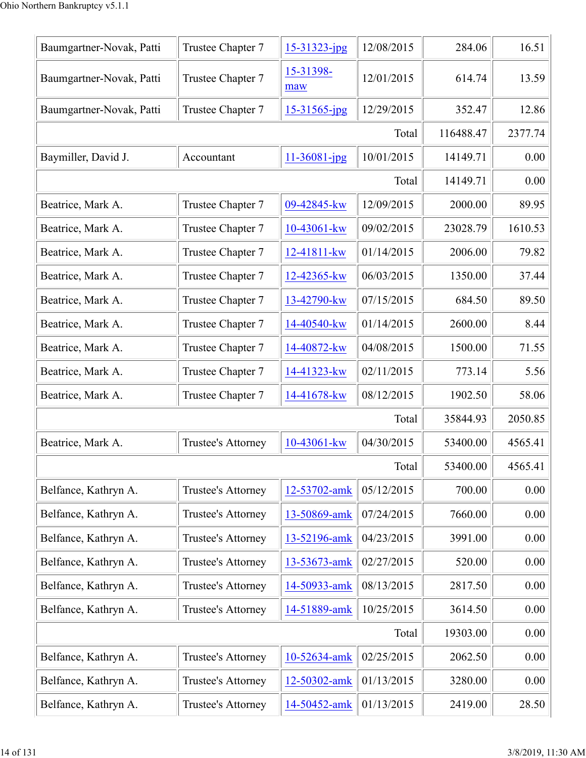| | | | | | |
|---|---|---|---|---|---|
| Baumgartner-Novak, Patti | Trustee Chapter 7 | 15-31323-jpg | 12/08/2015 | 284.06 | 16.51 |
| Baumgartner-Novak, Patti | Trustee Chapter 7 | 15-31398-maw | 12/01/2015 | 614.74 | 13.59 |
| Baumgartner-Novak, Patti | Trustee Chapter 7 | 15-31565-jpg | 12/29/2015 | 352.47 | 12.86 |
| | | | Total | 116488.47 | 2377.74 |
| Baymiller, David J. | Accountant | 11-36081-jpg | 10/01/2015 | 14149.71 | 0.00 |
| | | | Total | 14149.71 | 0.00 |
| Beatrice, Mark A. | Trustee Chapter 7 | 09-42845-kw | 12/09/2015 | 2000.00 | 89.95 |
| Beatrice, Mark A. | Trustee Chapter 7 | 10-43061-kw | 09/02/2015 | 23028.79 | 1610.53 |
| Beatrice, Mark A. | Trustee Chapter 7 | 12-41811-kw | 01/14/2015 | 2006.00 | 79.82 |
| Beatrice, Mark A. | Trustee Chapter 7 | 12-42365-kw | 06/03/2015 | 1350.00 | 37.44 |
| Beatrice, Mark A. | Trustee Chapter 7 | 13-42790-kw | 07/15/2015 | 684.50 | 89.50 |
| Beatrice, Mark A. | Trustee Chapter 7 | 14-40540-kw | 01/14/2015 | 2600.00 | 8.44 |
| Beatrice, Mark A. | Trustee Chapter 7 | 14-40872-kw | 04/08/2015 | 1500.00 | 71.55 |
| Beatrice, Mark A. | Trustee Chapter 7 | 14-41323-kw | 02/11/2015 | 773.14 | 5.56 |
| Beatrice, Mark A. | Trustee Chapter 7 | 14-41678-kw | 08/12/2015 | 1902.50 | 58.06 |
| | | | Total | 35844.93 | 2050.85 |
| Beatrice, Mark A. | Trustee's Attorney | 10-43061-kw | 04/30/2015 | 53400.00 | 4565.41 |
| | | | Total | 53400.00 | 4565.41 |
| Belfance, Kathryn A. | Trustee's Attorney | 12-53702-amk | 05/12/2015 | 700.00 | 0.00 |
| Belfance, Kathryn A. | Trustee's Attorney | 13-50869-amk | 07/24/2015 | 7660.00 | 0.00 |
| Belfance, Kathryn A. | Trustee's Attorney | 13-52196-amk | 04/23/2015 | 3991.00 | 0.00 |
| Belfance, Kathryn A. | Trustee's Attorney | 13-53673-amk | 02/27/2015 | 520.00 | 0.00 |
| Belfance, Kathryn A. | Trustee's Attorney | 14-50933-amk | 08/13/2015 | 2817.50 | 0.00 |
| Belfance, Kathryn A. | Trustee's Attorney | 14-51889-amk | 10/25/2015 | 3614.50 | 0.00 |
| | | | Total | 19303.00 | 0.00 |
| Belfance, Kathryn A. | Trustee's Attorney | 10-52634-amk | 02/25/2015 | 2062.50 | 0.00 |
| Belfance, Kathryn A. | Trustee's Attorney | 12-50302-amk | 01/13/2015 | 3280.00 | 0.00 |
| Belfance, Kathryn A. | Trustee's Attorney | 14-50452-amk | 01/13/2015 | 2419.00 | 28.50 |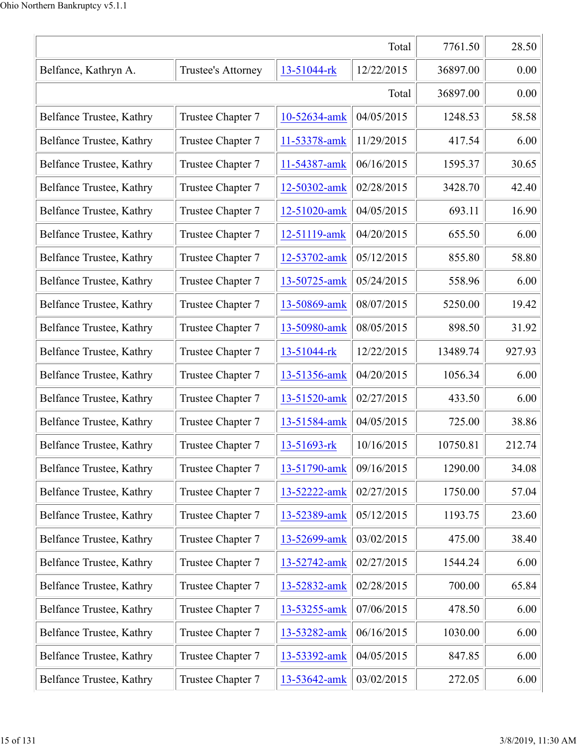| | | | Total | 7761.50 | 28.50 |
|---|---|---|---|---|---|
| Belfance, Kathryn A. | Trustee's Attorney | 13-51044-rk | 12/22/2015 | 36897.00 | 0.00 |
| | | | Total | 36897.00 | 0.00 |
| Belfance Trustee, Kathry | Trustee Chapter 7 | 10-52634-amk | 04/05/2015 | 1248.53 | 58.58 |
| Belfance Trustee, Kathry | Trustee Chapter 7 | 11-53378-amk | 11/29/2015 | 417.54 | 6.00 |
| Belfance Trustee, Kathry | Trustee Chapter 7 | 11-54387-amk | 06/16/2015 | 1595.37 | 30.65 |
| Belfance Trustee, Kathry | Trustee Chapter 7 | 12-50302-amk | 02/28/2015 | 3428.70 | 42.40 |
| Belfance Trustee, Kathry | Trustee Chapter 7 | 12-51020-amk | 04/05/2015 | 693.11 | 16.90 |
| Belfance Trustee, Kathry | Trustee Chapter 7 | 12-51119-amk | 04/20/2015 | 655.50 | 6.00 |
| Belfance Trustee, Kathry | Trustee Chapter 7 | 12-53702-amk | 05/12/2015 | 855.80 | 58.80 |
| Belfance Trustee, Kathry | Trustee Chapter 7 | 13-50725-amk | 05/24/2015 | 558.96 | 6.00 |
| Belfance Trustee, Kathry | Trustee Chapter 7 | 13-50869-amk | 08/07/2015 | 5250.00 | 19.42 |
| Belfance Trustee, Kathry | Trustee Chapter 7 | 13-50980-amk | 08/05/2015 | 898.50 | 31.92 |
| Belfance Trustee, Kathry | Trustee Chapter 7 | 13-51044-rk | 12/22/2015 | 13489.74 | 927.93 |
| Belfance Trustee, Kathry | Trustee Chapter 7 | 13-51356-amk | 04/20/2015 | 1056.34 | 6.00 |
| Belfance Trustee, Kathry | Trustee Chapter 7 | 13-51520-amk | 02/27/2015 | 433.50 | 6.00 |
| Belfance Trustee, Kathry | Trustee Chapter 7 | 13-51584-amk | 04/05/2015 | 725.00 | 38.86 |
| Belfance Trustee, Kathry | Trustee Chapter 7 | 13-51693-rk | 10/16/2015 | 10750.81 | 212.74 |
| Belfance Trustee, Kathry | Trustee Chapter 7 | 13-51790-amk | 09/16/2015 | 1290.00 | 34.08 |
| Belfance Trustee, Kathry | Trustee Chapter 7 | 13-52222-amk | 02/27/2015 | 1750.00 | 57.04 |
| Belfance Trustee, Kathry | Trustee Chapter 7 | 13-52389-amk | 05/12/2015 | 1193.75 | 23.60 |
| Belfance Trustee, Kathry | Trustee Chapter 7 | 13-52699-amk | 03/02/2015 | 475.00 | 38.40 |
| Belfance Trustee, Kathry | Trustee Chapter 7 | 13-52742-amk | 02/27/2015 | 1544.24 | 6.00 |
| Belfance Trustee, Kathry | Trustee Chapter 7 | 13-52832-amk | 02/28/2015 | 700.00 | 65.84 |
| Belfance Trustee, Kathry | Trustee Chapter 7 | 13-53255-amk | 07/06/2015 | 478.50 | 6.00 |
| Belfance Trustee, Kathry | Trustee Chapter 7 | 13-53282-amk | 06/16/2015 | 1030.00 | 6.00 |
| Belfance Trustee, Kathry | Trustee Chapter 7 | 13-53392-amk | 04/05/2015 | 847.85 | 6.00 |
| Belfance Trustee, Kathry | Trustee Chapter 7 | 13-53642-amk | 03/02/2015 | 272.05 | 6.00 |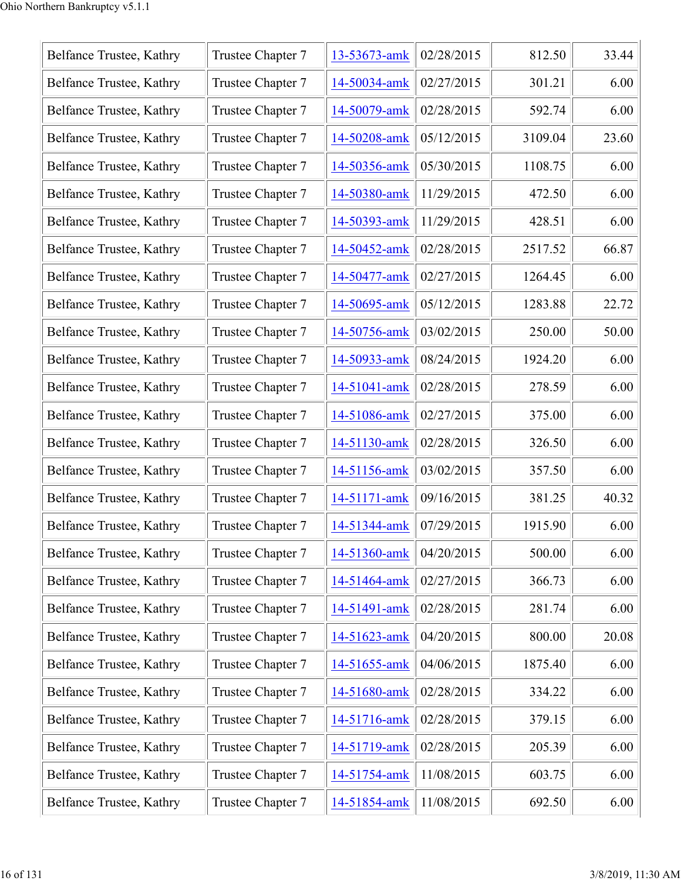| Belfance Trustee, Kathry | Trustee Chapter 7 | 13-53673-amk | 02/28/2015 | 812.50 | 33.44 |
|---|---|---|---|---|---|
| Belfance Trustee, Kathry | Trustee Chapter 7 | 14-50034-amk | 02/27/2015 | 301.21 | 6.00 |
| Belfance Trustee, Kathry | Trustee Chapter 7 | 14-50079-amk | 02/28/2015 | 592.74 | 6.00 |
| Belfance Trustee, Kathry | Trustee Chapter 7 | 14-50208-amk | 05/12/2015 | 3109.04 | 23.60 |
| Belfance Trustee, Kathry | Trustee Chapter 7 | 14-50356-amk | 05/30/2015 | 1108.75 | 6.00 |
| Belfance Trustee, Kathry | Trustee Chapter 7 | 14-50380-amk | 11/29/2015 | 472.50 | 6.00 |
| Belfance Trustee, Kathry | Trustee Chapter 7 | 14-50393-amk | 11/29/2015 | 428.51 | 6.00 |
| Belfance Trustee, Kathry | Trustee Chapter 7 | 14-50452-amk | 02/28/2015 | 2517.52 | 66.87 |
| Belfance Trustee, Kathry | Trustee Chapter 7 | 14-50477-amk | 02/27/2015 | 1264.45 | 6.00 |
| Belfance Trustee, Kathry | Trustee Chapter 7 | 14-50695-amk | 05/12/2015 | 1283.88 | 22.72 |
| Belfance Trustee, Kathry | Trustee Chapter 7 | 14-50756-amk | 03/02/2015 | 250.00 | 50.00 |
| Belfance Trustee, Kathry | Trustee Chapter 7 | 14-50933-amk | 08/24/2015 | 1924.20 | 6.00 |
| Belfance Trustee, Kathry | Trustee Chapter 7 | 14-51041-amk | 02/28/2015 | 278.59 | 6.00 |
| Belfance Trustee, Kathry | Trustee Chapter 7 | 14-51086-amk | 02/27/2015 | 375.00 | 6.00 |
| Belfance Trustee, Kathry | Trustee Chapter 7 | 14-51130-amk | 02/28/2015 | 326.50 | 6.00 |
| Belfance Trustee, Kathry | Trustee Chapter 7 | 14-51156-amk | 03/02/2015 | 357.50 | 6.00 |
| Belfance Trustee, Kathry | Trustee Chapter 7 | 14-51171-amk | 09/16/2015 | 381.25 | 40.32 |
| Belfance Trustee, Kathry | Trustee Chapter 7 | 14-51344-amk | 07/29/2015 | 1915.90 | 6.00 |
| Belfance Trustee, Kathry | Trustee Chapter 7 | 14-51360-amk | 04/20/2015 | 500.00 | 6.00 |
| Belfance Trustee, Kathry | Trustee Chapter 7 | 14-51464-amk | 02/27/2015 | 366.73 | 6.00 |
| Belfance Trustee, Kathry | Trustee Chapter 7 | 14-51491-amk | 02/28/2015 | 281.74 | 6.00 |
| Belfance Trustee, Kathry | Trustee Chapter 7 | 14-51623-amk | 04/20/2015 | 800.00 | 20.08 |
| Belfance Trustee, Kathry | Trustee Chapter 7 | 14-51655-amk | 04/06/2015 | 1875.40 | 6.00 |
| Belfance Trustee, Kathry | Trustee Chapter 7 | 14-51680-amk | 02/28/2015 | 334.22 | 6.00 |
| Belfance Trustee, Kathry | Trustee Chapter 7 | 14-51716-amk | 02/28/2015 | 379.15 | 6.00 |
| Belfance Trustee, Kathry | Trustee Chapter 7 | 14-51719-amk | 02/28/2015 | 205.39 | 6.00 |
| Belfance Trustee, Kathry | Trustee Chapter 7 | 14-51754-amk | 11/08/2015 | 603.75 | 6.00 |
| Belfance Trustee, Kathry | Trustee Chapter 7 | 14-51854-amk | 11/08/2015 | 692.50 | 6.00 |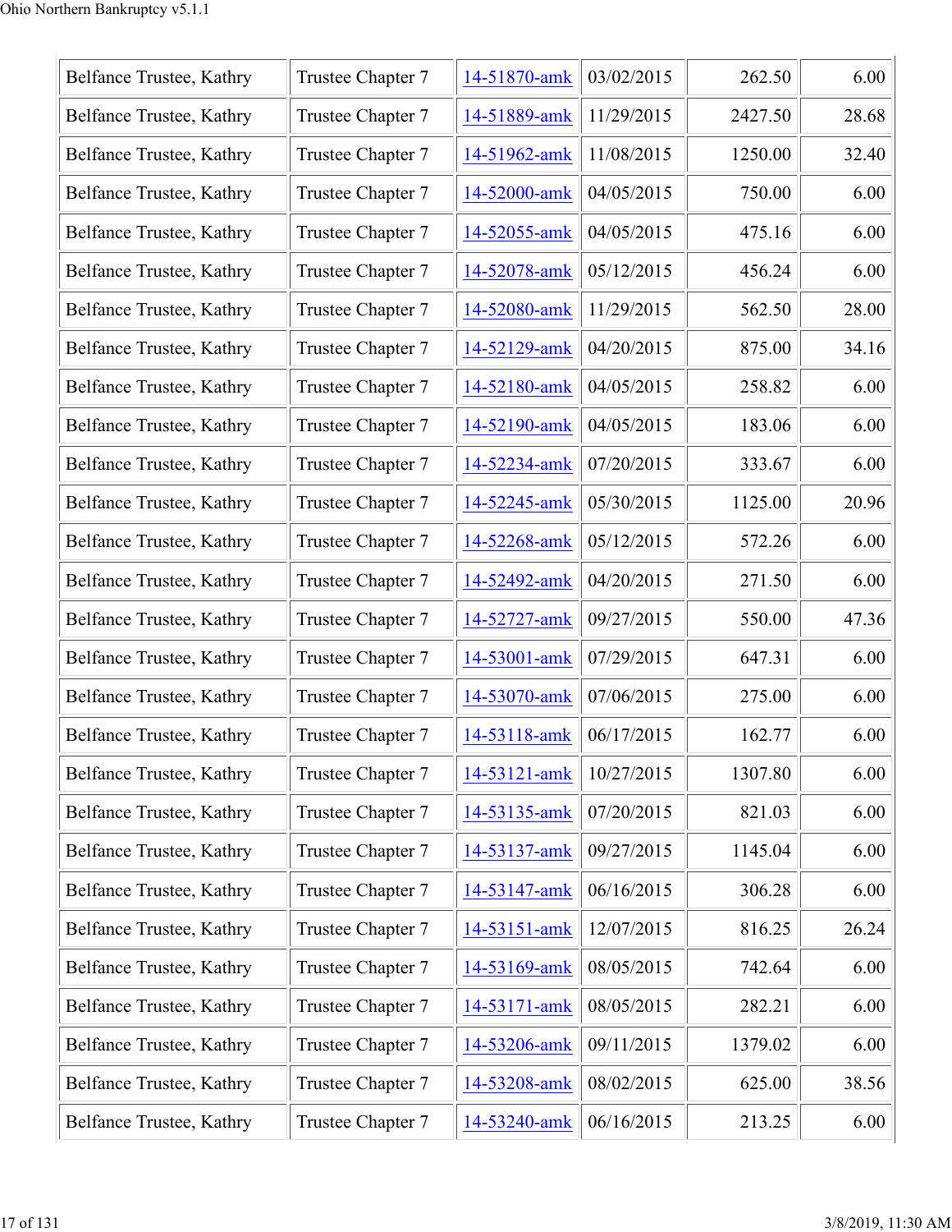| Belfance Trustee, Kathry | Trustee Chapter 7 | 14-51870-amk | 03/02/2015 | 262.50 | 6.00 |
|---|---|---|---|---|---|
| Belfance Trustee, Kathry | Trustee Chapter 7 | 14-51889-amk | 11/29/2015 | 2427.50 | 28.68 |
| Belfance Trustee, Kathry | Trustee Chapter 7 | 14-51962-amk | 11/08/2015 | 1250.00 | 32.40 |
| Belfance Trustee, Kathry | Trustee Chapter 7 | 14-52000-amk | 04/05/2015 | 750.00 | 6.00 |
| Belfance Trustee, Kathry | Trustee Chapter 7 | 14-52055-amk | 04/05/2015 | 475.16 | 6.00 |
| Belfance Trustee, Kathry | Trustee Chapter 7 | 14-52078-amk | 05/12/2015 | 456.24 | 6.00 |
| Belfance Trustee, Kathry | Trustee Chapter 7 | 14-52080-amk | 11/29/2015 | 562.50 | 28.00 |
| Belfance Trustee, Kathry | Trustee Chapter 7 | 14-52129-amk | 04/20/2015 | 875.00 | 34.16 |
| Belfance Trustee, Kathry | Trustee Chapter 7 | 14-52180-amk | 04/05/2015 | 258.82 | 6.00 |
| Belfance Trustee, Kathry | Trustee Chapter 7 | 14-52190-amk | 04/05/2015 | 183.06 | 6.00 |
| Belfance Trustee, Kathry | Trustee Chapter 7 | 14-52234-amk | 07/20/2015 | 333.67 | 6.00 |
| Belfance Trustee, Kathry | Trustee Chapter 7 | 14-52245-amk | 05/30/2015 | 1125.00 | 20.96 |
| Belfance Trustee, Kathry | Trustee Chapter 7 | 14-52268-amk | 05/12/2015 | 572.26 | 6.00 |
| Belfance Trustee, Kathry | Trustee Chapter 7 | 14-52492-amk | 04/20/2015 | 271.50 | 6.00 |
| Belfance Trustee, Kathry | Trustee Chapter 7 | 14-52727-amk | 09/27/2015 | 550.00 | 47.36 |
| Belfance Trustee, Kathry | Trustee Chapter 7 | 14-53001-amk | 07/29/2015 | 647.31 | 6.00 |
| Belfance Trustee, Kathry | Trustee Chapter 7 | 14-53070-amk | 07/06/2015 | 275.00 | 6.00 |
| Belfance Trustee, Kathry | Trustee Chapter 7 | 14-53118-amk | 06/17/2015 | 162.77 | 6.00 |
| Belfance Trustee, Kathry | Trustee Chapter 7 | 14-53121-amk | 10/27/2015 | 1307.80 | 6.00 |
| Belfance Trustee, Kathry | Trustee Chapter 7 | 14-53135-amk | 07/20/2015 | 821.03 | 6.00 |
| Belfance Trustee, Kathry | Trustee Chapter 7 | 14-53137-amk | 09/27/2015 | 1145.04 | 6.00 |
| Belfance Trustee, Kathry | Trustee Chapter 7 | 14-53147-amk | 06/16/2015 | 306.28 | 6.00 |
| Belfance Trustee, Kathry | Trustee Chapter 7 | 14-53151-amk | 12/07/2015 | 816.25 | 26.24 |
| Belfance Trustee, Kathry | Trustee Chapter 7 | 14-53169-amk | 08/05/2015 | 742.64 | 6.00 |
| Belfance Trustee, Kathry | Trustee Chapter 7 | 14-53171-amk | 08/05/2015 | 282.21 | 6.00 |
| Belfance Trustee, Kathry | Trustee Chapter 7 | 14-53206-amk | 09/11/2015 | 1379.02 | 6.00 |
| Belfance Trustee, Kathry | Trustee Chapter 7 | 14-53208-amk | 08/02/2015 | 625.00 | 38.56 |
| Belfance Trustee, Kathry | Trustee Chapter 7 | 14-53240-amk | 06/16/2015 | 213.25 | 6.00 |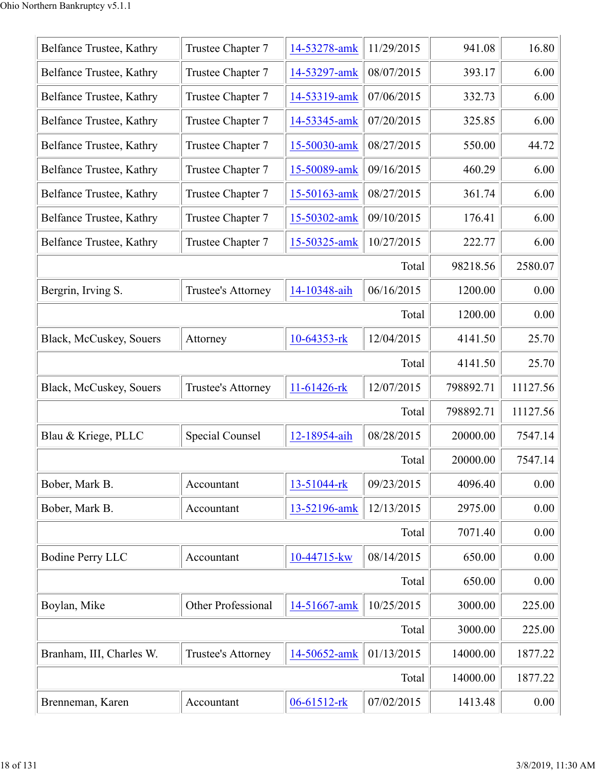| | | | | | |
|---|---|---|---|---|---|
| Belfance Trustee, Kathry | Trustee Chapter 7 | 14-53278-amk | 11/29/2015 | 941.08 | 16.80 |
| Belfance Trustee, Kathry | Trustee Chapter 7 | 14-53297-amk | 08/07/2015 | 393.17 | 6.00 |
| Belfance Trustee, Kathry | Trustee Chapter 7 | 14-53319-amk | 07/06/2015 | 332.73 | 6.00 |
| Belfance Trustee, Kathry | Trustee Chapter 7 | 14-53345-amk | 07/20/2015 | 325.85 | 6.00 |
| Belfance Trustee, Kathry | Trustee Chapter 7 | 15-50030-amk | 08/27/2015 | 550.00 | 44.72 |
| Belfance Trustee, Kathry | Trustee Chapter 7 | 15-50089-amk | 09/16/2015 | 460.29 | 6.00 |
| Belfance Trustee, Kathry | Trustee Chapter 7 | 15-50163-amk | 08/27/2015 | 361.74 | 6.00 |
| Belfance Trustee, Kathry | Trustee Chapter 7 | 15-50302-amk | 09/10/2015 | 176.41 | 6.00 |
| Belfance Trustee, Kathry | Trustee Chapter 7 | 15-50325-amk | 10/27/2015 | 222.77 | 6.00 |
| | | | Total | 98218.56 | 2580.07 |
| Bergrin, Irving S. | Trustee's Attorney | 14-10348-aih | 06/16/2015 | 1200.00 | 0.00 |
| | | | Total | 1200.00 | 0.00 |
| Black, McCuskey, Souers | Attorney | 10-64353-rk | 12/04/2015 | 4141.50 | 25.70 |
| | | | Total | 4141.50 | 25.70 |
| Black, McCuskey, Souers | Trustee's Attorney | 11-61426-rk | 12/07/2015 | 798892.71 | 11127.56 |
| | | | Total | 798892.71 | 11127.56 |
| Blau & Kriege, PLLC | Special Counsel | 12-18954-aih | 08/28/2015 | 20000.00 | 7547.14 |
| | | | Total | 20000.00 | 7547.14 |
| Bober, Mark B. | Accountant | 13-51044-rk | 09/23/2015 | 4096.40 | 0.00 |
| Bober, Mark B. | Accountant | 13-52196-amk | 12/13/2015 | 2975.00 | 0.00 |
| | | | Total | 7071.40 | 0.00 |
| Bodine Perry LLC | Accountant | 10-44715-kw | 08/14/2015 | 650.00 | 0.00 |
| | | | Total | 650.00 | 0.00 |
| Boylan, Mike | Other Professional | 14-51667-amk | 10/25/2015 | 3000.00 | 225.00 |
| | | | Total | 3000.00 | 225.00 |
| Branham, III, Charles W. | Trustee's Attorney | 14-50652-amk | 01/13/2015 | 14000.00 | 1877.22 |
| | | | Total | 14000.00 | 1877.22 |
| Brenneman, Karen | Accountant | 06-61512-rk | 07/02/2015 | 1413.48 | 0.00 |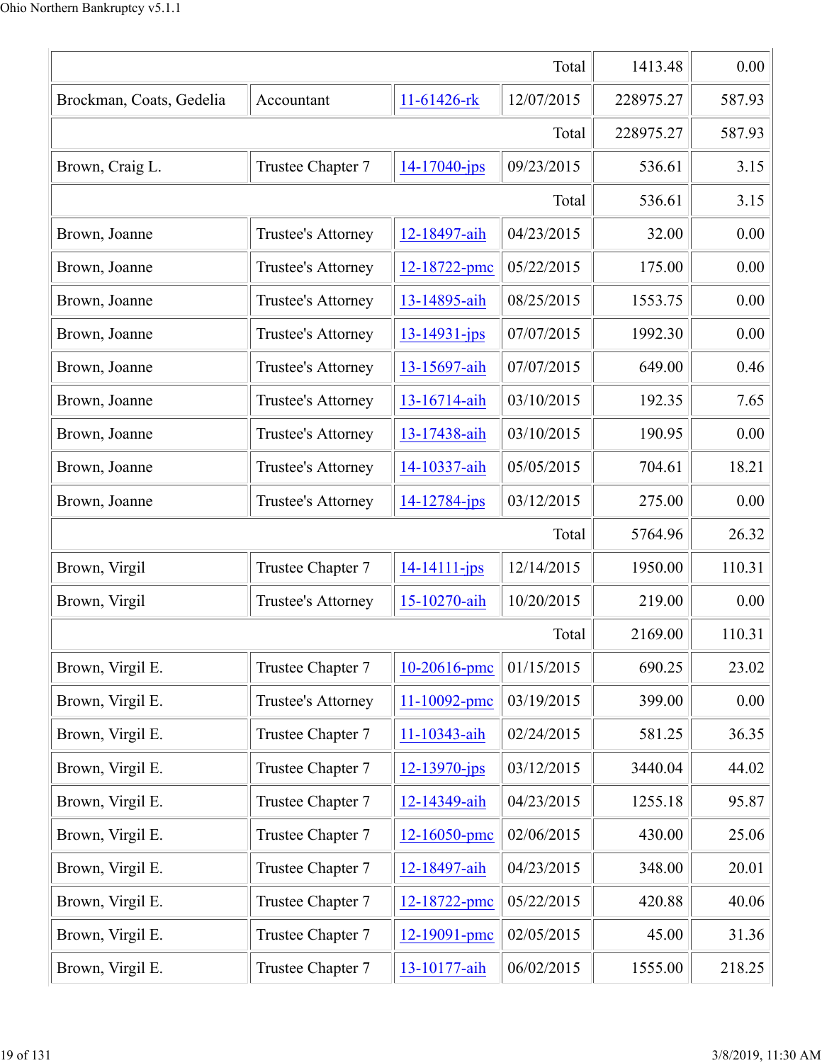| | | | | | |
|---|---|---|---|---|---|
| | | | Total | 1413.48 | 0.00 |
| Brockman, Coats, Gedelia | Accountant | 11-61426-rk | 12/07/2015 | 228975.27 | 587.93 |
| | | | Total | 228975.27 | 587.93 |
| Brown, Craig L. | Trustee Chapter 7 | 14-17040-jps | 09/23/2015 | 536.61 | 3.15 |
| | | | Total | 536.61 | 3.15 |
| Brown, Joanne | Trustee's Attorney | 12-18497-aih | 04/23/2015 | 32.00 | 0.00 |
| Brown, Joanne | Trustee's Attorney | 12-18722-pmc | 05/22/2015 | 175.00 | 0.00 |
| Brown, Joanne | Trustee's Attorney | 13-14895-aih | 08/25/2015 | 1553.75 | 0.00 |
| Brown, Joanne | Trustee's Attorney | 13-14931-jps | 07/07/2015 | 1992.30 | 0.00 |
| Brown, Joanne | Trustee's Attorney | 13-15697-aih | 07/07/2015 | 649.00 | 0.46 |
| Brown, Joanne | Trustee's Attorney | 13-16714-aih | 03/10/2015 | 192.35 | 7.65 |
| Brown, Joanne | Trustee's Attorney | 13-17438-aih | 03/10/2015 | 190.95 | 0.00 |
| Brown, Joanne | Trustee's Attorney | 14-10337-aih | 05/05/2015 | 704.61 | 18.21 |
| Brown, Joanne | Trustee's Attorney | 14-12784-jps | 03/12/2015 | 275.00 | 0.00 |
| | | | Total | 5764.96 | 26.32 |
| Brown, Virgil | Trustee Chapter 7 | 14-14111-jps | 12/14/2015 | 1950.00 | 110.31 |
| Brown, Virgil | Trustee's Attorney | 15-10270-aih | 10/20/2015 | 219.00 | 0.00 |
| | | | Total | 2169.00 | 110.31 |
| Brown, Virgil E. | Trustee Chapter 7 | 10-20616-pmc | 01/15/2015 | 690.25 | 23.02 |
| Brown, Virgil E. | Trustee's Attorney | 11-10092-pmc | 03/19/2015 | 399.00 | 0.00 |
| Brown, Virgil E. | Trustee Chapter 7 | 11-10343-aih | 02/24/2015 | 581.25 | 36.35 |
| Brown, Virgil E. | Trustee Chapter 7 | 12-13970-jps | 03/12/2015 | 3440.04 | 44.02 |
| Brown, Virgil E. | Trustee Chapter 7 | 12-14349-aih | 04/23/2015 | 1255.18 | 95.87 |
| Brown, Virgil E. | Trustee Chapter 7 | 12-16050-pmc | 02/06/2015 | 430.00 | 25.06 |
| Brown, Virgil E. | Trustee Chapter 7 | 12-18497-aih | 04/23/2015 | 348.00 | 20.01 |
| Brown, Virgil E. | Trustee Chapter 7 | 12-18722-pmc | 05/22/2015 | 420.88 | 40.06 |
| Brown, Virgil E. | Trustee Chapter 7 | 12-19091-pmc | 02/05/2015 | 45.00 | 31.36 |
| Brown, Virgil E. | Trustee Chapter 7 | 13-10177-aih | 06/02/2015 | 1555.00 | 218.25 |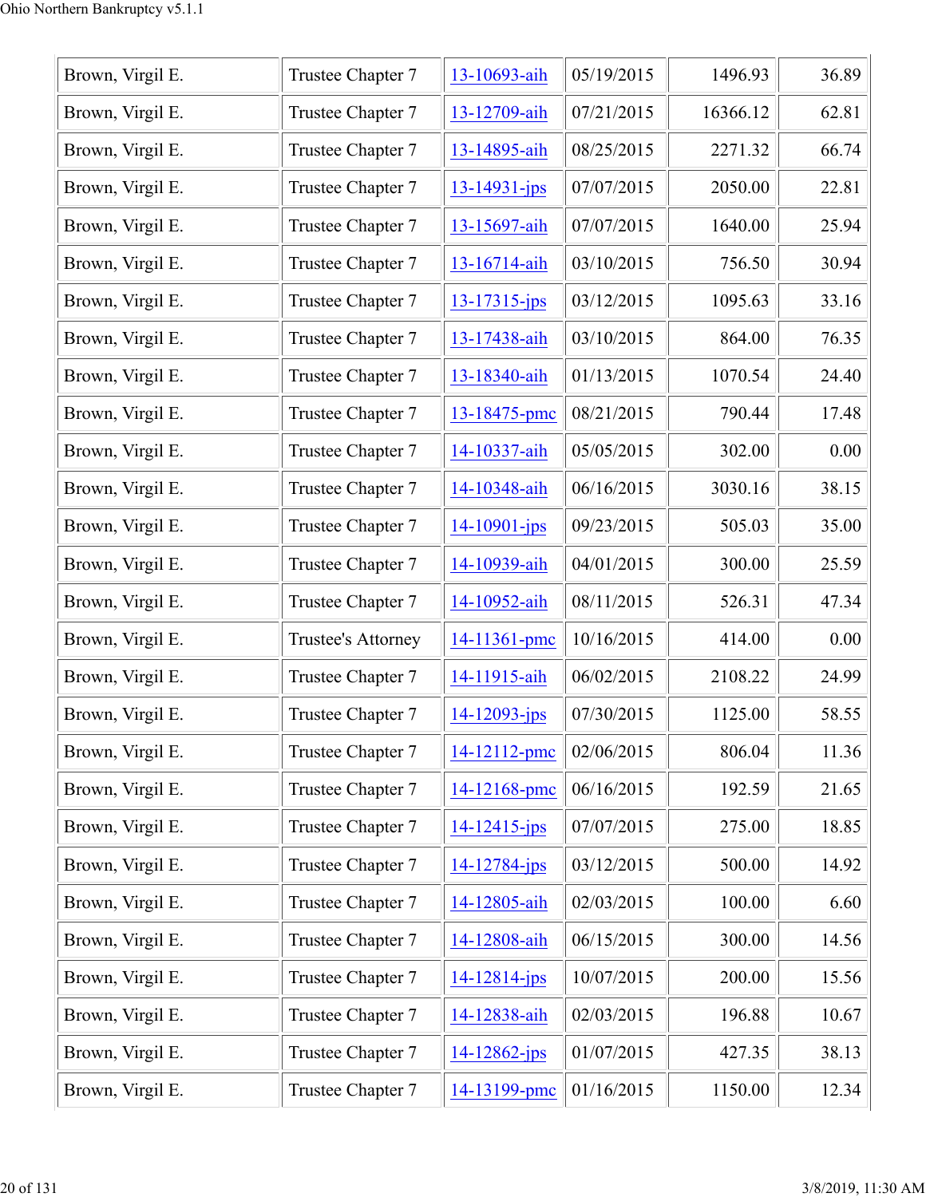| | | | | | |
|---|---|---|---|---|---|
| Brown, Virgil E. | Trustee Chapter 7 | 13-10693-aih | 05/19/2015 | 1496.93 | 36.89 |
| Brown, Virgil E. | Trustee Chapter 7 | 13-12709-aih | 07/21/2015 | 16366.12 | 62.81 |
| Brown, Virgil E. | Trustee Chapter 7 | 13-14895-aih | 08/25/2015 | 2271.32 | 66.74 |
| Brown, Virgil E. | Trustee Chapter 7 | 13-14931-jps | 07/07/2015 | 2050.00 | 22.81 |
| Brown, Virgil E. | Trustee Chapter 7 | 13-15697-aih | 07/07/2015 | 1640.00 | 25.94 |
| Brown, Virgil E. | Trustee Chapter 7 | 13-16714-aih | 03/10/2015 | 756.50 | 30.94 |
| Brown, Virgil E. | Trustee Chapter 7 | 13-17315-jps | 03/12/2015 | 1095.63 | 33.16 |
| Brown, Virgil E. | Trustee Chapter 7 | 13-17438-aih | 03/10/2015 | 864.00 | 76.35 |
| Brown, Virgil E. | Trustee Chapter 7 | 13-18340-aih | 01/13/2015 | 1070.54 | 24.40 |
| Brown, Virgil E. | Trustee Chapter 7 | 13-18475-pmc | 08/21/2015 | 790.44 | 17.48 |
| Brown, Virgil E. | Trustee Chapter 7 | 14-10337-aih | 05/05/2015 | 302.00 | 0.00 |
| Brown, Virgil E. | Trustee Chapter 7 | 14-10348-aih | 06/16/2015 | 3030.16 | 38.15 |
| Brown, Virgil E. | Trustee Chapter 7 | 14-10901-jps | 09/23/2015 | 505.03 | 35.00 |
| Brown, Virgil E. | Trustee Chapter 7 | 14-10939-aih | 04/01/2015 | 300.00 | 25.59 |
| Brown, Virgil E. | Trustee Chapter 7 | 14-10952-aih | 08/11/2015 | 526.31 | 47.34 |
| Brown, Virgil E. | Trustee's Attorney | 14-11361-pmc | 10/16/2015 | 414.00 | 0.00 |
| Brown, Virgil E. | Trustee Chapter 7 | 14-11915-aih | 06/02/2015 | 2108.22 | 24.99 |
| Brown, Virgil E. | Trustee Chapter 7 | 14-12093-jps | 07/30/2015 | 1125.00 | 58.55 |
| Brown, Virgil E. | Trustee Chapter 7 | 14-12112-pmc | 02/06/2015 | 806.04 | 11.36 |
| Brown, Virgil E. | Trustee Chapter 7 | 14-12168-pmc | 06/16/2015 | 192.59 | 21.65 |
| Brown, Virgil E. | Trustee Chapter 7 | 14-12415-jps | 07/07/2015 | 275.00 | 18.85 |
| Brown, Virgil E. | Trustee Chapter 7 | 14-12784-jps | 03/12/2015 | 500.00 | 14.92 |
| Brown, Virgil E. | Trustee Chapter 7 | 14-12805-aih | 02/03/2015 | 100.00 | 6.60 |
| Brown, Virgil E. | Trustee Chapter 7 | 14-12808-aih | 06/15/2015 | 300.00 | 14.56 |
| Brown, Virgil E. | Trustee Chapter 7 | 14-12814-jps | 10/07/2015 | 200.00 | 15.56 |
| Brown, Virgil E. | Trustee Chapter 7 | 14-12838-aih | 02/03/2015 | 196.88 | 10.67 |
| Brown, Virgil E. | Trustee Chapter 7 | 14-12862-jps | 01/07/2015 | 427.35 | 38.13 |
| Brown, Virgil E. | Trustee Chapter 7 | 14-13199-pmc | 01/16/2015 | 1150.00 | 12.34 |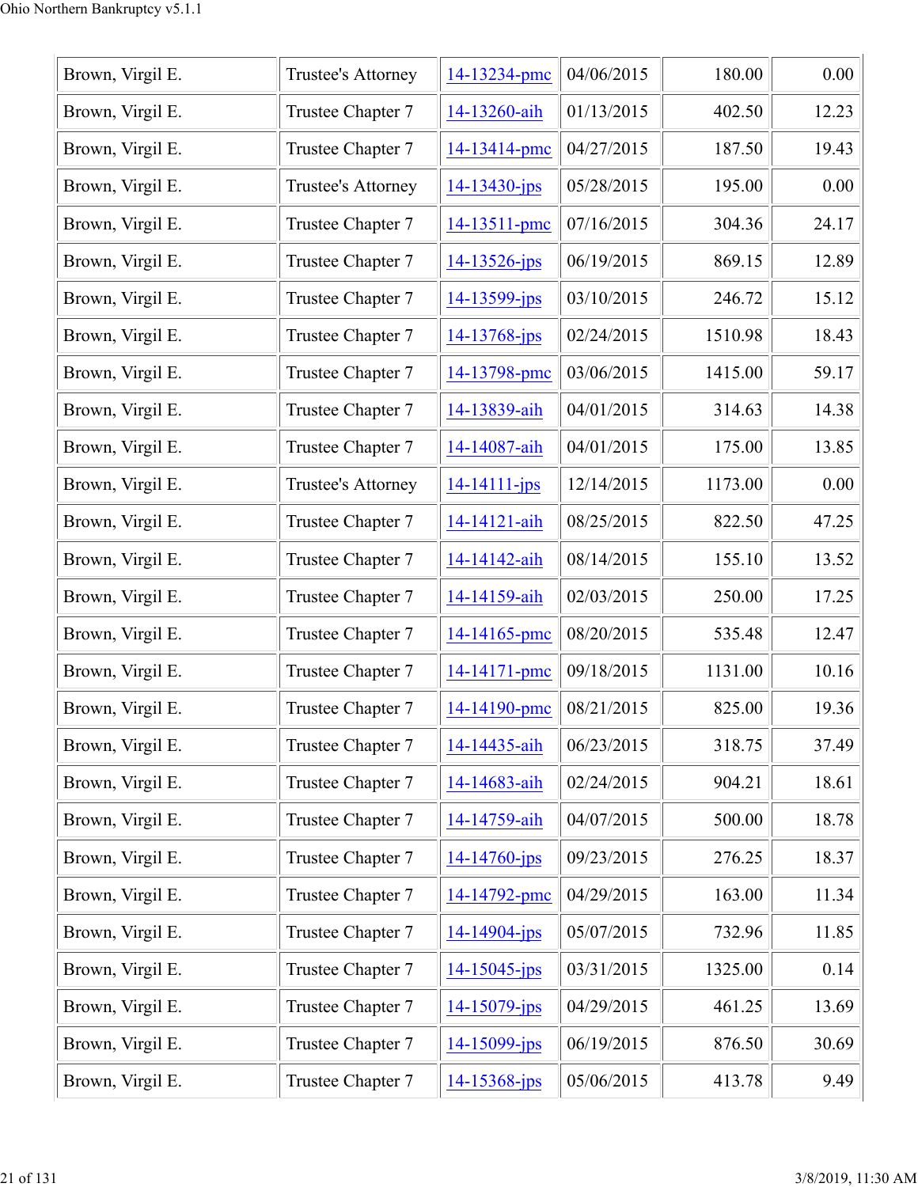| | | | | | |
|---|---|---|---|---|---|
| Brown, Virgil E. | Trustee's Attorney | 14-13234-pmc | 04/06/2015 | 180.00 | 0.00 |
| Brown, Virgil E. | Trustee Chapter 7 | 14-13260-aih | 01/13/2015 | 402.50 | 12.23 |
| Brown, Virgil E. | Trustee Chapter 7 | 14-13414-pmc | 04/27/2015 | 187.50 | 19.43 |
| Brown, Virgil E. | Trustee's Attorney | 14-13430-jps | 05/28/2015 | 195.00 | 0.00 |
| Brown, Virgil E. | Trustee Chapter 7 | 14-13511-pmc | 07/16/2015 | 304.36 | 24.17 |
| Brown, Virgil E. | Trustee Chapter 7 | 14-13526-jps | 06/19/2015 | 869.15 | 12.89 |
| Brown, Virgil E. | Trustee Chapter 7 | 14-13599-jps | 03/10/2015 | 246.72 | 15.12 |
| Brown, Virgil E. | Trustee Chapter 7 | 14-13768-jps | 02/24/2015 | 1510.98 | 18.43 |
| Brown, Virgil E. | Trustee Chapter 7 | 14-13798-pmc | 03/06/2015 | 1415.00 | 59.17 |
| Brown, Virgil E. | Trustee Chapter 7 | 14-13839-aih | 04/01/2015 | 314.63 | 14.38 |
| Brown, Virgil E. | Trustee Chapter 7 | 14-14087-aih | 04/01/2015 | 175.00 | 13.85 |
| Brown, Virgil E. | Trustee's Attorney | 14-14111-jps | 12/14/2015 | 1173.00 | 0.00 |
| Brown, Virgil E. | Trustee Chapter 7 | 14-14121-aih | 08/25/2015 | 822.50 | 47.25 |
| Brown, Virgil E. | Trustee Chapter 7 | 14-14142-aih | 08/14/2015 | 155.10 | 13.52 |
| Brown, Virgil E. | Trustee Chapter 7 | 14-14159-aih | 02/03/2015 | 250.00 | 17.25 |
| Brown, Virgil E. | Trustee Chapter 7 | 14-14165-pmc | 08/20/2015 | 535.48 | 12.47 |
| Brown, Virgil E. | Trustee Chapter 7 | 14-14171-pmc | 09/18/2015 | 1131.00 | 10.16 |
| Brown, Virgil E. | Trustee Chapter 7 | 14-14190-pmc | 08/21/2015 | 825.00 | 19.36 |
| Brown, Virgil E. | Trustee Chapter 7 | 14-14435-aih | 06/23/2015 | 318.75 | 37.49 |
| Brown, Virgil E. | Trustee Chapter 7 | 14-14683-aih | 02/24/2015 | 904.21 | 18.61 |
| Brown, Virgil E. | Trustee Chapter 7 | 14-14759-aih | 04/07/2015 | 500.00 | 18.78 |
| Brown, Virgil E. | Trustee Chapter 7 | 14-14760-jps | 09/23/2015 | 276.25 | 18.37 |
| Brown, Virgil E. | Trustee Chapter 7 | 14-14792-pmc | 04/29/2015 | 163.00 | 11.34 |
| Brown, Virgil E. | Trustee Chapter 7 | 14-14904-jps | 05/07/2015 | 732.96 | 11.85 |
| Brown, Virgil E. | Trustee Chapter 7 | 14-15045-jps | 03/31/2015 | 1325.00 | 0.14 |
| Brown, Virgil E. | Trustee Chapter 7 | 14-15079-jps | 04/29/2015 | 461.25 | 13.69 |
| Brown, Virgil E. | Trustee Chapter 7 | 14-15099-jps | 06/19/2015 | 876.50 | 30.69 |
| Brown, Virgil E. | Trustee Chapter 7 | 14-15368-jps | 05/06/2015 | 413.78 | 9.49 |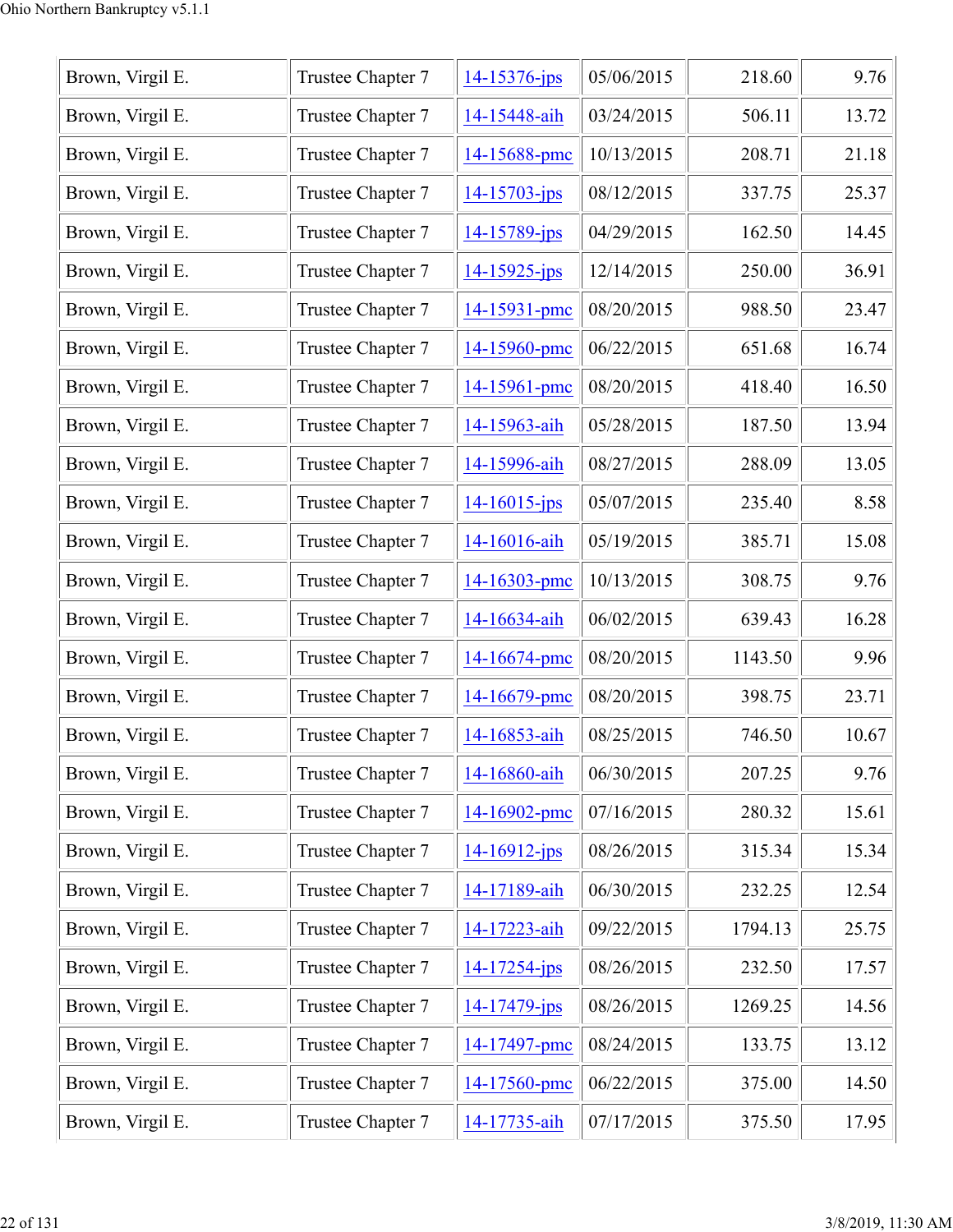| Brown, Virgil E. | Trustee Chapter 7 | 14-15376-jps | 05/06/2015 | 218.60 | 9.76 |
|---|---|---|---|---|---|
| Brown, Virgil E. | Trustee Chapter 7 | 14-15448-aih | 03/24/2015 | 506.11 | 13.72 |
| Brown, Virgil E. | Trustee Chapter 7 | 14-15688-pmc | 10/13/2015 | 208.71 | 21.18 |
| Brown, Virgil E. | Trustee Chapter 7 | 14-15703-jps | 08/12/2015 | 337.75 | 25.37 |
| Brown, Virgil E. | Trustee Chapter 7 | 14-15789-jps | 04/29/2015 | 162.50 | 14.45 |
| Brown, Virgil E. | Trustee Chapter 7 | 14-15925-jps | 12/14/2015 | 250.00 | 36.91 |
| Brown, Virgil E. | Trustee Chapter 7 | 14-15931-pmc | 08/20/2015 | 988.50 | 23.47 |
| Brown, Virgil E. | Trustee Chapter 7 | 14-15960-pmc | 06/22/2015 | 651.68 | 16.74 |
| Brown, Virgil E. | Trustee Chapter 7 | 14-15961-pmc | 08/20/2015 | 418.40 | 16.50 |
| Brown, Virgil E. | Trustee Chapter 7 | 14-15963-aih | 05/28/2015 | 187.50 | 13.94 |
| Brown, Virgil E. | Trustee Chapter 7 | 14-15996-aih | 08/27/2015 | 288.09 | 13.05 |
| Brown, Virgil E. | Trustee Chapter 7 | 14-16015-jps | 05/07/2015 | 235.40 | 8.58 |
| Brown, Virgil E. | Trustee Chapter 7 | 14-16016-aih | 05/19/2015 | 385.71 | 15.08 |
| Brown, Virgil E. | Trustee Chapter 7 | 14-16303-pmc | 10/13/2015 | 308.75 | 9.76 |
| Brown, Virgil E. | Trustee Chapter 7 | 14-16634-aih | 06/02/2015 | 639.43 | 16.28 |
| Brown, Virgil E. | Trustee Chapter 7 | 14-16674-pmc | 08/20/2015 | 1143.50 | 9.96 |
| Brown, Virgil E. | Trustee Chapter 7 | 14-16679-pmc | 08/20/2015 | 398.75 | 23.71 |
| Brown, Virgil E. | Trustee Chapter 7 | 14-16853-aih | 08/25/2015 | 746.50 | 10.67 |
| Brown, Virgil E. | Trustee Chapter 7 | 14-16860-aih | 06/30/2015 | 207.25 | 9.76 |
| Brown, Virgil E. | Trustee Chapter 7 | 14-16902-pmc | 07/16/2015 | 280.32 | 15.61 |
| Brown, Virgil E. | Trustee Chapter 7 | 14-16912-jps | 08/26/2015 | 315.34 | 15.34 |
| Brown, Virgil E. | Trustee Chapter 7 | 14-17189-aih | 06/30/2015 | 232.25 | 12.54 |
| Brown, Virgil E. | Trustee Chapter 7 | 14-17223-aih | 09/22/2015 | 1794.13 | 25.75 |
| Brown, Virgil E. | Trustee Chapter 7 | 14-17254-jps | 08/26/2015 | 232.50 | 17.57 |
| Brown, Virgil E. | Trustee Chapter 7 | 14-17479-jps | 08/26/2015 | 1269.25 | 14.56 |
| Brown, Virgil E. | Trustee Chapter 7 | 14-17497-pmc | 08/24/2015 | 133.75 | 13.12 |
| Brown, Virgil E. | Trustee Chapter 7 | 14-17560-pmc | 06/22/2015 | 375.00 | 14.50 |
| Brown, Virgil E. | Trustee Chapter 7 | 14-17735-aih | 07/17/2015 | 375.50 | 17.95 |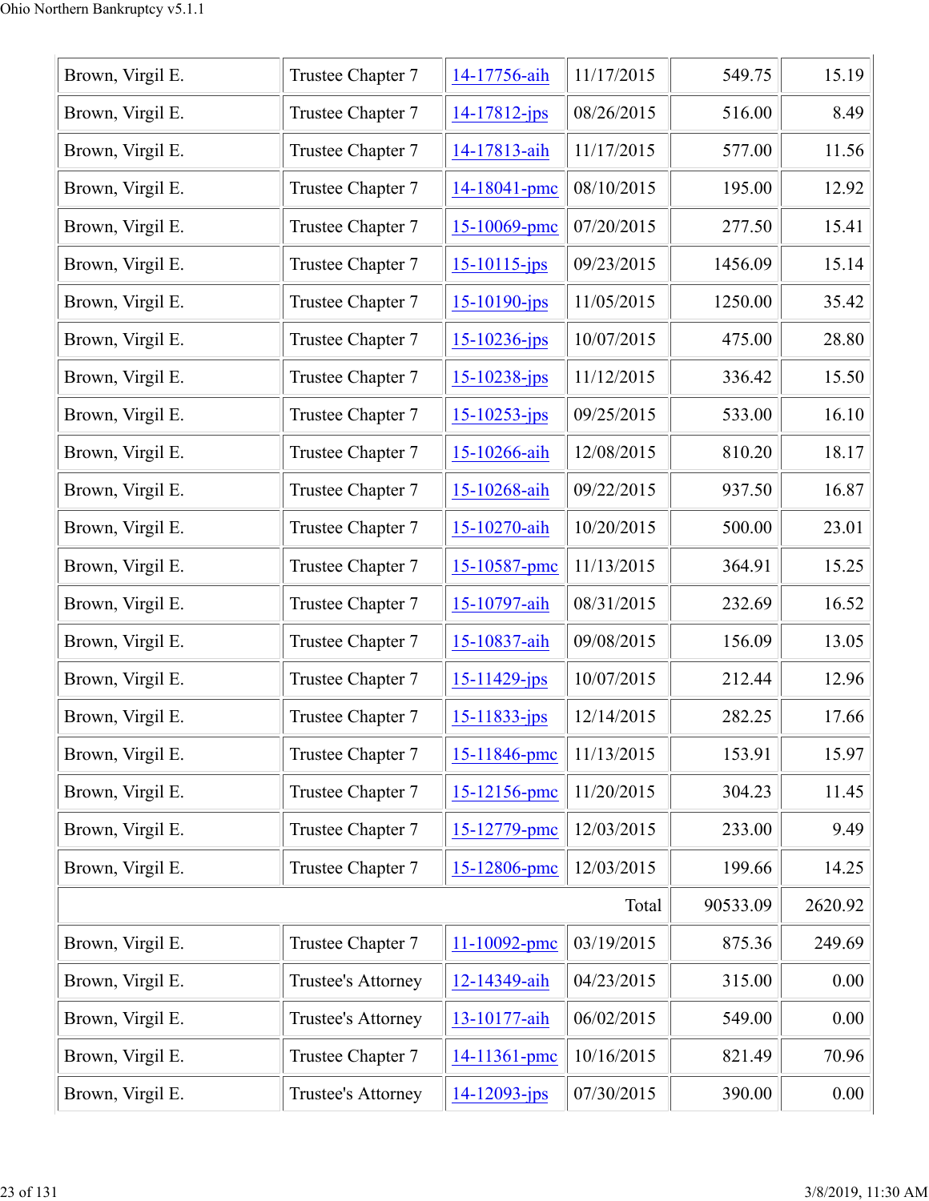| | | | | | |
|---|---|---|---|---|---|
| Brown, Virgil E. | Trustee Chapter 7 | 14-17756-aih | 11/17/2015 | 549.75 | 15.19 |
| Brown, Virgil E. | Trustee Chapter 7 | 14-17812-jps | 08/26/2015 | 516.00 | 8.49 |
| Brown, Virgil E. | Trustee Chapter 7 | 14-17813-aih | 11/17/2015 | 577.00 | 11.56 |
| Brown, Virgil E. | Trustee Chapter 7 | 14-18041-pmc | 08/10/2015 | 195.00 | 12.92 |
| Brown, Virgil E. | Trustee Chapter 7 | 15-10069-pmc | 07/20/2015 | 277.50 | 15.41 |
| Brown, Virgil E. | Trustee Chapter 7 | 15-10115-jps | 09/23/2015 | 1456.09 | 15.14 |
| Brown, Virgil E. | Trustee Chapter 7 | 15-10190-jps | 11/05/2015 | 1250.00 | 35.42 |
| Brown, Virgil E. | Trustee Chapter 7 | 15-10236-jps | 10/07/2015 | 475.00 | 28.80 |
| Brown, Virgil E. | Trustee Chapter 7 | 15-10238-jps | 11/12/2015 | 336.42 | 15.50 |
| Brown, Virgil E. | Trustee Chapter 7 | 15-10253-jps | 09/25/2015 | 533.00 | 16.10 |
| Brown, Virgil E. | Trustee Chapter 7 | 15-10266-aih | 12/08/2015 | 810.20 | 18.17 |
| Brown, Virgil E. | Trustee Chapter 7 | 15-10268-aih | 09/22/2015 | 937.50 | 16.87 |
| Brown, Virgil E. | Trustee Chapter 7 | 15-10270-aih | 10/20/2015 | 500.00 | 23.01 |
| Brown, Virgil E. | Trustee Chapter 7 | 15-10587-pmc | 11/13/2015 | 364.91 | 15.25 |
| Brown, Virgil E. | Trustee Chapter 7 | 15-10797-aih | 08/31/2015 | 232.69 | 16.52 |
| Brown, Virgil E. | Trustee Chapter 7 | 15-10837-aih | 09/08/2015 | 156.09 | 13.05 |
| Brown, Virgil E. | Trustee Chapter 7 | 15-11429-jps | 10/07/2015 | 212.44 | 12.96 |
| Brown, Virgil E. | Trustee Chapter 7 | 15-11833-jps | 12/14/2015 | 282.25 | 17.66 |
| Brown, Virgil E. | Trustee Chapter 7 | 15-11846-pmc | 11/13/2015 | 153.91 | 15.97 |
| Brown, Virgil E. | Trustee Chapter 7 | 15-12156-pmc | 11/20/2015 | 304.23 | 11.45 |
| Brown, Virgil E. | Trustee Chapter 7 | 15-12779-pmc | 12/03/2015 | 233.00 | 9.49 |
| Brown, Virgil E. | Trustee Chapter 7 | 15-12806-pmc | 12/03/2015 | 199.66 | 14.25 |
| | | | Total | 90533.09 | 2620.92 |
| Brown, Virgil E. | Trustee Chapter 7 | 11-10092-pmc | 03/19/2015 | 875.36 | 249.69 |
| Brown, Virgil E. | Trustee's Attorney | 12-14349-aih | 04/23/2015 | 315.00 | 0.00 |
| Brown, Virgil E. | Trustee's Attorney | 13-10177-aih | 06/02/2015 | 549.00 | 0.00 |
| Brown, Virgil E. | Trustee Chapter 7 | 14-11361-pmc | 10/16/2015 | 821.49 | 70.96 |
| Brown, Virgil E. | Trustee's Attorney | 14-12093-jps | 07/30/2015 | 390.00 | 0.00 |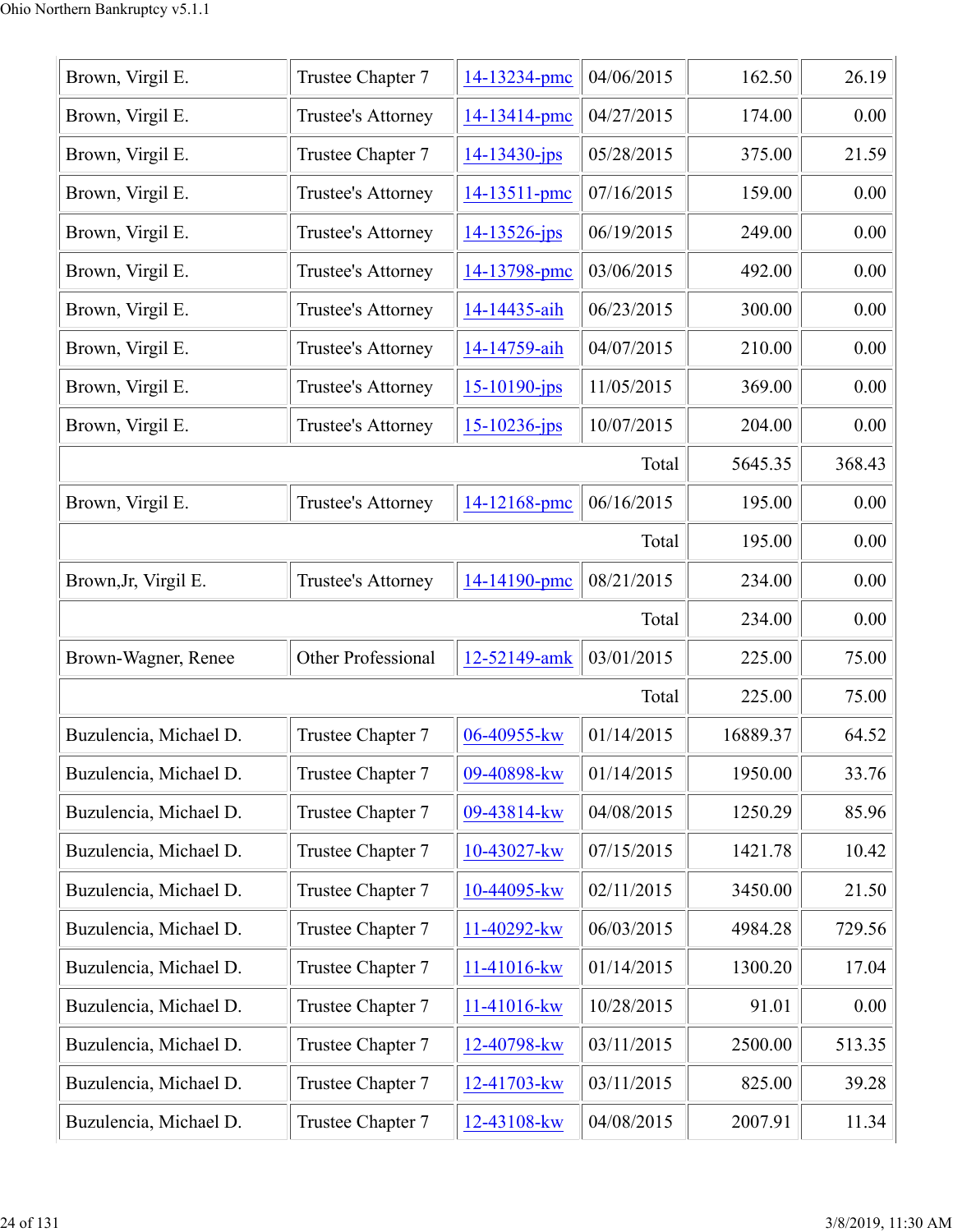| | | | | | |
|---|---|---|---|---|---|
| Brown, Virgil E. | Trustee Chapter 7 | 14-13234-pmc | 04/06/2015 | 162.50 | 26.19 |
| Brown, Virgil E. | Trustee's Attorney | 14-13414-pmc | 04/27/2015 | 174.00 | 0.00 |
| Brown, Virgil E. | Trustee Chapter 7 | 14-13430-jps | 05/28/2015 | 375.00 | 21.59 |
| Brown, Virgil E. | Trustee's Attorney | 14-13511-pmc | 07/16/2015 | 159.00 | 0.00 |
| Brown, Virgil E. | Trustee's Attorney | 14-13526-jps | 06/19/2015 | 249.00 | 0.00 |
| Brown, Virgil E. | Trustee's Attorney | 14-13798-pmc | 03/06/2015 | 492.00 | 0.00 |
| Brown, Virgil E. | Trustee's Attorney | 14-14435-aih | 06/23/2015 | 300.00 | 0.00 |
| Brown, Virgil E. | Trustee's Attorney | 14-14759-aih | 04/07/2015 | 210.00 | 0.00 |
| Brown, Virgil E. | Trustee's Attorney | 15-10190-jps | 11/05/2015 | 369.00 | 0.00 |
| Brown, Virgil E. | Trustee's Attorney | 15-10236-jps | 10/07/2015 | 204.00 | 0.00 |
| | | | Total | 5645.35 | 368.43 |
| Brown, Virgil E. | Trustee's Attorney | 14-12168-pmc | 06/16/2015 | 195.00 | 0.00 |
| | | | Total | 195.00 | 0.00 |
| Brown,Jr, Virgil E. | Trustee's Attorney | 14-14190-pmc | 08/21/2015 | 234.00 | 0.00 |
| | | | Total | 234.00 | 0.00 |
| Brown-Wagner, Renee | Other Professional | 12-52149-amk | 03/01/2015 | 225.00 | 75.00 |
| | | | Total | 225.00 | 75.00 |
| Buzulencia, Michael D. | Trustee Chapter 7 | 06-40955-kw | 01/14/2015 | 16889.37 | 64.52 |
| Buzulencia, Michael D. | Trustee Chapter 7 | 09-40898-kw | 01/14/2015 | 1950.00 | 33.76 |
| Buzulencia, Michael D. | Trustee Chapter 7 | 09-43814-kw | 04/08/2015 | 1250.29 | 85.96 |
| Buzulencia, Michael D. | Trustee Chapter 7 | 10-43027-kw | 07/15/2015 | 1421.78 | 10.42 |
| Buzulencia, Michael D. | Trustee Chapter 7 | 10-44095-kw | 02/11/2015 | 3450.00 | 21.50 |
| Buzulencia, Michael D. | Trustee Chapter 7 | 11-40292-kw | 06/03/2015 | 4984.28 | 729.56 |
| Buzulencia, Michael D. | Trustee Chapter 7 | 11-41016-kw | 01/14/2015 | 1300.20 | 17.04 |
| Buzulencia, Michael D. | Trustee Chapter 7 | 11-41016-kw | 10/28/2015 | 91.01 | 0.00 |
| Buzulencia, Michael D. | Trustee Chapter 7 | 12-40798-kw | 03/11/2015 | 2500.00 | 513.35 |
| Buzulencia, Michael D. | Trustee Chapter 7 | 12-41703-kw | 03/11/2015 | 825.00 | 39.28 |
| Buzulencia, Michael D. | Trustee Chapter 7 | 12-43108-kw | 04/08/2015 | 2007.91 | 11.34 |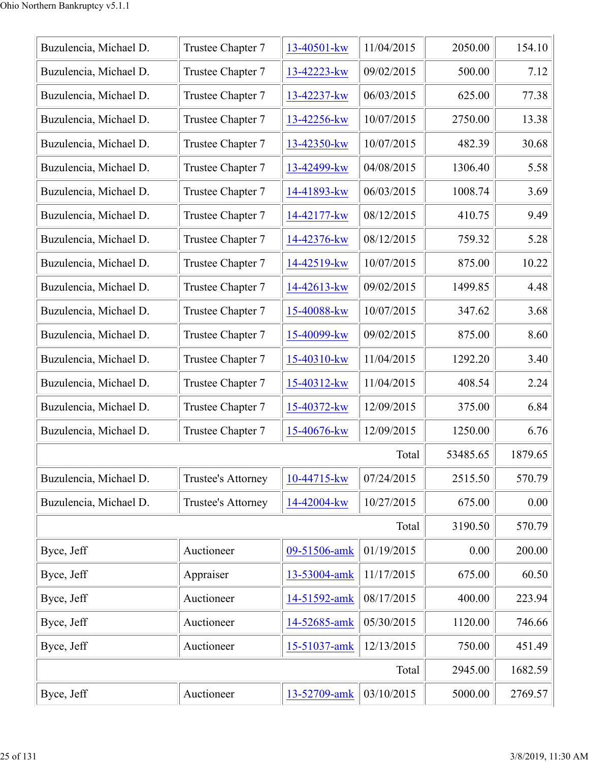| | | | | | |
|---|---|---|---|---|---|
| Buzulencia, Michael D. | Trustee Chapter 7 | 13-40501-kw | 11/04/2015 | 2050.00 | 154.10 |
| Buzulencia, Michael D. | Trustee Chapter 7 | 13-42223-kw | 09/02/2015 | 500.00 | 7.12 |
| Buzulencia, Michael D. | Trustee Chapter 7 | 13-42237-kw | 06/03/2015 | 625.00 | 77.38 |
| Buzulencia, Michael D. | Trustee Chapter 7 | 13-42256-kw | 10/07/2015 | 2750.00 | 13.38 |
| Buzulencia, Michael D. | Trustee Chapter 7 | 13-42350-kw | 10/07/2015 | 482.39 | 30.68 |
| Buzulencia, Michael D. | Trustee Chapter 7 | 13-42499-kw | 04/08/2015 | 1306.40 | 5.58 |
| Buzulencia, Michael D. | Trustee Chapter 7 | 14-41893-kw | 06/03/2015 | 1008.74 | 3.69 |
| Buzulencia, Michael D. | Trustee Chapter 7 | 14-42177-kw | 08/12/2015 | 410.75 | 9.49 |
| Buzulencia, Michael D. | Trustee Chapter 7 | 14-42376-kw | 08/12/2015 | 759.32 | 5.28 |
| Buzulencia, Michael D. | Trustee Chapter 7 | 14-42519-kw | 10/07/2015 | 875.00 | 10.22 |
| Buzulencia, Michael D. | Trustee Chapter 7 | 14-42613-kw | 09/02/2015 | 1499.85 | 4.48 |
| Buzulencia, Michael D. | Trustee Chapter 7 | 15-40088-kw | 10/07/2015 | 347.62 | 3.68 |
| Buzulencia, Michael D. | Trustee Chapter 7 | 15-40099-kw | 09/02/2015 | 875.00 | 8.60 |
| Buzulencia, Michael D. | Trustee Chapter 7 | 15-40310-kw | 11/04/2015 | 1292.20 | 3.40 |
| Buzulencia, Michael D. | Trustee Chapter 7 | 15-40312-kw | 11/04/2015 | 408.54 | 2.24 |
| Buzulencia, Michael D. | Trustee Chapter 7 | 15-40372-kw | 12/09/2015 | 375.00 | 6.84 |
| Buzulencia, Michael D. | Trustee Chapter 7 | 15-40676-kw | 12/09/2015 | 1250.00 | 6.76 |
| | | | Total | 53485.65 | 1879.65 |
| Buzulencia, Michael D. | Trustee's Attorney | 10-44715-kw | 07/24/2015 | 2515.50 | 570.79 |
| Buzulencia, Michael D. | Trustee's Attorney | 14-42004-kw | 10/27/2015 | 675.00 | 0.00 |
| | | | Total | 3190.50 | 570.79 |
| Byce, Jeff | Auctioneer | 09-51506-amk | 01/19/2015 | 0.00 | 200.00 |
| Byce, Jeff | Appraiser | 13-53004-amk | 11/17/2015 | 675.00 | 60.50 |
| Byce, Jeff | Auctioneer | 14-51592-amk | 08/17/2015 | 400.00 | 223.94 |
| Byce, Jeff | Auctioneer | 14-52685-amk | 05/30/2015 | 1120.00 | 746.66 |
| Byce, Jeff | Auctioneer | 15-51037-amk | 12/13/2015 | 750.00 | 451.49 |
| | | | Total | 2945.00 | 1682.59 |
| Byce, Jeff | Auctioneer | 13-52709-amk | 03/10/2015 | 5000.00 | 2769.57 |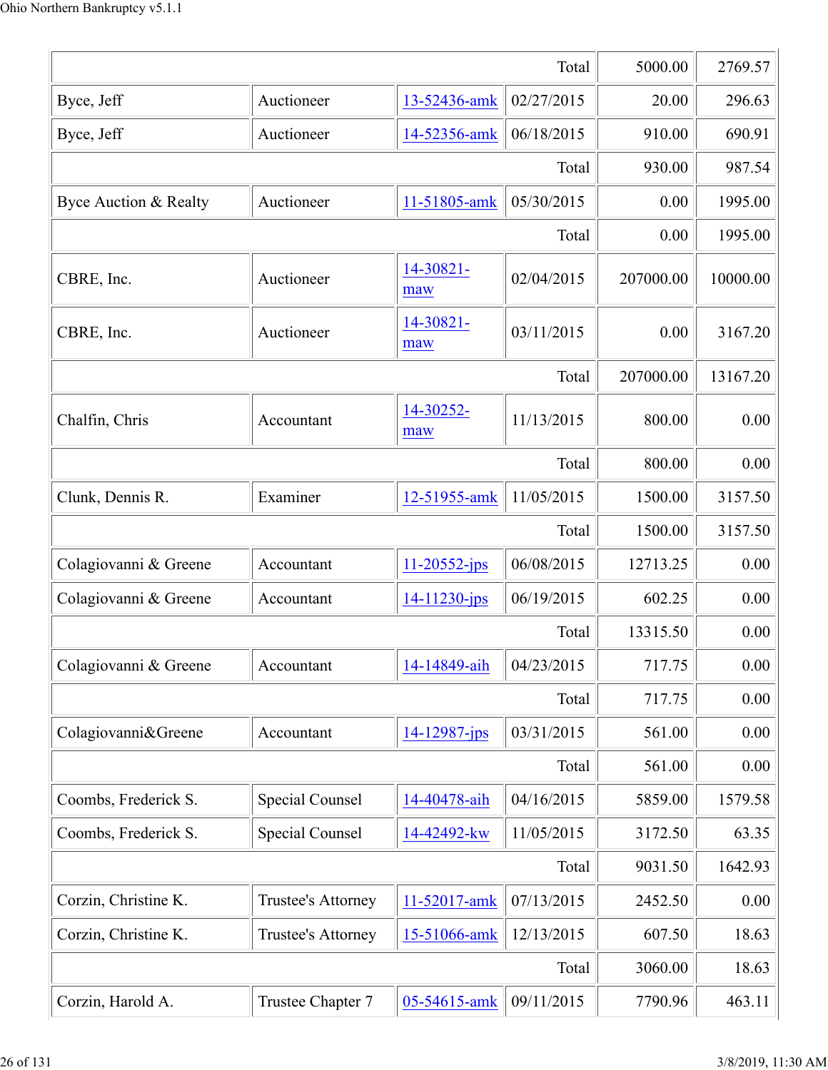| | | | | | |
|---|---|---|---|---|---|
| | | | Total | 5000.00 | 2769.57 |
| Byce, Jeff | Auctioneer | 13-52436-amk | 02/27/2015 | 20.00 | 296.63 |
| Byce, Jeff | Auctioneer | 14-52356-amk | 06/18/2015 | 910.00 | 690.91 |
| | | | Total | 930.00 | 987.54 |
| Byce Auction & Realty | Auctioneer | 11-51805-amk | 05/30/2015 | 0.00 | 1995.00 |
| | | | Total | 0.00 | 1995.00 |
| CBRE, Inc. | Auctioneer | 14-30821-maw | 02/04/2015 | 207000.00 | 10000.00 |
| CBRE, Inc. | Auctioneer | 14-30821-maw | 03/11/2015 | 0.00 | 3167.20 |
| | | | Total | 207000.00 | 13167.20 |
| Chalfin, Chris | Accountant | 14-30252-maw | 11/13/2015 | 800.00 | 0.00 |
| | | | Total | 800.00 | 0.00 |
| Clunk, Dennis R. | Examiner | 12-51955-amk | 11/05/2015 | 1500.00 | 3157.50 |
| | | | Total | 1500.00 | 3157.50 |
| Colagiovanni & Greene | Accountant | 11-20552-jps | 06/08/2015 | 12713.25 | 0.00 |
| Colagiovanni & Greene | Accountant | 14-11230-jps | 06/19/2015 | 602.25 | 0.00 |
| | | | Total | 13315.50 | 0.00 |
| Colagiovanni & Greene | Accountant | 14-14849-aih | 04/23/2015 | 717.75 | 0.00 |
| | | | Total | 717.75 | 0.00 |
| Colagiovanni&Greene | Accountant | 14-12987-jps | 03/31/2015 | 561.00 | 0.00 |
| | | | Total | 561.00 | 0.00 |
| Coombs, Frederick S. | Special Counsel | 14-40478-aih | 04/16/2015 | 5859.00 | 1579.58 |
| Coombs, Frederick S. | Special Counsel | 14-42492-kw | 11/05/2015 | 3172.50 | 63.35 |
| | | | Total | 9031.50 | 1642.93 |
| Corzin, Christine K. | Trustee's Attorney | 11-52017-amk | 07/13/2015 | 2452.50 | 0.00 |
| Corzin, Christine K. | Trustee's Attorney | 15-51066-amk | 12/13/2015 | 607.50 | 18.63 |
| | | | Total | 3060.00 | 18.63 |
| Corzin, Harold A. | Trustee Chapter 7 | 05-54615-amk | 09/11/2015 | 7790.96 | 463.11 |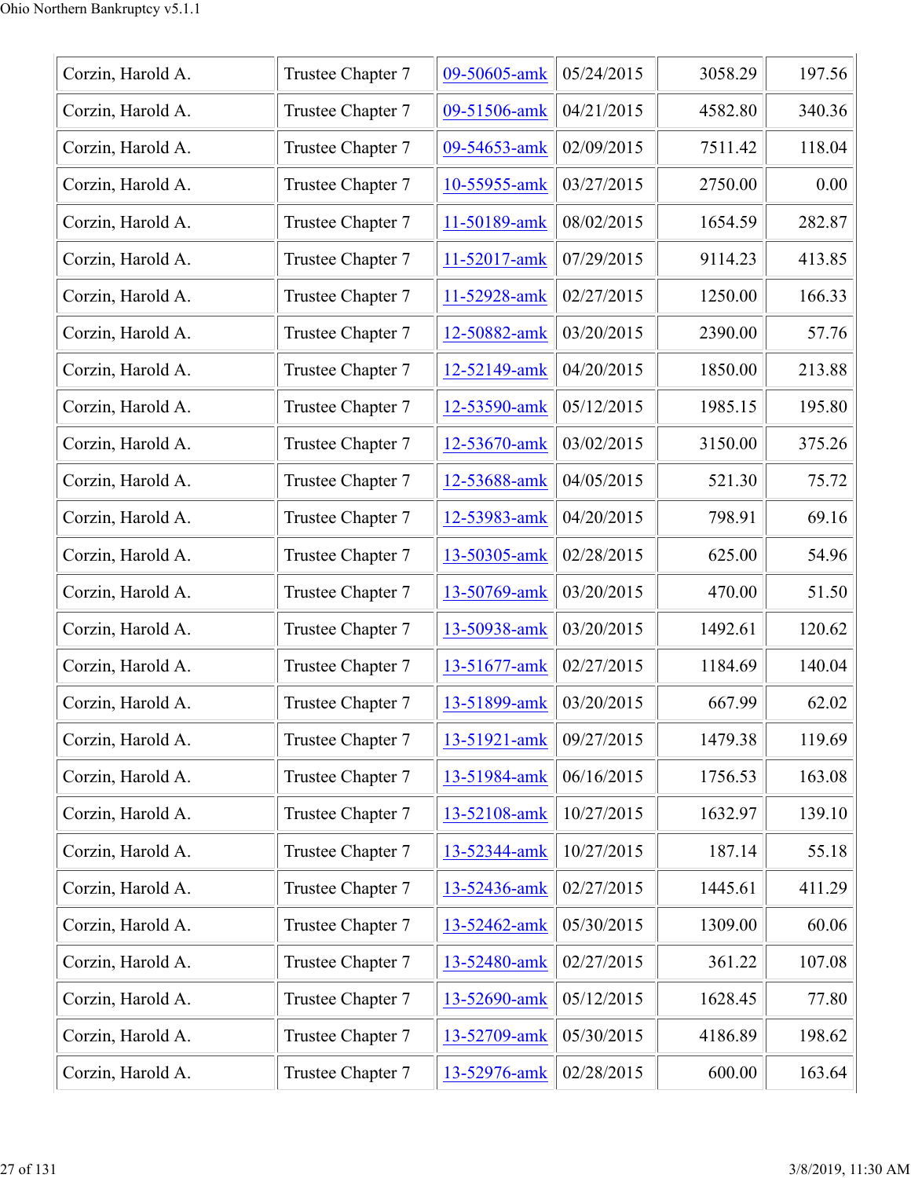| Corzin, Harold A. | Trustee Chapter 7 | 09-50605-amk | 05/24/2015 | 3058.29 | 197.56 |
|---|---|---|---|---|---|
| Corzin, Harold A. | Trustee Chapter 7 | 09-51506-amk | 04/21/2015 | 4582.80 | 340.36 |
| Corzin, Harold A. | Trustee Chapter 7 | 09-54653-amk | 02/09/2015 | 7511.42 | 118.04 |
| Corzin, Harold A. | Trustee Chapter 7 | 10-55955-amk | 03/27/2015 | 2750.00 | 0.00 |
| Corzin, Harold A. | Trustee Chapter 7 | 11-50189-amk | 08/02/2015 | 1654.59 | 282.87 |
| Corzin, Harold A. | Trustee Chapter 7 | 11-52017-amk | 07/29/2015 | 9114.23 | 413.85 |
| Corzin, Harold A. | Trustee Chapter 7 | 11-52928-amk | 02/27/2015 | 1250.00 | 166.33 |
| Corzin, Harold A. | Trustee Chapter 7 | 12-50882-amk | 03/20/2015 | 2390.00 | 57.76 |
| Corzin, Harold A. | Trustee Chapter 7 | 12-52149-amk | 04/20/2015 | 1850.00 | 213.88 |
| Corzin, Harold A. | Trustee Chapter 7 | 12-53590-amk | 05/12/2015 | 1985.15 | 195.80 |
| Corzin, Harold A. | Trustee Chapter 7 | 12-53670-amk | 03/02/2015 | 3150.00 | 375.26 |
| Corzin, Harold A. | Trustee Chapter 7 | 12-53688-amk | 04/05/2015 | 521.30 | 75.72 |
| Corzin, Harold A. | Trustee Chapter 7 | 12-53983-amk | 04/20/2015 | 798.91 | 69.16 |
| Corzin, Harold A. | Trustee Chapter 7 | 13-50305-amk | 02/28/2015 | 625.00 | 54.96 |
| Corzin, Harold A. | Trustee Chapter 7 | 13-50769-amk | 03/20/2015 | 470.00 | 51.50 |
| Corzin, Harold A. | Trustee Chapter 7 | 13-50938-amk | 03/20/2015 | 1492.61 | 120.62 |
| Corzin, Harold A. | Trustee Chapter 7 | 13-51677-amk | 02/27/2015 | 1184.69 | 140.04 |
| Corzin, Harold A. | Trustee Chapter 7 | 13-51899-amk | 03/20/2015 | 667.99 | 62.02 |
| Corzin, Harold A. | Trustee Chapter 7 | 13-51921-amk | 09/27/2015 | 1479.38 | 119.69 |
| Corzin, Harold A. | Trustee Chapter 7 | 13-51984-amk | 06/16/2015 | 1756.53 | 163.08 |
| Corzin, Harold A. | Trustee Chapter 7 | 13-52108-amk | 10/27/2015 | 1632.97 | 139.10 |
| Corzin, Harold A. | Trustee Chapter 7 | 13-52344-amk | 10/27/2015 | 187.14 | 55.18 |
| Corzin, Harold A. | Trustee Chapter 7 | 13-52436-amk | 02/27/2015 | 1445.61 | 411.29 |
| Corzin, Harold A. | Trustee Chapter 7 | 13-52462-amk | 05/30/2015 | 1309.00 | 60.06 |
| Corzin, Harold A. | Trustee Chapter 7 | 13-52480-amk | 02/27/2015 | 361.22 | 107.08 |
| Corzin, Harold A. | Trustee Chapter 7 | 13-52690-amk | 05/12/2015 | 1628.45 | 77.80 |
| Corzin, Harold A. | Trustee Chapter 7 | 13-52709-amk | 05/30/2015 | 4186.89 | 198.62 |
| Corzin, Harold A. | Trustee Chapter 7 | 13-52976-amk | 02/28/2015 | 600.00 | 163.64 |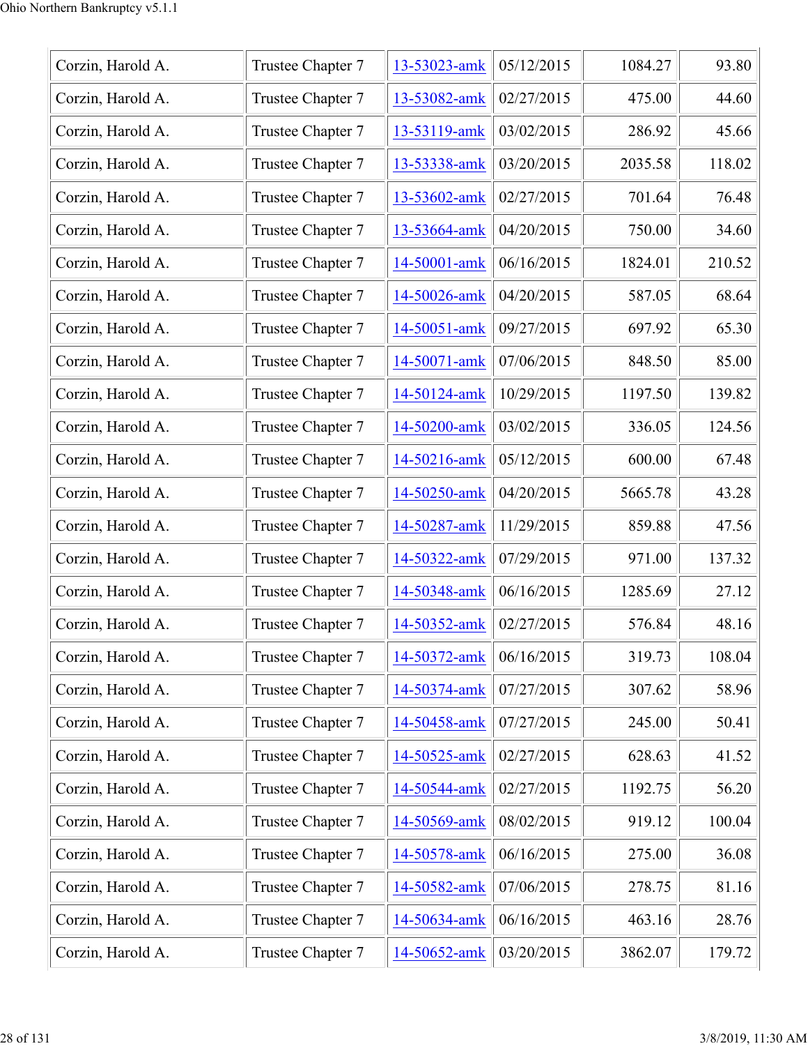| | | | | | |
|---|---|---|---|---|---|
| Corzin, Harold A. | Trustee Chapter 7 | 13-53023-amk | 05/12/2015 | 1084.27 | 93.80 |
| Corzin, Harold A. | Trustee Chapter 7 | 13-53082-amk | 02/27/2015 | 475.00 | 44.60 |
| Corzin, Harold A. | Trustee Chapter 7 | 13-53119-amk | 03/02/2015 | 286.92 | 45.66 |
| Corzin, Harold A. | Trustee Chapter 7 | 13-53338-amk | 03/20/2015 | 2035.58 | 118.02 |
| Corzin, Harold A. | Trustee Chapter 7 | 13-53602-amk | 02/27/2015 | 701.64 | 76.48 |
| Corzin, Harold A. | Trustee Chapter 7 | 13-53664-amk | 04/20/2015 | 750.00 | 34.60 |
| Corzin, Harold A. | Trustee Chapter 7 | 14-50001-amk | 06/16/2015 | 1824.01 | 210.52 |
| Corzin, Harold A. | Trustee Chapter 7 | 14-50026-amk | 04/20/2015 | 587.05 | 68.64 |
| Corzin, Harold A. | Trustee Chapter 7 | 14-50051-amk | 09/27/2015 | 697.92 | 65.30 |
| Corzin, Harold A. | Trustee Chapter 7 | 14-50071-amk | 07/06/2015 | 848.50 | 85.00 |
| Corzin, Harold A. | Trustee Chapter 7 | 14-50124-amk | 10/29/2015 | 1197.50 | 139.82 |
| Corzin, Harold A. | Trustee Chapter 7 | 14-50200-amk | 03/02/2015 | 336.05 | 124.56 |
| Corzin, Harold A. | Trustee Chapter 7 | 14-50216-amk | 05/12/2015 | 600.00 | 67.48 |
| Corzin, Harold A. | Trustee Chapter 7 | 14-50250-amk | 04/20/2015 | 5665.78 | 43.28 |
| Corzin, Harold A. | Trustee Chapter 7 | 14-50287-amk | 11/29/2015 | 859.88 | 47.56 |
| Corzin, Harold A. | Trustee Chapter 7 | 14-50322-amk | 07/29/2015 | 971.00 | 137.32 |
| Corzin, Harold A. | Trustee Chapter 7 | 14-50348-amk | 06/16/2015 | 1285.69 | 27.12 |
| Corzin, Harold A. | Trustee Chapter 7 | 14-50352-amk | 02/27/2015 | 576.84 | 48.16 |
| Corzin, Harold A. | Trustee Chapter 7 | 14-50372-amk | 06/16/2015 | 319.73 | 108.04 |
| Corzin, Harold A. | Trustee Chapter 7 | 14-50374-amk | 07/27/2015 | 307.62 | 58.96 |
| Corzin, Harold A. | Trustee Chapter 7 | 14-50458-amk | 07/27/2015 | 245.00 | 50.41 |
| Corzin, Harold A. | Trustee Chapter 7 | 14-50525-amk | 02/27/2015 | 628.63 | 41.52 |
| Corzin, Harold A. | Trustee Chapter 7 | 14-50544-amk | 02/27/2015 | 1192.75 | 56.20 |
| Corzin, Harold A. | Trustee Chapter 7 | 14-50569-amk | 08/02/2015 | 919.12 | 100.04 |
| Corzin, Harold A. | Trustee Chapter 7 | 14-50578-amk | 06/16/2015 | 275.00 | 36.08 |
| Corzin, Harold A. | Trustee Chapter 7 | 14-50582-amk | 07/06/2015 | 278.75 | 81.16 |
| Corzin, Harold A. | Trustee Chapter 7 | 14-50634-amk | 06/16/2015 | 463.16 | 28.76 |
| Corzin, Harold A. | Trustee Chapter 7 | 14-50652-amk | 03/20/2015 | 3862.07 | 179.72 |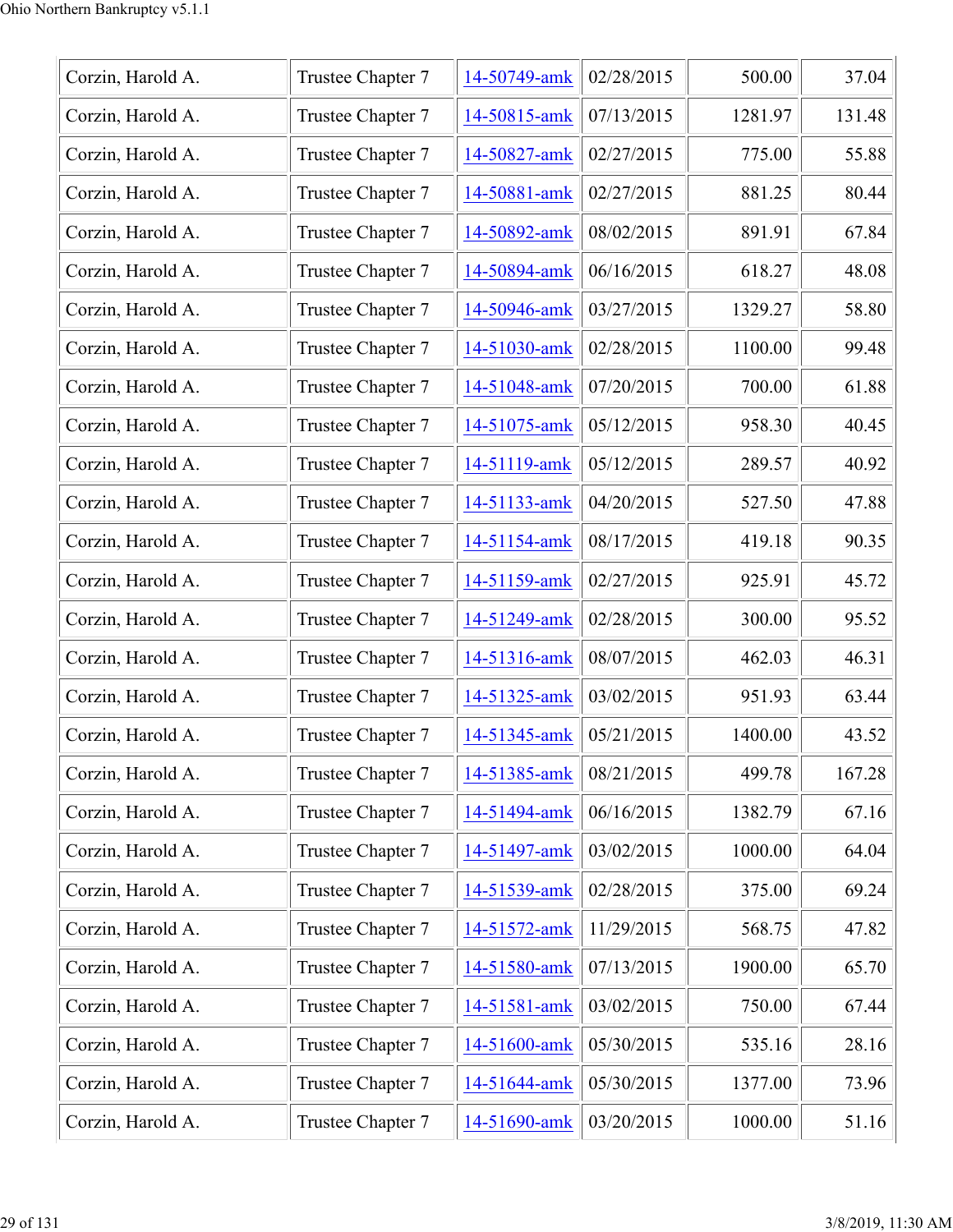| | | | | | |
|---|---|---|---|---|---|
| Corzin, Harold A. | Trustee Chapter 7 | 14-50749-amk | 02/28/2015 | 500.00 | 37.04 |
| Corzin, Harold A. | Trustee Chapter 7 | 14-50815-amk | 07/13/2015 | 1281.97 | 131.48 |
| Corzin, Harold A. | Trustee Chapter 7 | 14-50827-amk | 02/27/2015 | 775.00 | 55.88 |
| Corzin, Harold A. | Trustee Chapter 7 | 14-50881-amk | 02/27/2015 | 881.25 | 80.44 |
| Corzin, Harold A. | Trustee Chapter 7 | 14-50892-amk | 08/02/2015 | 891.91 | 67.84 |
| Corzin, Harold A. | Trustee Chapter 7 | 14-50894-amk | 06/16/2015 | 618.27 | 48.08 |
| Corzin, Harold A. | Trustee Chapter 7 | 14-50946-amk | 03/27/2015 | 1329.27 | 58.80 |
| Corzin, Harold A. | Trustee Chapter 7 | 14-51030-amk | 02/28/2015 | 1100.00 | 99.48 |
| Corzin, Harold A. | Trustee Chapter 7 | 14-51048-amk | 07/20/2015 | 700.00 | 61.88 |
| Corzin, Harold A. | Trustee Chapter 7 | 14-51075-amk | 05/12/2015 | 958.30 | 40.45 |
| Corzin, Harold A. | Trustee Chapter 7 | 14-51119-amk | 05/12/2015 | 289.57 | 40.92 |
| Corzin, Harold A. | Trustee Chapter 7 | 14-51133-amk | 04/20/2015 | 527.50 | 47.88 |
| Corzin, Harold A. | Trustee Chapter 7 | 14-51154-amk | 08/17/2015 | 419.18 | 90.35 |
| Corzin, Harold A. | Trustee Chapter 7 | 14-51159-amk | 02/27/2015 | 925.91 | 45.72 |
| Corzin, Harold A. | Trustee Chapter 7 | 14-51249-amk | 02/28/2015 | 300.00 | 95.52 |
| Corzin, Harold A. | Trustee Chapter 7 | 14-51316-amk | 08/07/2015 | 462.03 | 46.31 |
| Corzin, Harold A. | Trustee Chapter 7 | 14-51325-amk | 03/02/2015 | 951.93 | 63.44 |
| Corzin, Harold A. | Trustee Chapter 7 | 14-51345-amk | 05/21/2015 | 1400.00 | 43.52 |
| Corzin, Harold A. | Trustee Chapter 7 | 14-51385-amk | 08/21/2015 | 499.78 | 167.28 |
| Corzin, Harold A. | Trustee Chapter 7 | 14-51494-amk | 06/16/2015 | 1382.79 | 67.16 |
| Corzin, Harold A. | Trustee Chapter 7 | 14-51497-amk | 03/02/2015 | 1000.00 | 64.04 |
| Corzin, Harold A. | Trustee Chapter 7 | 14-51539-amk | 02/28/2015 | 375.00 | 69.24 |
| Corzin, Harold A. | Trustee Chapter 7 | 14-51572-amk | 11/29/2015 | 568.75 | 47.82 |
| Corzin, Harold A. | Trustee Chapter 7 | 14-51580-amk | 07/13/2015 | 1900.00 | 65.70 |
| Corzin, Harold A. | Trustee Chapter 7 | 14-51581-amk | 03/02/2015 | 750.00 | 67.44 |
| Corzin, Harold A. | Trustee Chapter 7 | 14-51600-amk | 05/30/2015 | 535.16 | 28.16 |
| Corzin, Harold A. | Trustee Chapter 7 | 14-51644-amk | 05/30/2015 | 1377.00 | 73.96 |
| Corzin, Harold A. | Trustee Chapter 7 | 14-51690-amk | 03/20/2015 | 1000.00 | 51.16 |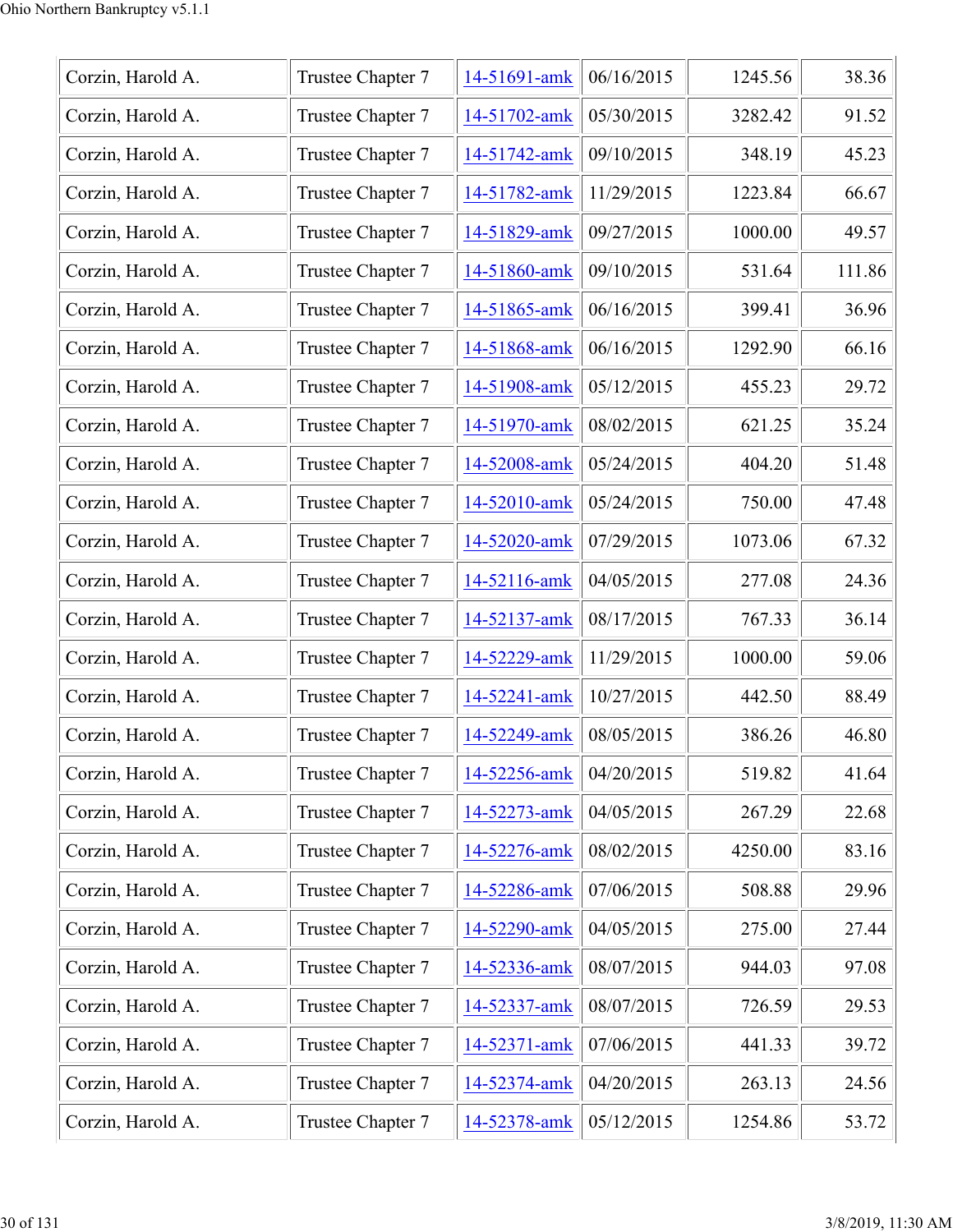| Corzin, Harold A. | Trustee Chapter 7 | 14-51691-amk | 06/16/2015 | 1245.56 | 38.36 |
|---|---|---|---|---|---|
| Corzin, Harold A. | Trustee Chapter 7 | 14-51702-amk | 05/30/2015 | 3282.42 | 91.52 |
| Corzin, Harold A. | Trustee Chapter 7 | 14-51742-amk | 09/10/2015 | 348.19 | 45.23 |
| Corzin, Harold A. | Trustee Chapter 7 | 14-51782-amk | 11/29/2015 | 1223.84 | 66.67 |
| Corzin, Harold A. | Trustee Chapter 7 | 14-51829-amk | 09/27/2015 | 1000.00 | 49.57 |
| Corzin, Harold A. | Trustee Chapter 7 | 14-51860-amk | 09/10/2015 | 531.64 | 111.86 |
| Corzin, Harold A. | Trustee Chapter 7 | 14-51865-amk | 06/16/2015 | 399.41 | 36.96 |
| Corzin, Harold A. | Trustee Chapter 7 | 14-51868-amk | 06/16/2015 | 1292.90 | 66.16 |
| Corzin, Harold A. | Trustee Chapter 7 | 14-51908-amk | 05/12/2015 | 455.23 | 29.72 |
| Corzin, Harold A. | Trustee Chapter 7 | 14-51970-amk | 08/02/2015 | 621.25 | 35.24 |
| Corzin, Harold A. | Trustee Chapter 7 | 14-52008-amk | 05/24/2015 | 404.20 | 51.48 |
| Corzin, Harold A. | Trustee Chapter 7 | 14-52010-amk | 05/24/2015 | 750.00 | 47.48 |
| Corzin, Harold A. | Trustee Chapter 7 | 14-52020-amk | 07/29/2015 | 1073.06 | 67.32 |
| Corzin, Harold A. | Trustee Chapter 7 | 14-52116-amk | 04/05/2015 | 277.08 | 24.36 |
| Corzin, Harold A. | Trustee Chapter 7 | 14-52137-amk | 08/17/2015 | 767.33 | 36.14 |
| Corzin, Harold A. | Trustee Chapter 7 | 14-52229-amk | 11/29/2015 | 1000.00 | 59.06 |
| Corzin, Harold A. | Trustee Chapter 7 | 14-52241-amk | 10/27/2015 | 442.50 | 88.49 |
| Corzin, Harold A. | Trustee Chapter 7 | 14-52249-amk | 08/05/2015 | 386.26 | 46.80 |
| Corzin, Harold A. | Trustee Chapter 7 | 14-52256-amk | 04/20/2015 | 519.82 | 41.64 |
| Corzin, Harold A. | Trustee Chapter 7 | 14-52273-amk | 04/05/2015 | 267.29 | 22.68 |
| Corzin, Harold A. | Trustee Chapter 7 | 14-52276-amk | 08/02/2015 | 4250.00 | 83.16 |
| Corzin, Harold A. | Trustee Chapter 7 | 14-52286-amk | 07/06/2015 | 508.88 | 29.96 |
| Corzin, Harold A. | Trustee Chapter 7 | 14-52290-amk | 04/05/2015 | 275.00 | 27.44 |
| Corzin, Harold A. | Trustee Chapter 7 | 14-52336-amk | 08/07/2015 | 944.03 | 97.08 |
| Corzin, Harold A. | Trustee Chapter 7 | 14-52337-amk | 08/07/2015 | 726.59 | 29.53 |
| Corzin, Harold A. | Trustee Chapter 7 | 14-52371-amk | 07/06/2015 | 441.33 | 39.72 |
| Corzin, Harold A. | Trustee Chapter 7 | 14-52374-amk | 04/20/2015 | 263.13 | 24.56 |
| Corzin, Harold A. | Trustee Chapter 7 | 14-52378-amk | 05/12/2015 | 1254.86 | 53.72 |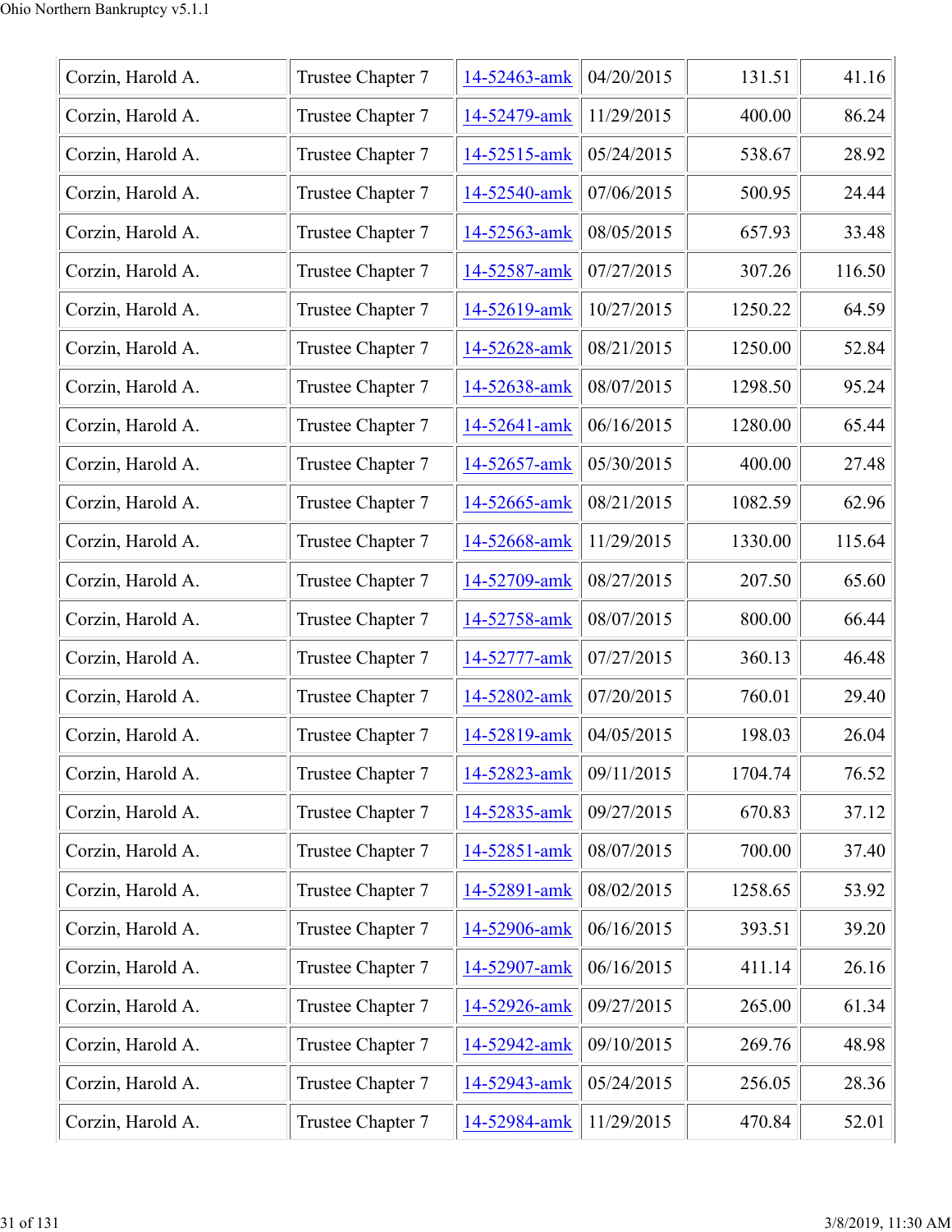| Corzin, Harold A. | Trustee Chapter 7 | 14-52463-amk | 04/20/2015 | 131.51 | 41.16 |
|---|---|---|---|---|---|
| Corzin, Harold A. | Trustee Chapter 7 | 14-52479-amk | 11/29/2015 | 400.00 | 86.24 |
| Corzin, Harold A. | Trustee Chapter 7 | 14-52515-amk | 05/24/2015 | 538.67 | 28.92 |
| Corzin, Harold A. | Trustee Chapter 7 | 14-52540-amk | 07/06/2015 | 500.95 | 24.44 |
| Corzin, Harold A. | Trustee Chapter 7 | 14-52563-amk | 08/05/2015 | 657.93 | 33.48 |
| Corzin, Harold A. | Trustee Chapter 7 | 14-52587-amk | 07/27/2015 | 307.26 | 116.50 |
| Corzin, Harold A. | Trustee Chapter 7 | 14-52619-amk | 10/27/2015 | 1250.22 | 64.59 |
| Corzin, Harold A. | Trustee Chapter 7 | 14-52628-amk | 08/21/2015 | 1250.00 | 52.84 |
| Corzin, Harold A. | Trustee Chapter 7 | 14-52638-amk | 08/07/2015 | 1298.50 | 95.24 |
| Corzin, Harold A. | Trustee Chapter 7 | 14-52641-amk | 06/16/2015 | 1280.00 | 65.44 |
| Corzin, Harold A. | Trustee Chapter 7 | 14-52657-amk | 05/30/2015 | 400.00 | 27.48 |
| Corzin, Harold A. | Trustee Chapter 7 | 14-52665-amk | 08/21/2015 | 1082.59 | 62.96 |
| Corzin, Harold A. | Trustee Chapter 7 | 14-52668-amk | 11/29/2015 | 1330.00 | 115.64 |
| Corzin, Harold A. | Trustee Chapter 7 | 14-52709-amk | 08/27/2015 | 207.50 | 65.60 |
| Corzin, Harold A. | Trustee Chapter 7 | 14-52758-amk | 08/07/2015 | 800.00 | 66.44 |
| Corzin, Harold A. | Trustee Chapter 7 | 14-52777-amk | 07/27/2015 | 360.13 | 46.48 |
| Corzin, Harold A. | Trustee Chapter 7 | 14-52802-amk | 07/20/2015 | 760.01 | 29.40 |
| Corzin, Harold A. | Trustee Chapter 7 | 14-52819-amk | 04/05/2015 | 198.03 | 26.04 |
| Corzin, Harold A. | Trustee Chapter 7 | 14-52823-amk | 09/11/2015 | 1704.74 | 76.52 |
| Corzin, Harold A. | Trustee Chapter 7 | 14-52835-amk | 09/27/2015 | 670.83 | 37.12 |
| Corzin, Harold A. | Trustee Chapter 7 | 14-52851-amk | 08/07/2015 | 700.00 | 37.40 |
| Corzin, Harold A. | Trustee Chapter 7 | 14-52891-amk | 08/02/2015 | 1258.65 | 53.92 |
| Corzin, Harold A. | Trustee Chapter 7 | 14-52906-amk | 06/16/2015 | 393.51 | 39.20 |
| Corzin, Harold A. | Trustee Chapter 7 | 14-52907-amk | 06/16/2015 | 411.14 | 26.16 |
| Corzin, Harold A. | Trustee Chapter 7 | 14-52926-amk | 09/27/2015 | 265.00 | 61.34 |
| Corzin, Harold A. | Trustee Chapter 7 | 14-52942-amk | 09/10/2015 | 269.76 | 48.98 |
| Corzin, Harold A. | Trustee Chapter 7 | 14-52943-amk | 05/24/2015 | 256.05 | 28.36 |
| Corzin, Harold A. | Trustee Chapter 7 | 14-52984-amk | 11/29/2015 | 470.84 | 52.01 |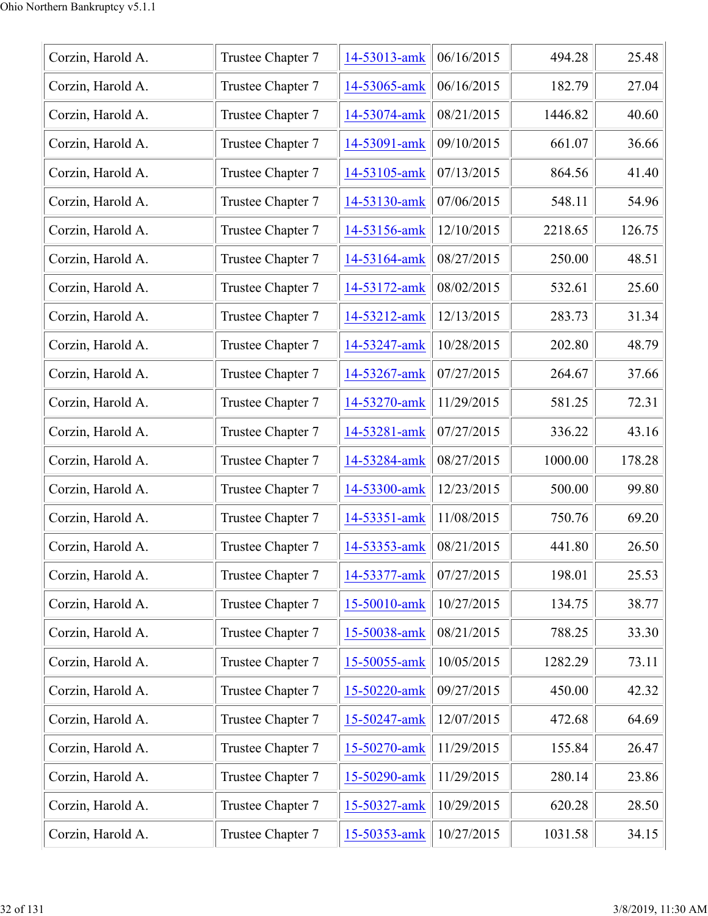| Corzin, Harold A. | Trustee Chapter 7 | 14-53013-amk | 06/16/2015 | 494.28 | 25.48 |
|---|---|---|---|---|---|
| Corzin, Harold A. | Trustee Chapter 7 | 14-53065-amk | 06/16/2015 | 182.79 | 27.04 |
| Corzin, Harold A. | Trustee Chapter 7 | 14-53074-amk | 08/21/2015 | 1446.82 | 40.60 |
| Corzin, Harold A. | Trustee Chapter 7 | 14-53091-amk | 09/10/2015 | 661.07 | 36.66 |
| Corzin, Harold A. | Trustee Chapter 7 | 14-53105-amk | 07/13/2015 | 864.56 | 41.40 |
| Corzin, Harold A. | Trustee Chapter 7 | 14-53130-amk | 07/06/2015 | 548.11 | 54.96 |
| Corzin, Harold A. | Trustee Chapter 7 | 14-53156-amk | 12/10/2015 | 2218.65 | 126.75 |
| Corzin, Harold A. | Trustee Chapter 7 | 14-53164-amk | 08/27/2015 | 250.00 | 48.51 |
| Corzin, Harold A. | Trustee Chapter 7 | 14-53172-amk | 08/02/2015 | 532.61 | 25.60 |
| Corzin, Harold A. | Trustee Chapter 7 | 14-53212-amk | 12/13/2015 | 283.73 | 31.34 |
| Corzin, Harold A. | Trustee Chapter 7 | 14-53247-amk | 10/28/2015 | 202.80 | 48.79 |
| Corzin, Harold A. | Trustee Chapter 7 | 14-53267-amk | 07/27/2015 | 264.67 | 37.66 |
| Corzin, Harold A. | Trustee Chapter 7 | 14-53270-amk | 11/29/2015 | 581.25 | 72.31 |
| Corzin, Harold A. | Trustee Chapter 7 | 14-53281-amk | 07/27/2015 | 336.22 | 43.16 |
| Corzin, Harold A. | Trustee Chapter 7 | 14-53284-amk | 08/27/2015 | 1000.00 | 178.28 |
| Corzin, Harold A. | Trustee Chapter 7 | 14-53300-amk | 12/23/2015 | 500.00 | 99.80 |
| Corzin, Harold A. | Trustee Chapter 7 | 14-53351-amk | 11/08/2015 | 750.76 | 69.20 |
| Corzin, Harold A. | Trustee Chapter 7 | 14-53353-amk | 08/21/2015 | 441.80 | 26.50 |
| Corzin, Harold A. | Trustee Chapter 7 | 14-53377-amk | 07/27/2015 | 198.01 | 25.53 |
| Corzin, Harold A. | Trustee Chapter 7 | 15-50010-amk | 10/27/2015 | 134.75 | 38.77 |
| Corzin, Harold A. | Trustee Chapter 7 | 15-50038-amk | 08/21/2015 | 788.25 | 33.30 |
| Corzin, Harold A. | Trustee Chapter 7 | 15-50055-amk | 10/05/2015 | 1282.29 | 73.11 |
| Corzin, Harold A. | Trustee Chapter 7 | 15-50220-amk | 09/27/2015 | 450.00 | 42.32 |
| Corzin, Harold A. | Trustee Chapter 7 | 15-50247-amk | 12/07/2015 | 472.68 | 64.69 |
| Corzin, Harold A. | Trustee Chapter 7 | 15-50270-amk | 11/29/2015 | 155.84 | 26.47 |
| Corzin, Harold A. | Trustee Chapter 7 | 15-50290-amk | 11/29/2015 | 280.14 | 23.86 |
| Corzin, Harold A. | Trustee Chapter 7 | 15-50327-amk | 10/29/2015 | 620.28 | 28.50 |
| Corzin, Harold A. | Trustee Chapter 7 | 15-50353-amk | 10/27/2015 | 1031.58 | 34.15 |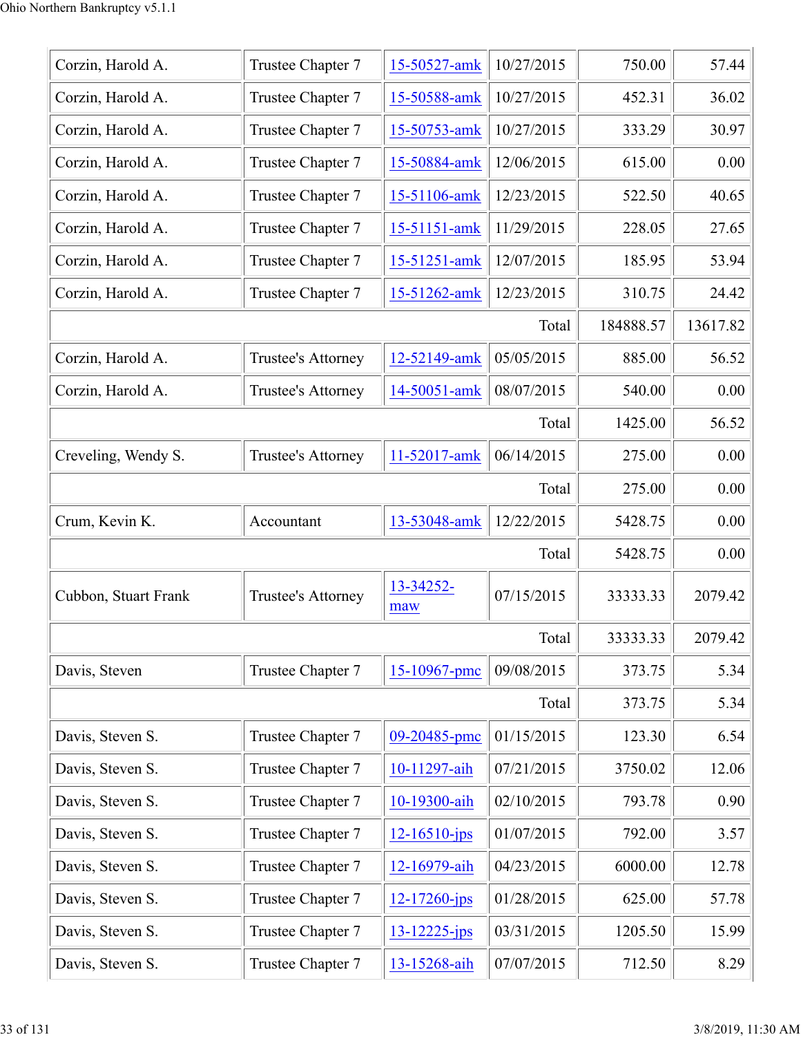| | | | | | |
|---|---|---|---|---|---|
| Corzin, Harold A. | Trustee Chapter 7 | 15-50527-amk | 10/27/2015 | 750.00 | 57.44 |
| Corzin, Harold A. | Trustee Chapter 7 | 15-50588-amk | 10/27/2015 | 452.31 | 36.02 |
| Corzin, Harold A. | Trustee Chapter 7 | 15-50753-amk | 10/27/2015 | 333.29 | 30.97 |
| Corzin, Harold A. | Trustee Chapter 7 | 15-50884-amk | 12/06/2015 | 615.00 | 0.00 |
| Corzin, Harold A. | Trustee Chapter 7 | 15-51106-amk | 12/23/2015 | 522.50 | 40.65 |
| Corzin, Harold A. | Trustee Chapter 7 | 15-51151-amk | 11/29/2015 | 228.05 | 27.65 |
| Corzin, Harold A. | Trustee Chapter 7 | 15-51251-amk | 12/07/2015 | 185.95 | 53.94 |
| Corzin, Harold A. | Trustee Chapter 7 | 15-51262-amk | 12/23/2015 | 310.75 | 24.42 |
| | | | Total | 184888.57 | 13617.82 |
| Corzin, Harold A. | Trustee's Attorney | 12-52149-amk | 05/05/2015 | 885.00 | 56.52 |
| Corzin, Harold A. | Trustee's Attorney | 14-50051-amk | 08/07/2015 | 540.00 | 0.00 |
| | | | Total | 1425.00 | 56.52 |
| Creveling, Wendy S. | Trustee's Attorney | 11-52017-amk | 06/14/2015 | 275.00 | 0.00 |
| | | | Total | 275.00 | 0.00 |
| Crum, Kevin K. | Accountant | 13-53048-amk | 12/22/2015 | 5428.75 | 0.00 |
| | | | Total | 5428.75 | 0.00 |
| Cubbon, Stuart Frank | Trustee's Attorney | 13-34252-maw | 07/15/2015 | 33333.33 | 2079.42 |
| | | | Total | 33333.33 | 2079.42 |
| Davis, Steven | Trustee Chapter 7 | 15-10967-pmc | 09/08/2015 | 373.75 | 5.34 |
| | | | Total | 373.75 | 5.34 |
| Davis, Steven S. | Trustee Chapter 7 | 09-20485-pmc | 01/15/2015 | 123.30 | 6.54 |
| Davis, Steven S. | Trustee Chapter 7 | 10-11297-aih | 07/21/2015 | 3750.02 | 12.06 |
| Davis, Steven S. | Trustee Chapter 7 | 10-19300-aih | 02/10/2015 | 793.78 | 0.90 |
| Davis, Steven S. | Trustee Chapter 7 | 12-16510-jps | 01/07/2015 | 792.00 | 3.57 |
| Davis, Steven S. | Trustee Chapter 7 | 12-16979-aih | 04/23/2015 | 6000.00 | 12.78 |
| Davis, Steven S. | Trustee Chapter 7 | 12-17260-jps | 01/28/2015 | 625.00 | 57.78 |
| Davis, Steven S. | Trustee Chapter 7 | 13-12225-jps | 03/31/2015 | 1205.50 | 15.99 |
| Davis, Steven S. | Trustee Chapter 7 | 13-15268-aih | 07/07/2015 | 712.50 | 8.29 |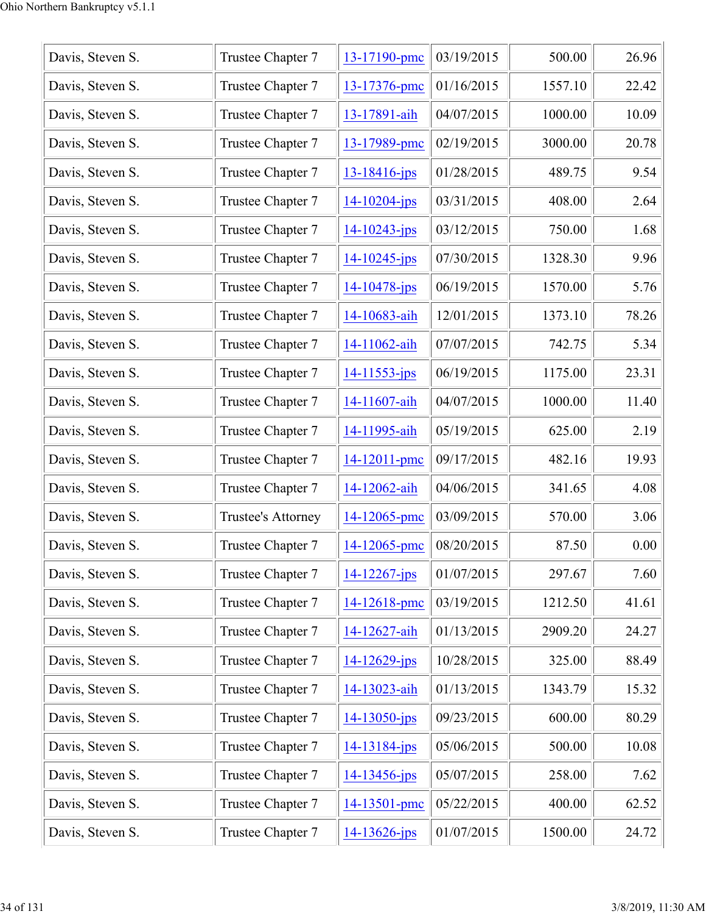| Davis, Steven S. | Trustee Chapter 7 | 13-17190-pmc | 03/19/2015 | 500.00 | 26.96 |
|---|---|---|---|---|---|
| Davis, Steven S. | Trustee Chapter 7 | 13-17376-pmc | 01/16/2015 | 1557.10 | 22.42 |
| Davis, Steven S. | Trustee Chapter 7 | 13-17891-aih | 04/07/2015 | 1000.00 | 10.09 |
| Davis, Steven S. | Trustee Chapter 7 | 13-17989-pmc | 02/19/2015 | 3000.00 | 20.78 |
| Davis, Steven S. | Trustee Chapter 7 | 13-18416-jps | 01/28/2015 | 489.75 | 9.54 |
| Davis, Steven S. | Trustee Chapter 7 | 14-10204-jps | 03/31/2015 | 408.00 | 2.64 |
| Davis, Steven S. | Trustee Chapter 7 | 14-10243-jps | 03/12/2015 | 750.00 | 1.68 |
| Davis, Steven S. | Trustee Chapter 7 | 14-10245-jps | 07/30/2015 | 1328.30 | 9.96 |
| Davis, Steven S. | Trustee Chapter 7 | 14-10478-jps | 06/19/2015 | 1570.00 | 5.76 |
| Davis, Steven S. | Trustee Chapter 7 | 14-10683-aih | 12/01/2015 | 1373.10 | 78.26 |
| Davis, Steven S. | Trustee Chapter 7 | 14-11062-aih | 07/07/2015 | 742.75 | 5.34 |
| Davis, Steven S. | Trustee Chapter 7 | 14-11553-jps | 06/19/2015 | 1175.00 | 23.31 |
| Davis, Steven S. | Trustee Chapter 7 | 14-11607-aih | 04/07/2015 | 1000.00 | 11.40 |
| Davis, Steven S. | Trustee Chapter 7 | 14-11995-aih | 05/19/2015 | 625.00 | 2.19 |
| Davis, Steven S. | Trustee Chapter 7 | 14-12011-pmc | 09/17/2015 | 482.16 | 19.93 |
| Davis, Steven S. | Trustee Chapter 7 | 14-12062-aih | 04/06/2015 | 341.65 | 4.08 |
| Davis, Steven S. | Trustee's Attorney | 14-12065-pmc | 03/09/2015 | 570.00 | 3.06 |
| Davis, Steven S. | Trustee Chapter 7 | 14-12065-pmc | 08/20/2015 | 87.50 | 0.00 |
| Davis, Steven S. | Trustee Chapter 7 | 14-12267-jps | 01/07/2015 | 297.67 | 7.60 |
| Davis, Steven S. | Trustee Chapter 7 | 14-12618-pmc | 03/19/2015 | 1212.50 | 41.61 |
| Davis, Steven S. | Trustee Chapter 7 | 14-12627-aih | 01/13/2015 | 2909.20 | 24.27 |
| Davis, Steven S. | Trustee Chapter 7 | 14-12629-jps | 10/28/2015 | 325.00 | 88.49 |
| Davis, Steven S. | Trustee Chapter 7 | 14-13023-aih | 01/13/2015 | 1343.79 | 15.32 |
| Davis, Steven S. | Trustee Chapter 7 | 14-13050-jps | 09/23/2015 | 600.00 | 80.29 |
| Davis, Steven S. | Trustee Chapter 7 | 14-13184-jps | 05/06/2015 | 500.00 | 10.08 |
| Davis, Steven S. | Trustee Chapter 7 | 14-13456-jps | 05/07/2015 | 258.00 | 7.62 |
| Davis, Steven S. | Trustee Chapter 7 | 14-13501-pmc | 05/22/2015 | 400.00 | 62.52 |
| Davis, Steven S. | Trustee Chapter 7 | 14-13626-jps | 01/07/2015 | 1500.00 | 24.72 |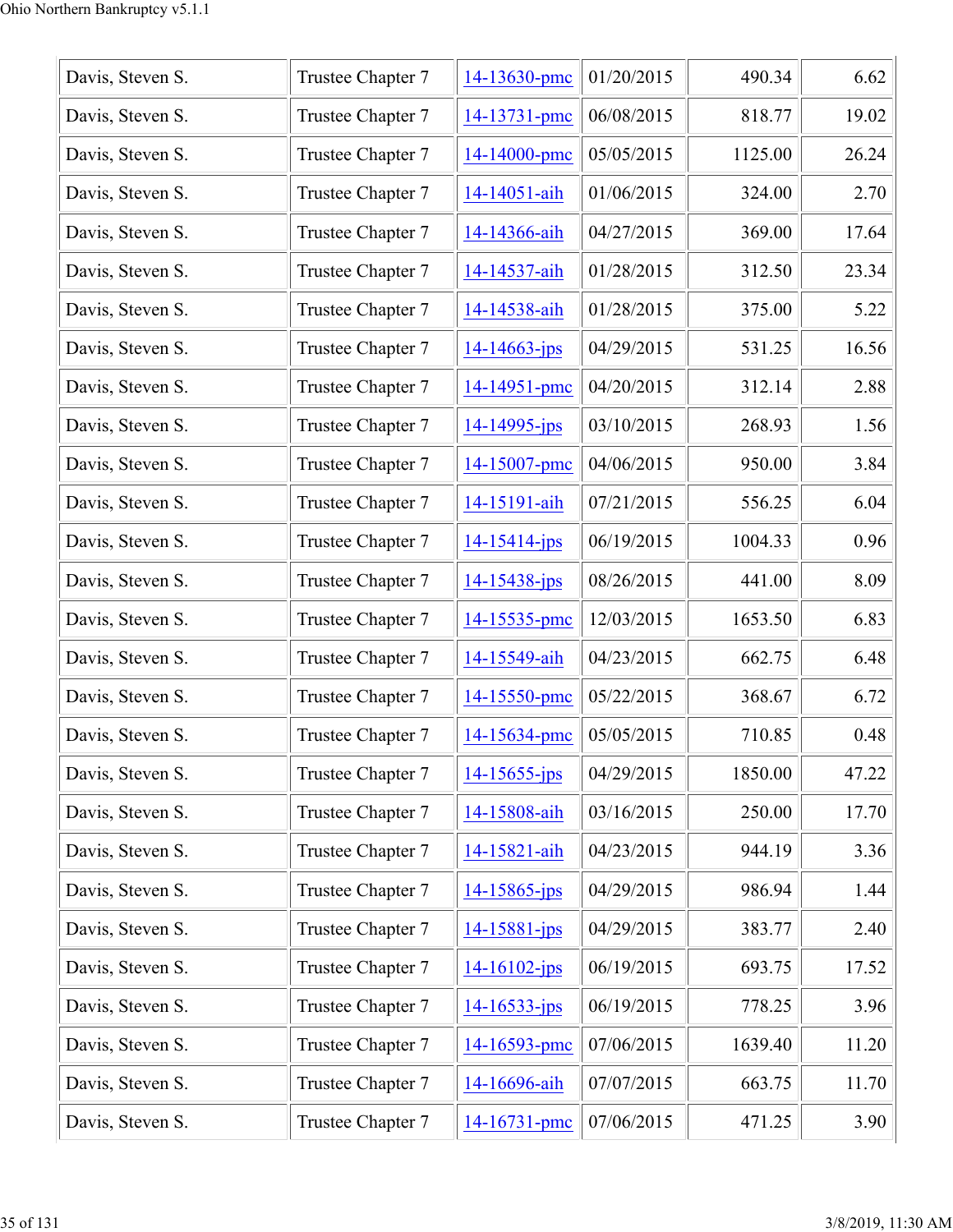| | | | | | |
|---|---|---|---|---|---|
| Davis, Steven S. | Trustee Chapter 7 | 14-13630-pmc | 01/20/2015 | 490.34 | 6.62 |
| Davis, Steven S. | Trustee Chapter 7 | 14-13731-pmc | 06/08/2015 | 818.77 | 19.02 |
| Davis, Steven S. | Trustee Chapter 7 | 14-14000-pmc | 05/05/2015 | 1125.00 | 26.24 |
| Davis, Steven S. | Trustee Chapter 7 | 14-14051-aih | 01/06/2015 | 324.00 | 2.70 |
| Davis, Steven S. | Trustee Chapter 7 | 14-14366-aih | 04/27/2015 | 369.00 | 17.64 |
| Davis, Steven S. | Trustee Chapter 7 | 14-14537-aih | 01/28/2015 | 312.50 | 23.34 |
| Davis, Steven S. | Trustee Chapter 7 | 14-14538-aih | 01/28/2015 | 375.00 | 5.22 |
| Davis, Steven S. | Trustee Chapter 7 | 14-14663-jps | 04/29/2015 | 531.25 | 16.56 |
| Davis, Steven S. | Trustee Chapter 7 | 14-14951-pmc | 04/20/2015 | 312.14 | 2.88 |
| Davis, Steven S. | Trustee Chapter 7 | 14-14995-jps | 03/10/2015 | 268.93 | 1.56 |
| Davis, Steven S. | Trustee Chapter 7 | 14-15007-pmc | 04/06/2015 | 950.00 | 3.84 |
| Davis, Steven S. | Trustee Chapter 7 | 14-15191-aih | 07/21/2015 | 556.25 | 6.04 |
| Davis, Steven S. | Trustee Chapter 7 | 14-15414-jps | 06/19/2015 | 1004.33 | 0.96 |
| Davis, Steven S. | Trustee Chapter 7 | 14-15438-jps | 08/26/2015 | 441.00 | 8.09 |
| Davis, Steven S. | Trustee Chapter 7 | 14-15535-pmc | 12/03/2015 | 1653.50 | 6.83 |
| Davis, Steven S. | Trustee Chapter 7 | 14-15549-aih | 04/23/2015 | 662.75 | 6.48 |
| Davis, Steven S. | Trustee Chapter 7 | 14-15550-pmc | 05/22/2015 | 368.67 | 6.72 |
| Davis, Steven S. | Trustee Chapter 7 | 14-15634-pmc | 05/05/2015 | 710.85 | 0.48 |
| Davis, Steven S. | Trustee Chapter 7 | 14-15655-jps | 04/29/2015 | 1850.00 | 47.22 |
| Davis, Steven S. | Trustee Chapter 7 | 14-15808-aih | 03/16/2015 | 250.00 | 17.70 |
| Davis, Steven S. | Trustee Chapter 7 | 14-15821-aih | 04/23/2015 | 944.19 | 3.36 |
| Davis, Steven S. | Trustee Chapter 7 | 14-15865-jps | 04/29/2015 | 986.94 | 1.44 |
| Davis, Steven S. | Trustee Chapter 7 | 14-15881-jps | 04/29/2015 | 383.77 | 2.40 |
| Davis, Steven S. | Trustee Chapter 7 | 14-16102-jps | 06/19/2015 | 693.75 | 17.52 |
| Davis, Steven S. | Trustee Chapter 7 | 14-16533-jps | 06/19/2015 | 778.25 | 3.96 |
| Davis, Steven S. | Trustee Chapter 7 | 14-16593-pmc | 07/06/2015 | 1639.40 | 11.20 |
| Davis, Steven S. | Trustee Chapter 7 | 14-16696-aih | 07/07/2015 | 663.75 | 11.70 |
| Davis, Steven S. | Trustee Chapter 7 | 14-16731-pmc | 07/06/2015 | 471.25 | 3.90 |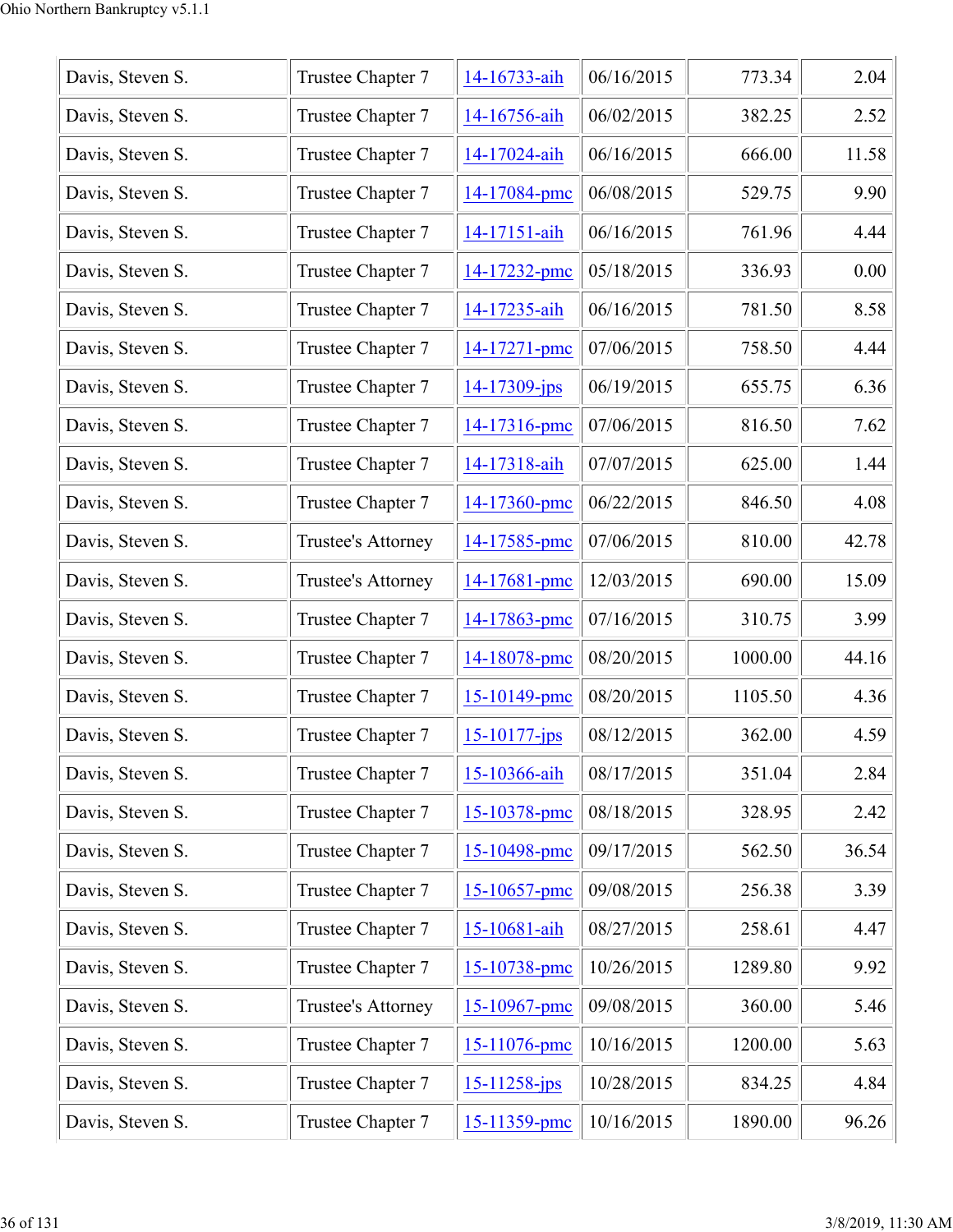| Davis, Steven S. | Trustee Chapter 7 | 14-16733-aih | 06/16/2015 | 773.34 | 2.04 |
|---|---|---|---|---|---|
| Davis, Steven S. | Trustee Chapter 7 | 14-16756-aih | 06/02/2015 | 382.25 | 2.52 |
| Davis, Steven S. | Trustee Chapter 7 | 14-17024-aih | 06/16/2015 | 666.00 | 11.58 |
| Davis, Steven S. | Trustee Chapter 7 | 14-17084-pmc | 06/08/2015 | 529.75 | 9.90 |
| Davis, Steven S. | Trustee Chapter 7 | 14-17151-aih | 06/16/2015 | 761.96 | 4.44 |
| Davis, Steven S. | Trustee Chapter 7 | 14-17232-pmc | 05/18/2015 | 336.93 | 0.00 |
| Davis, Steven S. | Trustee Chapter 7 | 14-17235-aih | 06/16/2015 | 781.50 | 8.58 |
| Davis, Steven S. | Trustee Chapter 7 | 14-17271-pmc | 07/06/2015 | 758.50 | 4.44 |
| Davis, Steven S. | Trustee Chapter 7 | 14-17309-jps | 06/19/2015 | 655.75 | 6.36 |
| Davis, Steven S. | Trustee Chapter 7 | 14-17316-pmc | 07/06/2015 | 816.50 | 7.62 |
| Davis, Steven S. | Trustee Chapter 7 | 14-17318-aih | 07/07/2015 | 625.00 | 1.44 |
| Davis, Steven S. | Trustee Chapter 7 | 14-17360-pmc | 06/22/2015 | 846.50 | 4.08 |
| Davis, Steven S. | Trustee's Attorney | 14-17585-pmc | 07/06/2015 | 810.00 | 42.78 |
| Davis, Steven S. | Trustee's Attorney | 14-17681-pmc | 12/03/2015 | 690.00 | 15.09 |
| Davis, Steven S. | Trustee Chapter 7 | 14-17863-pmc | 07/16/2015 | 310.75 | 3.99 |
| Davis, Steven S. | Trustee Chapter 7 | 14-18078-pmc | 08/20/2015 | 1000.00 | 44.16 |
| Davis, Steven S. | Trustee Chapter 7 | 15-10149-pmc | 08/20/2015 | 1105.50 | 4.36 |
| Davis, Steven S. | Trustee Chapter 7 | 15-10177-jps | 08/12/2015 | 362.00 | 4.59 |
| Davis, Steven S. | Trustee Chapter 7 | 15-10366-aih | 08/17/2015 | 351.04 | 2.84 |
| Davis, Steven S. | Trustee Chapter 7 | 15-10378-pmc | 08/18/2015 | 328.95 | 2.42 |
| Davis, Steven S. | Trustee Chapter 7 | 15-10498-pmc | 09/17/2015 | 562.50 | 36.54 |
| Davis, Steven S. | Trustee Chapter 7 | 15-10657-pmc | 09/08/2015 | 256.38 | 3.39 |
| Davis, Steven S. | Trustee Chapter 7 | 15-10681-aih | 08/27/2015 | 258.61 | 4.47 |
| Davis, Steven S. | Trustee Chapter 7 | 15-10738-pmc | 10/26/2015 | 1289.80 | 9.92 |
| Davis, Steven S. | Trustee's Attorney | 15-10967-pmc | 09/08/2015 | 360.00 | 5.46 |
| Davis, Steven S. | Trustee Chapter 7 | 15-11076-pmc | 10/16/2015 | 1200.00 | 5.63 |
| Davis, Steven S. | Trustee Chapter 7 | 15-11258-jps | 10/28/2015 | 834.25 | 4.84 |
| Davis, Steven S. | Trustee Chapter 7 | 15-11359-pmc | 10/16/2015 | 1890.00 | 96.26 |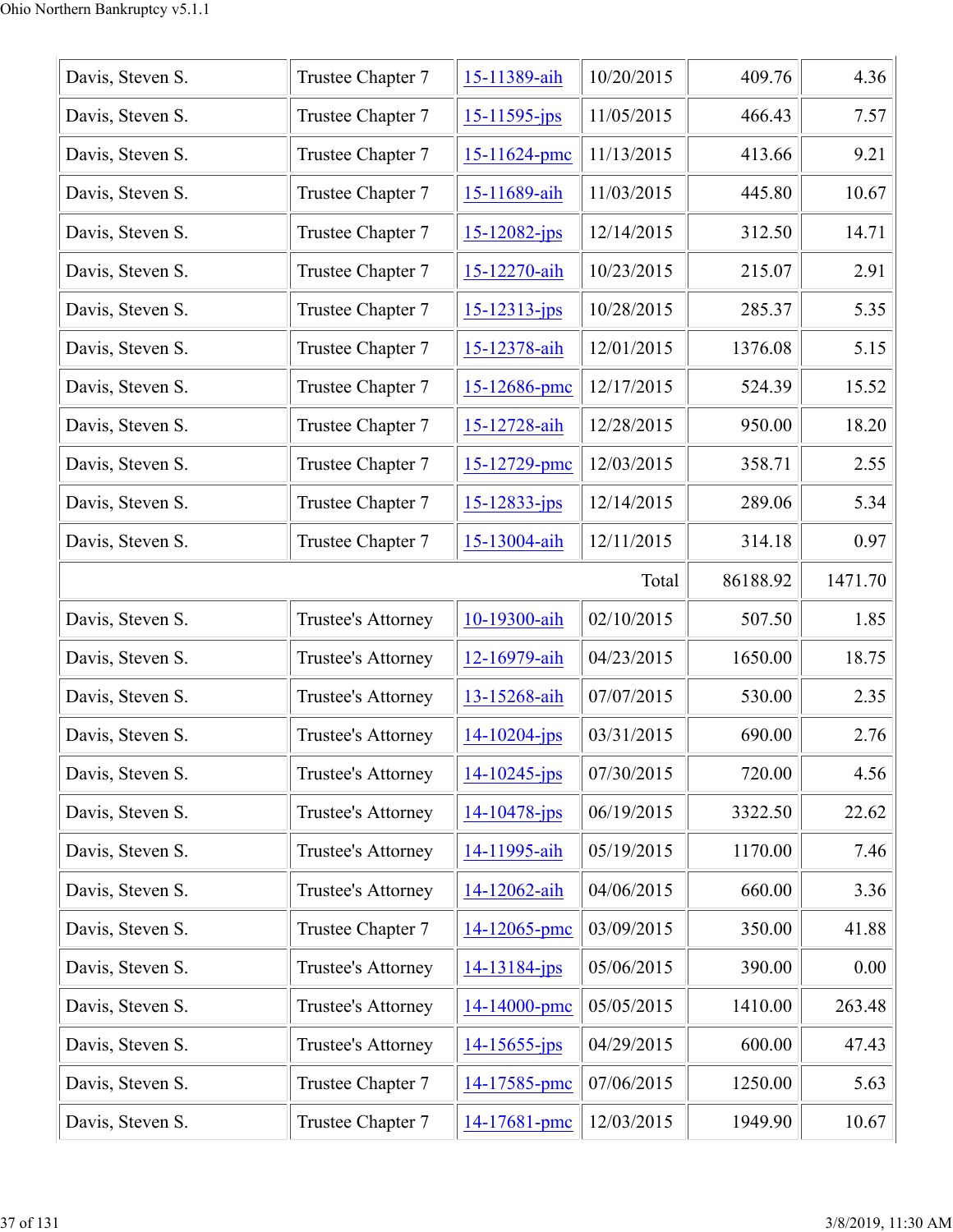| | | | | | |
|---|---|---|---|---|---|
| Davis, Steven S. | Trustee Chapter 7 | 15-11389-aih | 10/20/2015 | 409.76 | 4.36 |
| Davis, Steven S. | Trustee Chapter 7 | 15-11595-jps | 11/05/2015 | 466.43 | 7.57 |
| Davis, Steven S. | Trustee Chapter 7 | 15-11624-pmc | 11/13/2015 | 413.66 | 9.21 |
| Davis, Steven S. | Trustee Chapter 7 | 15-11689-aih | 11/03/2015 | 445.80 | 10.67 |
| Davis, Steven S. | Trustee Chapter 7 | 15-12082-jps | 12/14/2015 | 312.50 | 14.71 |
| Davis, Steven S. | Trustee Chapter 7 | 15-12270-aih | 10/23/2015 | 215.07 | 2.91 |
| Davis, Steven S. | Trustee Chapter 7 | 15-12313-jps | 10/28/2015 | 285.37 | 5.35 |
| Davis, Steven S. | Trustee Chapter 7 | 15-12378-aih | 12/01/2015 | 1376.08 | 5.15 |
| Davis, Steven S. | Trustee Chapter 7 | 15-12686-pmc | 12/17/2015 | 524.39 | 15.52 |
| Davis, Steven S. | Trustee Chapter 7 | 15-12728-aih | 12/28/2015 | 950.00 | 18.20 |
| Davis, Steven S. | Trustee Chapter 7 | 15-12729-pmc | 12/03/2015 | 358.71 | 2.55 |
| Davis, Steven S. | Trustee Chapter 7 | 15-12833-jps | 12/14/2015 | 289.06 | 5.34 |
| Davis, Steven S. | Trustee Chapter 7 | 15-13004-aih | 12/11/2015 | 314.18 | 0.97 |
| | | | Total | 86188.92 | 1471.70 |
| Davis, Steven S. | Trustee's Attorney | 10-19300-aih | 02/10/2015 | 507.50 | 1.85 |
| Davis, Steven S. | Trustee's Attorney | 12-16979-aih | 04/23/2015 | 1650.00 | 18.75 |
| Davis, Steven S. | Trustee's Attorney | 13-15268-aih | 07/07/2015 | 530.00 | 2.35 |
| Davis, Steven S. | Trustee's Attorney | 14-10204-jps | 03/31/2015 | 690.00 | 2.76 |
| Davis, Steven S. | Trustee's Attorney | 14-10245-jps | 07/30/2015 | 720.00 | 4.56 |
| Davis, Steven S. | Trustee's Attorney | 14-10478-jps | 06/19/2015 | 3322.50 | 22.62 |
| Davis, Steven S. | Trustee's Attorney | 14-11995-aih | 05/19/2015 | 1170.00 | 7.46 |
| Davis, Steven S. | Trustee's Attorney | 14-12062-aih | 04/06/2015 | 660.00 | 3.36 |
| Davis, Steven S. | Trustee Chapter 7 | 14-12065-pmc | 03/09/2015 | 350.00 | 41.88 |
| Davis, Steven S. | Trustee's Attorney | 14-13184-jps | 05/06/2015 | 390.00 | 0.00 |
| Davis, Steven S. | Trustee's Attorney | 14-14000-pmc | 05/05/2015 | 1410.00 | 263.48 |
| Davis, Steven S. | Trustee's Attorney | 14-15655-jps | 04/29/2015 | 600.00 | 47.43 |
| Davis, Steven S. | Trustee Chapter 7 | 14-17585-pmc | 07/06/2015 | 1250.00 | 5.63 |
| Davis, Steven S. | Trustee Chapter 7 | 14-17681-pmc | 12/03/2015 | 1949.90 | 10.67 |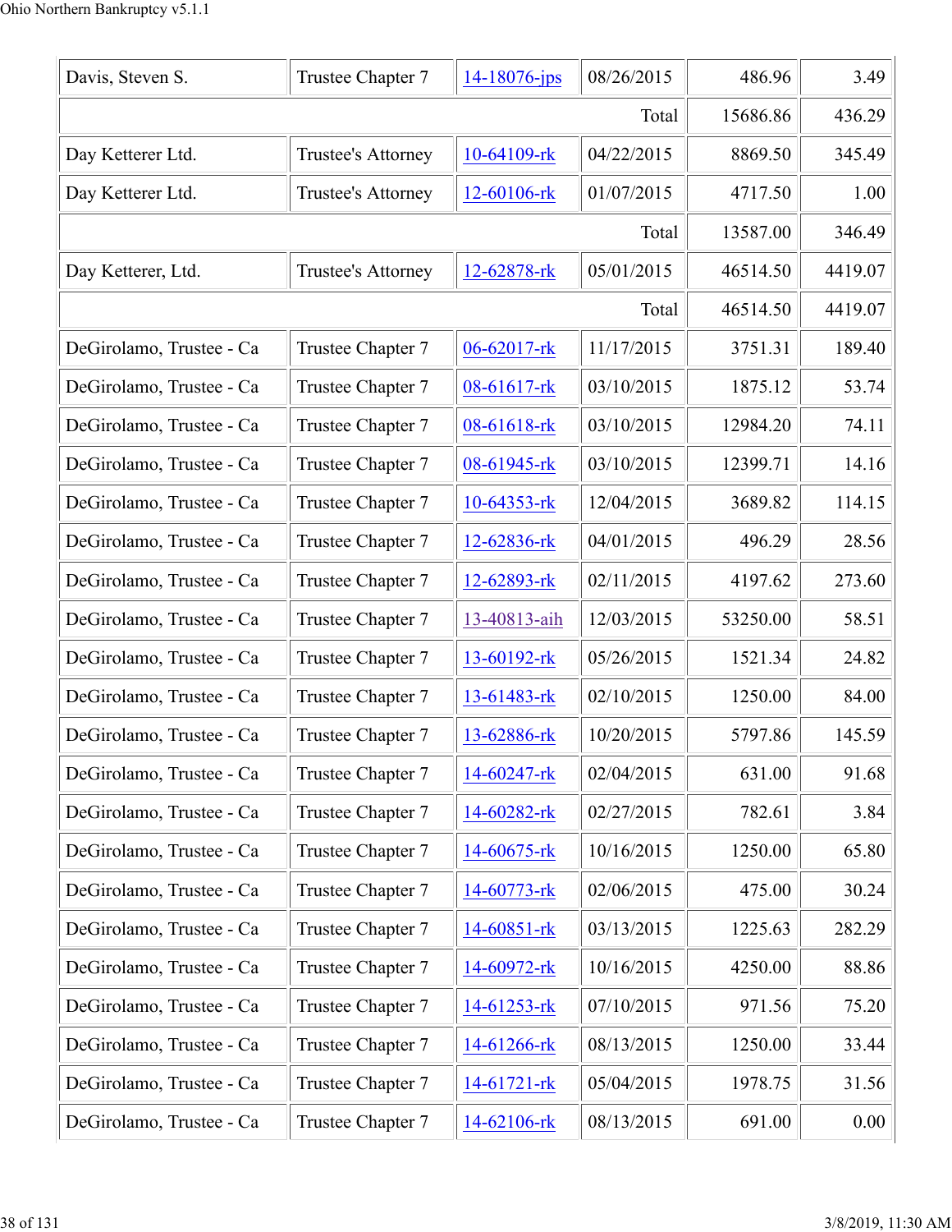| Davis, Steven S. | Trustee Chapter 7 | 14-18076-jps | 08/26/2015 | 486.96 | 3.49 |
|---|---|---|---|---|---|
| | | | Total | 15686.86 | 436.29 |
| Day Ketterer Ltd. | Trustee's Attorney | 10-64109-rk | 04/22/2015 | 8869.50 | 345.49 |
| Day Ketterer Ltd. | Trustee's Attorney | 12-60106-rk | 01/07/2015 | 4717.50 | 1.00 |
| | | | Total | 13587.00 | 346.49 |
| Day Ketterer, Ltd. | Trustee's Attorney | 12-62878-rk | 05/01/2015 | 46514.50 | 4419.07 |
| | | | Total | 46514.50 | 4419.07 |
| DeGirolamo, Trustee - Ca | Trustee Chapter 7 | 06-62017-rk | 11/17/2015 | 3751.31 | 189.40 |
| DeGirolamo, Trustee - Ca | Trustee Chapter 7 | 08-61617-rk | 03/10/2015 | 1875.12 | 53.74 |
| DeGirolamo, Trustee - Ca | Trustee Chapter 7 | 08-61618-rk | 03/10/2015 | 12984.20 | 74.11 |
| DeGirolamo, Trustee - Ca | Trustee Chapter 7 | 08-61945-rk | 03/10/2015 | 12399.71 | 14.16 |
| DeGirolamo, Trustee - Ca | Trustee Chapter 7 | 10-64353-rk | 12/04/2015 | 3689.82 | 114.15 |
| DeGirolamo, Trustee - Ca | Trustee Chapter 7 | 12-62836-rk | 04/01/2015 | 496.29 | 28.56 |
| DeGirolamo, Trustee - Ca | Trustee Chapter 7 | 12-62893-rk | 02/11/2015 | 4197.62 | 273.60 |
| DeGirolamo, Trustee - Ca | Trustee Chapter 7 | 13-40813-aih | 12/03/2015 | 53250.00 | 58.51 |
| DeGirolamo, Trustee - Ca | Trustee Chapter 7 | 13-60192-rk | 05/26/2015 | 1521.34 | 24.82 |
| DeGirolamo, Trustee - Ca | Trustee Chapter 7 | 13-61483-rk | 02/10/2015 | 1250.00 | 84.00 |
| DeGirolamo, Trustee - Ca | Trustee Chapter 7 | 13-62886-rk | 10/20/2015 | 5797.86 | 145.59 |
| DeGirolamo, Trustee - Ca | Trustee Chapter 7 | 14-60247-rk | 02/04/2015 | 631.00 | 91.68 |
| DeGirolamo, Trustee - Ca | Trustee Chapter 7 | 14-60282-rk | 02/27/2015 | 782.61 | 3.84 |
| DeGirolamo, Trustee - Ca | Trustee Chapter 7 | 14-60675-rk | 10/16/2015 | 1250.00 | 65.80 |
| DeGirolamo, Trustee - Ca | Trustee Chapter 7 | 14-60773-rk | 02/06/2015 | 475.00 | 30.24 |
| DeGirolamo, Trustee - Ca | Trustee Chapter 7 | 14-60851-rk | 03/13/2015 | 1225.63 | 282.29 |
| DeGirolamo, Trustee - Ca | Trustee Chapter 7 | 14-60972-rk | 10/16/2015 | 4250.00 | 88.86 |
| DeGirolamo, Trustee - Ca | Trustee Chapter 7 | 14-61253-rk | 07/10/2015 | 971.56 | 75.20 |
| DeGirolamo, Trustee - Ca | Trustee Chapter 7 | 14-61266-rk | 08/13/2015 | 1250.00 | 33.44 |
| DeGirolamo, Trustee - Ca | Trustee Chapter 7 | 14-61721-rk | 05/04/2015 | 1978.75 | 31.56 |
| DeGirolamo, Trustee - Ca | Trustee Chapter 7 | 14-62106-rk | 08/13/2015 | 691.00 | 0.00 |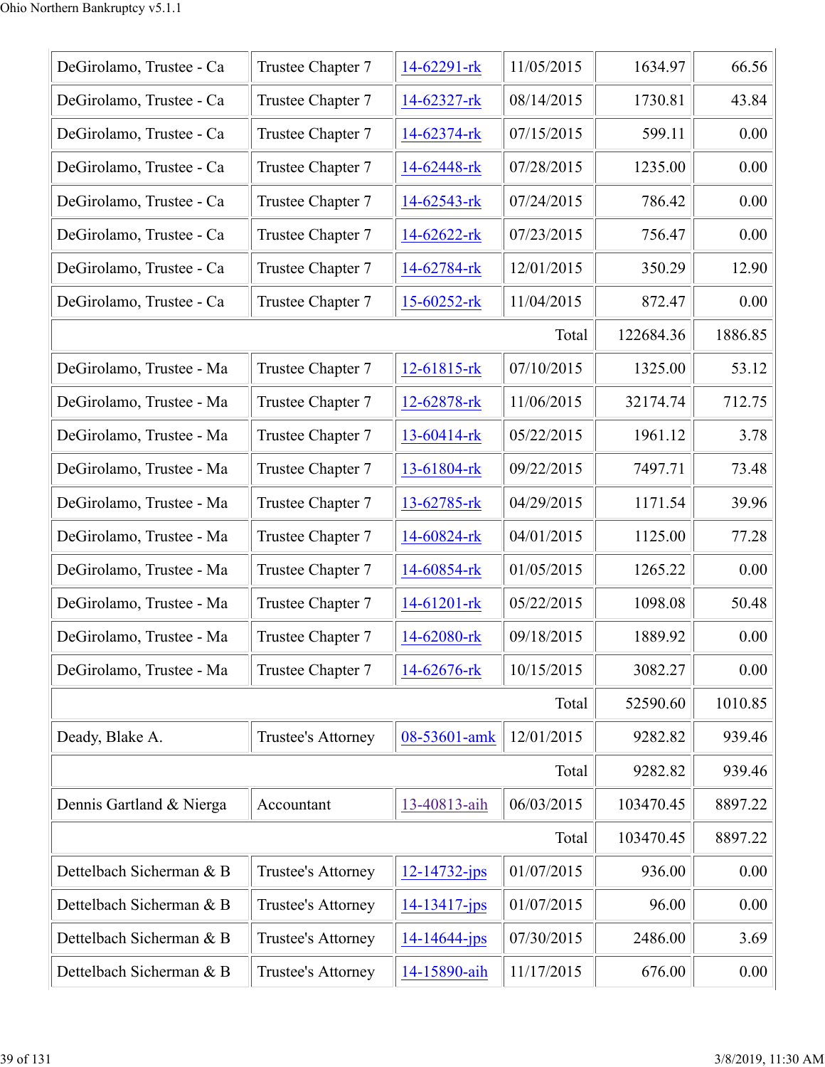| | | | | | |
|---|---|---|---|---|---|
| DeGirolamo, Trustee - Ca | Trustee Chapter 7 | 14-62291-rk | 11/05/2015 | 1634.97 | 66.56 |
| DeGirolamo, Trustee - Ca | Trustee Chapter 7 | 14-62327-rk | 08/14/2015 | 1730.81 | 43.84 |
| DeGirolamo, Trustee - Ca | Trustee Chapter 7 | 14-62374-rk | 07/15/2015 | 599.11 | 0.00 |
| DeGirolamo, Trustee - Ca | Trustee Chapter 7 | 14-62448-rk | 07/28/2015 | 1235.00 | 0.00 |
| DeGirolamo, Trustee - Ca | Trustee Chapter 7 | 14-62543-rk | 07/24/2015 | 786.42 | 0.00 |
| DeGirolamo, Trustee - Ca | Trustee Chapter 7 | 14-62622-rk | 07/23/2015 | 756.47 | 0.00 |
| DeGirolamo, Trustee - Ca | Trustee Chapter 7 | 14-62784-rk | 12/01/2015 | 350.29 | 12.90 |
| DeGirolamo, Trustee - Ca | Trustee Chapter 7 | 15-60252-rk | 11/04/2015 | 872.47 | 0.00 |
| | | | Total | 122684.36 | 1886.85 |
| DeGirolamo, Trustee - Ma | Trustee Chapter 7 | 12-61815-rk | 07/10/2015 | 1325.00 | 53.12 |
| DeGirolamo, Trustee - Ma | Trustee Chapter 7 | 12-62878-rk | 11/06/2015 | 32174.74 | 712.75 |
| DeGirolamo, Trustee - Ma | Trustee Chapter 7 | 13-60414-rk | 05/22/2015 | 1961.12 | 3.78 |
| DeGirolamo, Trustee - Ma | Trustee Chapter 7 | 13-61804-rk | 09/22/2015 | 7497.71 | 73.48 |
| DeGirolamo, Trustee - Ma | Trustee Chapter 7 | 13-62785-rk | 04/29/2015 | 1171.54 | 39.96 |
| DeGirolamo, Trustee - Ma | Trustee Chapter 7 | 14-60824-rk | 04/01/2015 | 1125.00 | 77.28 |
| DeGirolamo, Trustee - Ma | Trustee Chapter 7 | 14-60854-rk | 01/05/2015 | 1265.22 | 0.00 |
| DeGirolamo, Trustee - Ma | Trustee Chapter 7 | 14-61201-rk | 05/22/2015 | 1098.08 | 50.48 |
| DeGirolamo, Trustee - Ma | Trustee Chapter 7 | 14-62080-rk | 09/18/2015 | 1889.92 | 0.00 |
| DeGirolamo, Trustee - Ma | Trustee Chapter 7 | 14-62676-rk | 10/15/2015 | 3082.27 | 0.00 |
| | | | Total | 52590.60 | 1010.85 |
| Deady, Blake A. | Trustee's Attorney | 08-53601-amk | 12/01/2015 | 9282.82 | 939.46 |
| | | | Total | 9282.82 | 939.46 |
| Dennis Gartland & Nierga | Accountant | 13-40813-aih | 06/03/2015 | 103470.45 | 8897.22 |
| | | | Total | 103470.45 | 8897.22 |
| Dettelbach Sicherman & B | Trustee's Attorney | 12-14732-jps | 01/07/2015 | 936.00 | 0.00 |
| Dettelbach Sicherman & B | Trustee's Attorney | 14-13417-jps | 01/07/2015 | 96.00 | 0.00 |
| Dettelbach Sicherman & B | Trustee's Attorney | 14-14644-jps | 07/30/2015 | 2486.00 | 3.69 |
| Dettelbach Sicherman & B | Trustee's Attorney | 14-15890-aih | 11/17/2015 | 676.00 | 0.00 |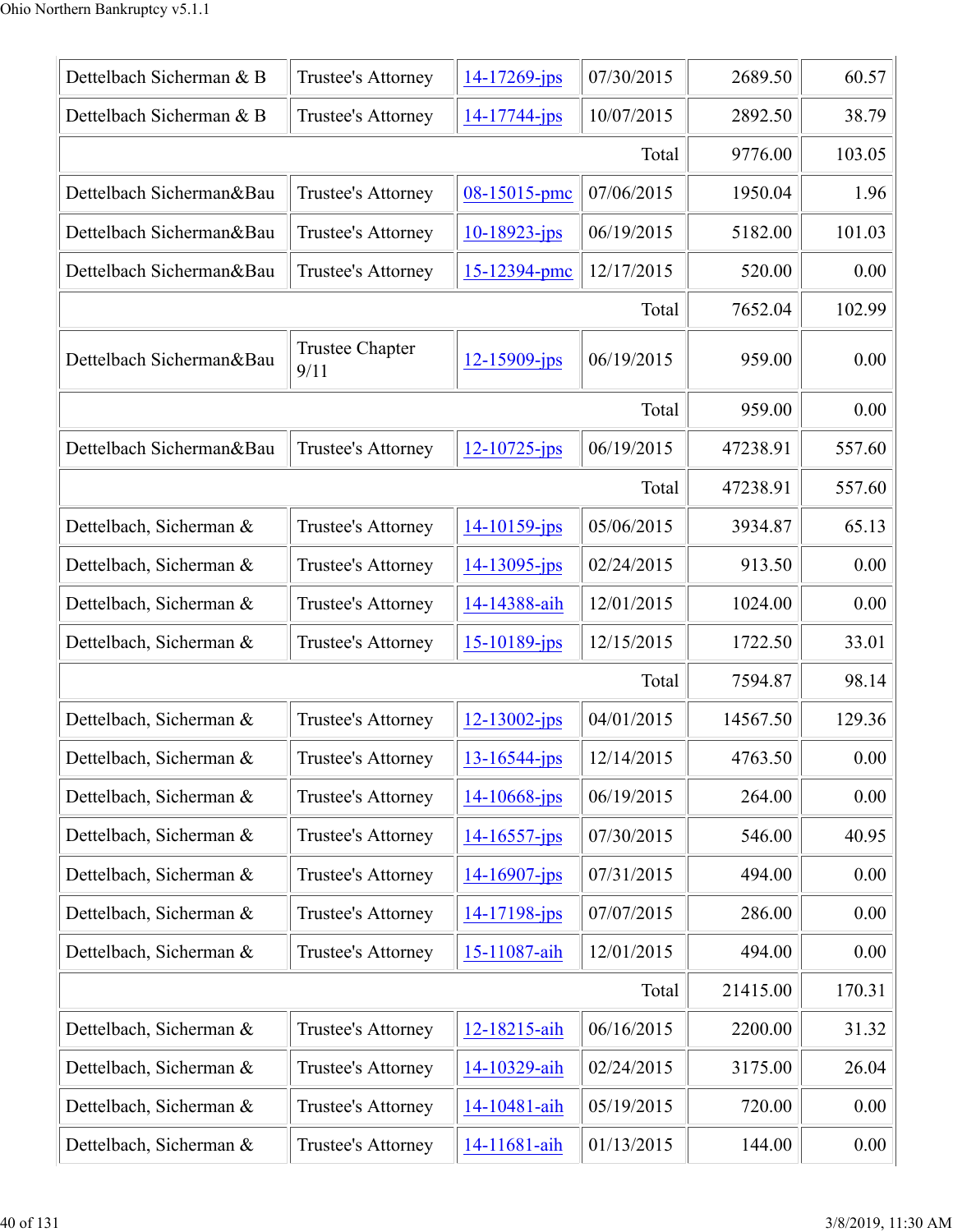| | | | | | |
|---|---|---|---|---|---|
| Dettelbach Sicherman & B | Trustee's Attorney | 14-17269-jps | 07/30/2015 | 2689.50 | 60.57 |
| Dettelbach Sicherman & B | Trustee's Attorney | 14-17744-jps | 10/07/2015 | 2892.50 | 38.79 |
| | | | Total | 9776.00 | 103.05 |
| Dettelbach Sicherman&Bau | Trustee's Attorney | 08-15015-pmc | 07/06/2015 | 1950.04 | 1.96 |
| Dettelbach Sicherman&Bau | Trustee's Attorney | 10-18923-jps | 06/19/2015 | 5182.00 | 101.03 |
| Dettelbach Sicherman&Bau | Trustee's Attorney | 15-12394-pmc | 12/17/2015 | 520.00 | 0.00 |
| | | | Total | 7652.04 | 102.99 |
| Dettelbach Sicherman&Bau | Trustee Chapter 9/11 | 12-15909-jps | 06/19/2015 | 959.00 | 0.00 |
| | | | Total | 959.00 | 0.00 |
| Dettelbach Sicherman&Bau | Trustee's Attorney | 12-10725-jps | 06/19/2015 | 47238.91 | 557.60 |
| | | | Total | 47238.91 | 557.60 |
| Dettelbach, Sicherman & | Trustee's Attorney | 14-10159-jps | 05/06/2015 | 3934.87 | 65.13 |
| Dettelbach, Sicherman & | Trustee's Attorney | 14-13095-jps | 02/24/2015 | 913.50 | 0.00 |
| Dettelbach, Sicherman & | Trustee's Attorney | 14-14388-aih | 12/01/2015 | 1024.00 | 0.00 |
| Dettelbach, Sicherman & | Trustee's Attorney | 15-10189-jps | 12/15/2015 | 1722.50 | 33.01 |
| | | | Total | 7594.87 | 98.14 |
| Dettelbach, Sicherman & | Trustee's Attorney | 12-13002-jps | 04/01/2015 | 14567.50 | 129.36 |
| Dettelbach, Sicherman & | Trustee's Attorney | 13-16544-jps | 12/14/2015 | 4763.50 | 0.00 |
| Dettelbach, Sicherman & | Trustee's Attorney | 14-10668-jps | 06/19/2015 | 264.00 | 0.00 |
| Dettelbach, Sicherman & | Trustee's Attorney | 14-16557-jps | 07/30/2015 | 546.00 | 40.95 |
| Dettelbach, Sicherman & | Trustee's Attorney | 14-16907-jps | 07/31/2015 | 494.00 | 0.00 |
| Dettelbach, Sicherman & | Trustee's Attorney | 14-17198-jps | 07/07/2015 | 286.00 | 0.00 |
| Dettelbach, Sicherman & | Trustee's Attorney | 15-11087-aih | 12/01/2015 | 494.00 | 0.00 |
| | | | Total | 21415.00 | 170.31 |
| Dettelbach, Sicherman & | Trustee's Attorney | 12-18215-aih | 06/16/2015 | 2200.00 | 31.32 |
| Dettelbach, Sicherman & | Trustee's Attorney | 14-10329-aih | 02/24/2015 | 3175.00 | 26.04 |
| Dettelbach, Sicherman & | Trustee's Attorney | 14-10481-aih | 05/19/2015 | 720.00 | 0.00 |
| Dettelbach, Sicherman & | Trustee's Attorney | 14-11681-aih | 01/13/2015 | 144.00 | 0.00 |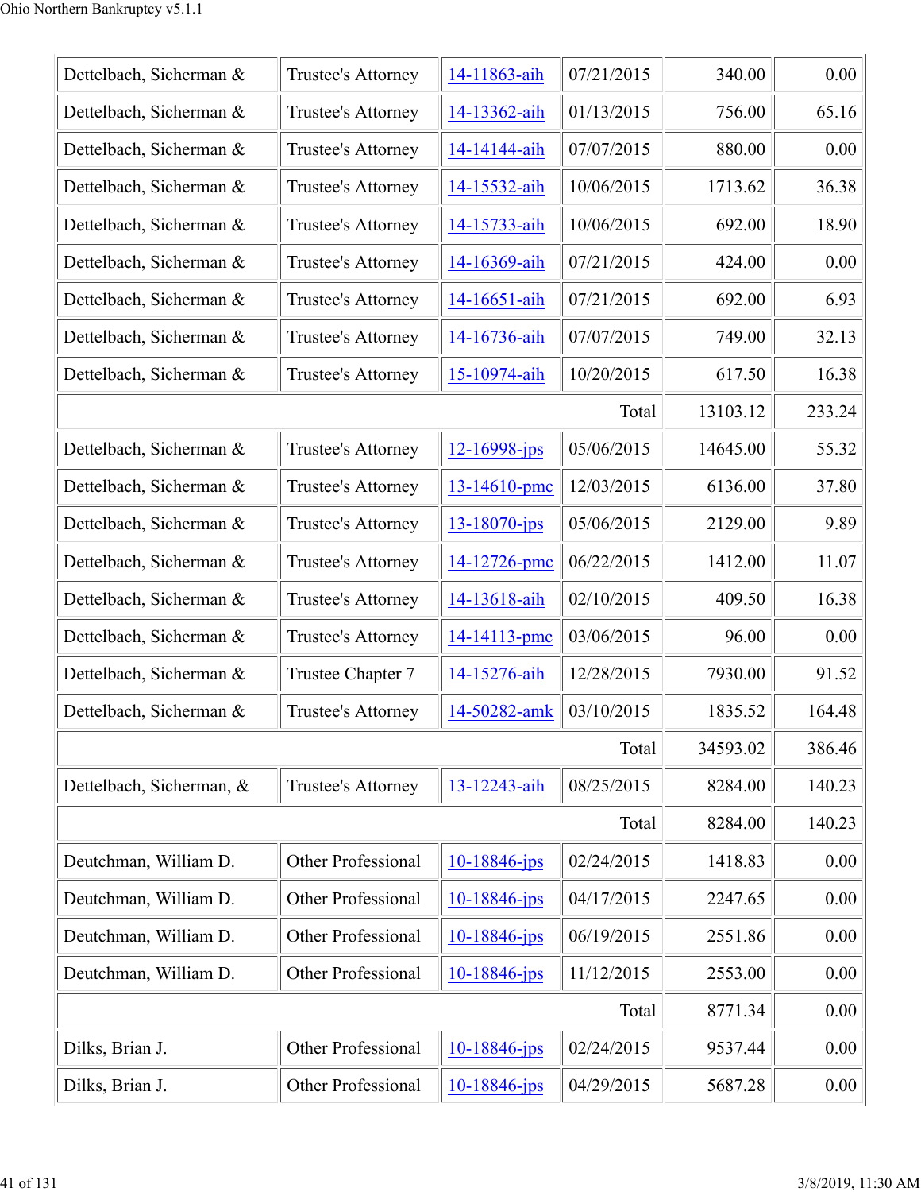| | | | | | |
|---|---|---|---|---|---|
| Dettelbach, Sicherman & | Trustee's Attorney | 14-11863-aih | 07/21/2015 | 340.00 | 0.00 |
| Dettelbach, Sicherman & | Trustee's Attorney | 14-13362-aih | 01/13/2015 | 756.00 | 65.16 |
| Dettelbach, Sicherman & | Trustee's Attorney | 14-14144-aih | 07/07/2015 | 880.00 | 0.00 |
| Dettelbach, Sicherman & | Trustee's Attorney | 14-15532-aih | 10/06/2015 | 1713.62 | 36.38 |
| Dettelbach, Sicherman & | Trustee's Attorney | 14-15733-aih | 10/06/2015 | 692.00 | 18.90 |
| Dettelbach, Sicherman & | Trustee's Attorney | 14-16369-aih | 07/21/2015 | 424.00 | 0.00 |
| Dettelbach, Sicherman & | Trustee's Attorney | 14-16651-aih | 07/21/2015 | 692.00 | 6.93 |
| Dettelbach, Sicherman & | Trustee's Attorney | 14-16736-aih | 07/07/2015 | 749.00 | 32.13 |
| Dettelbach, Sicherman & | Trustee's Attorney | 15-10974-aih | 10/20/2015 | 617.50 | 16.38 |
| | | | Total | 13103.12 | 233.24 |
| Dettelbach, Sicherman & | Trustee's Attorney | 12-16998-jps | 05/06/2015 | 14645.00 | 55.32 |
| Dettelbach, Sicherman & | Trustee's Attorney | 13-14610-pmc | 12/03/2015 | 6136.00 | 37.80 |
| Dettelbach, Sicherman & | Trustee's Attorney | 13-18070-jps | 05/06/2015 | 2129.00 | 9.89 |
| Dettelbach, Sicherman & | Trustee's Attorney | 14-12726-pmc | 06/22/2015 | 1412.00 | 11.07 |
| Dettelbach, Sicherman & | Trustee's Attorney | 14-13618-aih | 02/10/2015 | 409.50 | 16.38 |
| Dettelbach, Sicherman & | Trustee's Attorney | 14-14113-pmc | 03/06/2015 | 96.00 | 0.00 |
| Dettelbach, Sicherman & | Trustee Chapter 7 | 14-15276-aih | 12/28/2015 | 7930.00 | 91.52 |
| Dettelbach, Sicherman & | Trustee's Attorney | 14-50282-amk | 03/10/2015 | 1835.52 | 164.48 |
| | | | Total | 34593.02 | 386.46 |
| Dettelbach, Sicherman, & | Trustee's Attorney | 13-12243-aih | 08/25/2015 | 8284.00 | 140.23 |
| | | | Total | 8284.00 | 140.23 |
| Deutchman, William D. | Other Professional | 10-18846-jps | 02/24/2015 | 1418.83 | 0.00 |
| Deutchman, William D. | Other Professional | 10-18846-jps | 04/17/2015 | 2247.65 | 0.00 |
| Deutchman, William D. | Other Professional | 10-18846-jps | 06/19/2015 | 2551.86 | 0.00 |
| Deutchman, William D. | Other Professional | 10-18846-jps | 11/12/2015 | 2553.00 | 0.00 |
| | | | Total | 8771.34 | 0.00 |
| Dilks, Brian J. | Other Professional | 10-18846-jps | 02/24/2015 | 9537.44 | 0.00 |
| Dilks, Brian J. | Other Professional | 10-18846-jps | 04/29/2015 | 5687.28 | 0.00 |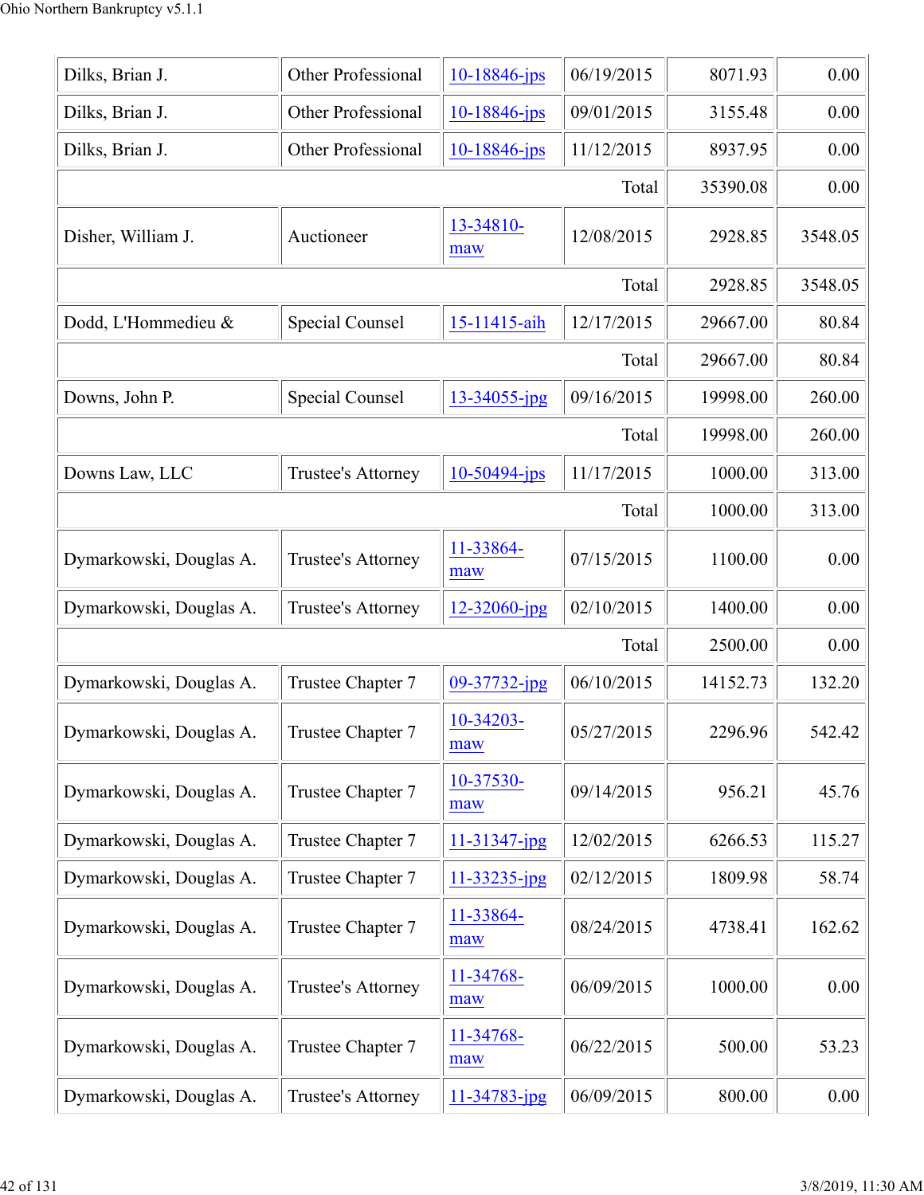| | | | | | |
|---|---|---|---|---|---|
| Dilks, Brian J. | Other Professional | 10-18846-jps | 06/19/2015 | 8071.93 | 0.00 |
| Dilks, Brian J. | Other Professional | 10-18846-jps | 09/01/2015 | 3155.48 | 0.00 |
| Dilks, Brian J. | Other Professional | 10-18846-jps | 11/12/2015 | 8937.95 | 0.00 |
| | | | Total | 35390.08 | 0.00 |
| Disher, William J. | Auctioneer | 13-34810-maw | 12/08/2015 | 2928.85 | 3548.05 |
| | | | Total | 2928.85 | 3548.05 |
| Dodd, L'Hommedieu & | Special Counsel | 15-11415-aih | 12/17/2015 | 29667.00 | 80.84 |
| | | | Total | 29667.00 | 80.84 |
| Downs, John P. | Special Counsel | 13-34055-jpg | 09/16/2015 | 19998.00 | 260.00 |
| | | | Total | 19998.00 | 260.00 |
| Downs Law, LLC | Trustee's Attorney | 10-50494-jps | 11/17/2015 | 1000.00 | 313.00 |
| | | | Total | 1000.00 | 313.00 |
| Dymarkowski, Douglas A. | Trustee's Attorney | 11-33864-maw | 07/15/2015 | 1100.00 | 0.00 |
| Dymarkowski, Douglas A. | Trustee's Attorney | 12-32060-jpg | 02/10/2015 | 1400.00 | 0.00 |
| | | | Total | 2500.00 | 0.00 |
| Dymarkowski, Douglas A. | Trustee Chapter 7 | 09-37732-jpg | 06/10/2015 | 14152.73 | 132.20 |
| Dymarkowski, Douglas A. | Trustee Chapter 7 | 10-34203-maw | 05/27/2015 | 2296.96 | 542.42 |
| Dymarkowski, Douglas A. | Trustee Chapter 7 | 10-37530-maw | 09/14/2015 | 956.21 | 45.76 |
| Dymarkowski, Douglas A. | Trustee Chapter 7 | 11-31347-jpg | 12/02/2015 | 6266.53 | 115.27 |
| Dymarkowski, Douglas A. | Trustee Chapter 7 | 11-33235-jpg | 02/12/2015 | 1809.98 | 58.74 |
| Dymarkowski, Douglas A. | Trustee Chapter 7 | 11-33864-maw | 08/24/2015 | 4738.41 | 162.62 |
| Dymarkowski, Douglas A. | Trustee's Attorney | 11-34768-maw | 06/09/2015 | 1000.00 | 0.00 |
| Dymarkowski, Douglas A. | Trustee Chapter 7 | 11-34768-maw | 06/22/2015 | 500.00 | 53.23 |
| Dymarkowski, Douglas A. | Trustee's Attorney | 11-34783-jpg | 06/09/2015 | 800.00 | 0.00 |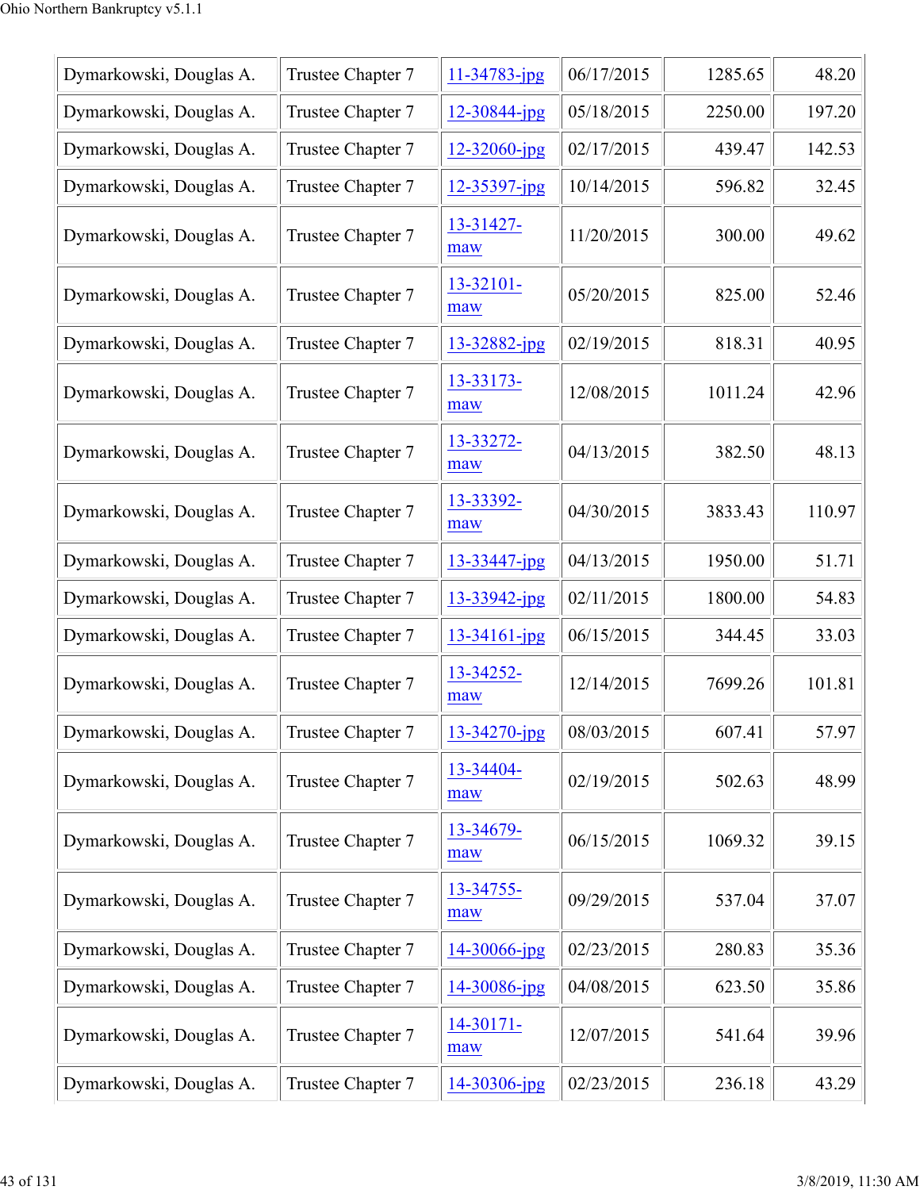| Dymarkowski, Douglas A. | Trustee Chapter 7 | 11-34783-jpg | 06/17/2015 | 1285.65 | 48.20 |
|---|---|---|---|---|---|
| Dymarkowski, Douglas A. | Trustee Chapter 7 | 12-30844-jpg | 05/18/2015 | 2250.00 | 197.20 |
| Dymarkowski, Douglas A. | Trustee Chapter 7 | 12-32060-jpg | 02/17/2015 | 439.47 | 142.53 |
| Dymarkowski, Douglas A. | Trustee Chapter 7 | 12-35397-jpg | 10/14/2015 | 596.82 | 32.45 |
| Dymarkowski, Douglas A. | Trustee Chapter 7 | 13-31427-maw | 11/20/2015 | 300.00 | 49.62 |
| Dymarkowski, Douglas A. | Trustee Chapter 7 | 13-32101-maw | 05/20/2015 | 825.00 | 52.46 |
| Dymarkowski, Douglas A. | Trustee Chapter 7 | 13-32882-jpg | 02/19/2015 | 818.31 | 40.95 |
| Dymarkowski, Douglas A. | Trustee Chapter 7 | 13-33173-maw | 12/08/2015 | 1011.24 | 42.96 |
| Dymarkowski, Douglas A. | Trustee Chapter 7 | 13-33272-maw | 04/13/2015 | 382.50 | 48.13 |
| Dymarkowski, Douglas A. | Trustee Chapter 7 | 13-33392-maw | 04/30/2015 | 3833.43 | 110.97 |
| Dymarkowski, Douglas A. | Trustee Chapter 7 | 13-33447-jpg | 04/13/2015 | 1950.00 | 51.71 |
| Dymarkowski, Douglas A. | Trustee Chapter 7 | 13-33942-jpg | 02/11/2015 | 1800.00 | 54.83 |
| Dymarkowski, Douglas A. | Trustee Chapter 7 | 13-34161-jpg | 06/15/2015 | 344.45 | 33.03 |
| Dymarkowski, Douglas A. | Trustee Chapter 7 | 13-34252-maw | 12/14/2015 | 7699.26 | 101.81 |
| Dymarkowski, Douglas A. | Trustee Chapter 7 | 13-34270-jpg | 08/03/2015 | 607.41 | 57.97 |
| Dymarkowski, Douglas A. | Trustee Chapter 7 | 13-34404-maw | 02/19/2015 | 502.63 | 48.99 |
| Dymarkowski, Douglas A. | Trustee Chapter 7 | 13-34679-maw | 06/15/2015 | 1069.32 | 39.15 |
| Dymarkowski, Douglas A. | Trustee Chapter 7 | 13-34755-maw | 09/29/2015 | 537.04 | 37.07 |
| Dymarkowski, Douglas A. | Trustee Chapter 7 | 14-30066-jpg | 02/23/2015 | 280.83 | 35.36 |
| Dymarkowski, Douglas A. | Trustee Chapter 7 | 14-30086-jpg | 04/08/2015 | 623.50 | 35.86 |
| Dymarkowski, Douglas A. | Trustee Chapter 7 | 14-30171-maw | 12/07/2015 | 541.64 | 39.96 |
| Dymarkowski, Douglas A. | Trustee Chapter 7 | 14-30306-jpg | 02/23/2015 | 236.18 | 43.29 |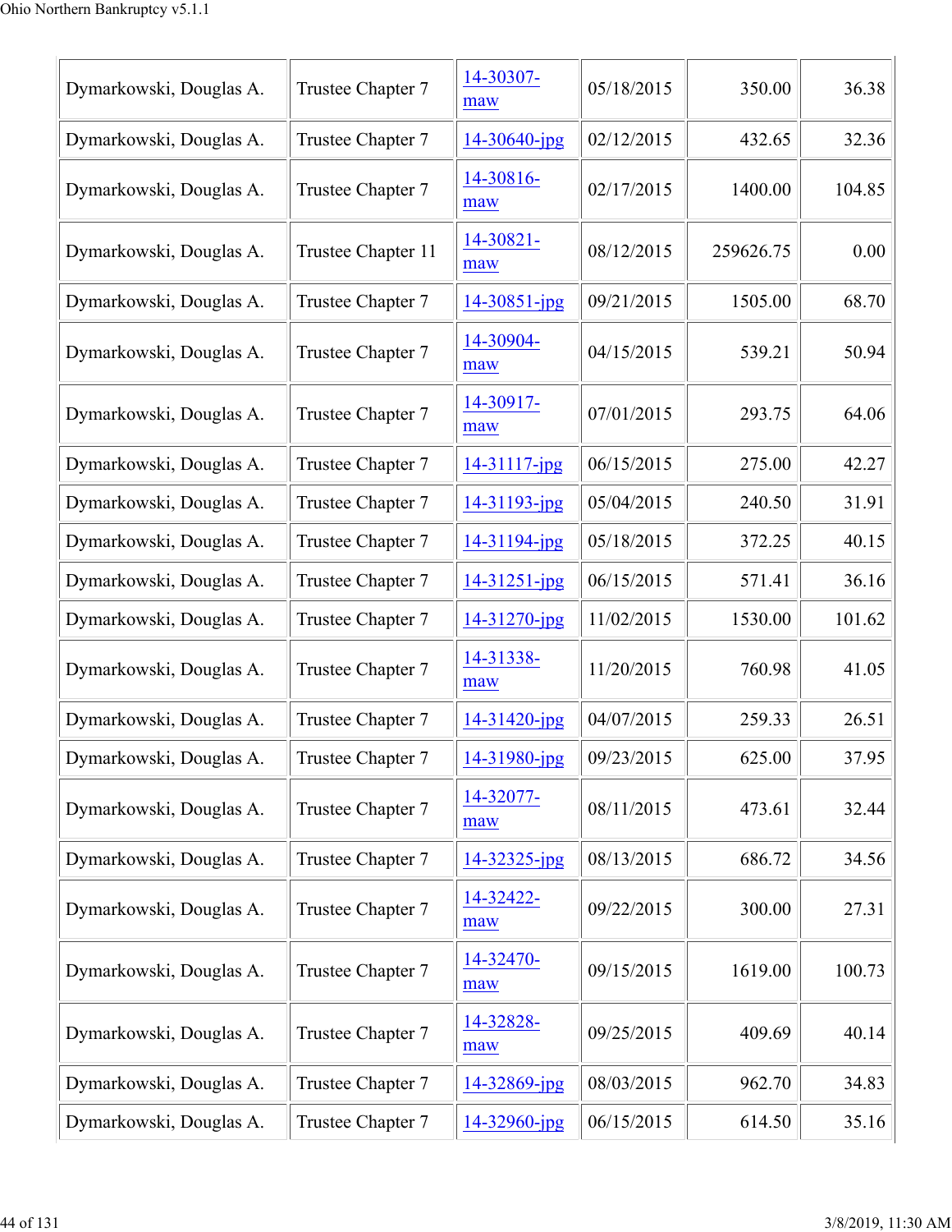| | | | | | |
|---|---|---|---|---|---|
| Dymarkowski, Douglas A. | Trustee Chapter 7 | 14-30307-maw | 05/18/2015 | 350.00 | 36.38 |
| Dymarkowski, Douglas A. | Trustee Chapter 7 | 14-30640-jpg | 02/12/2015 | 432.65 | 32.36 |
| Dymarkowski, Douglas A. | Trustee Chapter 7 | 14-30816-maw | 02/17/2015 | 1400.00 | 104.85 |
| Dymarkowski, Douglas A. | Trustee Chapter 11 | 14-30821-maw | 08/12/2015 | 259626.75 | 0.00 |
| Dymarkowski, Douglas A. | Trustee Chapter 7 | 14-30851-jpg | 09/21/2015 | 1505.00 | 68.70 |
| Dymarkowski, Douglas A. | Trustee Chapter 7 | 14-30904-maw | 04/15/2015 | 539.21 | 50.94 |
| Dymarkowski, Douglas A. | Trustee Chapter 7 | 14-30917-maw | 07/01/2015 | 293.75 | 64.06 |
| Dymarkowski, Douglas A. | Trustee Chapter 7 | 14-31117-jpg | 06/15/2015 | 275.00 | 42.27 |
| Dymarkowski, Douglas A. | Trustee Chapter 7 | 14-31193-jpg | 05/04/2015 | 240.50 | 31.91 |
| Dymarkowski, Douglas A. | Trustee Chapter 7 | 14-31194-jpg | 05/18/2015 | 372.25 | 40.15 |
| Dymarkowski, Douglas A. | Trustee Chapter 7 | 14-31251-jpg | 06/15/2015 | 571.41 | 36.16 |
| Dymarkowski, Douglas A. | Trustee Chapter 7 | 14-31270-jpg | 11/02/2015 | 1530.00 | 101.62 |
| Dymarkowski, Douglas A. | Trustee Chapter 7 | 14-31338-maw | 11/20/2015 | 760.98 | 41.05 |
| Dymarkowski, Douglas A. | Trustee Chapter 7 | 14-31420-jpg | 04/07/2015 | 259.33 | 26.51 |
| Dymarkowski, Douglas A. | Trustee Chapter 7 | 14-31980-jpg | 09/23/2015 | 625.00 | 37.95 |
| Dymarkowski, Douglas A. | Trustee Chapter 7 | 14-32077-maw | 08/11/2015 | 473.61 | 32.44 |
| Dymarkowski, Douglas A. | Trustee Chapter 7 | 14-32325-jpg | 08/13/2015 | 686.72 | 34.56 |
| Dymarkowski, Douglas A. | Trustee Chapter 7 | 14-32422-maw | 09/22/2015 | 300.00 | 27.31 |
| Dymarkowski, Douglas A. | Trustee Chapter 7 | 14-32470-maw | 09/15/2015 | 1619.00 | 100.73 |
| Dymarkowski, Douglas A. | Trustee Chapter 7 | 14-32828-maw | 09/25/2015 | 409.69 | 40.14 |
| Dymarkowski, Douglas A. | Trustee Chapter 7 | 14-32869-jpg | 08/03/2015 | 962.70 | 34.83 |
| Dymarkowski, Douglas A. | Trustee Chapter 7 | 14-32960-jpg | 06/15/2015 | 614.50 | 35.16 |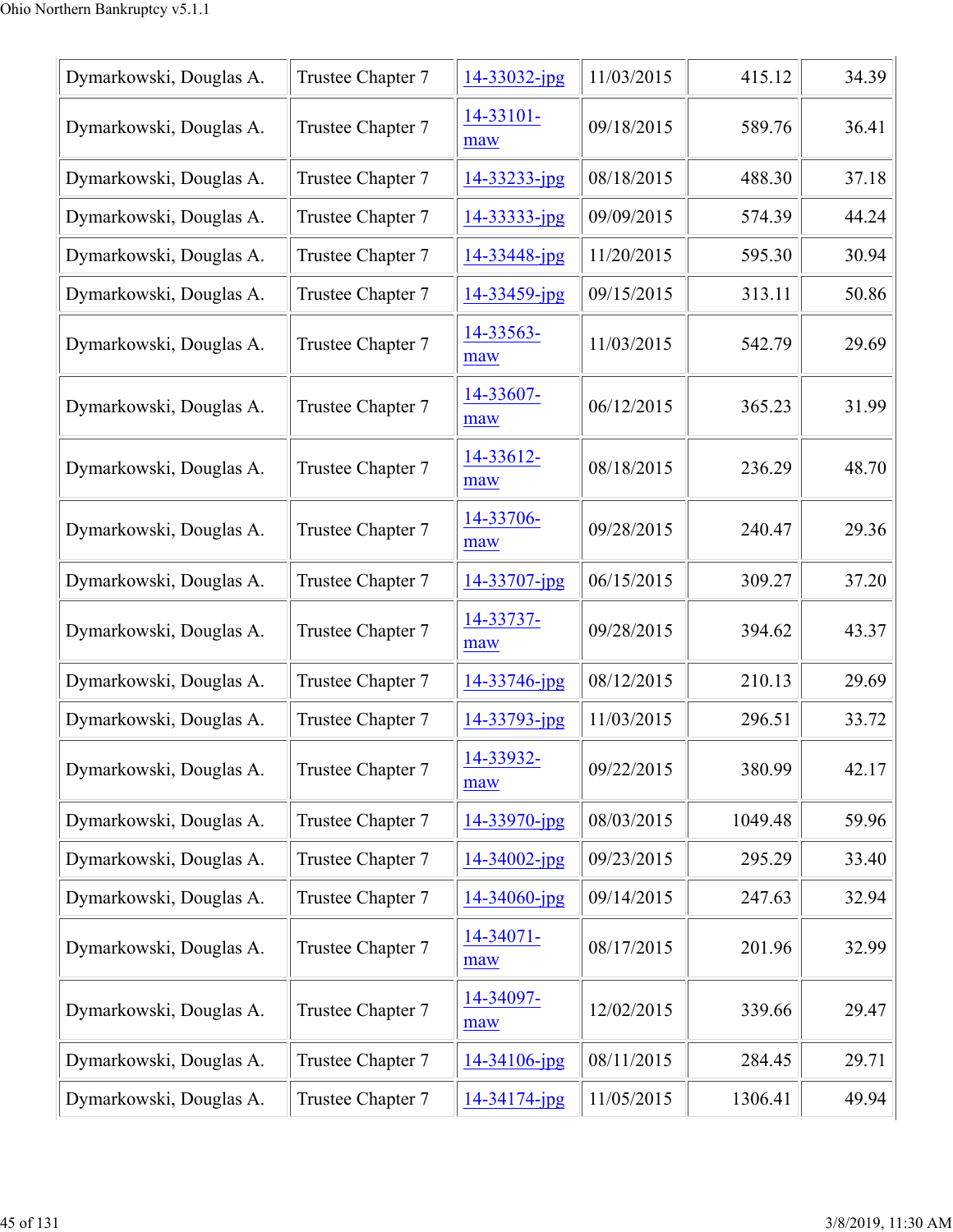| Dymarkowski, Douglas A. | Trustee Chapter 7 | 14-33032-jpg | 11/03/2015 | 415.12 | 34.39 |
|---|---|---|---|---|---|
| Dymarkowski, Douglas A. | Trustee Chapter 7 | 14-33101-maw | 09/18/2015 | 589.76 | 36.41 |
| Dymarkowski, Douglas A. | Trustee Chapter 7 | 14-33233-jpg | 08/18/2015 | 488.30 | 37.18 |
| Dymarkowski, Douglas A. | Trustee Chapter 7 | 14-33333-jpg | 09/09/2015 | 574.39 | 44.24 |
| Dymarkowski, Douglas A. | Trustee Chapter 7 | 14-33448-jpg | 11/20/2015 | 595.30 | 30.94 |
| Dymarkowski, Douglas A. | Trustee Chapter 7 | 14-33459-jpg | 09/15/2015 | 313.11 | 50.86 |
| Dymarkowski, Douglas A. | Trustee Chapter 7 | 14-33563-maw | 11/03/2015 | 542.79 | 29.69 |
| Dymarkowski, Douglas A. | Trustee Chapter 7 | 14-33607-maw | 06/12/2015 | 365.23 | 31.99 |
| Dymarkowski, Douglas A. | Trustee Chapter 7 | 14-33612-maw | 08/18/2015 | 236.29 | 48.70 |
| Dymarkowski, Douglas A. | Trustee Chapter 7 | 14-33706-maw | 09/28/2015 | 240.47 | 29.36 |
| Dymarkowski, Douglas A. | Trustee Chapter 7 | 14-33707-jpg | 06/15/2015 | 309.27 | 37.20 |
| Dymarkowski, Douglas A. | Trustee Chapter 7 | 14-33737-maw | 09/28/2015 | 394.62 | 43.37 |
| Dymarkowski, Douglas A. | Trustee Chapter 7 | 14-33746-jpg | 08/12/2015 | 210.13 | 29.69 |
| Dymarkowski, Douglas A. | Trustee Chapter 7 | 14-33793-jpg | 11/03/2015 | 296.51 | 33.72 |
| Dymarkowski, Douglas A. | Trustee Chapter 7 | 14-33932-maw | 09/22/2015 | 380.99 | 42.17 |
| Dymarkowski, Douglas A. | Trustee Chapter 7 | 14-33970-jpg | 08/03/2015 | 1049.48 | 59.96 |
| Dymarkowski, Douglas A. | Trustee Chapter 7 | 14-34002-jpg | 09/23/2015 | 295.29 | 33.40 |
| Dymarkowski, Douglas A. | Trustee Chapter 7 | 14-34060-jpg | 09/14/2015 | 247.63 | 32.94 |
| Dymarkowski, Douglas A. | Trustee Chapter 7 | 14-34071-maw | 08/17/2015 | 201.96 | 32.99 |
| Dymarkowski, Douglas A. | Trustee Chapter 7 | 14-34097-maw | 12/02/2015 | 339.66 | 29.47 |
| Dymarkowski, Douglas A. | Trustee Chapter 7 | 14-34106-jpg | 08/11/2015 | 284.45 | 29.71 |
| Dymarkowski, Douglas A. | Trustee Chapter 7 | 14-34174-jpg | 11/05/2015 | 1306.41 | 49.94 |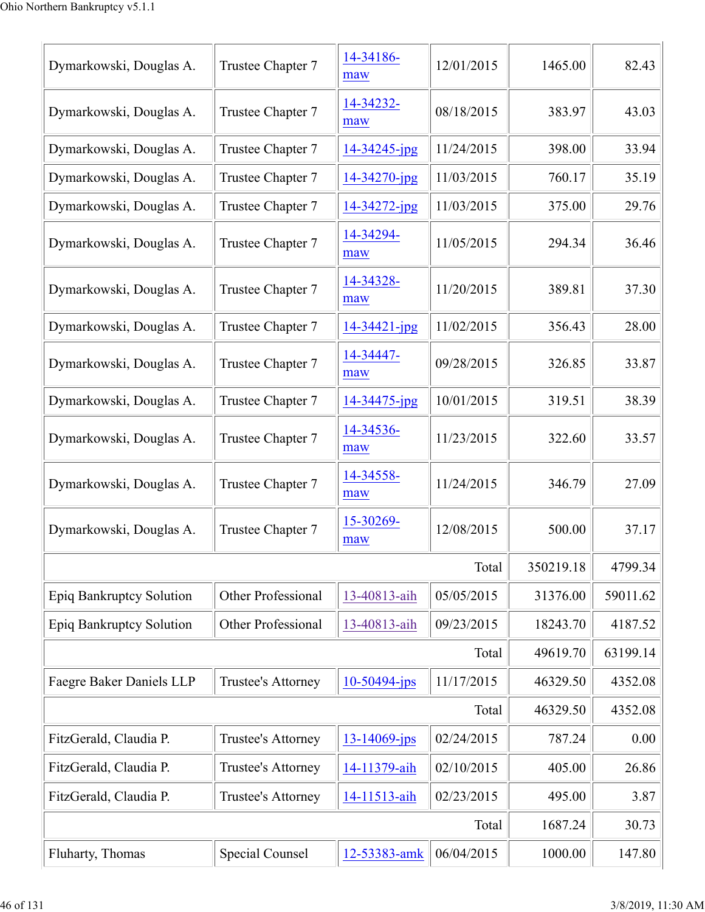| | | | | | |
|---|---|---|---|---|---|
| Dymarkowski, Douglas A. | Trustee Chapter 7 | 14-34186-maw | 12/01/2015 | 1465.00 | 82.43 |
| Dymarkowski, Douglas A. | Trustee Chapter 7 | 14-34232-maw | 08/18/2015 | 383.97 | 43.03 |
| Dymarkowski, Douglas A. | Trustee Chapter 7 | 14-34245-jpg | 11/24/2015 | 398.00 | 33.94 |
| Dymarkowski, Douglas A. | Trustee Chapter 7 | 14-34270-jpg | 11/03/2015 | 760.17 | 35.19 |
| Dymarkowski, Douglas A. | Trustee Chapter 7 | 14-34272-jpg | 11/03/2015 | 375.00 | 29.76 |
| Dymarkowski, Douglas A. | Trustee Chapter 7 | 14-34294-maw | 11/05/2015 | 294.34 | 36.46 |
| Dymarkowski, Douglas A. | Trustee Chapter 7 | 14-34328-maw | 11/20/2015 | 389.81 | 37.30 |
| Dymarkowski, Douglas A. | Trustee Chapter 7 | 14-34421-jpg | 11/02/2015 | 356.43 | 28.00 |
| Dymarkowski, Douglas A. | Trustee Chapter 7 | 14-34447-maw | 09/28/2015 | 326.85 | 33.87 |
| Dymarkowski, Douglas A. | Trustee Chapter 7 | 14-34475-jpg | 10/01/2015 | 319.51 | 38.39 |
| Dymarkowski, Douglas A. | Trustee Chapter 7 | 14-34536-maw | 11/23/2015 | 322.60 | 33.57 |
| Dymarkowski, Douglas A. | Trustee Chapter 7 | 14-34558-maw | 11/24/2015 | 346.79 | 27.09 |
| Dymarkowski, Douglas A. | Trustee Chapter 7 | 15-30269-maw | 12/08/2015 | 500.00 | 37.17 |
| | | | Total | 350219.18 | 4799.34 |
| Epiq Bankruptcy Solution | Other Professional | 13-40813-aih | 05/05/2015 | 31376.00 | 59011.62 |
| Epiq Bankruptcy Solution | Other Professional | 13-40813-aih | 09/23/2015 | 18243.70 | 4187.52 |
| | | | Total | 49619.70 | 63199.14 |
| Faegre Baker Daniels LLP | Trustee's Attorney | 10-50494-jps | 11/17/2015 | 46329.50 | 4352.08 |
| | | | Total | 46329.50 | 4352.08 |
| FitzGerald, Claudia P. | Trustee's Attorney | 13-14069-jps | 02/24/2015 | 787.24 | 0.00 |
| FitzGerald, Claudia P. | Trustee's Attorney | 14-11379-aih | 02/10/2015 | 405.00 | 26.86 |
| FitzGerald, Claudia P. | Trustee's Attorney | 14-11513-aih | 02/23/2015 | 495.00 | 3.87 |
| | | | Total | 1687.24 | 30.73 |
| Fluharty, Thomas | Special Counsel | 12-53383-amk | 06/04/2015 | 1000.00 | 147.80 |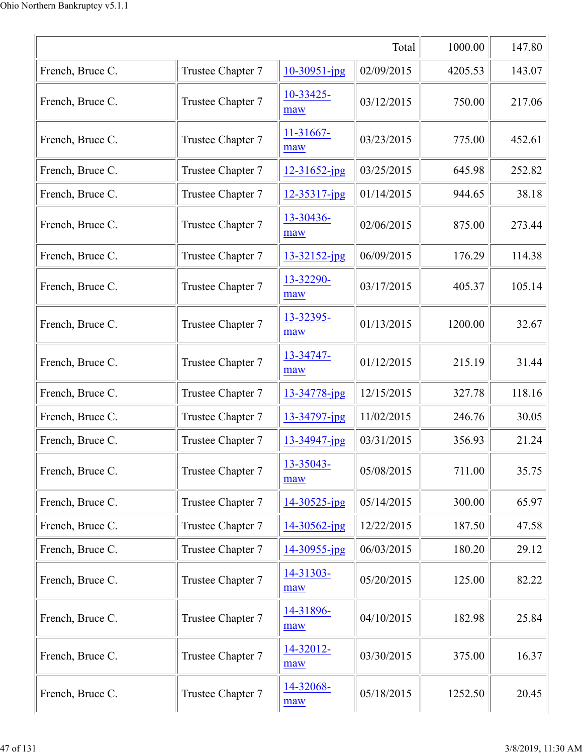| | | | Total | 1000.00 | 147.80 |
|---|---|---|---|---|---|
| French, Bruce C. | Trustee Chapter 7 | 10-30951-jpg | 02/09/2015 | 4205.53 | 143.07 |
| French, Bruce C. | Trustee Chapter 7 | 10-33425-maw | 03/12/2015 | 750.00 | 217.06 |
| French, Bruce C. | Trustee Chapter 7 | 11-31667-maw | 03/23/2015 | 775.00 | 452.61 |
| French, Bruce C. | Trustee Chapter 7 | 12-31652-jpg | 03/25/2015 | 645.98 | 252.82 |
| French, Bruce C. | Trustee Chapter 7 | 12-35317-jpg | 01/14/2015 | 944.65 | 38.18 |
| French, Bruce C. | Trustee Chapter 7 | 13-30436-maw | 02/06/2015 | 875.00 | 273.44 |
| French, Bruce C. | Trustee Chapter 7 | 13-32152-jpg | 06/09/2015 | 176.29 | 114.38 |
| French, Bruce C. | Trustee Chapter 7 | 13-32290-maw | 03/17/2015 | 405.37 | 105.14 |
| French, Bruce C. | Trustee Chapter 7 | 13-32395-maw | 01/13/2015 | 1200.00 | 32.67 |
| French, Bruce C. | Trustee Chapter 7 | 13-34747-maw | 01/12/2015 | 215.19 | 31.44 |
| French, Bruce C. | Trustee Chapter 7 | 13-34778-jpg | 12/15/2015 | 327.78 | 118.16 |
| French, Bruce C. | Trustee Chapter 7 | 13-34797-jpg | 11/02/2015 | 246.76 | 30.05 |
| French, Bruce C. | Trustee Chapter 7 | 13-34947-jpg | 03/31/2015 | 356.93 | 21.24 |
| French, Bruce C. | Trustee Chapter 7 | 13-35043-maw | 05/08/2015 | 711.00 | 35.75 |
| French, Bruce C. | Trustee Chapter 7 | 14-30525-jpg | 05/14/2015 | 300.00 | 65.97 |
| French, Bruce C. | Trustee Chapter 7 | 14-30562-jpg | 12/22/2015 | 187.50 | 47.58 |
| French, Bruce C. | Trustee Chapter 7 | 14-30955-jpg | 06/03/2015 | 180.20 | 29.12 |
| French, Bruce C. | Trustee Chapter 7 | 14-31303-maw | 05/20/2015 | 125.00 | 82.22 |
| French, Bruce C. | Trustee Chapter 7 | 14-31896-maw | 04/10/2015 | 182.98 | 25.84 |
| French, Bruce C. | Trustee Chapter 7 | 14-32012-maw | 03/30/2015 | 375.00 | 16.37 |
| French, Bruce C. | Trustee Chapter 7 | 14-32068-maw | 05/18/2015 | 1252.50 | 20.45 |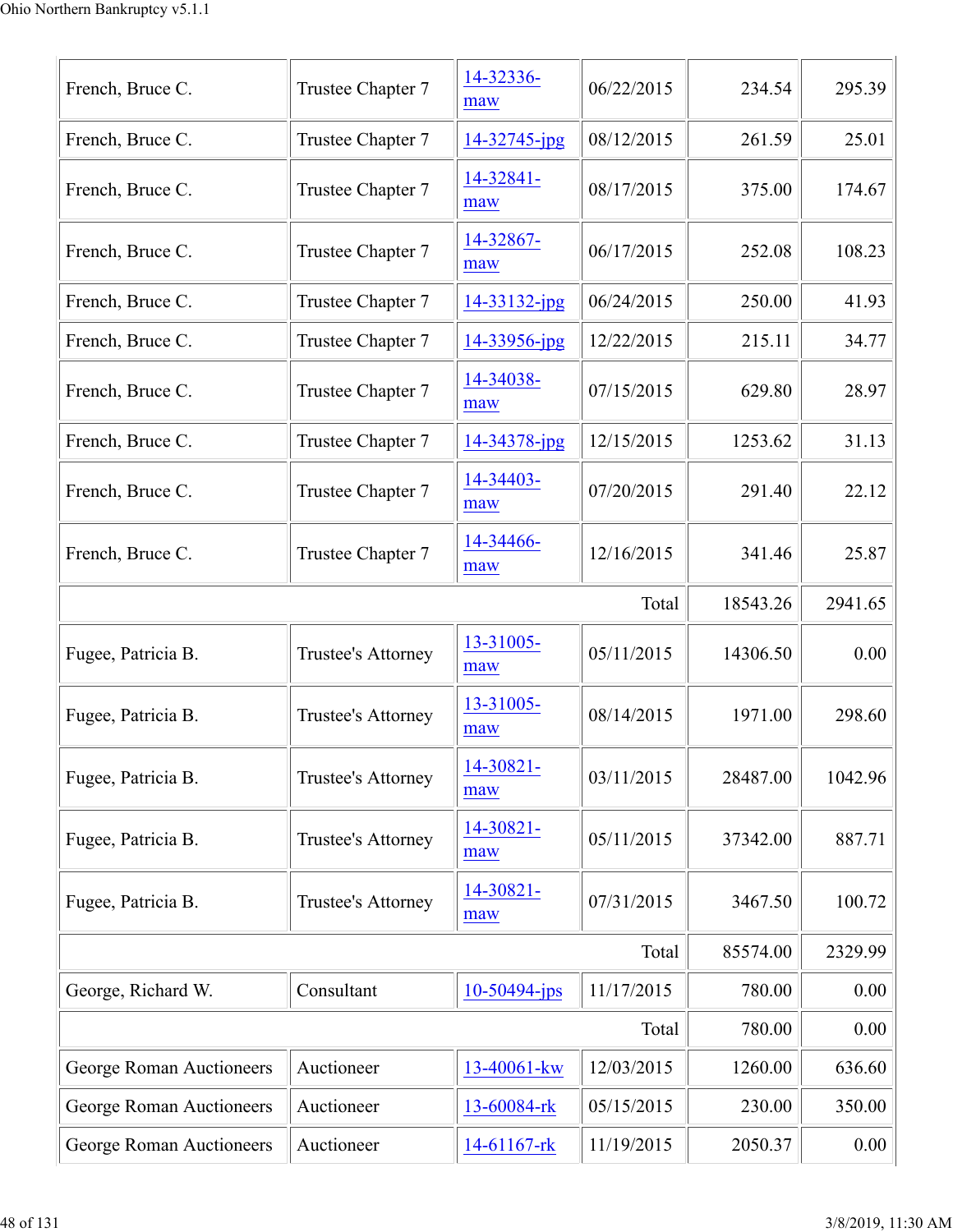| | | | | | |
|---|---|---|---|---|---|
| French, Bruce C. | Trustee Chapter 7 | 14-32336-maw | 06/22/2015 | 234.54 | 295.39 |
| French, Bruce C. | Trustee Chapter 7 | 14-32745-jpg | 08/12/2015 | 261.59 | 25.01 |
| French, Bruce C. | Trustee Chapter 7 | 14-32841-maw | 08/17/2015 | 375.00 | 174.67 |
| French, Bruce C. | Trustee Chapter 7 | 14-32867-maw | 06/17/2015 | 252.08 | 108.23 |
| French, Bruce C. | Trustee Chapter 7 | 14-33132-jpg | 06/24/2015 | 250.00 | 41.93 |
| French, Bruce C. | Trustee Chapter 7 | 14-33956-jpg | 12/22/2015 | 215.11 | 34.77 |
| French, Bruce C. | Trustee Chapter 7 | 14-34038-maw | 07/15/2015 | 629.80 | 28.97 |
| French, Bruce C. | Trustee Chapter 7 | 14-34378-jpg | 12/15/2015 | 1253.62 | 31.13 |
| French, Bruce C. | Trustee Chapter 7 | 14-34403-maw | 07/20/2015 | 291.40 | 22.12 |
| French, Bruce C. | Trustee Chapter 7 | 14-34466-maw | 12/16/2015 | 341.46 | 25.87 |
| | | | Total | 18543.26 | 2941.65 |
| Fugee, Patricia B. | Trustee's Attorney | 13-31005-maw | 05/11/2015 | 14306.50 | 0.00 |
| Fugee, Patricia B. | Trustee's Attorney | 13-31005-maw | 08/14/2015 | 1971.00 | 298.60 |
| Fugee, Patricia B. | Trustee's Attorney | 14-30821-maw | 03/11/2015 | 28487.00 | 1042.96 |
| Fugee, Patricia B. | Trustee's Attorney | 14-30821-maw | 05/11/2015 | 37342.00 | 887.71 |
| Fugee, Patricia B. | Trustee's Attorney | 14-30821-maw | 07/31/2015 | 3467.50 | 100.72 |
| | | | Total | 85574.00 | 2329.99 |
| George, Richard W. | Consultant | 10-50494-jps | 11/17/2015 | 780.00 | 0.00 |
| | | | Total | 780.00 | 0.00 |
| George Roman Auctioneers | Auctioneer | 13-40061-kw | 12/03/2015 | 1260.00 | 636.60 |
| George Roman Auctioneers | Auctioneer | 13-60084-rk | 05/15/2015 | 230.00 | 350.00 |
| George Roman Auctioneers | Auctioneer | 14-61167-rk | 11/19/2015 | 2050.37 | 0.00 |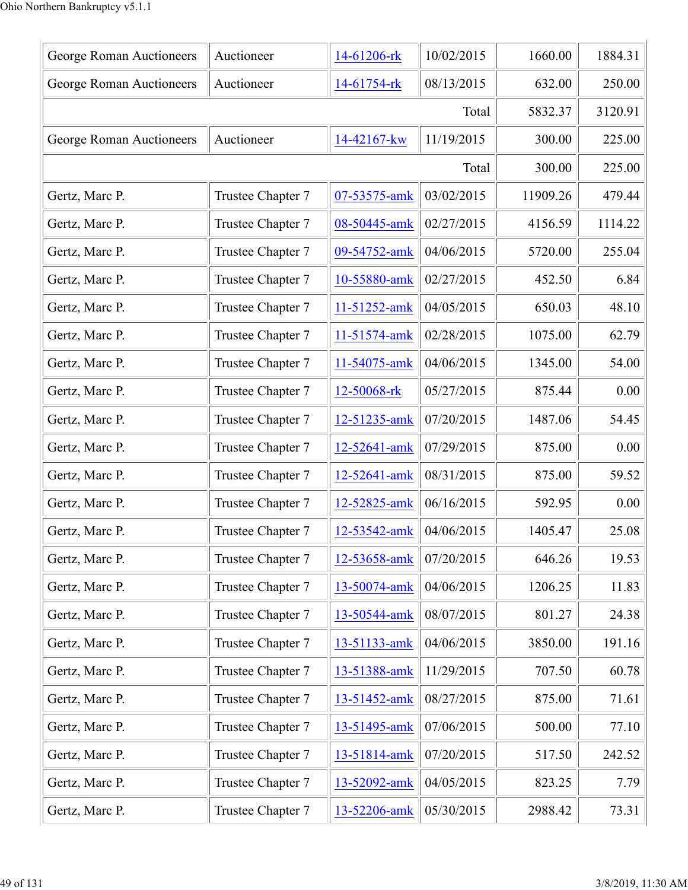| George Roman Auctioneers | Auctioneer | 14-61206-rk | 10/02/2015 | 1660.00 | 1884.31 |
|---|---|---|---|---|---|
| George Roman Auctioneers | Auctioneer | 14-61754-rk | 08/13/2015 | 632.00 | 250.00 |
| | | | Total | 5832.37 | 3120.91 |
| George Roman Auctioneers | Auctioneer | 14-42167-kw | 11/19/2015 | 300.00 | 225.00 |
| | | | Total | 300.00 | 225.00 |
| Gertz, Marc P. | Trustee Chapter 7 | 07-53575-amk | 03/02/2015 | 11909.26 | 479.44 |
| Gertz, Marc P. | Trustee Chapter 7 | 08-50445-amk | 02/27/2015 | 4156.59 | 1114.22 |
| Gertz, Marc P. | Trustee Chapter 7 | 09-54752-amk | 04/06/2015 | 5720.00 | 255.04 |
| Gertz, Marc P. | Trustee Chapter 7 | 10-55880-amk | 02/27/2015 | 452.50 | 6.84 |
| Gertz, Marc P. | Trustee Chapter 7 | 11-51252-amk | 04/05/2015 | 650.03 | 48.10 |
| Gertz, Marc P. | Trustee Chapter 7 | 11-51574-amk | 02/28/2015 | 1075.00 | 62.79 |
| Gertz, Marc P. | Trustee Chapter 7 | 11-54075-amk | 04/06/2015 | 1345.00 | 54.00 |
| Gertz, Marc P. | Trustee Chapter 7 | 12-50068-rk | 05/27/2015 | 875.44 | 0.00 |
| Gertz, Marc P. | Trustee Chapter 7 | 12-51235-amk | 07/20/2015 | 1487.06 | 54.45 |
| Gertz, Marc P. | Trustee Chapter 7 | 12-52641-amk | 07/29/2015 | 875.00 | 0.00 |
| Gertz, Marc P. | Trustee Chapter 7 | 12-52641-amk | 08/31/2015 | 875.00 | 59.52 |
| Gertz, Marc P. | Trustee Chapter 7 | 12-52825-amk | 06/16/2015 | 592.95 | 0.00 |
| Gertz, Marc P. | Trustee Chapter 7 | 12-53542-amk | 04/06/2015 | 1405.47 | 25.08 |
| Gertz, Marc P. | Trustee Chapter 7 | 12-53658-amk | 07/20/2015 | 646.26 | 19.53 |
| Gertz, Marc P. | Trustee Chapter 7 | 13-50074-amk | 04/06/2015 | 1206.25 | 11.83 |
| Gertz, Marc P. | Trustee Chapter 7 | 13-50544-amk | 08/07/2015 | 801.27 | 24.38 |
| Gertz, Marc P. | Trustee Chapter 7 | 13-51133-amk | 04/06/2015 | 3850.00 | 191.16 |
| Gertz, Marc P. | Trustee Chapter 7 | 13-51388-amk | 11/29/2015 | 707.50 | 60.78 |
| Gertz, Marc P. | Trustee Chapter 7 | 13-51452-amk | 08/27/2015 | 875.00 | 71.61 |
| Gertz, Marc P. | Trustee Chapter 7 | 13-51495-amk | 07/06/2015 | 500.00 | 77.10 |
| Gertz, Marc P. | Trustee Chapter 7 | 13-51814-amk | 07/20/2015 | 517.50 | 242.52 |
| Gertz, Marc P. | Trustee Chapter 7 | 13-52092-amk | 04/05/2015 | 823.25 | 7.79 |
| Gertz, Marc P. | Trustee Chapter 7 | 13-52206-amk | 05/30/2015 | 2988.42 | 73.31 |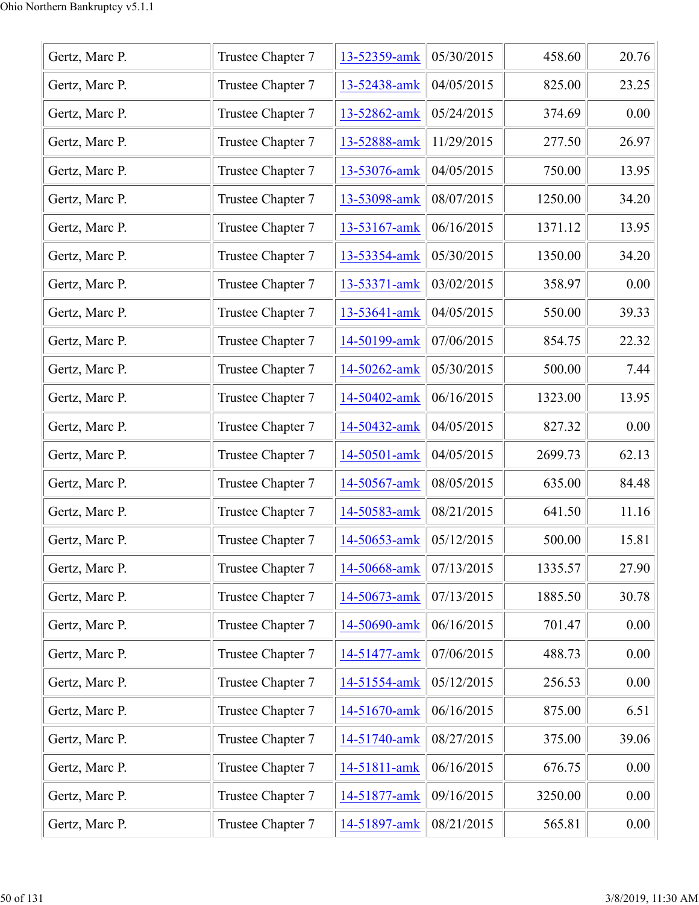| | | | | | |
|---|---|---|---|---|---|
| Gertz, Marc P. | Trustee Chapter 7 | 13-52359-amk | 05/30/2015 | 458.60 | 20.76 |
| Gertz, Marc P. | Trustee Chapter 7 | 13-52438-amk | 04/05/2015 | 825.00 | 23.25 |
| Gertz, Marc P. | Trustee Chapter 7 | 13-52862-amk | 05/24/2015 | 374.69 | 0.00 |
| Gertz, Marc P. | Trustee Chapter 7 | 13-52888-amk | 11/29/2015 | 277.50 | 26.97 |
| Gertz, Marc P. | Trustee Chapter 7 | 13-53076-amk | 04/05/2015 | 750.00 | 13.95 |
| Gertz, Marc P. | Trustee Chapter 7 | 13-53098-amk | 08/07/2015 | 1250.00 | 34.20 |
| Gertz, Marc P. | Trustee Chapter 7 | 13-53167-amk | 06/16/2015 | 1371.12 | 13.95 |
| Gertz, Marc P. | Trustee Chapter 7 | 13-53354-amk | 05/30/2015 | 1350.00 | 34.20 |
| Gertz, Marc P. | Trustee Chapter 7 | 13-53371-amk | 03/02/2015 | 358.97 | 0.00 |
| Gertz, Marc P. | Trustee Chapter 7 | 13-53641-amk | 04/05/2015 | 550.00 | 39.33 |
| Gertz, Marc P. | Trustee Chapter 7 | 14-50199-amk | 07/06/2015 | 854.75 | 22.32 |
| Gertz, Marc P. | Trustee Chapter 7 | 14-50262-amk | 05/30/2015 | 500.00 | 7.44 |
| Gertz, Marc P. | Trustee Chapter 7 | 14-50402-amk | 06/16/2015 | 1323.00 | 13.95 |
| Gertz, Marc P. | Trustee Chapter 7 | 14-50432-amk | 04/05/2015 | 827.32 | 0.00 |
| Gertz, Marc P. | Trustee Chapter 7 | 14-50501-amk | 04/05/2015 | 2699.73 | 62.13 |
| Gertz, Marc P. | Trustee Chapter 7 | 14-50567-amk | 08/05/2015 | 635.00 | 84.48 |
| Gertz, Marc P. | Trustee Chapter 7 | 14-50583-amk | 08/21/2015 | 641.50 | 11.16 |
| Gertz, Marc P. | Trustee Chapter 7 | 14-50653-amk | 05/12/2015 | 500.00 | 15.81 |
| Gertz, Marc P. | Trustee Chapter 7 | 14-50668-amk | 07/13/2015 | 1335.57 | 27.90 |
| Gertz, Marc P. | Trustee Chapter 7 | 14-50673-amk | 07/13/2015 | 1885.50 | 30.78 |
| Gertz, Marc P. | Trustee Chapter 7 | 14-50690-amk | 06/16/2015 | 701.47 | 0.00 |
| Gertz, Marc P. | Trustee Chapter 7 | 14-51477-amk | 07/06/2015 | 488.73 | 0.00 |
| Gertz, Marc P. | Trustee Chapter 7 | 14-51554-amk | 05/12/2015 | 256.53 | 0.00 |
| Gertz, Marc P. | Trustee Chapter 7 | 14-51670-amk | 06/16/2015 | 875.00 | 6.51 |
| Gertz, Marc P. | Trustee Chapter 7 | 14-51740-amk | 08/27/2015 | 375.00 | 39.06 |
| Gertz, Marc P. | Trustee Chapter 7 | 14-51811-amk | 06/16/2015 | 676.75 | 0.00 |
| Gertz, Marc P. | Trustee Chapter 7 | 14-51877-amk | 09/16/2015 | 3250.00 | 0.00 |
| Gertz, Marc P. | Trustee Chapter 7 | 14-51897-amk | 08/21/2015 | 565.81 | 0.00 |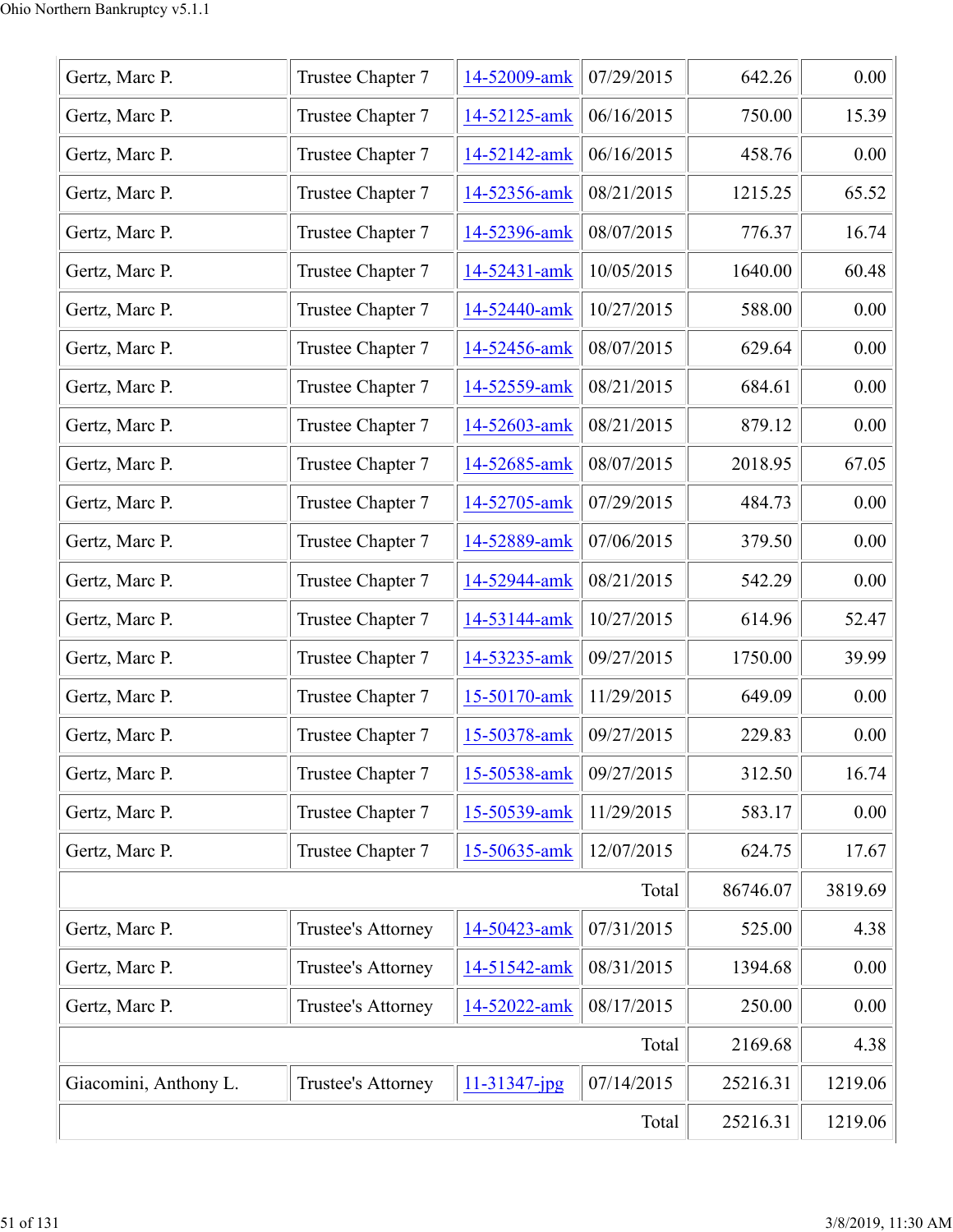| Gertz, Marc P. | Trustee Chapter 7 | 14-52009-amk | 07/29/2015 | 642.26 | 0.00 |
|---|---|---|---|---|---|
| Gertz, Marc P. | Trustee Chapter 7 | 14-52125-amk | 06/16/2015 | 750.00 | 15.39 |
| Gertz, Marc P. | Trustee Chapter 7 | 14-52142-amk | 06/16/2015 | 458.76 | 0.00 |
| Gertz, Marc P. | Trustee Chapter 7 | 14-52356-amk | 08/21/2015 | 1215.25 | 65.52 |
| Gertz, Marc P. | Trustee Chapter 7 | 14-52396-amk | 08/07/2015 | 776.37 | 16.74 |
| Gertz, Marc P. | Trustee Chapter 7 | 14-52431-amk | 10/05/2015 | 1640.00 | 60.48 |
| Gertz, Marc P. | Trustee Chapter 7 | 14-52440-amk | 10/27/2015 | 588.00 | 0.00 |
| Gertz, Marc P. | Trustee Chapter 7 | 14-52456-amk | 08/07/2015 | 629.64 | 0.00 |
| Gertz, Marc P. | Trustee Chapter 7 | 14-52559-amk | 08/21/2015 | 684.61 | 0.00 |
| Gertz, Marc P. | Trustee Chapter 7 | 14-52603-amk | 08/21/2015 | 879.12 | 0.00 |
| Gertz, Marc P. | Trustee Chapter 7 | 14-52685-amk | 08/07/2015 | 2018.95 | 67.05 |
| Gertz, Marc P. | Trustee Chapter 7 | 14-52705-amk | 07/29/2015 | 484.73 | 0.00 |
| Gertz, Marc P. | Trustee Chapter 7 | 14-52889-amk | 07/06/2015 | 379.50 | 0.00 |
| Gertz, Marc P. | Trustee Chapter 7 | 14-52944-amk | 08/21/2015 | 542.29 | 0.00 |
| Gertz, Marc P. | Trustee Chapter 7 | 14-53144-amk | 10/27/2015 | 614.96 | 52.47 |
| Gertz, Marc P. | Trustee Chapter 7 | 14-53235-amk | 09/27/2015 | 1750.00 | 39.99 |
| Gertz, Marc P. | Trustee Chapter 7 | 15-50170-amk | 11/29/2015 | 649.09 | 0.00 |
| Gertz, Marc P. | Trustee Chapter 7 | 15-50378-amk | 09/27/2015 | 229.83 | 0.00 |
| Gertz, Marc P. | Trustee Chapter 7 | 15-50538-amk | 09/27/2015 | 312.50 | 16.74 |
| Gertz, Marc P. | Trustee Chapter 7 | 15-50539-amk | 11/29/2015 | 583.17 | 0.00 |
| Gertz, Marc P. | Trustee Chapter 7 | 15-50635-amk | 12/07/2015 | 624.75 | 17.67 |
| | | | Total | 86746.07 | 3819.69 |
| Gertz, Marc P. | Trustee's Attorney | 14-50423-amk | 07/31/2015 | 525.00 | 4.38 |
| Gertz, Marc P. | Trustee's Attorney | 14-51542-amk | 08/31/2015 | 1394.68 | 0.00 |
| Gertz, Marc P. | Trustee's Attorney | 14-52022-amk | 08/17/2015 | 250.00 | 0.00 |
| | | | Total | 2169.68 | 4.38 |
| Giacomini, Anthony L. | Trustee's Attorney | 11-31347-jpg | 07/14/2015 | 25216.31 | 1219.06 |
| | | | Total | 25216.31 | 1219.06 |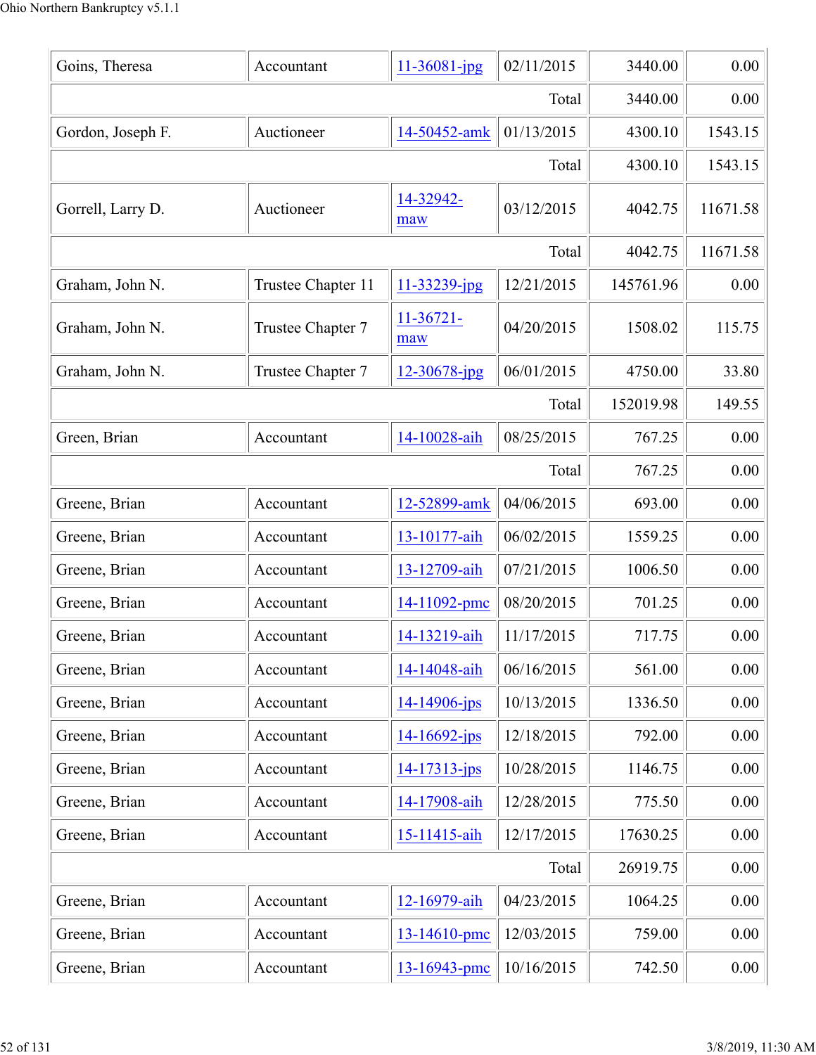| | | | | | |
|---|---|---|---|---|---|
| Goins, Theresa | Accountant | 11-36081-jpg | 02/11/2015 | 3440.00 | 0.00 |
| | | | Total | 3440.00 | 0.00 |
| Gordon, Joseph F. | Auctioneer | 14-50452-amk | 01/13/2015 | 4300.10 | 1543.15 |
| | | | Total | 4300.10 | 1543.15 |
| Gorrell, Larry D. | Auctioneer | 14-32942-maw | 03/12/2015 | 4042.75 | 11671.58 |
| | | | Total | 4042.75 | 11671.58 |
| Graham, John N. | Trustee Chapter 11 | 11-33239-jpg | 12/21/2015 | 145761.96 | 0.00 |
| Graham, John N. | Trustee Chapter 7 | 11-36721-maw | 04/20/2015 | 1508.02 | 115.75 |
| Graham, John N. | Trustee Chapter 7 | 12-30678-jpg | 06/01/2015 | 4750.00 | 33.80 |
| | | | Total | 152019.98 | 149.55 |
| Green, Brian | Accountant | 14-10028-aih | 08/25/2015 | 767.25 | 0.00 |
| | | | Total | 767.25 | 0.00 |
| Greene, Brian | Accountant | 12-52899-amk | 04/06/2015 | 693.00 | 0.00 |
| Greene, Brian | Accountant | 13-10177-aih | 06/02/2015 | 1559.25 | 0.00 |
| Greene, Brian | Accountant | 13-12709-aih | 07/21/2015 | 1006.50 | 0.00 |
| Greene, Brian | Accountant | 14-11092-pmc | 08/20/2015 | 701.25 | 0.00 |
| Greene, Brian | Accountant | 14-13219-aih | 11/17/2015 | 717.75 | 0.00 |
| Greene, Brian | Accountant | 14-14048-aih | 06/16/2015 | 561.00 | 0.00 |
| Greene, Brian | Accountant | 14-14906-jps | 10/13/2015 | 1336.50 | 0.00 |
| Greene, Brian | Accountant | 14-16692-jps | 12/18/2015 | 792.00 | 0.00 |
| Greene, Brian | Accountant | 14-17313-jps | 10/28/2015 | 1146.75 | 0.00 |
| Greene, Brian | Accountant | 14-17908-aih | 12/28/2015 | 775.50 | 0.00 |
| Greene, Brian | Accountant | 15-11415-aih | 12/17/2015 | 17630.25 | 0.00 |
| | | | Total | 26919.75 | 0.00 |
| Greene, Brian | Accountant | 12-16979-aih | 04/23/2015 | 1064.25 | 0.00 |
| Greene, Brian | Accountant | 13-14610-pmc | 12/03/2015 | 759.00 | 0.00 |
| Greene, Brian | Accountant | 13-16943-pmc | 10/16/2015 | 742.50 | 0.00 |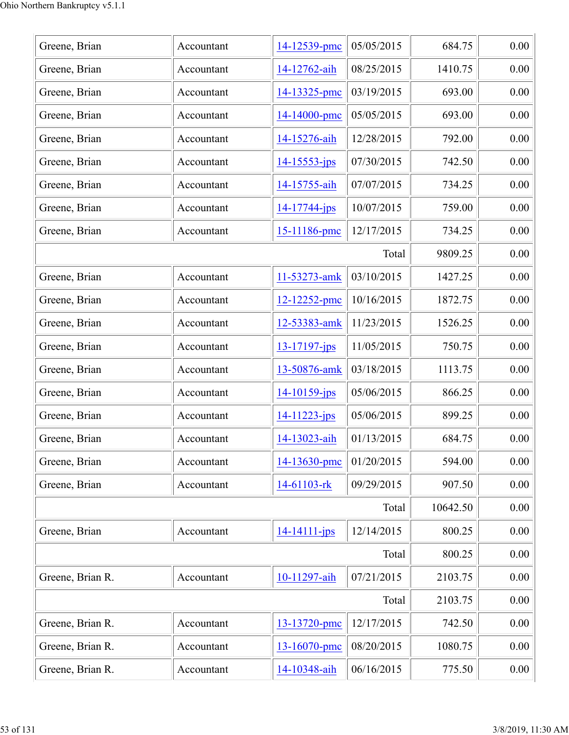| Greene, Brian | Accountant | 14-12539-pmc | 05/05/2015 | 684.75 | 0.00 |
|---|---|---|---|---|---|
| Greene, Brian | Accountant | 14-12762-aih | 08/25/2015 | 1410.75 | 0.00 |
| Greene, Brian | Accountant | 14-13325-pmc | 03/19/2015 | 693.00 | 0.00 |
| Greene, Brian | Accountant | 14-14000-pmc | 05/05/2015 | 693.00 | 0.00 |
| Greene, Brian | Accountant | 14-15276-aih | 12/28/2015 | 792.00 | 0.00 |
| Greene, Brian | Accountant | 14-15553-jps | 07/30/2015 | 742.50 | 0.00 |
| Greene, Brian | Accountant | 14-15755-aih | 07/07/2015 | 734.25 | 0.00 |
| Greene, Brian | Accountant | 14-17744-jps | 10/07/2015 | 759.00 | 0.00 |
| Greene, Brian | Accountant | 15-11186-pmc | 12/17/2015 | 734.25 | 0.00 |
| | | | Total | 9809.25 | 0.00 |
| Greene, Brian | Accountant | 11-53273-amk | 03/10/2015 | 1427.25 | 0.00 |
| Greene, Brian | Accountant | 12-12252-pmc | 10/16/2015 | 1872.75 | 0.00 |
| Greene, Brian | Accountant | 12-53383-amk | 11/23/2015 | 1526.25 | 0.00 |
| Greene, Brian | Accountant | 13-17197-jps | 11/05/2015 | 750.75 | 0.00 |
| Greene, Brian | Accountant | 13-50876-amk | 03/18/2015 | 1113.75 | 0.00 |
| Greene, Brian | Accountant | 14-10159-jps | 05/06/2015 | 866.25 | 0.00 |
| Greene, Brian | Accountant | 14-11223-jps | 05/06/2015 | 899.25 | 0.00 |
| Greene, Brian | Accountant | 14-13023-aih | 01/13/2015 | 684.75 | 0.00 |
| Greene, Brian | Accountant | 14-13630-pmc | 01/20/2015 | 594.00 | 0.00 |
| Greene, Brian | Accountant | 14-61103-rk | 09/29/2015 | 907.50 | 0.00 |
| | | | Total | 10642.50 | 0.00 |
| Greene, Brian | Accountant | 14-14111-jps | 12/14/2015 | 800.25 | 0.00 |
| | | | Total | 800.25 | 0.00 |
| Greene, Brian R. | Accountant | 10-11297-aih | 07/21/2015 | 2103.75 | 0.00 |
| | | | Total | 2103.75 | 0.00 |
| Greene, Brian R. | Accountant | 13-13720-pmc | 12/17/2015 | 742.50 | 0.00 |
| Greene, Brian R. | Accountant | 13-16070-pmc | 08/20/2015 | 1080.75 | 0.00 |
| Greene, Brian R. | Accountant | 14-10348-aih | 06/16/2015 | 775.50 | 0.00 |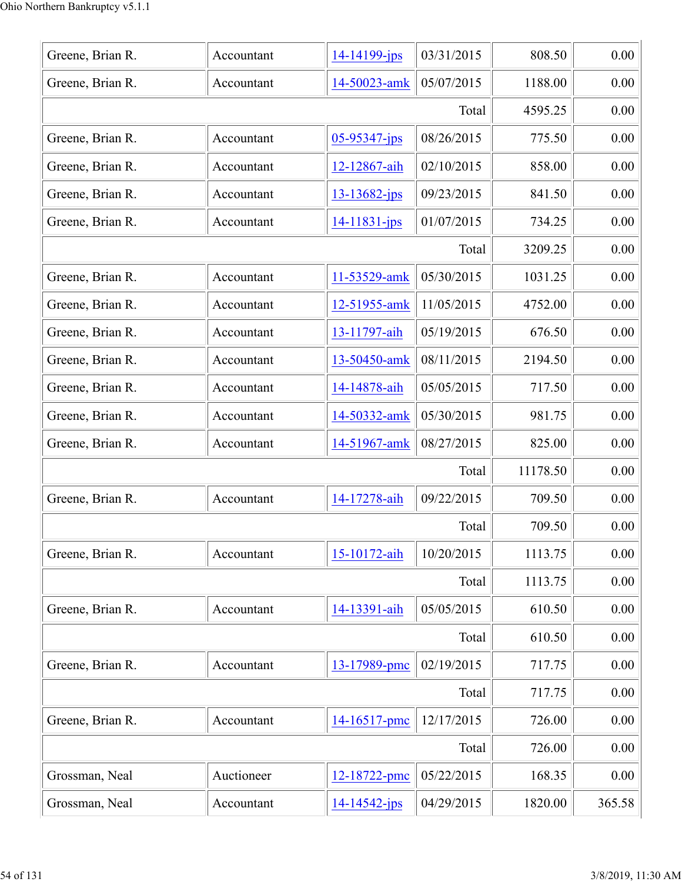| | | | | | |
|---|---|---|---|---|---|
| Greene, Brian R. | Accountant | 14-14199-jps | 03/31/2015 | 808.50 | 0.00 |
| Greene, Brian R. | Accountant | 14-50023-amk | 05/07/2015 | 1188.00 | 0.00 |
| | | | Total | 4595.25 | 0.00 |
| Greene, Brian R. | Accountant | 05-95347-jps | 08/26/2015 | 775.50 | 0.00 |
| Greene, Brian R. | Accountant | 12-12867-aih | 02/10/2015 | 858.00 | 0.00 |
| Greene, Brian R. | Accountant | 13-13682-jps | 09/23/2015 | 841.50 | 0.00 |
| Greene, Brian R. | Accountant | 14-11831-jps | 01/07/2015 | 734.25 | 0.00 |
| | | | Total | 3209.25 | 0.00 |
| Greene, Brian R. | Accountant | 11-53529-amk | 05/30/2015 | 1031.25 | 0.00 |
| Greene, Brian R. | Accountant | 12-51955-amk | 11/05/2015 | 4752.00 | 0.00 |
| Greene, Brian R. | Accountant | 13-11797-aih | 05/19/2015 | 676.50 | 0.00 |
| Greene, Brian R. | Accountant | 13-50450-amk | 08/11/2015 | 2194.50 | 0.00 |
| Greene, Brian R. | Accountant | 14-14878-aih | 05/05/2015 | 717.50 | 0.00 |
| Greene, Brian R. | Accountant | 14-50332-amk | 05/30/2015 | 981.75 | 0.00 |
| Greene, Brian R. | Accountant | 14-51967-amk | 08/27/2015 | 825.00 | 0.00 |
| | | | Total | 11178.50 | 0.00 |
| Greene, Brian R. | Accountant | 14-17278-aih | 09/22/2015 | 709.50 | 0.00 |
| | | | Total | 709.50 | 0.00 |
| Greene, Brian R. | Accountant | 15-10172-aih | 10/20/2015 | 1113.75 | 0.00 |
| | | | Total | 1113.75 | 0.00 |
| Greene, Brian R. | Accountant | 14-13391-aih | 05/05/2015 | 610.50 | 0.00 |
| | | | Total | 610.50 | 0.00 |
| Greene, Brian R. | Accountant | 13-17989-pmc | 02/19/2015 | 717.75 | 0.00 |
| | | | Total | 717.75 | 0.00 |
| Greene, Brian R. | Accountant | 14-16517-pmc | 12/17/2015 | 726.00 | 0.00 |
| | | | Total | 726.00 | 0.00 |
| Grossman, Neal | Auctioneer | 12-18722-pmc | 05/22/2015 | 168.35 | 0.00 |
| Grossman, Neal | Accountant | 14-14542-jps | 04/29/2015 | 1820.00 | 365.58 |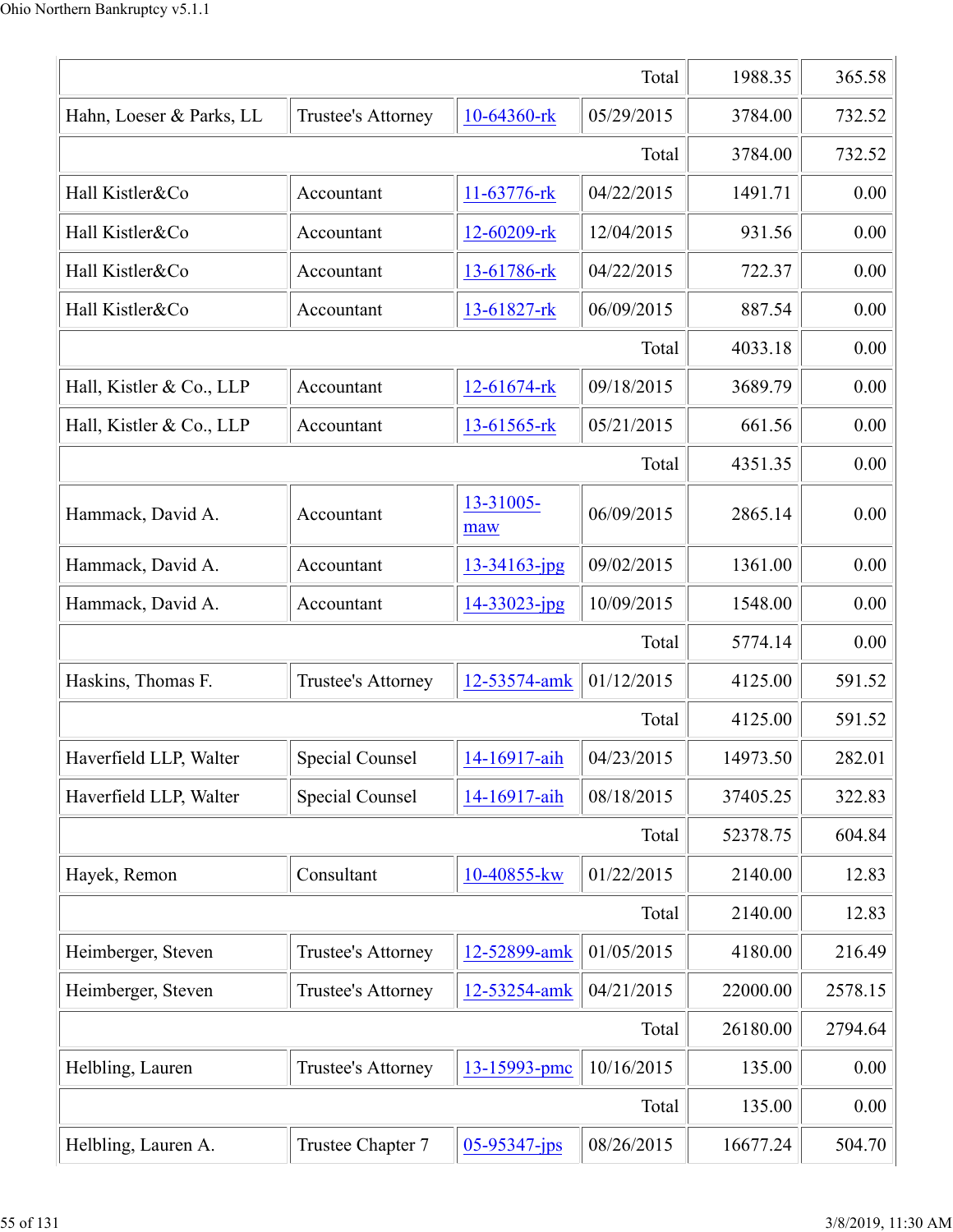| | | | | | |
|---|---|---|---|---|---|
| | | | Total | 1988.35 | 365.58 |
| Hahn, Loeser & Parks, LL | Trustee's Attorney | 10-64360-rk | 05/29/2015 | 3784.00 | 732.52 |
| | | | Total | 3784.00 | 732.52 |
| Hall Kistler&Co | Accountant | 11-63776-rk | 04/22/2015 | 1491.71 | 0.00 |
| Hall Kistler&Co | Accountant | 12-60209-rk | 12/04/2015 | 931.56 | 0.00 |
| Hall Kistler&Co | Accountant | 13-61786-rk | 04/22/2015 | 722.37 | 0.00 |
| Hall Kistler&Co | Accountant | 13-61827-rk | 06/09/2015 | 887.54 | 0.00 |
| | | | Total | 4033.18 | 0.00 |
| Hall, Kistler & Co., LLP | Accountant | 12-61674-rk | 09/18/2015 | 3689.79 | 0.00 |
| Hall, Kistler & Co., LLP | Accountant | 13-61565-rk | 05/21/2015 | 661.56 | 0.00 |
| | | | Total | 4351.35 | 0.00 |
| Hammack, David A. | Accountant | 13-31005-maw | 06/09/2015 | 2865.14 | 0.00 |
| Hammack, David A. | Accountant | 13-34163-jpg | 09/02/2015 | 1361.00 | 0.00 |
| Hammack, David A. | Accountant | 14-33023-jpg | 10/09/2015 | 1548.00 | 0.00 |
| | | | Total | 5774.14 | 0.00 |
| Haskins, Thomas F. | Trustee's Attorney | 12-53574-amk | 01/12/2015 | 4125.00 | 591.52 |
| | | | Total | 4125.00 | 591.52 |
| Haverfield LLP, Walter | Special Counsel | 14-16917-aih | 04/23/2015 | 14973.50 | 282.01 |
| Haverfield LLP, Walter | Special Counsel | 14-16917-aih | 08/18/2015 | 37405.25 | 322.83 |
| | | | Total | 52378.75 | 604.84 |
| Hayek, Remon | Consultant | 10-40855-kw | 01/22/2015 | 2140.00 | 12.83 |
| | | | Total | 2140.00 | 12.83 |
| Heimberger, Steven | Trustee's Attorney | 12-52899-amk | 01/05/2015 | 4180.00 | 216.49 |
| Heimberger, Steven | Trustee's Attorney | 12-53254-amk | 04/21/2015 | 22000.00 | 2578.15 |
| | | | Total | 26180.00 | 2794.64 |
| Helbling, Lauren | Trustee's Attorney | 13-15993-pmc | 10/16/2015 | 135.00 | 0.00 |
| | | | Total | 135.00 | 0.00 |
| Helbling, Lauren A. | Trustee Chapter 7 | 05-95347-jps | 08/26/2015 | 16677.24 | 504.70 |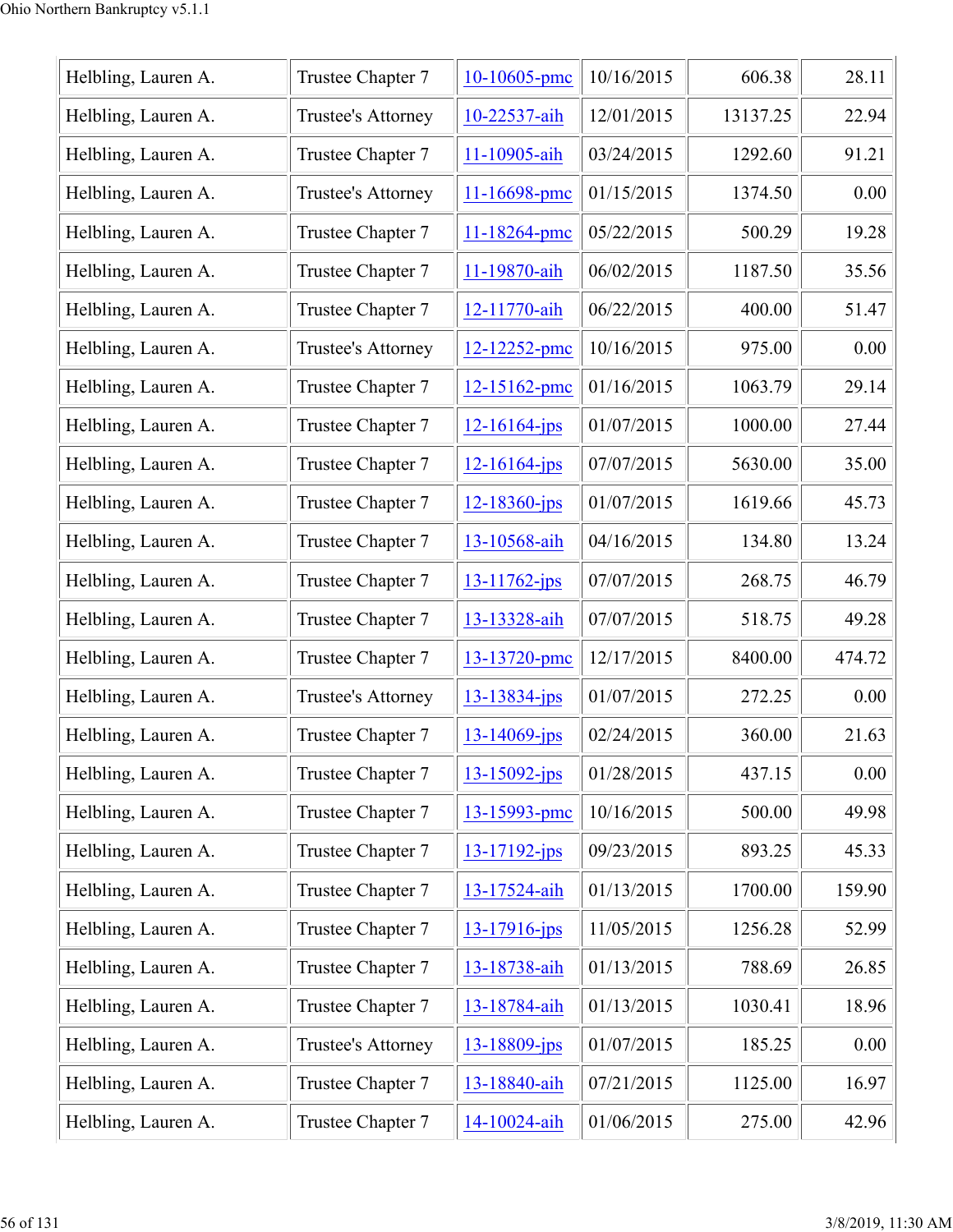| | | | | | |
|---|---|---|---|---|---|
| Helbling, Lauren A. | Trustee Chapter 7 | 10-10605-pmc | 10/16/2015 | 606.38 | 28.11 |
| Helbling, Lauren A. | Trustee's Attorney | 10-22537-aih | 12/01/2015 | 13137.25 | 22.94 |
| Helbling, Lauren A. | Trustee Chapter 7 | 11-10905-aih | 03/24/2015 | 1292.60 | 91.21 |
| Helbling, Lauren A. | Trustee's Attorney | 11-16698-pmc | 01/15/2015 | 1374.50 | 0.00 |
| Helbling, Lauren A. | Trustee Chapter 7 | 11-18264-pmc | 05/22/2015 | 500.29 | 19.28 |
| Helbling, Lauren A. | Trustee Chapter 7 | 11-19870-aih | 06/02/2015 | 1187.50 | 35.56 |
| Helbling, Lauren A. | Trustee Chapter 7 | 12-11770-aih | 06/22/2015 | 400.00 | 51.47 |
| Helbling, Lauren A. | Trustee's Attorney | 12-12252-pmc | 10/16/2015 | 975.00 | 0.00 |
| Helbling, Lauren A. | Trustee Chapter 7 | 12-15162-pmc | 01/16/2015 | 1063.79 | 29.14 |
| Helbling, Lauren A. | Trustee Chapter 7 | 12-16164-jps | 01/07/2015 | 1000.00 | 27.44 |
| Helbling, Lauren A. | Trustee Chapter 7 | 12-16164-jps | 07/07/2015 | 5630.00 | 35.00 |
| Helbling, Lauren A. | Trustee Chapter 7 | 12-18360-jps | 01/07/2015 | 1619.66 | 45.73 |
| Helbling, Lauren A. | Trustee Chapter 7 | 13-10568-aih | 04/16/2015 | 134.80 | 13.24 |
| Helbling, Lauren A. | Trustee Chapter 7 | 13-11762-jps | 07/07/2015 | 268.75 | 46.79 |
| Helbling, Lauren A. | Trustee Chapter 7 | 13-13328-aih | 07/07/2015 | 518.75 | 49.28 |
| Helbling, Lauren A. | Trustee Chapter 7 | 13-13720-pmc | 12/17/2015 | 8400.00 | 474.72 |
| Helbling, Lauren A. | Trustee's Attorney | 13-13834-jps | 01/07/2015 | 272.25 | 0.00 |
| Helbling, Lauren A. | Trustee Chapter 7 | 13-14069-jps | 02/24/2015 | 360.00 | 21.63 |
| Helbling, Lauren A. | Trustee Chapter 7 | 13-15092-jps | 01/28/2015 | 437.15 | 0.00 |
| Helbling, Lauren A. | Trustee Chapter 7 | 13-15993-pmc | 10/16/2015 | 500.00 | 49.98 |
| Helbling, Lauren A. | Trustee Chapter 7 | 13-17192-jps | 09/23/2015 | 893.25 | 45.33 |
| Helbling, Lauren A. | Trustee Chapter 7 | 13-17524-aih | 01/13/2015 | 1700.00 | 159.90 |
| Helbling, Lauren A. | Trustee Chapter 7 | 13-17916-jps | 11/05/2015 | 1256.28 | 52.99 |
| Helbling, Lauren A. | Trustee Chapter 7 | 13-18738-aih | 01/13/2015 | 788.69 | 26.85 |
| Helbling, Lauren A. | Trustee Chapter 7 | 13-18784-aih | 01/13/2015 | 1030.41 | 18.96 |
| Helbling, Lauren A. | Trustee's Attorney | 13-18809-jps | 01/07/2015 | 185.25 | 0.00 |
| Helbling, Lauren A. | Trustee Chapter 7 | 13-18840-aih | 07/21/2015 | 1125.00 | 16.97 |
| Helbling, Lauren A. | Trustee Chapter 7 | 14-10024-aih | 01/06/2015 | 275.00 | 42.96 |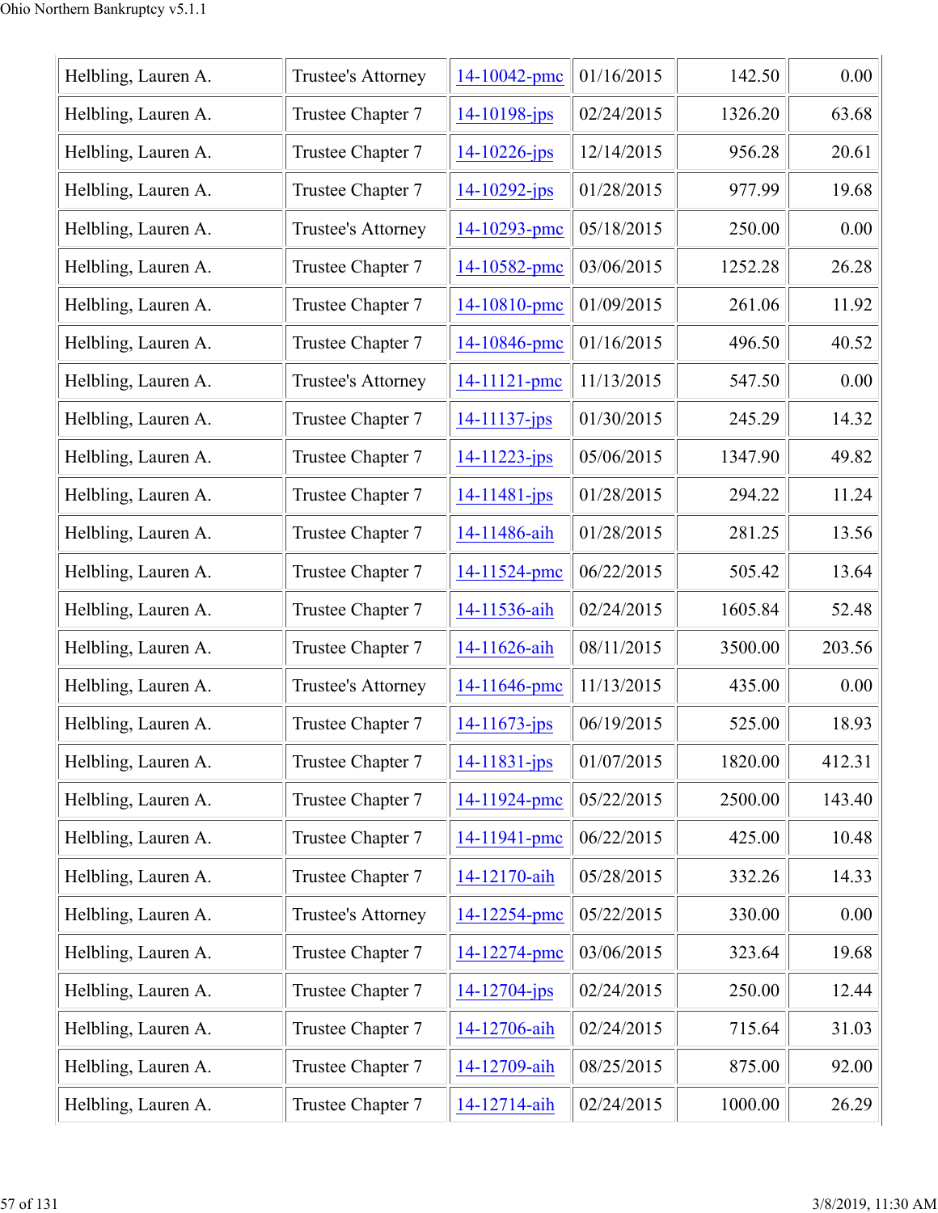| | | | | | |
|---|---|---|---|---|---|
| Helbling, Lauren A. | Trustee's Attorney | 14-10042-pmc | 01/16/2015 | 142.50 | 0.00 |
| Helbling, Lauren A. | Trustee Chapter 7 | 14-10198-jps | 02/24/2015 | 1326.20 | 63.68 |
| Helbling, Lauren A. | Trustee Chapter 7 | 14-10226-jps | 12/14/2015 | 956.28 | 20.61 |
| Helbling, Lauren A. | Trustee Chapter 7 | 14-10292-jps | 01/28/2015 | 977.99 | 19.68 |
| Helbling, Lauren A. | Trustee's Attorney | 14-10293-pmc | 05/18/2015 | 250.00 | 0.00 |
| Helbling, Lauren A. | Trustee Chapter 7 | 14-10582-pmc | 03/06/2015 | 1252.28 | 26.28 |
| Helbling, Lauren A. | Trustee Chapter 7 | 14-10810-pmc | 01/09/2015 | 261.06 | 11.92 |
| Helbling, Lauren A. | Trustee Chapter 7 | 14-10846-pmc | 01/16/2015 | 496.50 | 40.52 |
| Helbling, Lauren A. | Trustee's Attorney | 14-11121-pmc | 11/13/2015 | 547.50 | 0.00 |
| Helbling, Lauren A. | Trustee Chapter 7 | 14-11137-jps | 01/30/2015 | 245.29 | 14.32 |
| Helbling, Lauren A. | Trustee Chapter 7 | 14-11223-jps | 05/06/2015 | 1347.90 | 49.82 |
| Helbling, Lauren A. | Trustee Chapter 7 | 14-11481-jps | 01/28/2015 | 294.22 | 11.24 |
| Helbling, Lauren A. | Trustee Chapter 7 | 14-11486-aih | 01/28/2015 | 281.25 | 13.56 |
| Helbling, Lauren A. | Trustee Chapter 7 | 14-11524-pmc | 06/22/2015 | 505.42 | 13.64 |
| Helbling, Lauren A. | Trustee Chapter 7 | 14-11536-aih | 02/24/2015 | 1605.84 | 52.48 |
| Helbling, Lauren A. | Trustee Chapter 7 | 14-11626-aih | 08/11/2015 | 3500.00 | 203.56 |
| Helbling, Lauren A. | Trustee's Attorney | 14-11646-pmc | 11/13/2015 | 435.00 | 0.00 |
| Helbling, Lauren A. | Trustee Chapter 7 | 14-11673-jps | 06/19/2015 | 525.00 | 18.93 |
| Helbling, Lauren A. | Trustee Chapter 7 | 14-11831-jps | 01/07/2015 | 1820.00 | 412.31 |
| Helbling, Lauren A. | Trustee Chapter 7 | 14-11924-pmc | 05/22/2015 | 2500.00 | 143.40 |
| Helbling, Lauren A. | Trustee Chapter 7 | 14-11941-pmc | 06/22/2015 | 425.00 | 10.48 |
| Helbling, Lauren A. | Trustee Chapter 7 | 14-12170-aih | 05/28/2015 | 332.26 | 14.33 |
| Helbling, Lauren A. | Trustee's Attorney | 14-12254-pmc | 05/22/2015 | 330.00 | 0.00 |
| Helbling, Lauren A. | Trustee Chapter 7 | 14-12274-pmc | 03/06/2015 | 323.64 | 19.68 |
| Helbling, Lauren A. | Trustee Chapter 7 | 14-12704-jps | 02/24/2015 | 250.00 | 12.44 |
| Helbling, Lauren A. | Trustee Chapter 7 | 14-12706-aih | 02/24/2015 | 715.64 | 31.03 |
| Helbling, Lauren A. | Trustee Chapter 7 | 14-12709-aih | 08/25/2015 | 875.00 | 92.00 |
| Helbling, Lauren A. | Trustee Chapter 7 | 14-12714-aih | 02/24/2015 | 1000.00 | 26.29 |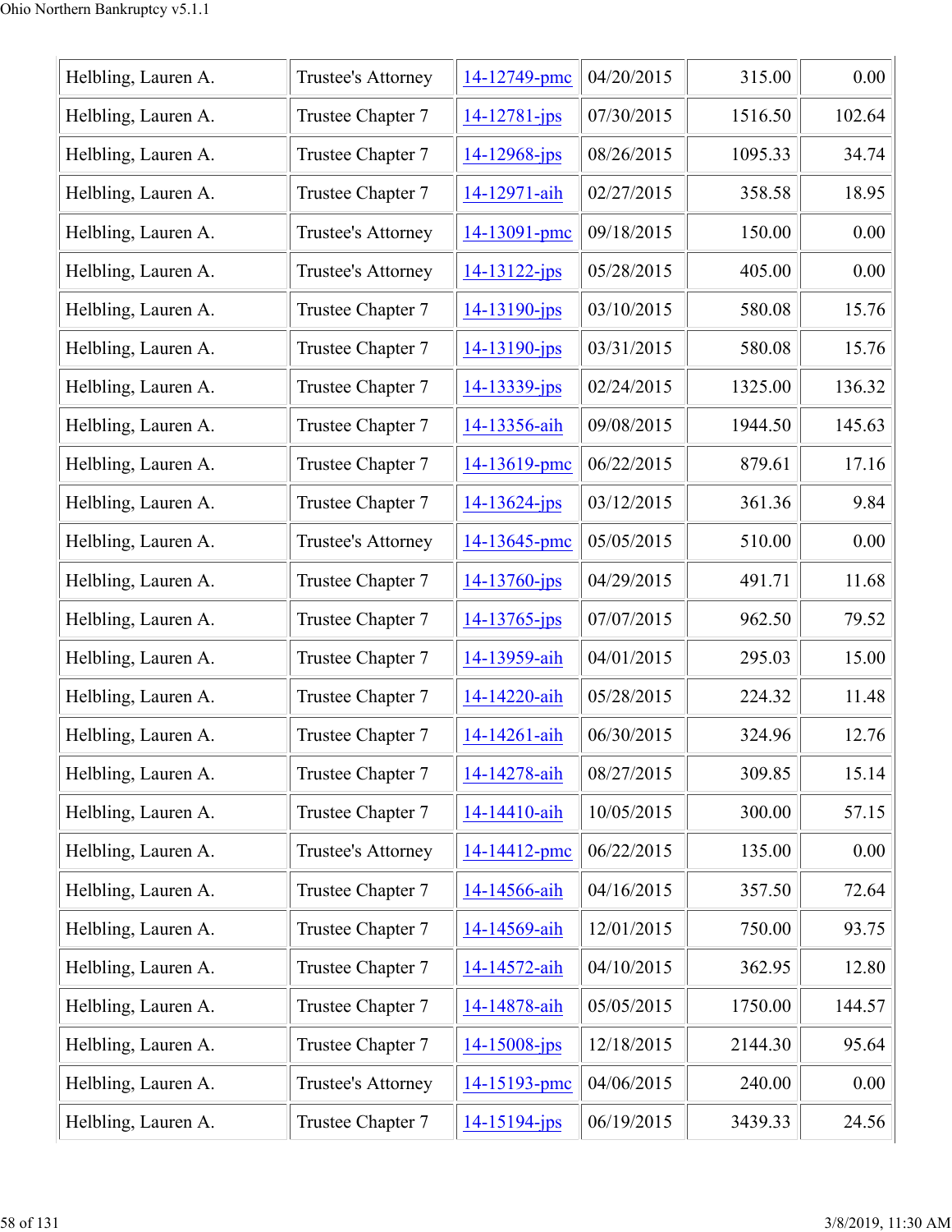| Helbling, Lauren A. | Trustee's Attorney | 14-12749-pmc | 04/20/2015 | 315.00 | 0.00 |
|---|---|---|---|---|---|
| Helbling, Lauren A. | Trustee Chapter 7 | 14-12781-jps | 07/30/2015 | 1516.50 | 102.64 |
| Helbling, Lauren A. | Trustee Chapter 7 | 14-12968-jps | 08/26/2015 | 1095.33 | 34.74 |
| Helbling, Lauren A. | Trustee Chapter 7 | 14-12971-aih | 02/27/2015 | 358.58 | 18.95 |
| Helbling, Lauren A. | Trustee's Attorney | 14-13091-pmc | 09/18/2015 | 150.00 | 0.00 |
| Helbling, Lauren A. | Trustee's Attorney | 14-13122-jps | 05/28/2015 | 405.00 | 0.00 |
| Helbling, Lauren A. | Trustee Chapter 7 | 14-13190-jps | 03/10/2015 | 580.08 | 15.76 |
| Helbling, Lauren A. | Trustee Chapter 7 | 14-13190-jps | 03/31/2015 | 580.08 | 15.76 |
| Helbling, Lauren A. | Trustee Chapter 7 | 14-13339-jps | 02/24/2015 | 1325.00 | 136.32 |
| Helbling, Lauren A. | Trustee Chapter 7 | 14-13356-aih | 09/08/2015 | 1944.50 | 145.63 |
| Helbling, Lauren A. | Trustee Chapter 7 | 14-13619-pmc | 06/22/2015 | 879.61 | 17.16 |
| Helbling, Lauren A. | Trustee Chapter 7 | 14-13624-jps | 03/12/2015 | 361.36 | 9.84 |
| Helbling, Lauren A. | Trustee's Attorney | 14-13645-pmc | 05/05/2015 | 510.00 | 0.00 |
| Helbling, Lauren A. | Trustee Chapter 7 | 14-13760-jps | 04/29/2015 | 491.71 | 11.68 |
| Helbling, Lauren A. | Trustee Chapter 7 | 14-13765-jps | 07/07/2015 | 962.50 | 79.52 |
| Helbling, Lauren A. | Trustee Chapter 7 | 14-13959-aih | 04/01/2015 | 295.03 | 15.00 |
| Helbling, Lauren A. | Trustee Chapter 7 | 14-14220-aih | 05/28/2015 | 224.32 | 11.48 |
| Helbling, Lauren A. | Trustee Chapter 7 | 14-14261-aih | 06/30/2015 | 324.96 | 12.76 |
| Helbling, Lauren A. | Trustee Chapter 7 | 14-14278-aih | 08/27/2015 | 309.85 | 15.14 |
| Helbling, Lauren A. | Trustee Chapter 7 | 14-14410-aih | 10/05/2015 | 300.00 | 57.15 |
| Helbling, Lauren A. | Trustee's Attorney | 14-14412-pmc | 06/22/2015 | 135.00 | 0.00 |
| Helbling, Lauren A. | Trustee Chapter 7 | 14-14566-aih | 04/16/2015 | 357.50 | 72.64 |
| Helbling, Lauren A. | Trustee Chapter 7 | 14-14569-aih | 12/01/2015 | 750.00 | 93.75 |
| Helbling, Lauren A. | Trustee Chapter 7 | 14-14572-aih | 04/10/2015 | 362.95 | 12.80 |
| Helbling, Lauren A. | Trustee Chapter 7 | 14-14878-aih | 05/05/2015 | 1750.00 | 144.57 |
| Helbling, Lauren A. | Trustee Chapter 7 | 14-15008-jps | 12/18/2015 | 2144.30 | 95.64 |
| Helbling, Lauren A. | Trustee's Attorney | 14-15193-pmc | 04/06/2015 | 240.00 | 0.00 |
| Helbling, Lauren A. | Trustee Chapter 7 | 14-15194-jps | 06/19/2015 | 3439.33 | 24.56 |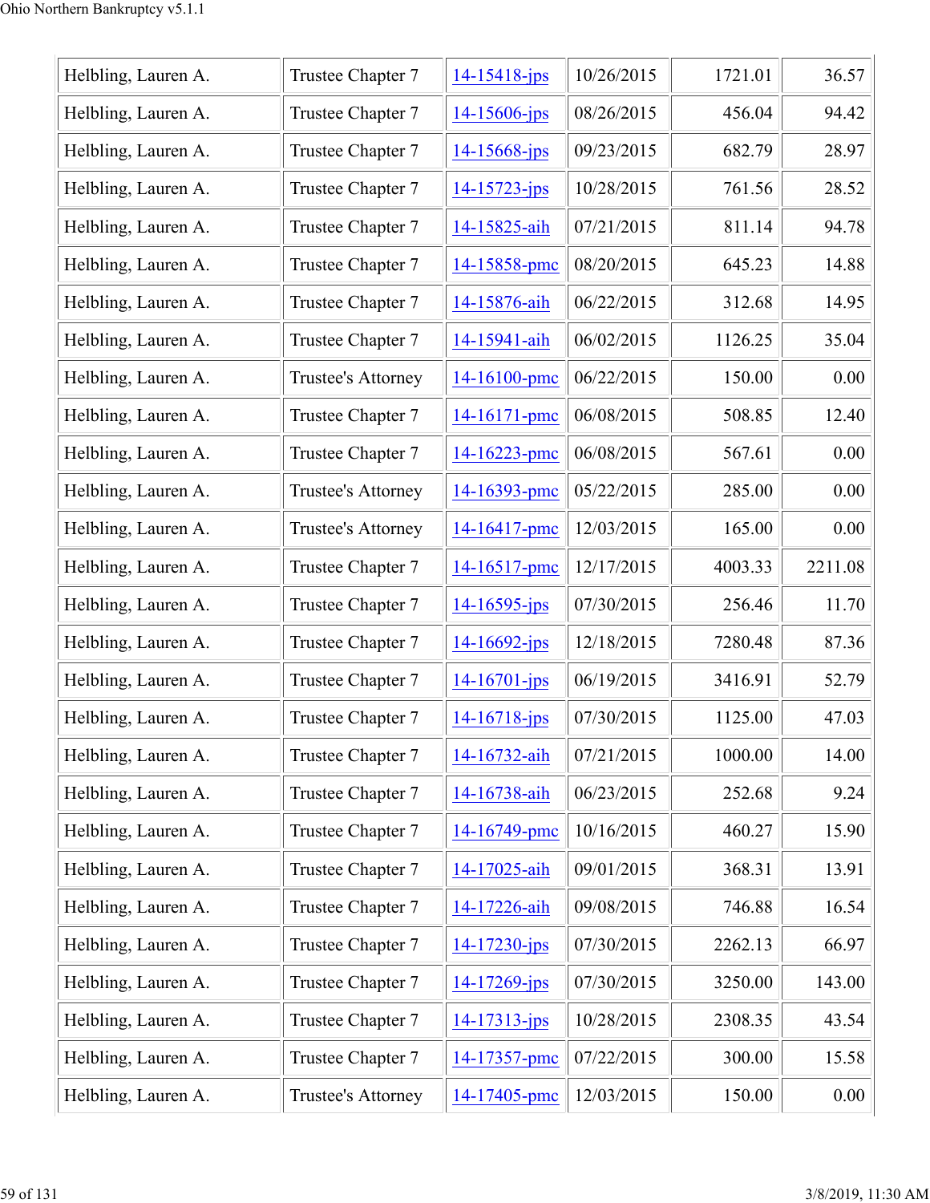| | | | | | |
|---|---|---|---|---|---|
| Helbling, Lauren A. | Trustee Chapter 7 | 14-15418-jps | 10/26/2015 | 1721.01 | 36.57 |
| Helbling, Lauren A. | Trustee Chapter 7 | 14-15606-jps | 08/26/2015 | 456.04 | 94.42 |
| Helbling, Lauren A. | Trustee Chapter 7 | 14-15668-jps | 09/23/2015 | 682.79 | 28.97 |
| Helbling, Lauren A. | Trustee Chapter 7 | 14-15723-jps | 10/28/2015 | 761.56 | 28.52 |
| Helbling, Lauren A. | Trustee Chapter 7 | 14-15825-aih | 07/21/2015 | 811.14 | 94.78 |
| Helbling, Lauren A. | Trustee Chapter 7 | 14-15858-pmc | 08/20/2015 | 645.23 | 14.88 |
| Helbling, Lauren A. | Trustee Chapter 7 | 14-15876-aih | 06/22/2015 | 312.68 | 14.95 |
| Helbling, Lauren A. | Trustee Chapter 7 | 14-15941-aih | 06/02/2015 | 1126.25 | 35.04 |
| Helbling, Lauren A. | Trustee's Attorney | 14-16100-pmc | 06/22/2015 | 150.00 | 0.00 |
| Helbling, Lauren A. | Trustee Chapter 7 | 14-16171-pmc | 06/08/2015 | 508.85 | 12.40 |
| Helbling, Lauren A. | Trustee Chapter 7 | 14-16223-pmc | 06/08/2015 | 567.61 | 0.00 |
| Helbling, Lauren A. | Trustee's Attorney | 14-16393-pmc | 05/22/2015 | 285.00 | 0.00 |
| Helbling, Lauren A. | Trustee's Attorney | 14-16417-pmc | 12/03/2015 | 165.00 | 0.00 |
| Helbling, Lauren A. | Trustee Chapter 7 | 14-16517-pmc | 12/17/2015 | 4003.33 | 2211.08 |
| Helbling, Lauren A. | Trustee Chapter 7 | 14-16595-jps | 07/30/2015 | 256.46 | 11.70 |
| Helbling, Lauren A. | Trustee Chapter 7 | 14-16692-jps | 12/18/2015 | 7280.48 | 87.36 |
| Helbling, Lauren A. | Trustee Chapter 7 | 14-16701-jps | 06/19/2015 | 3416.91 | 52.79 |
| Helbling, Lauren A. | Trustee Chapter 7 | 14-16718-jps | 07/30/2015 | 1125.00 | 47.03 |
| Helbling, Lauren A. | Trustee Chapter 7 | 14-16732-aih | 07/21/2015 | 1000.00 | 14.00 |
| Helbling, Lauren A. | Trustee Chapter 7 | 14-16738-aih | 06/23/2015 | 252.68 | 9.24 |
| Helbling, Lauren A. | Trustee Chapter 7 | 14-16749-pmc | 10/16/2015 | 460.27 | 15.90 |
| Helbling, Lauren A. | Trustee Chapter 7 | 14-17025-aih | 09/01/2015 | 368.31 | 13.91 |
| Helbling, Lauren A. | Trustee Chapter 7 | 14-17226-aih | 09/08/2015 | 746.88 | 16.54 |
| Helbling, Lauren A. | Trustee Chapter 7 | 14-17230-jps | 07/30/2015 | 2262.13 | 66.97 |
| Helbling, Lauren A. | Trustee Chapter 7 | 14-17269-jps | 07/30/2015 | 3250.00 | 143.00 |
| Helbling, Lauren A. | Trustee Chapter 7 | 14-17313-jps | 10/28/2015 | 2308.35 | 43.54 |
| Helbling, Lauren A. | Trustee Chapter 7 | 14-17357-pmc | 07/22/2015 | 300.00 | 15.58 |
| Helbling, Lauren A. | Trustee's Attorney | 14-17405-pmc | 12/03/2015 | 150.00 | 0.00 |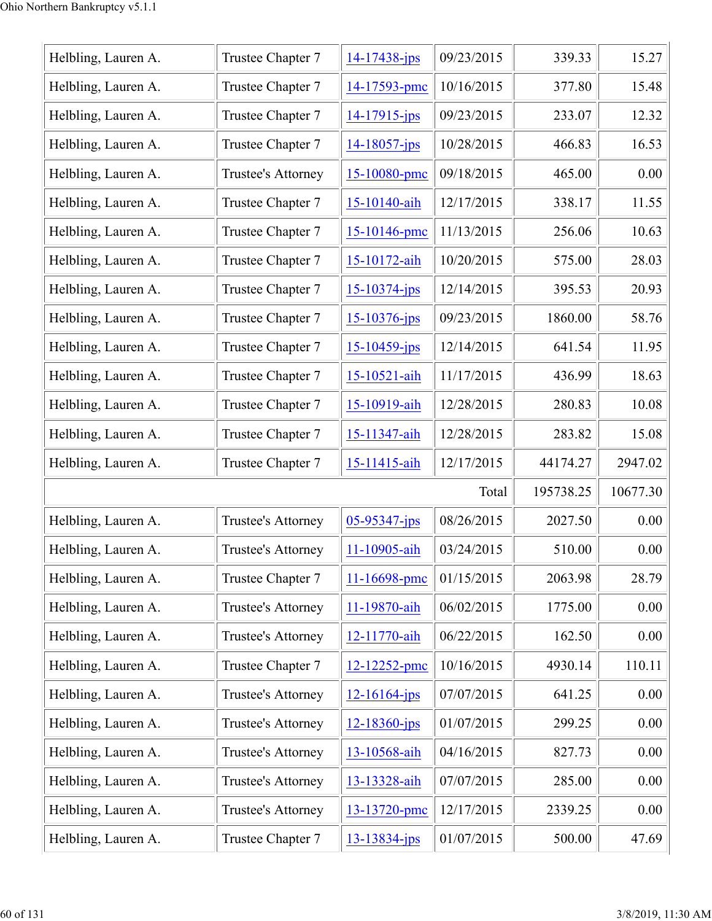| Helbling, Lauren A. | Trustee Chapter 7 | 14-17438-jps | 09/23/2015 | 339.33 | 15.27 |
|---|---|---|---|---|---|
| Helbling, Lauren A. | Trustee Chapter 7 | 14-17593-pmc | 10/16/2015 | 377.80 | 15.48 |
| Helbling, Lauren A. | Trustee Chapter 7 | 14-17915-jps | 09/23/2015 | 233.07 | 12.32 |
| Helbling, Lauren A. | Trustee Chapter 7 | 14-18057-jps | 10/28/2015 | 466.83 | 16.53 |
| Helbling, Lauren A. | Trustee's Attorney | 15-10080-pmc | 09/18/2015 | 465.00 | 0.00 |
| Helbling, Lauren A. | Trustee Chapter 7 | 15-10140-aih | 12/17/2015 | 338.17 | 11.55 |
| Helbling, Lauren A. | Trustee Chapter 7 | 15-10146-pmc | 11/13/2015 | 256.06 | 10.63 |
| Helbling, Lauren A. | Trustee Chapter 7 | 15-10172-aih | 10/20/2015 | 575.00 | 28.03 |
| Helbling, Lauren A. | Trustee Chapter 7 | 15-10374-jps | 12/14/2015 | 395.53 | 20.93 |
| Helbling, Lauren A. | Trustee Chapter 7 | 15-10376-jps | 09/23/2015 | 1860.00 | 58.76 |
| Helbling, Lauren A. | Trustee Chapter 7 | 15-10459-jps | 12/14/2015 | 641.54 | 11.95 |
| Helbling, Lauren A. | Trustee Chapter 7 | 15-10521-aih | 11/17/2015 | 436.99 | 18.63 |
| Helbling, Lauren A. | Trustee Chapter 7 | 15-10919-aih | 12/28/2015 | 280.83 | 10.08 |
| Helbling, Lauren A. | Trustee Chapter 7 | 15-11347-aih | 12/28/2015 | 283.82 | 15.08 |
| Helbling, Lauren A. | Trustee Chapter 7 | 15-11415-aih | 12/17/2015 | 44174.27 | 2947.02 |
| | | | Total | 195738.25 | 10677.30 |
| Helbling, Lauren A. | Trustee's Attorney | 05-95347-jps | 08/26/2015 | 2027.50 | 0.00 |
| Helbling, Lauren A. | Trustee's Attorney | 11-10905-aih | 03/24/2015 | 510.00 | 0.00 |
| Helbling, Lauren A. | Trustee Chapter 7 | 11-16698-pmc | 01/15/2015 | 2063.98 | 28.79 |
| Helbling, Lauren A. | Trustee's Attorney | 11-19870-aih | 06/02/2015 | 1775.00 | 0.00 |
| Helbling, Lauren A. | Trustee's Attorney | 12-11770-aih | 06/22/2015 | 162.50 | 0.00 |
| Helbling, Lauren A. | Trustee Chapter 7 | 12-12252-pmc | 10/16/2015 | 4930.14 | 110.11 |
| Helbling, Lauren A. | Trustee's Attorney | 12-16164-jps | 07/07/2015 | 641.25 | 0.00 |
| Helbling, Lauren A. | Trustee's Attorney | 12-18360-jps | 01/07/2015 | 299.25 | 0.00 |
| Helbling, Lauren A. | Trustee's Attorney | 13-10568-aih | 04/16/2015 | 827.73 | 0.00 |
| Helbling, Lauren A. | Trustee's Attorney | 13-13328-aih | 07/07/2015 | 285.00 | 0.00 |
| Helbling, Lauren A. | Trustee's Attorney | 13-13720-pmc | 12/17/2015 | 2339.25 | 0.00 |
| Helbling, Lauren A. | Trustee Chapter 7 | 13-13834-jps | 01/07/2015 | 500.00 | 47.69 |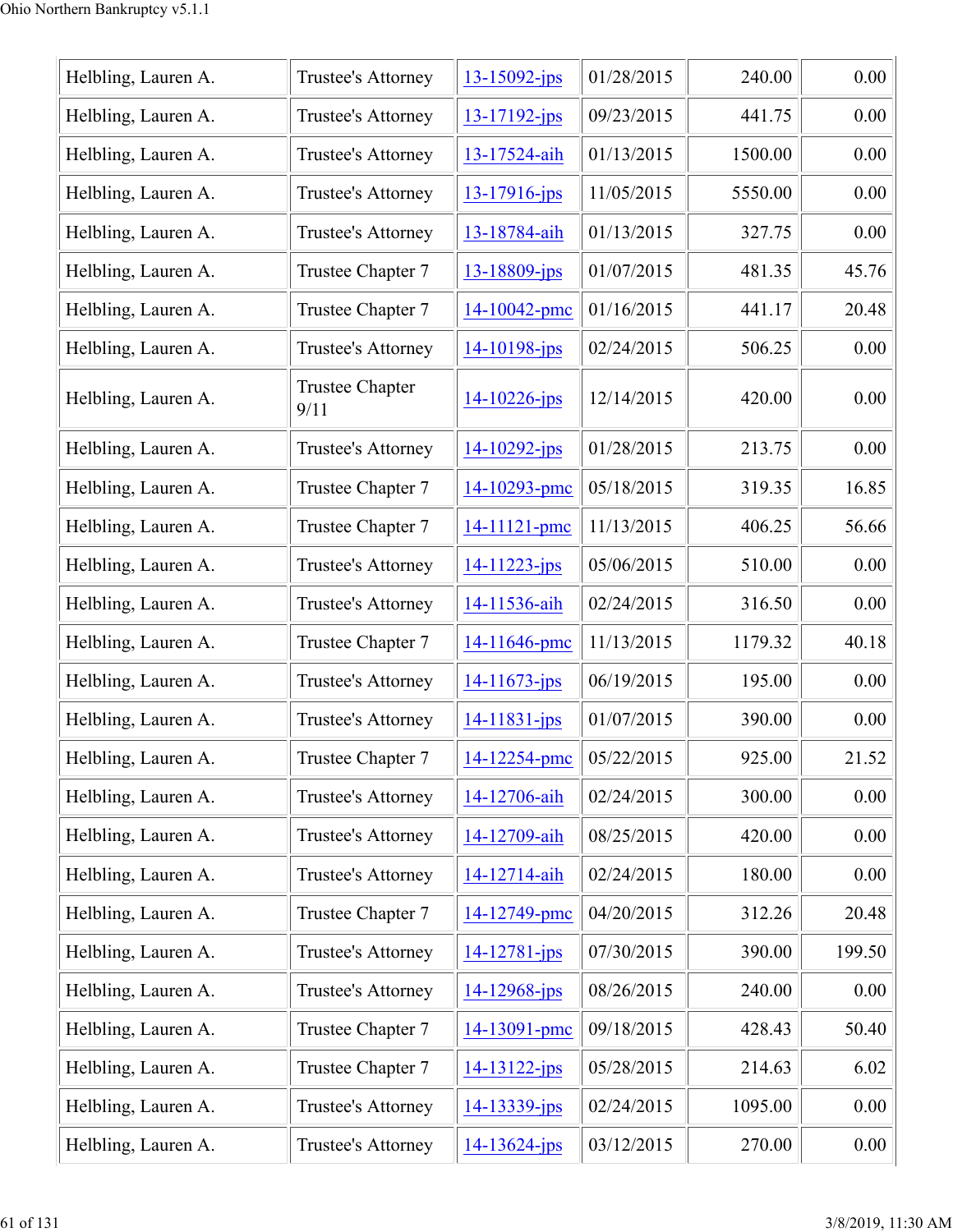| | | | | | |
|---|---|---|---|---|---|
| Helbling, Lauren A. | Trustee's Attorney | 13-15092-jps | 01/28/2015 | 240.00 | 0.00 |
| Helbling, Lauren A. | Trustee's Attorney | 13-17192-jps | 09/23/2015 | 441.75 | 0.00 |
| Helbling, Lauren A. | Trustee's Attorney | 13-17524-aih | 01/13/2015 | 1500.00 | 0.00 |
| Helbling, Lauren A. | Trustee's Attorney | 13-17916-jps | 11/05/2015 | 5550.00 | 0.00 |
| Helbling, Lauren A. | Trustee's Attorney | 13-18784-aih | 01/13/2015 | 327.75 | 0.00 |
| Helbling, Lauren A. | Trustee Chapter 7 | 13-18809-jps | 01/07/2015 | 481.35 | 45.76 |
| Helbling, Lauren A. | Trustee Chapter 7 | 14-10042-pmc | 01/16/2015 | 441.17 | 20.48 |
| Helbling, Lauren A. | Trustee's Attorney | 14-10198-jps | 02/24/2015 | 506.25 | 0.00 |
| Helbling, Lauren A. | Trustee Chapter 9/11 | 14-10226-jps | 12/14/2015 | 420.00 | 0.00 |
| Helbling, Lauren A. | Trustee's Attorney | 14-10292-jps | 01/28/2015 | 213.75 | 0.00 |
| Helbling, Lauren A. | Trustee Chapter 7 | 14-10293-pmc | 05/18/2015 | 319.35 | 16.85 |
| Helbling, Lauren A. | Trustee Chapter 7 | 14-11121-pmc | 11/13/2015 | 406.25 | 56.66 |
| Helbling, Lauren A. | Trustee's Attorney | 14-11223-jps | 05/06/2015 | 510.00 | 0.00 |
| Helbling, Lauren A. | Trustee's Attorney | 14-11536-aih | 02/24/2015 | 316.50 | 0.00 |
| Helbling, Lauren A. | Trustee Chapter 7 | 14-11646-pmc | 11/13/2015 | 1179.32 | 40.18 |
| Helbling, Lauren A. | Trustee's Attorney | 14-11673-jps | 06/19/2015 | 195.00 | 0.00 |
| Helbling, Lauren A. | Trustee's Attorney | 14-11831-jps | 01/07/2015 | 390.00 | 0.00 |
| Helbling, Lauren A. | Trustee Chapter 7 | 14-12254-pmc | 05/22/2015 | 925.00 | 21.52 |
| Helbling, Lauren A. | Trustee's Attorney | 14-12706-aih | 02/24/2015 | 300.00 | 0.00 |
| Helbling, Lauren A. | Trustee's Attorney | 14-12709-aih | 08/25/2015 | 420.00 | 0.00 |
| Helbling, Lauren A. | Trustee's Attorney | 14-12714-aih | 02/24/2015 | 180.00 | 0.00 |
| Helbling, Lauren A. | Trustee Chapter 7 | 14-12749-pmc | 04/20/2015 | 312.26 | 20.48 |
| Helbling, Lauren A. | Trustee's Attorney | 14-12781-jps | 07/30/2015 | 390.00 | 199.50 |
| Helbling, Lauren A. | Trustee's Attorney | 14-12968-jps | 08/26/2015 | 240.00 | 0.00 |
| Helbling, Lauren A. | Trustee Chapter 7 | 14-13091-pmc | 09/18/2015 | 428.43 | 50.40 |
| Helbling, Lauren A. | Trustee Chapter 7 | 14-13122-jps | 05/28/2015 | 214.63 | 6.02 |
| Helbling, Lauren A. | Trustee's Attorney | 14-13339-jps | 02/24/2015 | 1095.00 | 0.00 |
| Helbling, Lauren A. | Trustee's Attorney | 14-13624-jps | 03/12/2015 | 270.00 | 0.00 |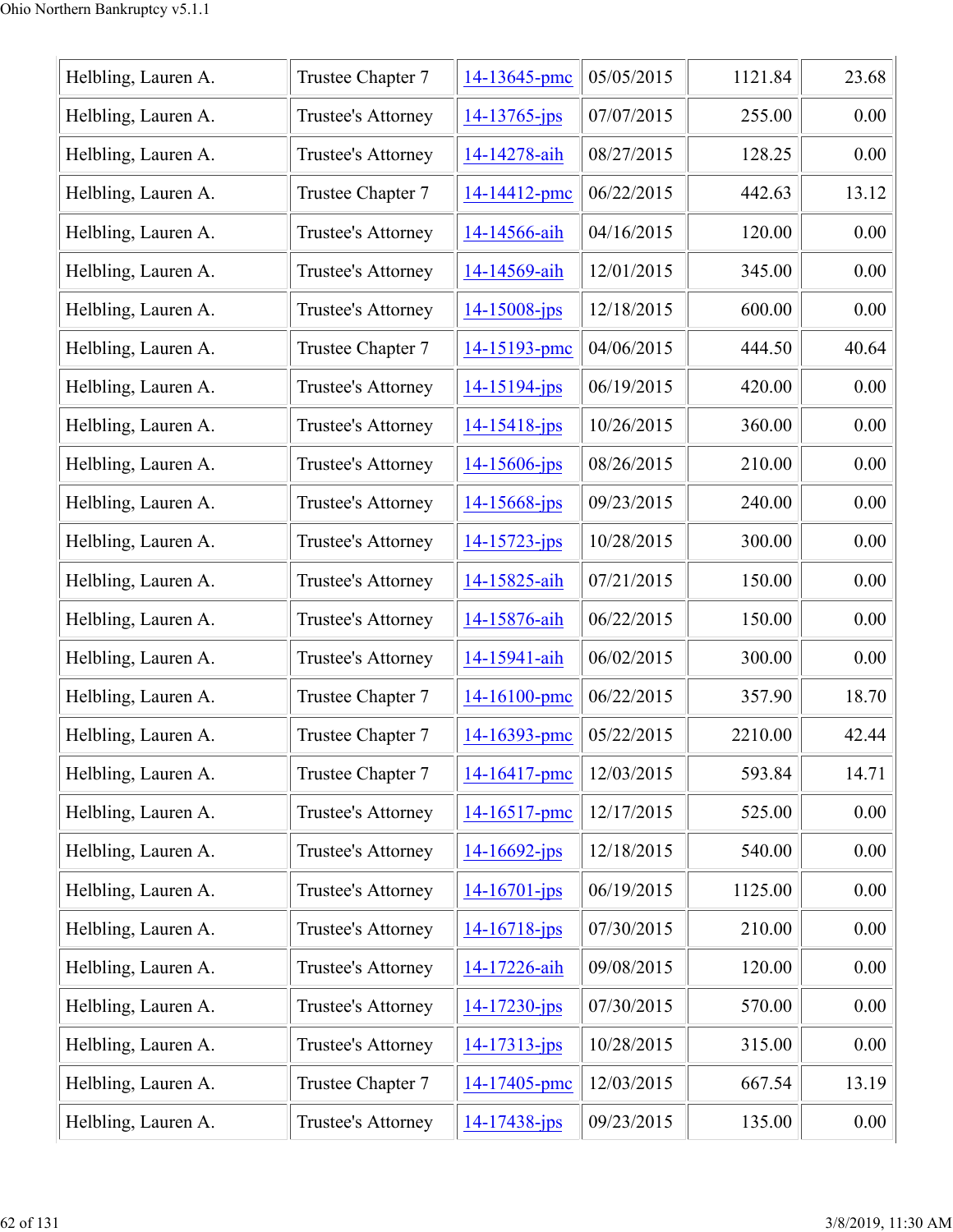| | | | | | |
|---|---|---|---|---|---|
| Helbling, Lauren A. | Trustee Chapter 7 | 14-13645-pmc | 05/05/2015 | 1121.84 | 23.68 |
| Helbling, Lauren A. | Trustee's Attorney | 14-13765-jps | 07/07/2015 | 255.00 | 0.00 |
| Helbling, Lauren A. | Trustee's Attorney | 14-14278-aih | 08/27/2015 | 128.25 | 0.00 |
| Helbling, Lauren A. | Trustee Chapter 7 | 14-14412-pmc | 06/22/2015 | 442.63 | 13.12 |
| Helbling, Lauren A. | Trustee's Attorney | 14-14566-aih | 04/16/2015 | 120.00 | 0.00 |
| Helbling, Lauren A. | Trustee's Attorney | 14-14569-aih | 12/01/2015 | 345.00 | 0.00 |
| Helbling, Lauren A. | Trustee's Attorney | 14-15008-jps | 12/18/2015 | 600.00 | 0.00 |
| Helbling, Lauren A. | Trustee Chapter 7 | 14-15193-pmc | 04/06/2015 | 444.50 | 40.64 |
| Helbling, Lauren A. | Trustee's Attorney | 14-15194-jps | 06/19/2015 | 420.00 | 0.00 |
| Helbling, Lauren A. | Trustee's Attorney | 14-15418-jps | 10/26/2015 | 360.00 | 0.00 |
| Helbling, Lauren A. | Trustee's Attorney | 14-15606-jps | 08/26/2015 | 210.00 | 0.00 |
| Helbling, Lauren A. | Trustee's Attorney | 14-15668-jps | 09/23/2015 | 240.00 | 0.00 |
| Helbling, Lauren A. | Trustee's Attorney | 14-15723-jps | 10/28/2015 | 300.00 | 0.00 |
| Helbling, Lauren A. | Trustee's Attorney | 14-15825-aih | 07/21/2015 | 150.00 | 0.00 |
| Helbling, Lauren A. | Trustee's Attorney | 14-15876-aih | 06/22/2015 | 150.00 | 0.00 |
| Helbling, Lauren A. | Trustee's Attorney | 14-15941-aih | 06/02/2015 | 300.00 | 0.00 |
| Helbling, Lauren A. | Trustee Chapter 7 | 14-16100-pmc | 06/22/2015 | 357.90 | 18.70 |
| Helbling, Lauren A. | Trustee Chapter 7 | 14-16393-pmc | 05/22/2015 | 2210.00 | 42.44 |
| Helbling, Lauren A. | Trustee Chapter 7 | 14-16417-pmc | 12/03/2015 | 593.84 | 14.71 |
| Helbling, Lauren A. | Trustee's Attorney | 14-16517-pmc | 12/17/2015 | 525.00 | 0.00 |
| Helbling, Lauren A. | Trustee's Attorney | 14-16692-jps | 12/18/2015 | 540.00 | 0.00 |
| Helbling, Lauren A. | Trustee's Attorney | 14-16701-jps | 06/19/2015 | 1125.00 | 0.00 |
| Helbling, Lauren A. | Trustee's Attorney | 14-16718-jps | 07/30/2015 | 210.00 | 0.00 |
| Helbling, Lauren A. | Trustee's Attorney | 14-17226-aih | 09/08/2015 | 120.00 | 0.00 |
| Helbling, Lauren A. | Trustee's Attorney | 14-17230-jps | 07/30/2015 | 570.00 | 0.00 |
| Helbling, Lauren A. | Trustee's Attorney | 14-17313-jps | 10/28/2015 | 315.00 | 0.00 |
| Helbling, Lauren A. | Trustee Chapter 7 | 14-17405-pmc | 12/03/2015 | 667.54 | 13.19 |
| Helbling, Lauren A. | Trustee's Attorney | 14-17438-jps | 09/23/2015 | 135.00 | 0.00 |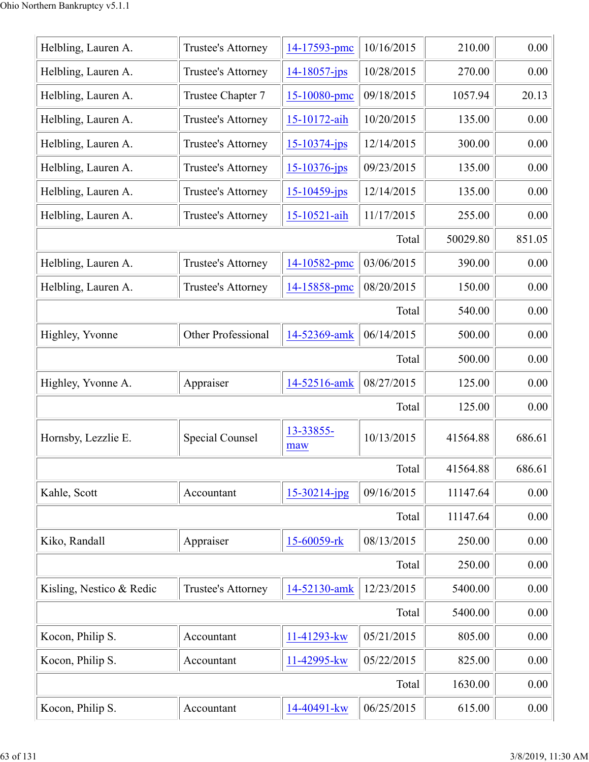| | | | | | |
|---|---|---|---|---|---|
| Helbling, Lauren A. | Trustee's Attorney | 14-17593-pmc | 10/16/2015 | 210.00 | 0.00 |
| Helbling, Lauren A. | Trustee's Attorney | 14-18057-jps | 10/28/2015 | 270.00 | 0.00 |
| Helbling, Lauren A. | Trustee Chapter 7 | 15-10080-pmc | 09/18/2015 | 1057.94 | 20.13 |
| Helbling, Lauren A. | Trustee's Attorney | 15-10172-aih | 10/20/2015 | 135.00 | 0.00 |
| Helbling, Lauren A. | Trustee's Attorney | 15-10374-jps | 12/14/2015 | 300.00 | 0.00 |
| Helbling, Lauren A. | Trustee's Attorney | 15-10376-jps | 09/23/2015 | 135.00 | 0.00 |
| Helbling, Lauren A. | Trustee's Attorney | 15-10459-jps | 12/14/2015 | 135.00 | 0.00 |
| Helbling, Lauren A. | Trustee's Attorney | 15-10521-aih | 11/17/2015 | 255.00 | 0.00 |
| | | | Total | 50029.80 | 851.05 |
| Helbling, Lauren A. | Trustee's Attorney | 14-10582-pmc | 03/06/2015 | 390.00 | 0.00 |
| Helbling, Lauren A. | Trustee's Attorney | 14-15858-pmc | 08/20/2015 | 150.00 | 0.00 |
| | | | Total | 540.00 | 0.00 |
| Highley, Yvonne | Other Professional | 14-52369-amk | 06/14/2015 | 500.00 | 0.00 |
| | | | Total | 500.00 | 0.00 |
| Highley, Yvonne A. | Appraiser | 14-52516-amk | 08/27/2015 | 125.00 | 0.00 |
| | | | Total | 125.00 | 0.00 |
| Hornsby, Lezzlie E. | Special Counsel | 13-33855-maw | 10/13/2015 | 41564.88 | 686.61 |
| | | | Total | 41564.88 | 686.61 |
| Kahle, Scott | Accountant | 15-30214-jpg | 09/16/2015 | 11147.64 | 0.00 |
| | | | Total | 11147.64 | 0.00 |
| Kiko, Randall | Appraiser | 15-60059-rk | 08/13/2015 | 250.00 | 0.00 |
| | | | Total | 250.00 | 0.00 |
| Kisling, Nestico & Redic | Trustee's Attorney | 14-52130-amk | 12/23/2015 | 5400.00 | 0.00 |
| | | | Total | 5400.00 | 0.00 |
| Kocon, Philip S. | Accountant | 11-41293-kw | 05/21/2015 | 805.00 | 0.00 |
| Kocon, Philip S. | Accountant | 11-42995-kw | 05/22/2015 | 825.00 | 0.00 |
| | | | Total | 1630.00 | 0.00 |
| Kocon, Philip S. | Accountant | 14-40491-kw | 06/25/2015 | 615.00 | 0.00 |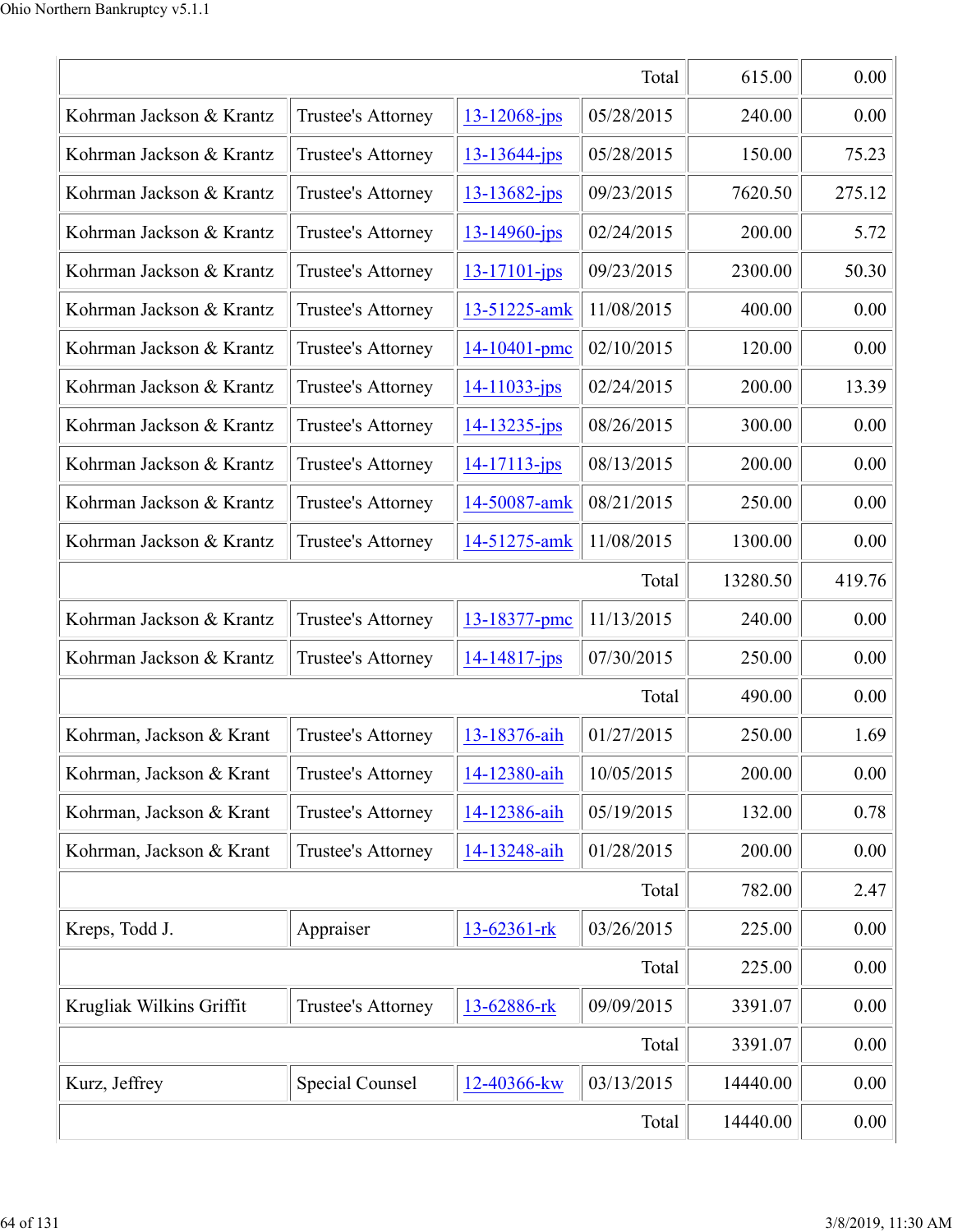| | | | | | |
|---|---|---|---|---|---|
| | | | Total | 615.00 | 0.00 |
| Kohrman Jackson & Krantz | Trustee's Attorney | 13-12068-jps | 05/28/2015 | 240.00 | 0.00 |
| Kohrman Jackson & Krantz | Trustee's Attorney | 13-13644-jps | 05/28/2015 | 150.00 | 75.23 |
| Kohrman Jackson & Krantz | Trustee's Attorney | 13-13682-jps | 09/23/2015 | 7620.50 | 275.12 |
| Kohrman Jackson & Krantz | Trustee's Attorney | 13-14960-jps | 02/24/2015 | 200.00 | 5.72 |
| Kohrman Jackson & Krantz | Trustee's Attorney | 13-17101-jps | 09/23/2015 | 2300.00 | 50.30 |
| Kohrman Jackson & Krantz | Trustee's Attorney | 13-51225-amk | 11/08/2015 | 400.00 | 0.00 |
| Kohrman Jackson & Krantz | Trustee's Attorney | 14-10401-pmc | 02/10/2015 | 120.00 | 0.00 |
| Kohrman Jackson & Krantz | Trustee's Attorney | 14-11033-jps | 02/24/2015 | 200.00 | 13.39 |
| Kohrman Jackson & Krantz | Trustee's Attorney | 14-13235-jps | 08/26/2015 | 300.00 | 0.00 |
| Kohrman Jackson & Krantz | Trustee's Attorney | 14-17113-jps | 08/13/2015 | 200.00 | 0.00 |
| Kohrman Jackson & Krantz | Trustee's Attorney | 14-50087-amk | 08/21/2015 | 250.00 | 0.00 |
| Kohrman Jackson & Krantz | Trustee's Attorney | 14-51275-amk | 11/08/2015 | 1300.00 | 0.00 |
| | | | Total | 13280.50 | 419.76 |
| Kohrman Jackson & Krantz | Trustee's Attorney | 13-18377-pmc | 11/13/2015 | 240.00 | 0.00 |
| Kohrman Jackson & Krantz | Trustee's Attorney | 14-14817-jps | 07/30/2015 | 250.00 | 0.00 |
| | | | Total | 490.00 | 0.00 |
| Kohrman, Jackson & Krant | Trustee's Attorney | 13-18376-aih | 01/27/2015 | 250.00 | 1.69 |
| Kohrman, Jackson & Krant | Trustee's Attorney | 14-12380-aih | 10/05/2015 | 200.00 | 0.00 |
| Kohrman, Jackson & Krant | Trustee's Attorney | 14-12386-aih | 05/19/2015 | 132.00 | 0.78 |
| Kohrman, Jackson & Krant | Trustee's Attorney | 14-13248-aih | 01/28/2015 | 200.00 | 0.00 |
| | | | Total | 782.00 | 2.47 |
| Kreps, Todd J. | Appraiser | 13-62361-rk | 03/26/2015 | 225.00 | 0.00 |
| | | | Total | 225.00 | 0.00 |
| Krugliak Wilkins Griffit | Trustee's Attorney | 13-62886-rk | 09/09/2015 | 3391.07 | 0.00 |
| | | | Total | 3391.07 | 0.00 |
| Kurz, Jeffrey | Special Counsel | 12-40366-kw | 03/13/2015 | 14440.00 | 0.00 |
| | | | Total | 14440.00 | 0.00 |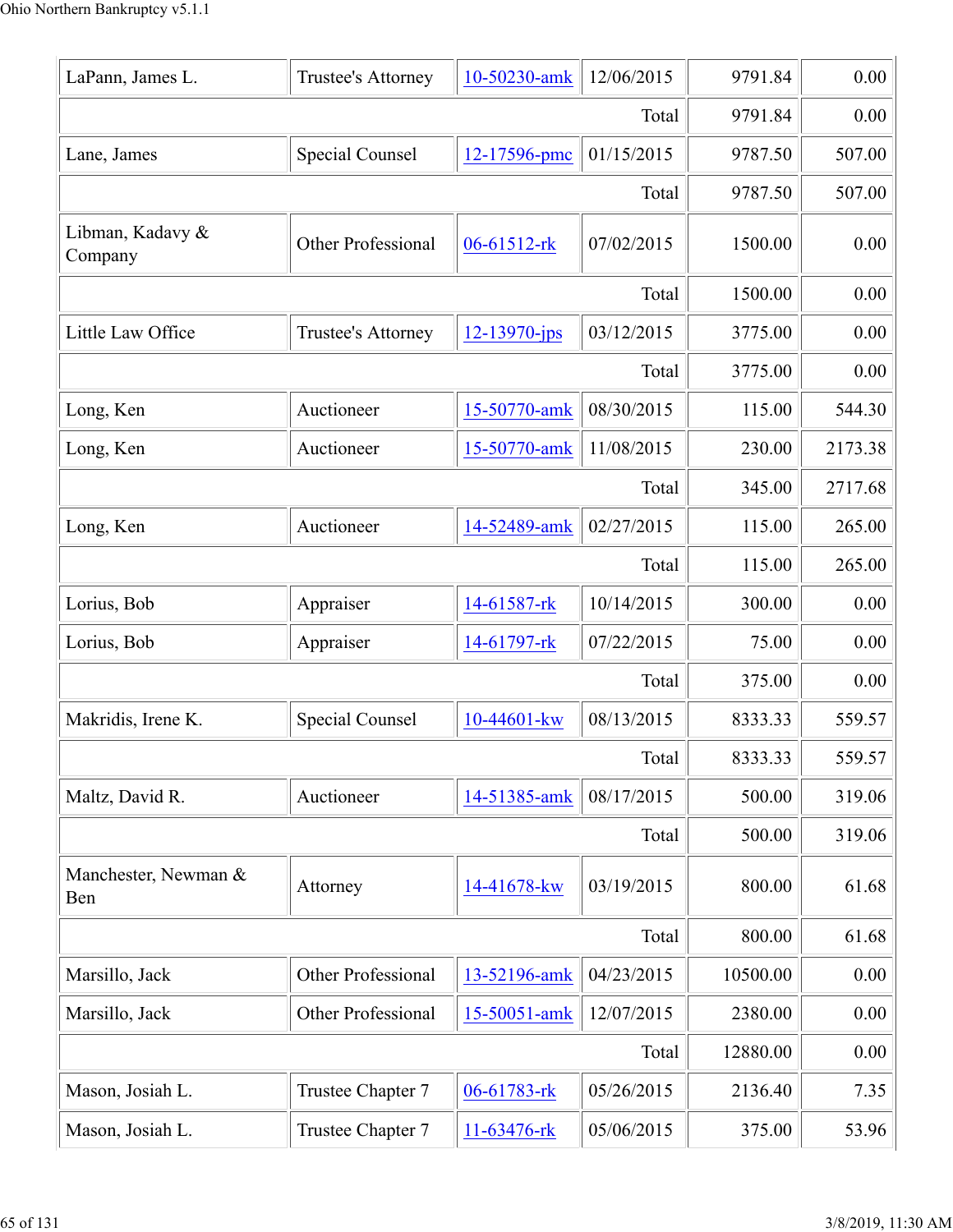| | | | | | |
|---|---|---|---|---|---|
| LaPann, James L. | Trustee's Attorney | 10-50230-amk | 12/06/2015 | 9791.84 | 0.00 |
| | | | Total | 9791.84 | 0.00 |
| Lane, James | Special Counsel | 12-17596-pmc | 01/15/2015 | 9787.50 | 507.00 |
| | | | Total | 9787.50 | 507.00 |
| Libman, Kadavy & Company | Other Professional | 06-61512-rk | 07/02/2015 | 1500.00 | 0.00 |
| | | | Total | 1500.00 | 0.00 |
| Little Law Office | Trustee's Attorney | 12-13970-jps | 03/12/2015 | 3775.00 | 0.00 |
| | | | Total | 3775.00 | 0.00 |
| Long, Ken | Auctioneer | 15-50770-amk | 08/30/2015 | 115.00 | 544.30 |
| Long, Ken | Auctioneer | 15-50770-amk | 11/08/2015 | 230.00 | 2173.38 |
| | | | Total | 345.00 | 2717.68 |
| Long, Ken | Auctioneer | 14-52489-amk | 02/27/2015 | 115.00 | 265.00 |
| | | | Total | 115.00 | 265.00 |
| Lorius, Bob | Appraiser | 14-61587-rk | 10/14/2015 | 300.00 | 0.00 |
| Lorius, Bob | Appraiser | 14-61797-rk | 07/22/2015 | 75.00 | 0.00 |
| | | | Total | 375.00 | 0.00 |
| Makridis, Irene K. | Special Counsel | 10-44601-kw | 08/13/2015 | 8333.33 | 559.57 |
| | | | Total | 8333.33 | 559.57 |
| Maltz, David R. | Auctioneer | 14-51385-amk | 08/17/2015 | 500.00 | 319.06 |
| | | | Total | 500.00 | 319.06 |
| Manchester, Newman & Ben | Attorney | 14-41678-kw | 03/19/2015 | 800.00 | 61.68 |
| | | | Total | 800.00 | 61.68 |
| Marsillo, Jack | Other Professional | 13-52196-amk | 04/23/2015 | 10500.00 | 0.00 |
| Marsillo, Jack | Other Professional | 15-50051-amk | 12/07/2015 | 2380.00 | 0.00 |
| | | | Total | 12880.00 | 0.00 |
| Mason, Josiah L. | Trustee Chapter 7 | 06-61783-rk | 05/26/2015 | 2136.40 | 7.35 |
| Mason, Josiah L. | Trustee Chapter 7 | 11-63476-rk | 05/06/2015 | 375.00 | 53.96 |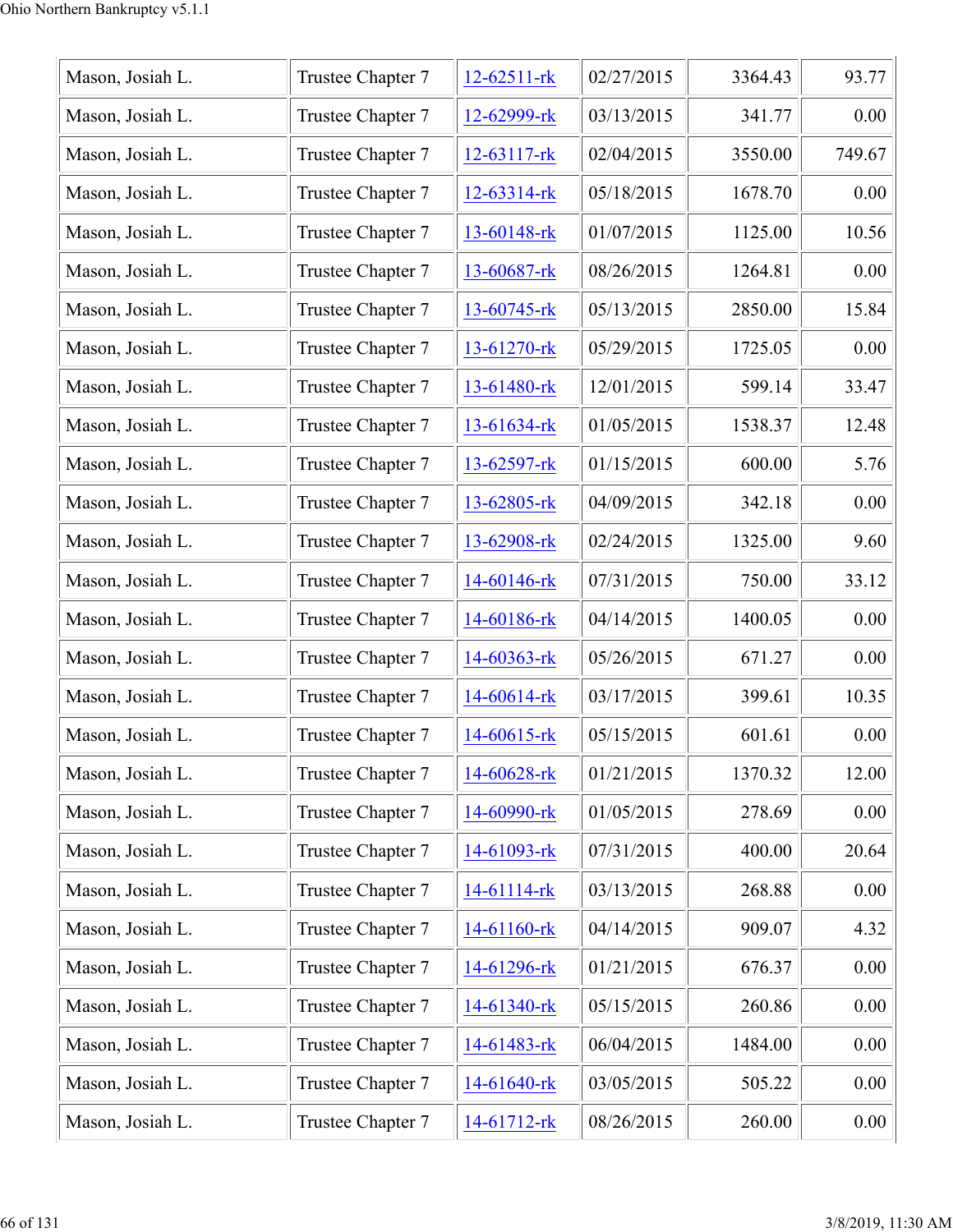| Mason, Josiah L. | Trustee Chapter 7 | 12-62511-rk | 02/27/2015 | 3364.43 | 93.77 |
|---|---|---|---|---|---|
| Mason, Josiah L. | Trustee Chapter 7 | 12-62999-rk | 03/13/2015 | 341.77 | 0.00 |
| Mason, Josiah L. | Trustee Chapter 7 | 12-63117-rk | 02/04/2015 | 3550.00 | 749.67 |
| Mason, Josiah L. | Trustee Chapter 7 | 12-63314-rk | 05/18/2015 | 1678.70 | 0.00 |
| Mason, Josiah L. | Trustee Chapter 7 | 13-60148-rk | 01/07/2015 | 1125.00 | 10.56 |
| Mason, Josiah L. | Trustee Chapter 7 | 13-60687-rk | 08/26/2015 | 1264.81 | 0.00 |
| Mason, Josiah L. | Trustee Chapter 7 | 13-60745-rk | 05/13/2015 | 2850.00 | 15.84 |
| Mason, Josiah L. | Trustee Chapter 7 | 13-61270-rk | 05/29/2015 | 1725.05 | 0.00 |
| Mason, Josiah L. | Trustee Chapter 7 | 13-61480-rk | 12/01/2015 | 599.14 | 33.47 |
| Mason, Josiah L. | Trustee Chapter 7 | 13-61634-rk | 01/05/2015 | 1538.37 | 12.48 |
| Mason, Josiah L. | Trustee Chapter 7 | 13-62597-rk | 01/15/2015 | 600.00 | 5.76 |
| Mason, Josiah L. | Trustee Chapter 7 | 13-62805-rk | 04/09/2015 | 342.18 | 0.00 |
| Mason, Josiah L. | Trustee Chapter 7 | 13-62908-rk | 02/24/2015 | 1325.00 | 9.60 |
| Mason, Josiah L. | Trustee Chapter 7 | 14-60146-rk | 07/31/2015 | 750.00 | 33.12 |
| Mason, Josiah L. | Trustee Chapter 7 | 14-60186-rk | 04/14/2015 | 1400.05 | 0.00 |
| Mason, Josiah L. | Trustee Chapter 7 | 14-60363-rk | 05/26/2015 | 671.27 | 0.00 |
| Mason, Josiah L. | Trustee Chapter 7 | 14-60614-rk | 03/17/2015 | 399.61 | 10.35 |
| Mason, Josiah L. | Trustee Chapter 7 | 14-60615-rk | 05/15/2015 | 601.61 | 0.00 |
| Mason, Josiah L. | Trustee Chapter 7 | 14-60628-rk | 01/21/2015 | 1370.32 | 12.00 |
| Mason, Josiah L. | Trustee Chapter 7 | 14-60990-rk | 01/05/2015 | 278.69 | 0.00 |
| Mason, Josiah L. | Trustee Chapter 7 | 14-61093-rk | 07/31/2015 | 400.00 | 20.64 |
| Mason, Josiah L. | Trustee Chapter 7 | 14-61114-rk | 03/13/2015 | 268.88 | 0.00 |
| Mason, Josiah L. | Trustee Chapter 7 | 14-61160-rk | 04/14/2015 | 909.07 | 4.32 |
| Mason, Josiah L. | Trustee Chapter 7 | 14-61296-rk | 01/21/2015 | 676.37 | 0.00 |
| Mason, Josiah L. | Trustee Chapter 7 | 14-61340-rk | 05/15/2015 | 260.86 | 0.00 |
| Mason, Josiah L. | Trustee Chapter 7 | 14-61483-rk | 06/04/2015 | 1484.00 | 0.00 |
| Mason, Josiah L. | Trustee Chapter 7 | 14-61640-rk | 03/05/2015 | 505.22 | 0.00 |
| Mason, Josiah L. | Trustee Chapter 7 | 14-61712-rk | 08/26/2015 | 260.00 | 0.00 |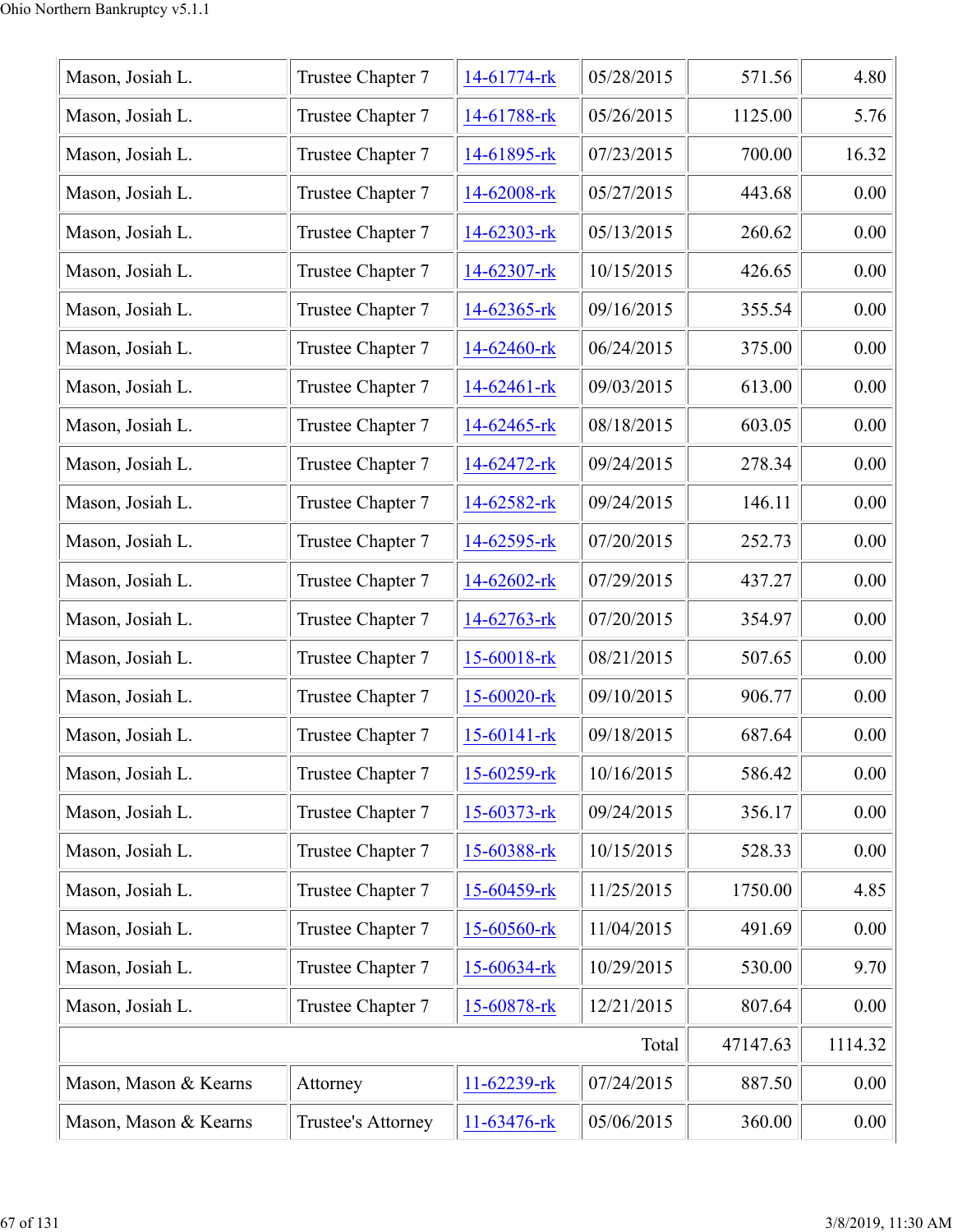| | | | | | |
|---|---|---|---|---|---|
| Mason, Josiah L. | Trustee Chapter 7 | 14-61774-rk | 05/28/2015 | 571.56 | 4.80 |
| Mason, Josiah L. | Trustee Chapter 7 | 14-61788-rk | 05/26/2015 | 1125.00 | 5.76 |
| Mason, Josiah L. | Trustee Chapter 7 | 14-61895-rk | 07/23/2015 | 700.00 | 16.32 |
| Mason, Josiah L. | Trustee Chapter 7 | 14-62008-rk | 05/27/2015 | 443.68 | 0.00 |
| Mason, Josiah L. | Trustee Chapter 7 | 14-62303-rk | 05/13/2015 | 260.62 | 0.00 |
| Mason, Josiah L. | Trustee Chapter 7 | 14-62307-rk | 10/15/2015 | 426.65 | 0.00 |
| Mason, Josiah L. | Trustee Chapter 7 | 14-62365-rk | 09/16/2015 | 355.54 | 0.00 |
| Mason, Josiah L. | Trustee Chapter 7 | 14-62460-rk | 06/24/2015 | 375.00 | 0.00 |
| Mason, Josiah L. | Trustee Chapter 7 | 14-62461-rk | 09/03/2015 | 613.00 | 0.00 |
| Mason, Josiah L. | Trustee Chapter 7 | 14-62465-rk | 08/18/2015 | 603.05 | 0.00 |
| Mason, Josiah L. | Trustee Chapter 7 | 14-62472-rk | 09/24/2015 | 278.34 | 0.00 |
| Mason, Josiah L. | Trustee Chapter 7 | 14-62582-rk | 09/24/2015 | 146.11 | 0.00 |
| Mason, Josiah L. | Trustee Chapter 7 | 14-62595-rk | 07/20/2015 | 252.73 | 0.00 |
| Mason, Josiah L. | Trustee Chapter 7 | 14-62602-rk | 07/29/2015 | 437.27 | 0.00 |
| Mason, Josiah L. | Trustee Chapter 7 | 14-62763-rk | 07/20/2015 | 354.97 | 0.00 |
| Mason, Josiah L. | Trustee Chapter 7 | 15-60018-rk | 08/21/2015 | 507.65 | 0.00 |
| Mason, Josiah L. | Trustee Chapter 7 | 15-60020-rk | 09/10/2015 | 906.77 | 0.00 |
| Mason, Josiah L. | Trustee Chapter 7 | 15-60141-rk | 09/18/2015 | 687.64 | 0.00 |
| Mason, Josiah L. | Trustee Chapter 7 | 15-60259-rk | 10/16/2015 | 586.42 | 0.00 |
| Mason, Josiah L. | Trustee Chapter 7 | 15-60373-rk | 09/24/2015 | 356.17 | 0.00 |
| Mason, Josiah L. | Trustee Chapter 7 | 15-60388-rk | 10/15/2015 | 528.33 | 0.00 |
| Mason, Josiah L. | Trustee Chapter 7 | 15-60459-rk | 11/25/2015 | 1750.00 | 4.85 |
| Mason, Josiah L. | Trustee Chapter 7 | 15-60560-rk | 11/04/2015 | 491.69 | 0.00 |
| Mason, Josiah L. | Trustee Chapter 7 | 15-60634-rk | 10/29/2015 | 530.00 | 9.70 |
| Mason, Josiah L. | Trustee Chapter 7 | 15-60878-rk | 12/21/2015 | 807.64 | 0.00 |
| | | | Total | 47147.63 | 1114.32 |
| Mason, Mason & Kearns | Attorney | 11-62239-rk | 07/24/2015 | 887.50 | 0.00 |
| Mason, Mason & Kearns | Trustee's Attorney | 11-63476-rk | 05/06/2015 | 360.00 | 0.00 |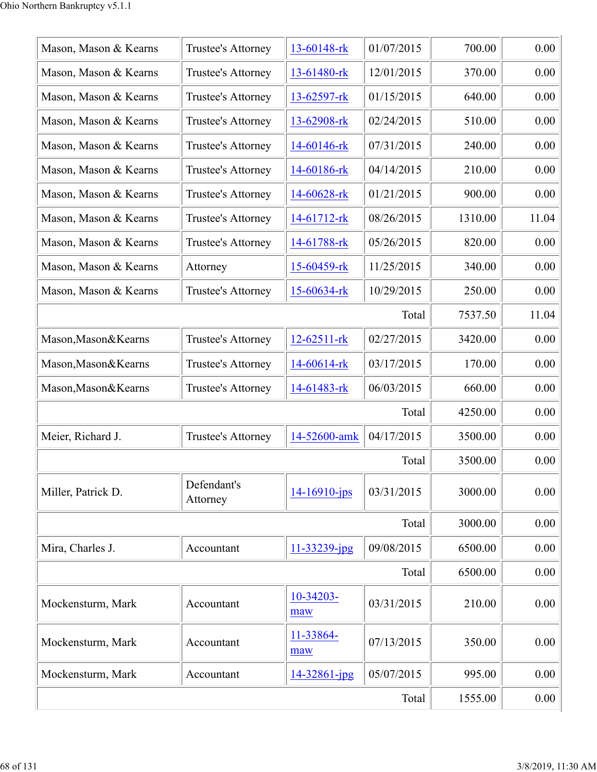| | | | | | |
|---|---|---|---|---|---|
| Mason, Mason & Kearns | Trustee's Attorney | 13-60148-rk | 01/07/2015 | 700.00 | 0.00 |
| Mason, Mason & Kearns | Trustee's Attorney | 13-61480-rk | 12/01/2015 | 370.00 | 0.00 |
| Mason, Mason & Kearns | Trustee's Attorney | 13-62597-rk | 01/15/2015 | 640.00 | 0.00 |
| Mason, Mason & Kearns | Trustee's Attorney | 13-62908-rk | 02/24/2015 | 510.00 | 0.00 |
| Mason, Mason & Kearns | Trustee's Attorney | 14-60146-rk | 07/31/2015 | 240.00 | 0.00 |
| Mason, Mason & Kearns | Trustee's Attorney | 14-60186-rk | 04/14/2015 | 210.00 | 0.00 |
| Mason, Mason & Kearns | Trustee's Attorney | 14-60628-rk | 01/21/2015 | 900.00 | 0.00 |
| Mason, Mason & Kearns | Trustee's Attorney | 14-61712-rk | 08/26/2015 | 1310.00 | 11.04 |
| Mason, Mason & Kearns | Trustee's Attorney | 14-61788-rk | 05/26/2015 | 820.00 | 0.00 |
| Mason, Mason & Kearns | Attorney | 15-60459-rk | 11/25/2015 | 340.00 | 0.00 |
| Mason, Mason & Kearns | Trustee's Attorney | 15-60634-rk | 10/29/2015 | 250.00 | 0.00 |
| | | | Total | 7537.50 | 11.04 |
| Mason,Mason&Kearns | Trustee's Attorney | 12-62511-rk | 02/27/2015 | 3420.00 | 0.00 |
| Mason,Mason&Kearns | Trustee's Attorney | 14-60614-rk | 03/17/2015 | 170.00 | 0.00 |
| Mason,Mason&Kearns | Trustee's Attorney | 14-61483-rk | 06/03/2015 | 660.00 | 0.00 |
| | | | Total | 4250.00 | 0.00 |
| Meier, Richard J. | Trustee's Attorney | 14-52600-amk | 04/17/2015 | 3500.00 | 0.00 |
| | | | Total | 3500.00 | 0.00 |
| Miller, Patrick D. | Defendant's Attorney | 14-16910-jps | 03/31/2015 | 3000.00 | 0.00 |
| | | | Total | 3000.00 | 0.00 |
| Mira, Charles J. | Accountant | 11-33239-jpg | 09/08/2015 | 6500.00 | 0.00 |
| | | | Total | 6500.00 | 0.00 |
| Mockensturm, Mark | Accountant | 10-34203-maw | 03/31/2015 | 210.00 | 0.00 |
| Mockensturm, Mark | Accountant | 11-33864-maw | 07/13/2015 | 350.00 | 0.00 |
| Mockensturm, Mark | Accountant | 14-32861-jpg | 05/07/2015 | 995.00 | 0.00 |
| | | | Total | 1555.00 | 0.00 |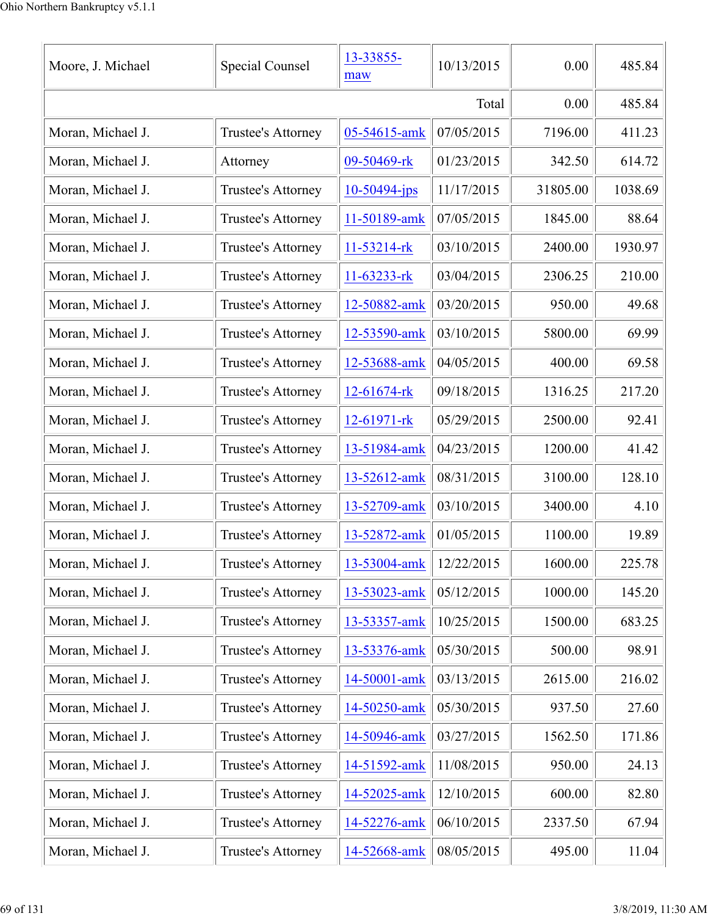| | | | | | |
|---|---|---|---|---|---|
| Moore, J. Michael | Special Counsel | 13-33855-maw | 10/13/2015 | 0.00 | 485.84 |
| | | | Total | 0.00 | 485.84 |
| Moran, Michael J. | Trustee's Attorney | 05-54615-amk | 07/05/2015 | 7196.00 | 411.23 |
| Moran, Michael J. | Attorney | 09-50469-rk | 01/23/2015 | 342.50 | 614.72 |
| Moran, Michael J. | Trustee's Attorney | 10-50494-jps | 11/17/2015 | 31805.00 | 1038.69 |
| Moran, Michael J. | Trustee's Attorney | 11-50189-amk | 07/05/2015 | 1845.00 | 88.64 |
| Moran, Michael J. | Trustee's Attorney | 11-53214-rk | 03/10/2015 | 2400.00 | 1930.97 |
| Moran, Michael J. | Trustee's Attorney | 11-63233-rk | 03/04/2015 | 2306.25 | 210.00 |
| Moran, Michael J. | Trustee's Attorney | 12-50882-amk | 03/20/2015 | 950.00 | 49.68 |
| Moran, Michael J. | Trustee's Attorney | 12-53590-amk | 03/10/2015 | 5800.00 | 69.99 |
| Moran, Michael J. | Trustee's Attorney | 12-53688-amk | 04/05/2015 | 400.00 | 69.58 |
| Moran, Michael J. | Trustee's Attorney | 12-61674-rk | 09/18/2015 | 1316.25 | 217.20 |
| Moran, Michael J. | Trustee's Attorney | 12-61971-rk | 05/29/2015 | 2500.00 | 92.41 |
| Moran, Michael J. | Trustee's Attorney | 13-51984-amk | 04/23/2015 | 1200.00 | 41.42 |
| Moran, Michael J. | Trustee's Attorney | 13-52612-amk | 08/31/2015 | 3100.00 | 128.10 |
| Moran, Michael J. | Trustee's Attorney | 13-52709-amk | 03/10/2015 | 3400.00 | 4.10 |
| Moran, Michael J. | Trustee's Attorney | 13-52872-amk | 01/05/2015 | 1100.00 | 19.89 |
| Moran, Michael J. | Trustee's Attorney | 13-53004-amk | 12/22/2015 | 1600.00 | 225.78 |
| Moran, Michael J. | Trustee's Attorney | 13-53023-amk | 05/12/2015 | 1000.00 | 145.20 |
| Moran, Michael J. | Trustee's Attorney | 13-53357-amk | 10/25/2015 | 1500.00 | 683.25 |
| Moran, Michael J. | Trustee's Attorney | 13-53376-amk | 05/30/2015 | 500.00 | 98.91 |
| Moran, Michael J. | Trustee's Attorney | 14-50001-amk | 03/13/2015 | 2615.00 | 216.02 |
| Moran, Michael J. | Trustee's Attorney | 14-50250-amk | 05/30/2015 | 937.50 | 27.60 |
| Moran, Michael J. | Trustee's Attorney | 14-50946-amk | 03/27/2015 | 1562.50 | 171.86 |
| Moran, Michael J. | Trustee's Attorney | 14-51592-amk | 11/08/2015 | 950.00 | 24.13 |
| Moran, Michael J. | Trustee's Attorney | 14-52025-amk | 12/10/2015 | 600.00 | 82.80 |
| Moran, Michael J. | Trustee's Attorney | 14-52276-amk | 06/10/2015 | 2337.50 | 67.94 |
| Moran, Michael J. | Trustee's Attorney | 14-52668-amk | 08/05/2015 | 495.00 | 11.04 |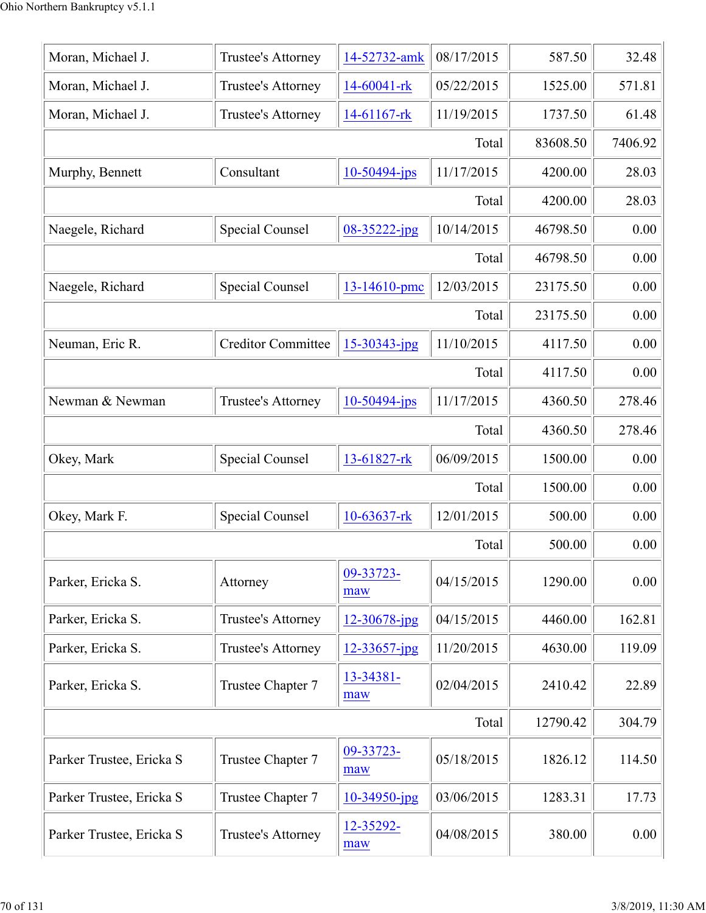| | | | | | |
|---|---|---|---|---|---|
| Moran, Michael J. | Trustee's Attorney | 14-52732-amk | 08/17/2015 | 587.50 | 32.48 |
| Moran, Michael J. | Trustee's Attorney | 14-60041-rk | 05/22/2015 | 1525.00 | 571.81 |
| Moran, Michael J. | Trustee's Attorney | 14-61167-rk | 11/19/2015 | 1737.50 | 61.48 |
| | | | Total | 83608.50 | 7406.92 |
| Murphy, Bennett | Consultant | 10-50494-jps | 11/17/2015 | 4200.00 | 28.03 |
| | | | Total | 4200.00 | 28.03 |
| Naegele, Richard | Special Counsel | 08-35222-jpg | 10/14/2015 | 46798.50 | 0.00 |
| | | | Total | 46798.50 | 0.00 |
| Naegele, Richard | Special Counsel | 13-14610-pmc | 12/03/2015 | 23175.50 | 0.00 |
| | | | Total | 23175.50 | 0.00 |
| Neuman, Eric R. | Creditor Committee | 15-30343-jpg | 11/10/2015 | 4117.50 | 0.00 |
| | | | Total | 4117.50 | 0.00 |
| Newman & Newman | Trustee's Attorney | 10-50494-jps | 11/17/2015 | 4360.50 | 278.46 |
| | | | Total | 4360.50 | 278.46 |
| Okey, Mark | Special Counsel | 13-61827-rk | 06/09/2015 | 1500.00 | 0.00 |
| | | | Total | 1500.00 | 0.00 |
| Okey, Mark F. | Special Counsel | 10-63637-rk | 12/01/2015 | 500.00 | 0.00 |
| | | | Total | 500.00 | 0.00 |
| Parker, Ericka S. | Attorney | 09-33723-maw | 04/15/2015 | 1290.00 | 0.00 |
| Parker, Ericka S. | Trustee's Attorney | 12-30678-jpg | 04/15/2015 | 4460.00 | 162.81 |
| Parker, Ericka S. | Trustee's Attorney | 12-33657-jpg | 11/20/2015 | 4630.00 | 119.09 |
| Parker, Ericka S. | Trustee Chapter 7 | 13-34381-maw | 02/04/2015 | 2410.42 | 22.89 |
| | | | Total | 12790.42 | 304.79 |
| Parker Trustee, Ericka S | Trustee Chapter 7 | 09-33723-maw | 05/18/2015 | 1826.12 | 114.50 |
| Parker Trustee, Ericka S | Trustee Chapter 7 | 10-34950-jpg | 03/06/2015 | 1283.31 | 17.73 |
| Parker Trustee, Ericka S | Trustee's Attorney | 12-35292-maw | 04/08/2015 | 380.00 | 0.00 |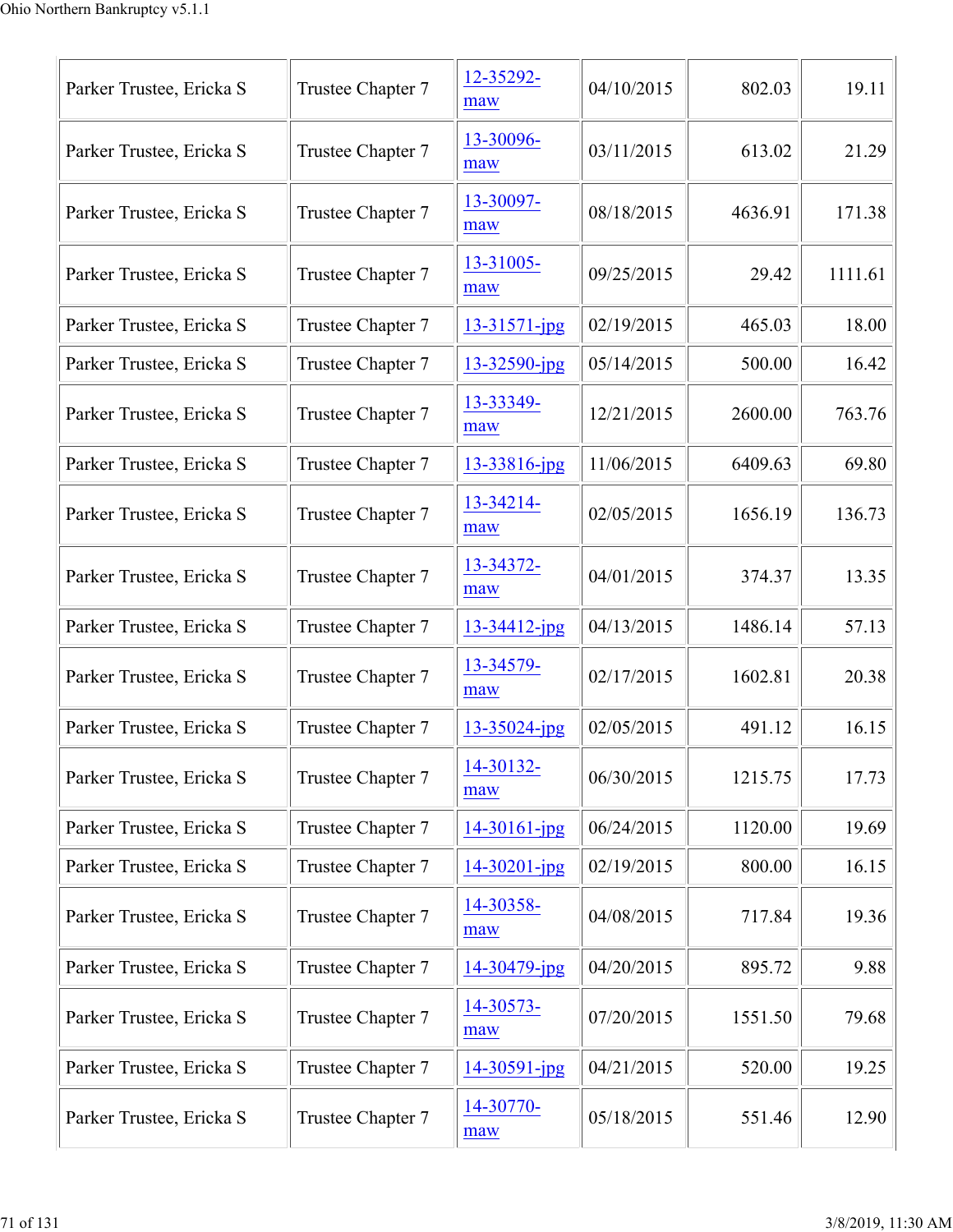| Parker Trustee, Ericka S | Trustee Chapter 7 | 12-35292-maw | 04/10/2015 | 802.03 | 19.11 |
|---|---|---|---|---|---|
| Parker Trustee, Ericka S | Trustee Chapter 7 | 13-30096-maw | 03/11/2015 | 613.02 | 21.29 |
| Parker Trustee, Ericka S | Trustee Chapter 7 | 13-30097-maw | 08/18/2015 | 4636.91 | 171.38 |
| Parker Trustee, Ericka S | Trustee Chapter 7 | 13-31005-maw | 09/25/2015 | 29.42 | 1111.61 |
| Parker Trustee, Ericka S | Trustee Chapter 7 | 13-31571-jpg | 02/19/2015 | 465.03 | 18.00 |
| Parker Trustee, Ericka S | Trustee Chapter 7 | 13-32590-jpg | 05/14/2015 | 500.00 | 16.42 |
| Parker Trustee, Ericka S | Trustee Chapter 7 | 13-33349-maw | 12/21/2015 | 2600.00 | 763.76 |
| Parker Trustee, Ericka S | Trustee Chapter 7 | 13-33816-jpg | 11/06/2015 | 6409.63 | 69.80 |
| Parker Trustee, Ericka S | Trustee Chapter 7 | 13-34214-maw | 02/05/2015 | 1656.19 | 136.73 |
| Parker Trustee, Ericka S | Trustee Chapter 7 | 13-34372-maw | 04/01/2015 | 374.37 | 13.35 |
| Parker Trustee, Ericka S | Trustee Chapter 7 | 13-34412-jpg | 04/13/2015 | 1486.14 | 57.13 |
| Parker Trustee, Ericka S | Trustee Chapter 7 | 13-34579-maw | 02/17/2015 | 1602.81 | 20.38 |
| Parker Trustee, Ericka S | Trustee Chapter 7 | 13-35024-jpg | 02/05/2015 | 491.12 | 16.15 |
| Parker Trustee, Ericka S | Trustee Chapter 7 | 14-30132-maw | 06/30/2015 | 1215.75 | 17.73 |
| Parker Trustee, Ericka S | Trustee Chapter 7 | 14-30161-jpg | 06/24/2015 | 1120.00 | 19.69 |
| Parker Trustee, Ericka S | Trustee Chapter 7 | 14-30201-jpg | 02/19/2015 | 800.00 | 16.15 |
| Parker Trustee, Ericka S | Trustee Chapter 7 | 14-30358-maw | 04/08/2015 | 717.84 | 19.36 |
| Parker Trustee, Ericka S | Trustee Chapter 7 | 14-30479-jpg | 04/20/2015 | 895.72 | 9.88 |
| Parker Trustee, Ericka S | Trustee Chapter 7 | 14-30573-maw | 07/20/2015 | 1551.50 | 79.68 |
| Parker Trustee, Ericka S | Trustee Chapter 7 | 14-30591-jpg | 04/21/2015 | 520.00 | 19.25 |
| Parker Trustee, Ericka S | Trustee Chapter 7 | 14-30770-maw | 05/18/2015 | 551.46 | 12.90 |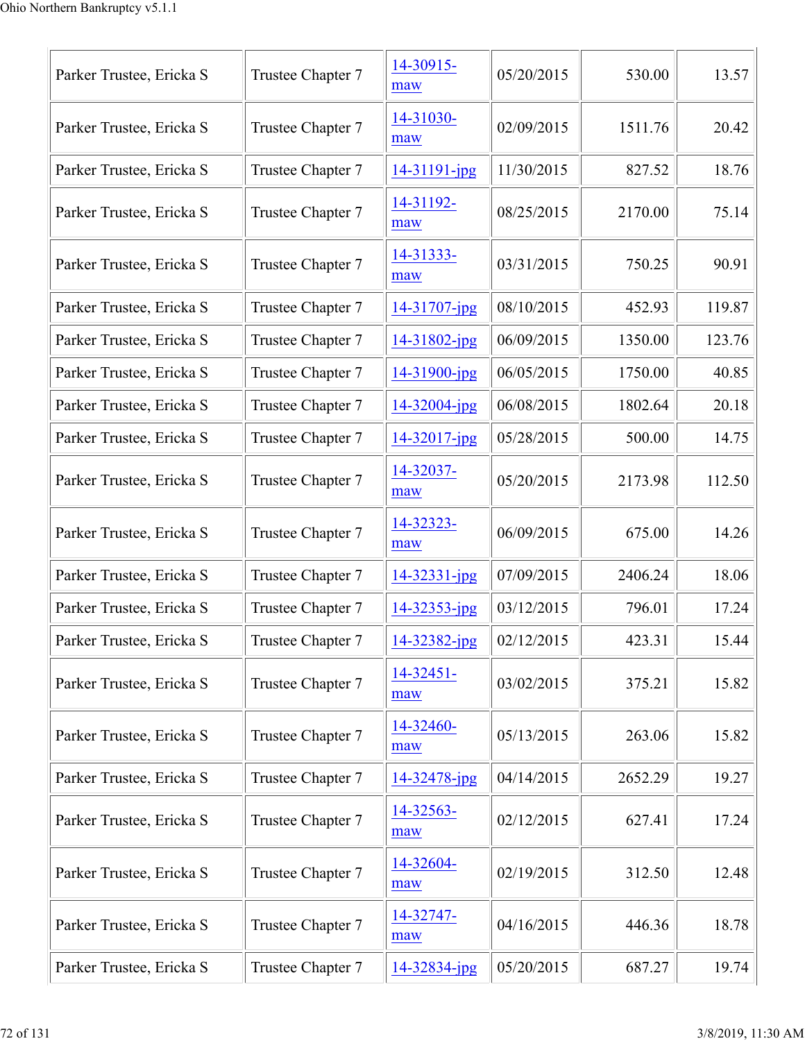| Parker Trustee, Ericka S | Trustee Chapter 7 | 14-30915-maw | 05/20/2015 | 530.00 | 13.57 |
|---|---|---|---|---|---|
| Parker Trustee, Ericka S | Trustee Chapter 7 | 14-31030-maw | 02/09/2015 | 1511.76 | 20.42 |
| Parker Trustee, Ericka S | Trustee Chapter 7 | 14-31191-jpg | 11/30/2015 | 827.52 | 18.76 |
| Parker Trustee, Ericka S | Trustee Chapter 7 | 14-31192-maw | 08/25/2015 | 2170.00 | 75.14 |
| Parker Trustee, Ericka S | Trustee Chapter 7 | 14-31333-maw | 03/31/2015 | 750.25 | 90.91 |
| Parker Trustee, Ericka S | Trustee Chapter 7 | 14-31707-jpg | 08/10/2015 | 452.93 | 119.87 |
| Parker Trustee, Ericka S | Trustee Chapter 7 | 14-31802-jpg | 06/09/2015 | 1350.00 | 123.76 |
| Parker Trustee, Ericka S | Trustee Chapter 7 | 14-31900-jpg | 06/05/2015 | 1750.00 | 40.85 |
| Parker Trustee, Ericka S | Trustee Chapter 7 | 14-32004-jpg | 06/08/2015 | 1802.64 | 20.18 |
| Parker Trustee, Ericka S | Trustee Chapter 7 | 14-32017-jpg | 05/28/2015 | 500.00 | 14.75 |
| Parker Trustee, Ericka S | Trustee Chapter 7 | 14-32037-maw | 05/20/2015 | 2173.98 | 112.50 |
| Parker Trustee, Ericka S | Trustee Chapter 7 | 14-32323-maw | 06/09/2015 | 675.00 | 14.26 |
| Parker Trustee, Ericka S | Trustee Chapter 7 | 14-32331-jpg | 07/09/2015 | 2406.24 | 18.06 |
| Parker Trustee, Ericka S | Trustee Chapter 7 | 14-32353-jpg | 03/12/2015 | 796.01 | 17.24 |
| Parker Trustee, Ericka S | Trustee Chapter 7 | 14-32382-jpg | 02/12/2015 | 423.31 | 15.44 |
| Parker Trustee, Ericka S | Trustee Chapter 7 | 14-32451-maw | 03/02/2015 | 375.21 | 15.82 |
| Parker Trustee, Ericka S | Trustee Chapter 7 | 14-32460-maw | 05/13/2015 | 263.06 | 15.82 |
| Parker Trustee, Ericka S | Trustee Chapter 7 | 14-32478-jpg | 04/14/2015 | 2652.29 | 19.27 |
| Parker Trustee, Ericka S | Trustee Chapter 7 | 14-32563-maw | 02/12/2015 | 627.41 | 17.24 |
| Parker Trustee, Ericka S | Trustee Chapter 7 | 14-32604-maw | 02/19/2015 | 312.50 | 12.48 |
| Parker Trustee, Ericka S | Trustee Chapter 7 | 14-32747-maw | 04/16/2015 | 446.36 | 18.78 |
| Parker Trustee, Ericka S | Trustee Chapter 7 | 14-32834-jpg | 05/20/2015 | 687.27 | 19.74 |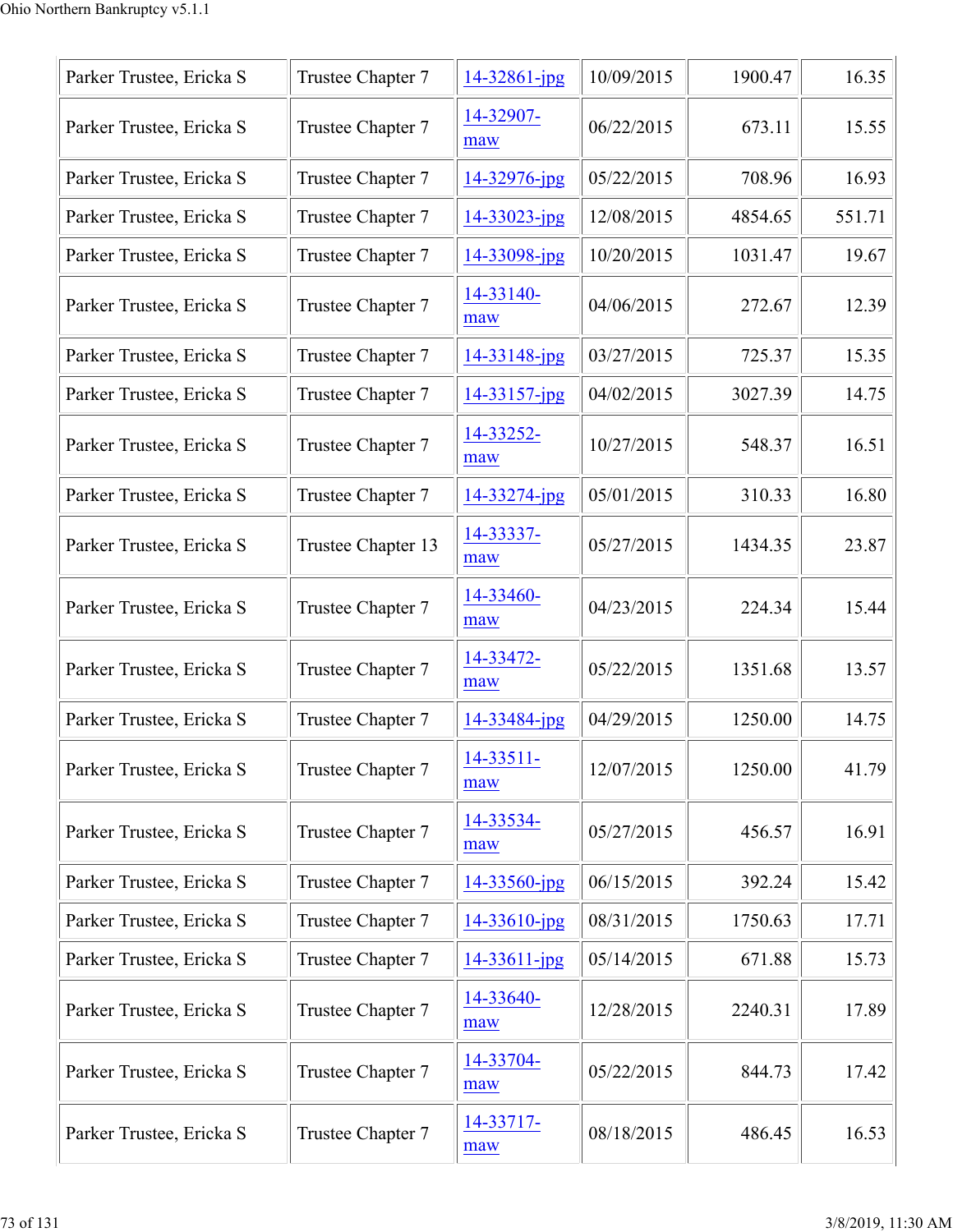| | | | | | |
|---|---|---|---|---|---|
| Parker Trustee, Ericka S | Trustee Chapter 7 | 14-32861-jpg | 10/09/2015 | 1900.47 | 16.35 |
| Parker Trustee, Ericka S | Trustee Chapter 7 | 14-32907-maw | 06/22/2015 | 673.11 | 15.55 |
| Parker Trustee, Ericka S | Trustee Chapter 7 | 14-32976-jpg | 05/22/2015 | 708.96 | 16.93 |
| Parker Trustee, Ericka S | Trustee Chapter 7 | 14-33023-jpg | 12/08/2015 | 4854.65 | 551.71 |
| Parker Trustee, Ericka S | Trustee Chapter 7 | 14-33098-jpg | 10/20/2015 | 1031.47 | 19.67 |
| Parker Trustee, Ericka S | Trustee Chapter 7 | 14-33140-maw | 04/06/2015 | 272.67 | 12.39 |
| Parker Trustee, Ericka S | Trustee Chapter 7 | 14-33148-jpg | 03/27/2015 | 725.37 | 15.35 |
| Parker Trustee, Ericka S | Trustee Chapter 7 | 14-33157-jpg | 04/02/2015 | 3027.39 | 14.75 |
| Parker Trustee, Ericka S | Trustee Chapter 7 | 14-33252-maw | 10/27/2015 | 548.37 | 16.51 |
| Parker Trustee, Ericka S | Trustee Chapter 7 | 14-33274-jpg | 05/01/2015 | 310.33 | 16.80 |
| Parker Trustee, Ericka S | Trustee Chapter 13 | 14-33337-maw | 05/27/2015 | 1434.35 | 23.87 |
| Parker Trustee, Ericka S | Trustee Chapter 7 | 14-33460-maw | 04/23/2015 | 224.34 | 15.44 |
| Parker Trustee, Ericka S | Trustee Chapter 7 | 14-33472-maw | 05/22/2015 | 1351.68 | 13.57 |
| Parker Trustee, Ericka S | Trustee Chapter 7 | 14-33484-jpg | 04/29/2015 | 1250.00 | 14.75 |
| Parker Trustee, Ericka S | Trustee Chapter 7 | 14-33511-maw | 12/07/2015 | 1250.00 | 41.79 |
| Parker Trustee, Ericka S | Trustee Chapter 7 | 14-33534-maw | 05/27/2015 | 456.57 | 16.91 |
| Parker Trustee, Ericka S | Trustee Chapter 7 | 14-33560-jpg | 06/15/2015 | 392.24 | 15.42 |
| Parker Trustee, Ericka S | Trustee Chapter 7 | 14-33610-jpg | 08/31/2015 | 1750.63 | 17.71 |
| Parker Trustee, Ericka S | Trustee Chapter 7 | 14-33611-jpg | 05/14/2015 | 671.88 | 15.73 |
| Parker Trustee, Ericka S | Trustee Chapter 7 | 14-33640-maw | 12/28/2015 | 2240.31 | 17.89 |
| Parker Trustee, Ericka S | Trustee Chapter 7 | 14-33704-maw | 05/22/2015 | 844.73 | 17.42 |
| Parker Trustee, Ericka S | Trustee Chapter 7 | 14-33717-maw | 08/18/2015 | 486.45 | 16.53 |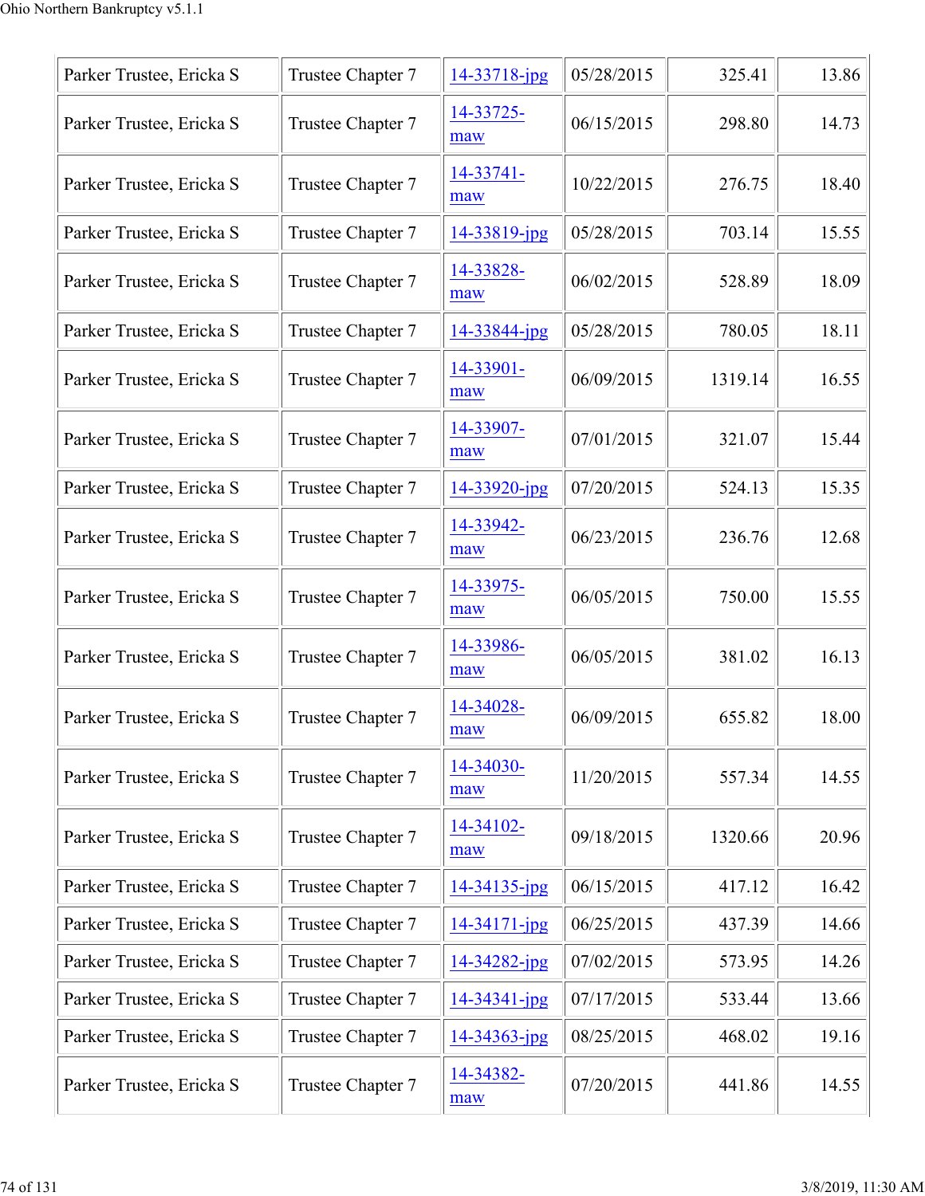| Parker Trustee, Ericka S | Trustee Chapter 7 | 14-33718-jpg | 05/28/2015 | 325.41 | 13.86 |
|---|---|---|---|---|---|
| Parker Trustee, Ericka S | Trustee Chapter 7 | 14-33725-maw | 06/15/2015 | 298.80 | 14.73 |
| Parker Trustee, Ericka S | Trustee Chapter 7 | 14-33741-maw | 10/22/2015 | 276.75 | 18.40 |
| Parker Trustee, Ericka S | Trustee Chapter 7 | 14-33819-jpg | 05/28/2015 | 703.14 | 15.55 |
| Parker Trustee, Ericka S | Trustee Chapter 7 | 14-33828-maw | 06/02/2015 | 528.89 | 18.09 |
| Parker Trustee, Ericka S | Trustee Chapter 7 | 14-33844-jpg | 05/28/2015 | 780.05 | 18.11 |
| Parker Trustee, Ericka S | Trustee Chapter 7 | 14-33901-maw | 06/09/2015 | 1319.14 | 16.55 |
| Parker Trustee, Ericka S | Trustee Chapter 7 | 14-33907-maw | 07/01/2015 | 321.07 | 15.44 |
| Parker Trustee, Ericka S | Trustee Chapter 7 | 14-33920-jpg | 07/20/2015 | 524.13 | 15.35 |
| Parker Trustee, Ericka S | Trustee Chapter 7 | 14-33942-maw | 06/23/2015 | 236.76 | 12.68 |
| Parker Trustee, Ericka S | Trustee Chapter 7 | 14-33975-maw | 06/05/2015 | 750.00 | 15.55 |
| Parker Trustee, Ericka S | Trustee Chapter 7 | 14-33986-maw | 06/05/2015 | 381.02 | 16.13 |
| Parker Trustee, Ericka S | Trustee Chapter 7 | 14-34028-maw | 06/09/2015 | 655.82 | 18.00 |
| Parker Trustee, Ericka S | Trustee Chapter 7 | 14-34030-maw | 11/20/2015 | 557.34 | 14.55 |
| Parker Trustee, Ericka S | Trustee Chapter 7 | 14-34102-maw | 09/18/2015 | 1320.66 | 20.96 |
| Parker Trustee, Ericka S | Trustee Chapter 7 | 14-34135-jpg | 06/15/2015 | 417.12 | 16.42 |
| Parker Trustee, Ericka S | Trustee Chapter 7 | 14-34171-jpg | 06/25/2015 | 437.39 | 14.66 |
| Parker Trustee, Ericka S | Trustee Chapter 7 | 14-34282-jpg | 07/02/2015 | 573.95 | 14.26 |
| Parker Trustee, Ericka S | Trustee Chapter 7 | 14-34341-jpg | 07/17/2015 | 533.44 | 13.66 |
| Parker Trustee, Ericka S | Trustee Chapter 7 | 14-34363-jpg | 08/25/2015 | 468.02 | 19.16 |
| Parker Trustee, Ericka S | Trustee Chapter 7 | 14-34382-maw | 07/20/2015 | 441.86 | 14.55 |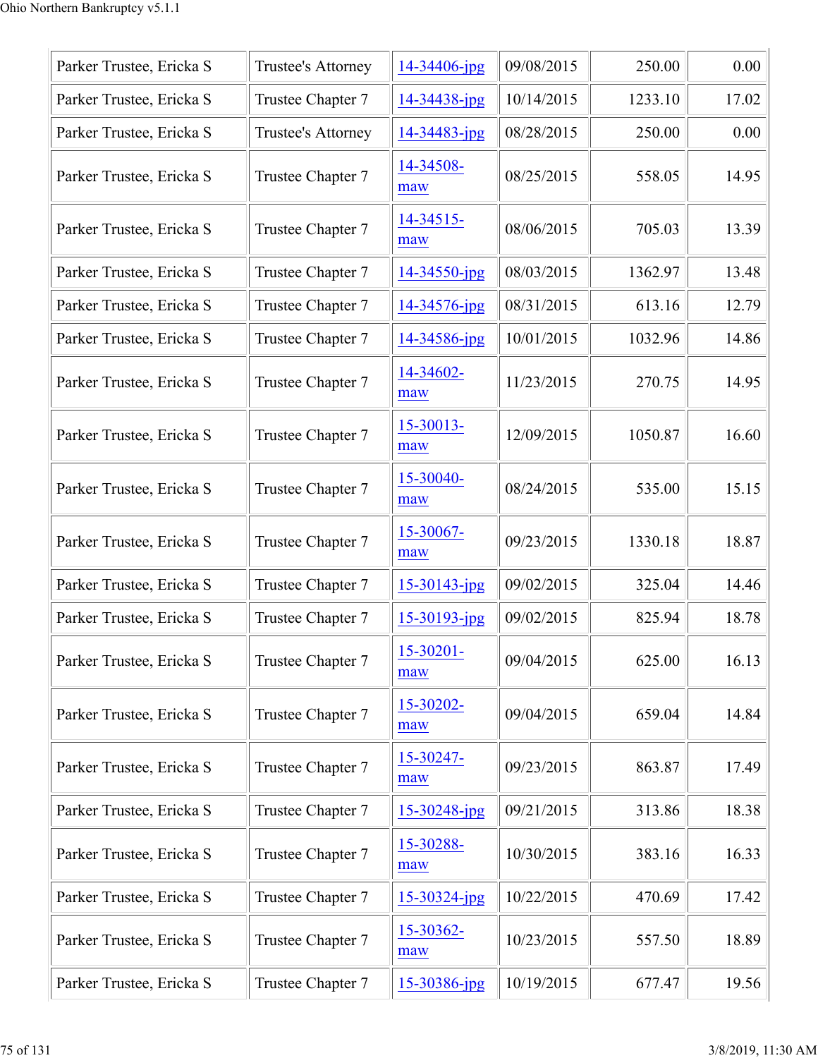| | | | | | |
|---|---|---|---|---|---|
| Parker Trustee, Ericka S | Trustee's Attorney | 14-34406-jpg | 09/08/2015 | 250.00 | 0.00 |
| Parker Trustee, Ericka S | Trustee Chapter 7 | 14-34438-jpg | 10/14/2015 | 1233.10 | 17.02 |
| Parker Trustee, Ericka S | Trustee's Attorney | 14-34483-jpg | 08/28/2015 | 250.00 | 0.00 |
| Parker Trustee, Ericka S | Trustee Chapter 7 | 14-34508-maw | 08/25/2015 | 558.05 | 14.95 |
| Parker Trustee, Ericka S | Trustee Chapter 7 | 14-34515-maw | 08/06/2015 | 705.03 | 13.39 |
| Parker Trustee, Ericka S | Trustee Chapter 7 | 14-34550-jpg | 08/03/2015 | 1362.97 | 13.48 |
| Parker Trustee, Ericka S | Trustee Chapter 7 | 14-34576-jpg | 08/31/2015 | 613.16 | 12.79 |
| Parker Trustee, Ericka S | Trustee Chapter 7 | 14-34586-jpg | 10/01/2015 | 1032.96 | 14.86 |
| Parker Trustee, Ericka S | Trustee Chapter 7 | 14-34602-maw | 11/23/2015 | 270.75 | 14.95 |
| Parker Trustee, Ericka S | Trustee Chapter 7 | 15-30013-maw | 12/09/2015 | 1050.87 | 16.60 |
| Parker Trustee, Ericka S | Trustee Chapter 7 | 15-30040-maw | 08/24/2015 | 535.00 | 15.15 |
| Parker Trustee, Ericka S | Trustee Chapter 7 | 15-30067-maw | 09/23/2015 | 1330.18 | 18.87 |
| Parker Trustee, Ericka S | Trustee Chapter 7 | 15-30143-jpg | 09/02/2015 | 325.04 | 14.46 |
| Parker Trustee, Ericka S | Trustee Chapter 7 | 15-30193-jpg | 09/02/2015 | 825.94 | 18.78 |
| Parker Trustee, Ericka S | Trustee Chapter 7 | 15-30201-maw | 09/04/2015 | 625.00 | 16.13 |
| Parker Trustee, Ericka S | Trustee Chapter 7 | 15-30202-maw | 09/04/2015 | 659.04 | 14.84 |
| Parker Trustee, Ericka S | Trustee Chapter 7 | 15-30247-maw | 09/23/2015 | 863.87 | 17.49 |
| Parker Trustee, Ericka S | Trustee Chapter 7 | 15-30248-jpg | 09/21/2015 | 313.86 | 18.38 |
| Parker Trustee, Ericka S | Trustee Chapter 7 | 15-30288-maw | 10/30/2015 | 383.16 | 16.33 |
| Parker Trustee, Ericka S | Trustee Chapter 7 | 15-30324-jpg | 10/22/2015 | 470.69 | 17.42 |
| Parker Trustee, Ericka S | Trustee Chapter 7 | 15-30362-maw | 10/23/2015 | 557.50 | 18.89 |
| Parker Trustee, Ericka S | Trustee Chapter 7 | 15-30386-jpg | 10/19/2015 | 677.47 | 19.56 |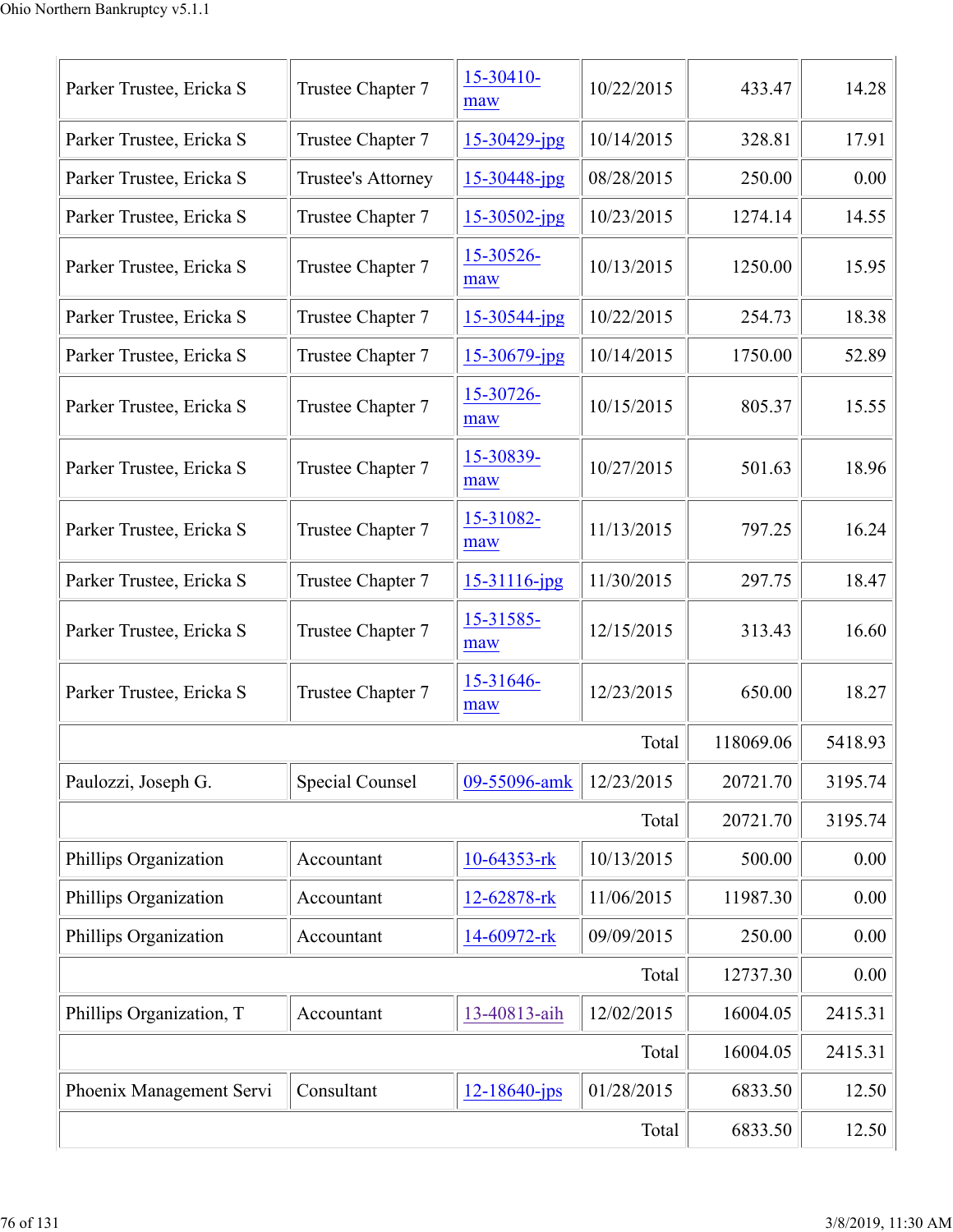| | | | | | |
|---|---|---|---|---|---|
| Parker Trustee, Ericka S | Trustee Chapter 7 | 15-30410-maw | 10/22/2015 | 433.47 | 14.28 |
| Parker Trustee, Ericka S | Trustee Chapter 7 | 15-30429-jpg | 10/14/2015 | 328.81 | 17.91 |
| Parker Trustee, Ericka S | Trustee's Attorney | 15-30448-jpg | 08/28/2015 | 250.00 | 0.00 |
| Parker Trustee, Ericka S | Trustee Chapter 7 | 15-30502-jpg | 10/23/2015 | 1274.14 | 14.55 |
| Parker Trustee, Ericka S | Trustee Chapter 7 | 15-30526-maw | 10/13/2015 | 1250.00 | 15.95 |
| Parker Trustee, Ericka S | Trustee Chapter 7 | 15-30544-jpg | 10/22/2015 | 254.73 | 18.38 |
| Parker Trustee, Ericka S | Trustee Chapter 7 | 15-30679-jpg | 10/14/2015 | 1750.00 | 52.89 |
| Parker Trustee, Ericka S | Trustee Chapter 7 | 15-30726-maw | 10/15/2015 | 805.37 | 15.55 |
| Parker Trustee, Ericka S | Trustee Chapter 7 | 15-30839-maw | 10/27/2015 | 501.63 | 18.96 |
| Parker Trustee, Ericka S | Trustee Chapter 7 | 15-31082-maw | 11/13/2015 | 797.25 | 16.24 |
| Parker Trustee, Ericka S | Trustee Chapter 7 | 15-31116-jpg | 11/30/2015 | 297.75 | 18.47 |
| Parker Trustee, Ericka S | Trustee Chapter 7 | 15-31585-maw | 12/15/2015 | 313.43 | 16.60 |
| Parker Trustee, Ericka S | Trustee Chapter 7 | 15-31646-maw | 12/23/2015 | 650.00 | 18.27 |
| | | | Total | 118069.06 | 5418.93 |
| Paulozzi, Joseph G. | Special Counsel | 09-55096-amk | 12/23/2015 | 20721.70 | 3195.74 |
| | | | Total | 20721.70 | 3195.74 |
| Phillips Organization | Accountant | 10-64353-rk | 10/13/2015 | 500.00 | 0.00 |
| Phillips Organization | Accountant | 12-62878-rk | 11/06/2015 | 11987.30 | 0.00 |
| Phillips Organization | Accountant | 14-60972-rk | 09/09/2015 | 250.00 | 0.00 |
| | | | Total | 12737.30 | 0.00 |
| Phillips Organization, T | Accountant | 13-40813-aih | 12/02/2015 | 16004.05 | 2415.31 |
| | | | Total | 16004.05 | 2415.31 |
| Phoenix Management Servi | Consultant | 12-18640-jps | 01/28/2015 | 6833.50 | 12.50 |
| | | | Total | 6833.50 | 12.50 |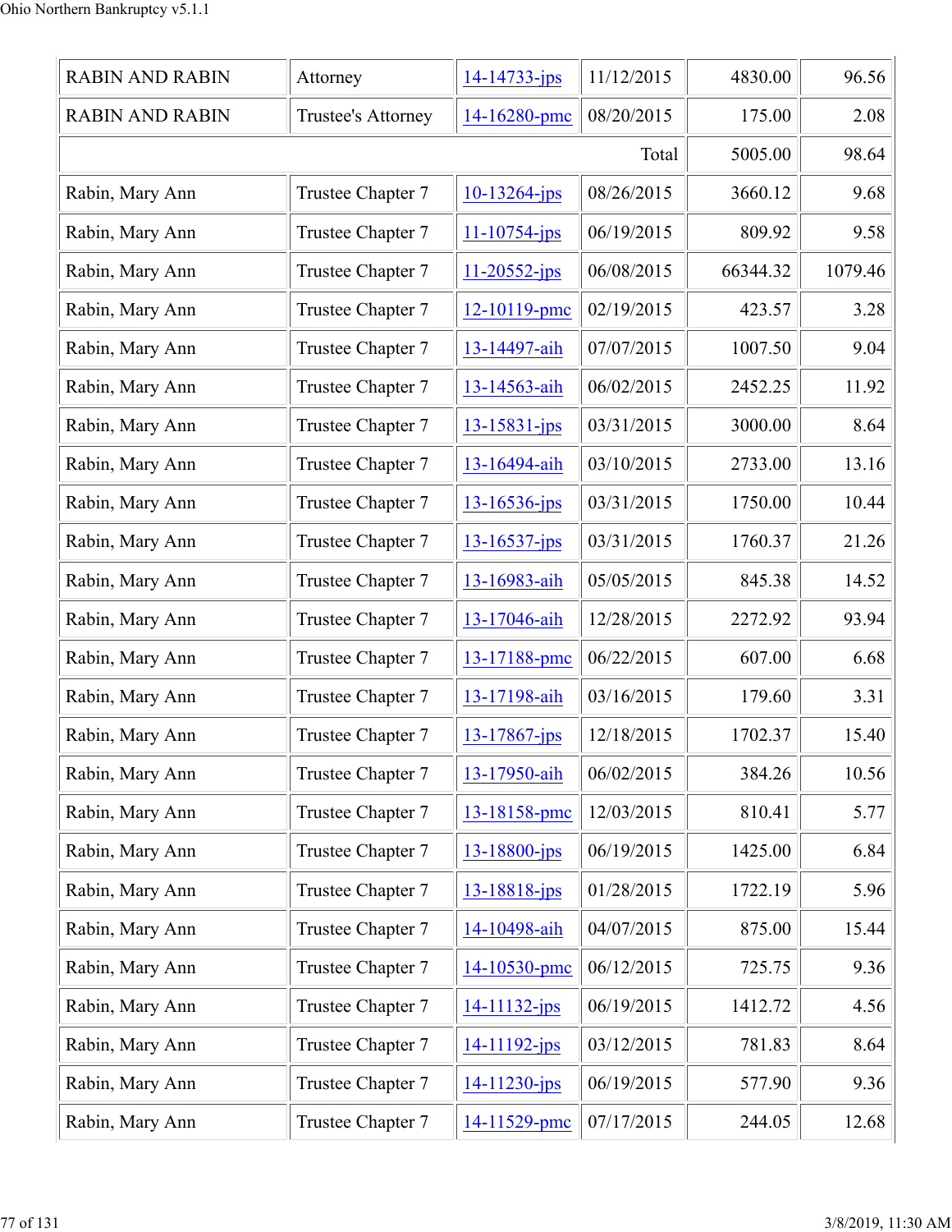| | | | | | |
|---|---|---|---|---|---|
| RABIN AND RABIN | Attorney | 14-14733-jps | 11/12/2015 | 4830.00 | 96.56 |
| RABIN AND RABIN | Trustee's Attorney | 14-16280-pmc | 08/20/2015 | 175.00 | 2.08 |
| | | | Total | 5005.00 | 98.64 |
| Rabin, Mary Ann | Trustee Chapter 7 | 10-13264-jps | 08/26/2015 | 3660.12 | 9.68 |
| Rabin, Mary Ann | Trustee Chapter 7 | 11-10754-jps | 06/19/2015 | 809.92 | 9.58 |
| Rabin, Mary Ann | Trustee Chapter 7 | 11-20552-jps | 06/08/2015 | 66344.32 | 1079.46 |
| Rabin, Mary Ann | Trustee Chapter 7 | 12-10119-pmc | 02/19/2015 | 423.57 | 3.28 |
| Rabin, Mary Ann | Trustee Chapter 7 | 13-14497-aih | 07/07/2015 | 1007.50 | 9.04 |
| Rabin, Mary Ann | Trustee Chapter 7 | 13-14563-aih | 06/02/2015 | 2452.25 | 11.92 |
| Rabin, Mary Ann | Trustee Chapter 7 | 13-15831-jps | 03/31/2015 | 3000.00 | 8.64 |
| Rabin, Mary Ann | Trustee Chapter 7 | 13-16494-aih | 03/10/2015 | 2733.00 | 13.16 |
| Rabin, Mary Ann | Trustee Chapter 7 | 13-16536-jps | 03/31/2015 | 1750.00 | 10.44 |
| Rabin, Mary Ann | Trustee Chapter 7 | 13-16537-jps | 03/31/2015 | 1760.37 | 21.26 |
| Rabin, Mary Ann | Trustee Chapter 7 | 13-16983-aih | 05/05/2015 | 845.38 | 14.52 |
| Rabin, Mary Ann | Trustee Chapter 7 | 13-17046-aih | 12/28/2015 | 2272.92 | 93.94 |
| Rabin, Mary Ann | Trustee Chapter 7 | 13-17188-pmc | 06/22/2015 | 607.00 | 6.68 |
| Rabin, Mary Ann | Trustee Chapter 7 | 13-17198-aih | 03/16/2015 | 179.60 | 3.31 |
| Rabin, Mary Ann | Trustee Chapter 7 | 13-17867-jps | 12/18/2015 | 1702.37 | 15.40 |
| Rabin, Mary Ann | Trustee Chapter 7 | 13-17950-aih | 06/02/2015 | 384.26 | 10.56 |
| Rabin, Mary Ann | Trustee Chapter 7 | 13-18158-pmc | 12/03/2015 | 810.41 | 5.77 |
| Rabin, Mary Ann | Trustee Chapter 7 | 13-18800-jps | 06/19/2015 | 1425.00 | 6.84 |
| Rabin, Mary Ann | Trustee Chapter 7 | 13-18818-jps | 01/28/2015 | 1722.19 | 5.96 |
| Rabin, Mary Ann | Trustee Chapter 7 | 14-10498-aih | 04/07/2015 | 875.00 | 15.44 |
| Rabin, Mary Ann | Trustee Chapter 7 | 14-10530-pmc | 06/12/2015 | 725.75 | 9.36 |
| Rabin, Mary Ann | Trustee Chapter 7 | 14-11132-jps | 06/19/2015 | 1412.72 | 4.56 |
| Rabin, Mary Ann | Trustee Chapter 7 | 14-11192-jps | 03/12/2015 | 781.83 | 8.64 |
| Rabin, Mary Ann | Trustee Chapter 7 | 14-11230-jps | 06/19/2015 | 577.90 | 9.36 |
| Rabin, Mary Ann | Trustee Chapter 7 | 14-11529-pmc | 07/17/2015 | 244.05 | 12.68 |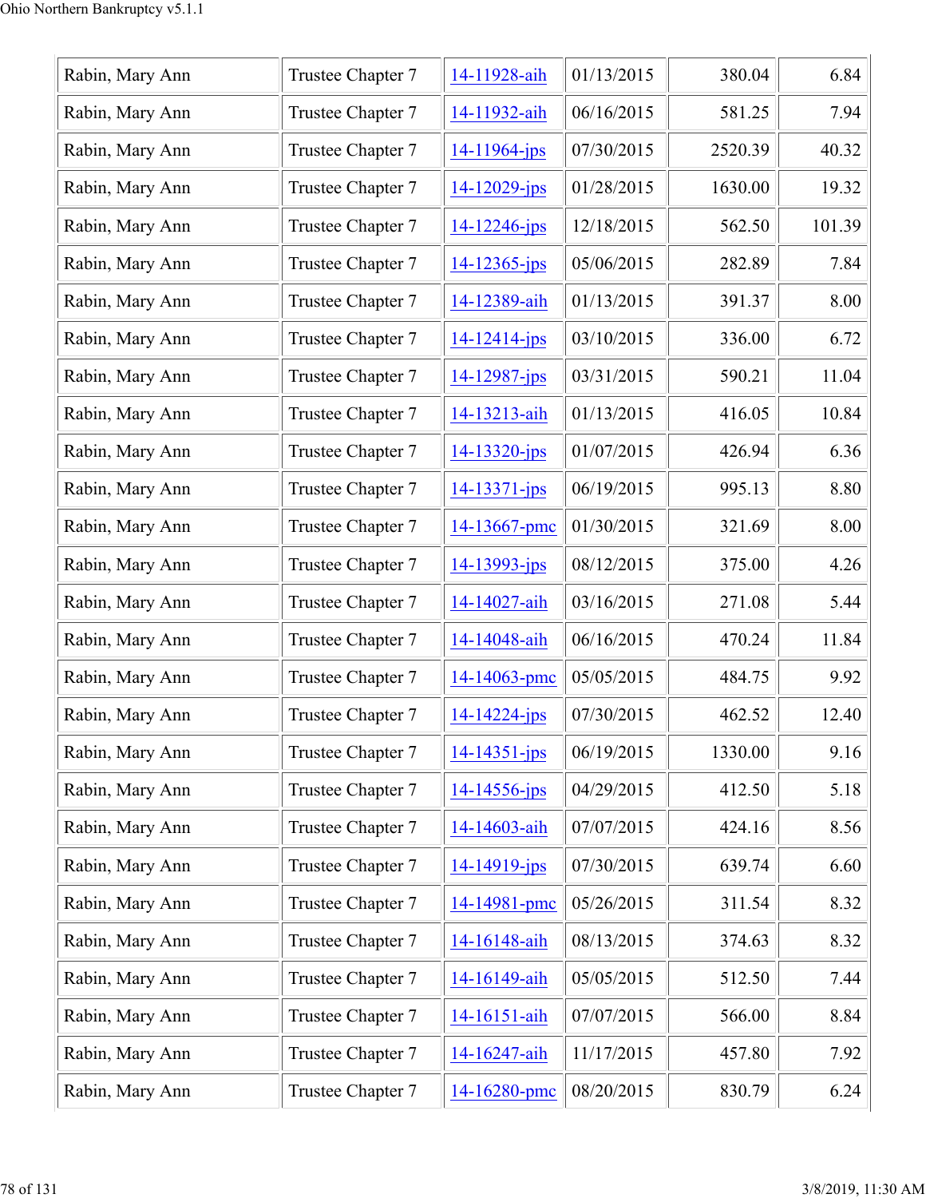| Rabin, Mary Ann | Trustee Chapter 7 | 14-11928-aih | 01/13/2015 | 380.04 | 6.84 |
|---|---|---|---|---|---|
| Rabin, Mary Ann | Trustee Chapter 7 | 14-11932-aih | 06/16/2015 | 581.25 | 7.94 |
| Rabin, Mary Ann | Trustee Chapter 7 | 14-11964-jps | 07/30/2015 | 2520.39 | 40.32 |
| Rabin, Mary Ann | Trustee Chapter 7 | 14-12029-jps | 01/28/2015 | 1630.00 | 19.32 |
| Rabin, Mary Ann | Trustee Chapter 7 | 14-12246-jps | 12/18/2015 | 562.50 | 101.39 |
| Rabin, Mary Ann | Trustee Chapter 7 | 14-12365-jps | 05/06/2015 | 282.89 | 7.84 |
| Rabin, Mary Ann | Trustee Chapter 7 | 14-12389-aih | 01/13/2015 | 391.37 | 8.00 |
| Rabin, Mary Ann | Trustee Chapter 7 | 14-12414-jps | 03/10/2015 | 336.00 | 6.72 |
| Rabin, Mary Ann | Trustee Chapter 7 | 14-12987-jps | 03/31/2015 | 590.21 | 11.04 |
| Rabin, Mary Ann | Trustee Chapter 7 | 14-13213-aih | 01/13/2015 | 416.05 | 10.84 |
| Rabin, Mary Ann | Trustee Chapter 7 | 14-13320-jps | 01/07/2015 | 426.94 | 6.36 |
| Rabin, Mary Ann | Trustee Chapter 7 | 14-13371-jps | 06/19/2015 | 995.13 | 8.80 |
| Rabin, Mary Ann | Trustee Chapter 7 | 14-13667-pmc | 01/30/2015 | 321.69 | 8.00 |
| Rabin, Mary Ann | Trustee Chapter 7 | 14-13993-jps | 08/12/2015 | 375.00 | 4.26 |
| Rabin, Mary Ann | Trustee Chapter 7 | 14-14027-aih | 03/16/2015 | 271.08 | 5.44 |
| Rabin, Mary Ann | Trustee Chapter 7 | 14-14048-aih | 06/16/2015 | 470.24 | 11.84 |
| Rabin, Mary Ann | Trustee Chapter 7 | 14-14063-pmc | 05/05/2015 | 484.75 | 9.92 |
| Rabin, Mary Ann | Trustee Chapter 7 | 14-14224-jps | 07/30/2015 | 462.52 | 12.40 |
| Rabin, Mary Ann | Trustee Chapter 7 | 14-14351-jps | 06/19/2015 | 1330.00 | 9.16 |
| Rabin, Mary Ann | Trustee Chapter 7 | 14-14556-jps | 04/29/2015 | 412.50 | 5.18 |
| Rabin, Mary Ann | Trustee Chapter 7 | 14-14603-aih | 07/07/2015 | 424.16 | 8.56 |
| Rabin, Mary Ann | Trustee Chapter 7 | 14-14919-jps | 07/30/2015 | 639.74 | 6.60 |
| Rabin, Mary Ann | Trustee Chapter 7 | 14-14981-pmc | 05/26/2015 | 311.54 | 8.32 |
| Rabin, Mary Ann | Trustee Chapter 7 | 14-16148-aih | 08/13/2015 | 374.63 | 8.32 |
| Rabin, Mary Ann | Trustee Chapter 7 | 14-16149-aih | 05/05/2015 | 512.50 | 7.44 |
| Rabin, Mary Ann | Trustee Chapter 7 | 14-16151-aih | 07/07/2015 | 566.00 | 8.84 |
| Rabin, Mary Ann | Trustee Chapter 7 | 14-16247-aih | 11/17/2015 | 457.80 | 7.92 |
| Rabin, Mary Ann | Trustee Chapter 7 | 14-16280-pmc | 08/20/2015 | 830.79 | 6.24 |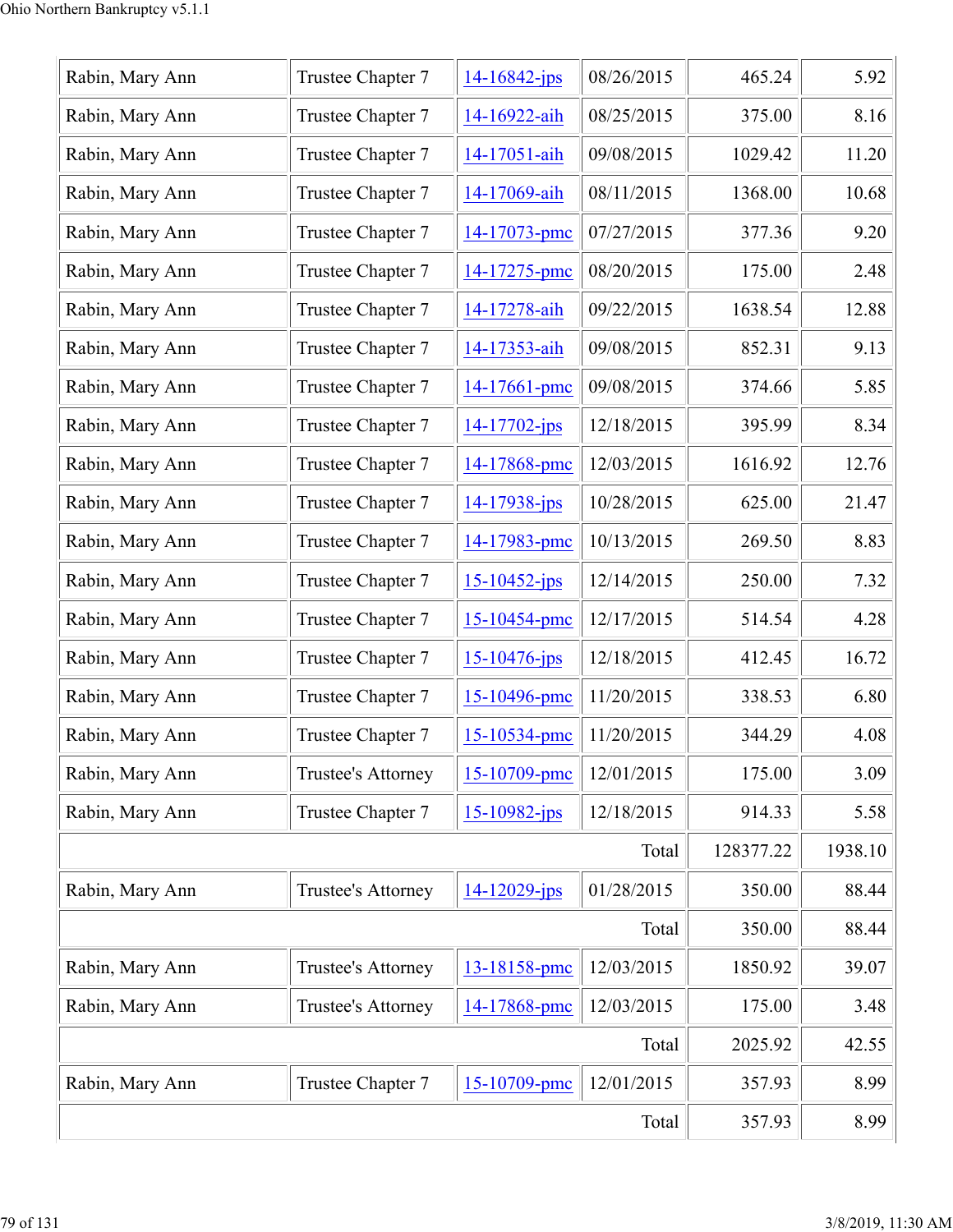| | | | | | |
|---|---|---|---|---|---|
| Rabin, Mary Ann | Trustee Chapter 7 | 14-16842-jps | 08/26/2015 | 465.24 | 5.92 |
| Rabin, Mary Ann | Trustee Chapter 7 | 14-16922-aih | 08/25/2015 | 375.00 | 8.16 |
| Rabin, Mary Ann | Trustee Chapter 7 | 14-17051-aih | 09/08/2015 | 1029.42 | 11.20 |
| Rabin, Mary Ann | Trustee Chapter 7 | 14-17069-aih | 08/11/2015 | 1368.00 | 10.68 |
| Rabin, Mary Ann | Trustee Chapter 7 | 14-17073-pmc | 07/27/2015 | 377.36 | 9.20 |
| Rabin, Mary Ann | Trustee Chapter 7 | 14-17275-pmc | 08/20/2015 | 175.00 | 2.48 |
| Rabin, Mary Ann | Trustee Chapter 7 | 14-17278-aih | 09/22/2015 | 1638.54 | 12.88 |
| Rabin, Mary Ann | Trustee Chapter 7 | 14-17353-aih | 09/08/2015 | 852.31 | 9.13 |
| Rabin, Mary Ann | Trustee Chapter 7 | 14-17661-pmc | 09/08/2015 | 374.66 | 5.85 |
| Rabin, Mary Ann | Trustee Chapter 7 | 14-17702-jps | 12/18/2015 | 395.99 | 8.34 |
| Rabin, Mary Ann | Trustee Chapter 7 | 14-17868-pmc | 12/03/2015 | 1616.92 | 12.76 |
| Rabin, Mary Ann | Trustee Chapter 7 | 14-17938-jps | 10/28/2015 | 625.00 | 21.47 |
| Rabin, Mary Ann | Trustee Chapter 7 | 14-17983-pmc | 10/13/2015 | 269.50 | 8.83 |
| Rabin, Mary Ann | Trustee Chapter 7 | 15-10452-jps | 12/14/2015 | 250.00 | 7.32 |
| Rabin, Mary Ann | Trustee Chapter 7 | 15-10454-pmc | 12/17/2015 | 514.54 | 4.28 |
| Rabin, Mary Ann | Trustee Chapter 7 | 15-10476-jps | 12/18/2015 | 412.45 | 16.72 |
| Rabin, Mary Ann | Trustee Chapter 7 | 15-10496-pmc | 11/20/2015 | 338.53 | 6.80 |
| Rabin, Mary Ann | Trustee Chapter 7 | 15-10534-pmc | 11/20/2015 | 344.29 | 4.08 |
| Rabin, Mary Ann | Trustee's Attorney | 15-10709-pmc | 12/01/2015 | 175.00 | 3.09 |
| Rabin, Mary Ann | Trustee Chapter 7 | 15-10982-jps | 12/18/2015 | 914.33 | 5.58 |
| | | | Total | 128377.22 | 1938.10 |
| Rabin, Mary Ann | Trustee's Attorney | 14-12029-jps | 01/28/2015 | 350.00 | 88.44 |
| | | | Total | 350.00 | 88.44 |
| Rabin, Mary Ann | Trustee's Attorney | 13-18158-pmc | 12/03/2015 | 1850.92 | 39.07 |
| Rabin, Mary Ann | Trustee's Attorney | 14-17868-pmc | 12/03/2015 | 175.00 | 3.48 |
| | | | Total | 2025.92 | 42.55 |
| Rabin, Mary Ann | Trustee Chapter 7 | 15-10709-pmc | 12/01/2015 | 357.93 | 8.99 |
| | | | Total | 357.93 | 8.99 |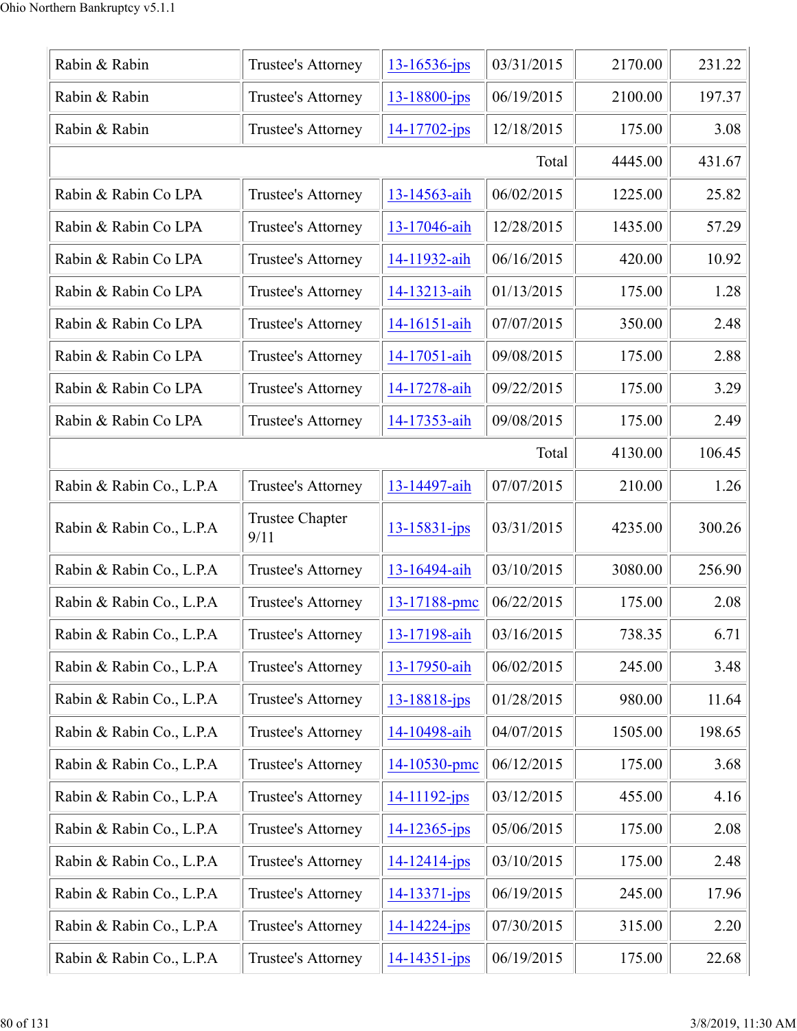| | | | | | |
|---|---|---|---|---|---|
| Rabin & Rabin | Trustee's Attorney | 13-16536-jps | 03/31/2015 | 2170.00 | 231.22 |
| Rabin & Rabin | Trustee's Attorney | 13-18800-jps | 06/19/2015 | 2100.00 | 197.37 |
| Rabin & Rabin | Trustee's Attorney | 14-17702-jps | 12/18/2015 | 175.00 | 3.08 |
| | | | Total | 4445.00 | 431.67 |
| Rabin & Rabin Co LPA | Trustee's Attorney | 13-14563-aih | 06/02/2015 | 1225.00 | 25.82 |
| Rabin & Rabin Co LPA | Trustee's Attorney | 13-17046-aih | 12/28/2015 | 1435.00 | 57.29 |
| Rabin & Rabin Co LPA | Trustee's Attorney | 14-11932-aih | 06/16/2015 | 420.00 | 10.92 |
| Rabin & Rabin Co LPA | Trustee's Attorney | 14-13213-aih | 01/13/2015 | 175.00 | 1.28 |
| Rabin & Rabin Co LPA | Trustee's Attorney | 14-16151-aih | 07/07/2015 | 350.00 | 2.48 |
| Rabin & Rabin Co LPA | Trustee's Attorney | 14-17051-aih | 09/08/2015 | 175.00 | 2.88 |
| Rabin & Rabin Co LPA | Trustee's Attorney | 14-17278-aih | 09/22/2015 | 175.00 | 3.29 |
| Rabin & Rabin Co LPA | Trustee's Attorney | 14-17353-aih | 09/08/2015 | 175.00 | 2.49 |
| | | | Total | 4130.00 | 106.45 |
| Rabin & Rabin Co., L.P.A | Trustee's Attorney | 13-14497-aih | 07/07/2015 | 210.00 | 1.26 |
| Rabin & Rabin Co., L.P.A | Trustee Chapter 9/11 | 13-15831-jps | 03/31/2015 | 4235.00 | 300.26 |
| Rabin & Rabin Co., L.P.A | Trustee's Attorney | 13-16494-aih | 03/10/2015 | 3080.00 | 256.90 |
| Rabin & Rabin Co., L.P.A | Trustee's Attorney | 13-17188-pmc | 06/22/2015 | 175.00 | 2.08 |
| Rabin & Rabin Co., L.P.A | Trustee's Attorney | 13-17198-aih | 03/16/2015 | 738.35 | 6.71 |
| Rabin & Rabin Co., L.P.A | Trustee's Attorney | 13-17950-aih | 06/02/2015 | 245.00 | 3.48 |
| Rabin & Rabin Co., L.P.A | Trustee's Attorney | 13-18818-jps | 01/28/2015 | 980.00 | 11.64 |
| Rabin & Rabin Co., L.P.A | Trustee's Attorney | 14-10498-aih | 04/07/2015 | 1505.00 | 198.65 |
| Rabin & Rabin Co., L.P.A | Trustee's Attorney | 14-10530-pmc | 06/12/2015 | 175.00 | 3.68 |
| Rabin & Rabin Co., L.P.A | Trustee's Attorney | 14-11192-jps | 03/12/2015 | 455.00 | 4.16 |
| Rabin & Rabin Co., L.P.A | Trustee's Attorney | 14-12365-jps | 05/06/2015 | 175.00 | 2.08 |
| Rabin & Rabin Co., L.P.A | Trustee's Attorney | 14-12414-jps | 03/10/2015 | 175.00 | 2.48 |
| Rabin & Rabin Co., L.P.A | Trustee's Attorney | 14-13371-jps | 06/19/2015 | 245.00 | 17.96 |
| Rabin & Rabin Co., L.P.A | Trustee's Attorney | 14-14224-jps | 07/30/2015 | 315.00 | 2.20 |
| Rabin & Rabin Co., L.P.A | Trustee's Attorney | 14-14351-jps | 06/19/2015 | 175.00 | 22.68 |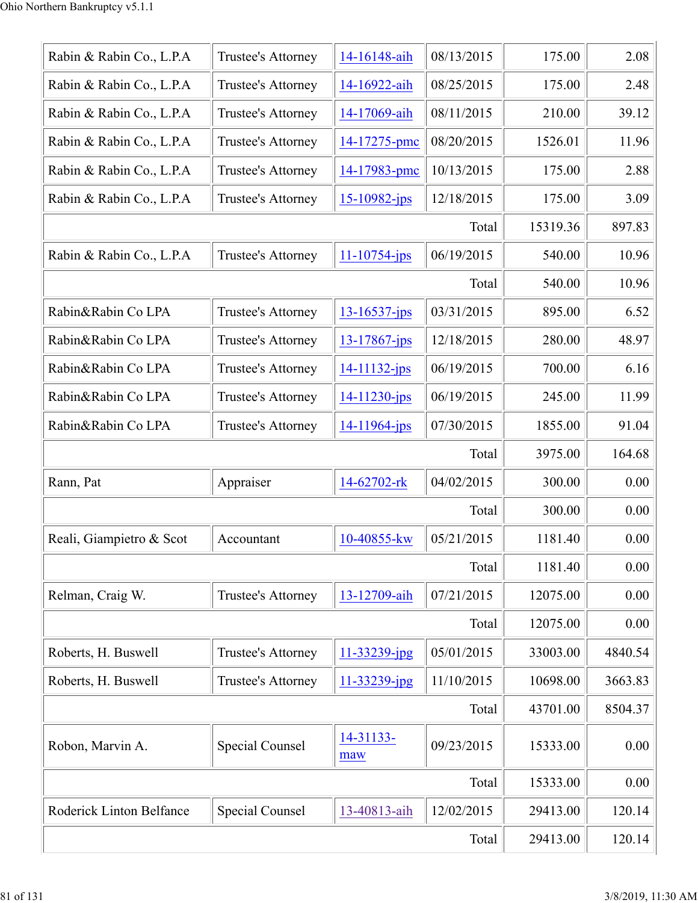| | | | | | |
|---|---|---|---|---|---|
| Rabin & Rabin Co., L.P.A | Trustee's Attorney | 14-16148-aih | 08/13/2015 | 175.00 | 2.08 |
| Rabin & Rabin Co., L.P.A | Trustee's Attorney | 14-16922-aih | 08/25/2015 | 175.00 | 2.48 |
| Rabin & Rabin Co., L.P.A | Trustee's Attorney | 14-17069-aih | 08/11/2015 | 210.00 | 39.12 |
| Rabin & Rabin Co., L.P.A | Trustee's Attorney | 14-17275-pmc | 08/20/2015 | 1526.01 | 11.96 |
| Rabin & Rabin Co., L.P.A | Trustee's Attorney | 14-17983-pmc | 10/13/2015 | 175.00 | 2.88 |
| Rabin & Rabin Co., L.P.A | Trustee's Attorney | 15-10982-jps | 12/18/2015 | 175.00 | 3.09 |
| | | | Total | 15319.36 | 897.83 |
| Rabin & Rabin Co., L.P.A | Trustee's Attorney | 11-10754-jps | 06/19/2015 | 540.00 | 10.96 |
| | | | Total | 540.00 | 10.96 |
| Rabin&Rabin Co LPA | Trustee's Attorney | 13-16537-jps | 03/31/2015 | 895.00 | 6.52 |
| Rabin&Rabin Co LPA | Trustee's Attorney | 13-17867-jps | 12/18/2015 | 280.00 | 48.97 |
| Rabin&Rabin Co LPA | Trustee's Attorney | 14-11132-jps | 06/19/2015 | 700.00 | 6.16 |
| Rabin&Rabin Co LPA | Trustee's Attorney | 14-11230-jps | 06/19/2015 | 245.00 | 11.99 |
| Rabin&Rabin Co LPA | Trustee's Attorney | 14-11964-jps | 07/30/2015 | 1855.00 | 91.04 |
| | | | Total | 3975.00 | 164.68 |
| Rann, Pat | Appraiser | 14-62702-rk | 04/02/2015 | 300.00 | 0.00 |
| | | | Total | 300.00 | 0.00 |
| Reali, Giampietro & Scot | Accountant | 10-40855-kw | 05/21/2015 | 1181.40 | 0.00 |
| | | | Total | 1181.40 | 0.00 |
| Relman, Craig W. | Trustee's Attorney | 13-12709-aih | 07/21/2015 | 12075.00 | 0.00 |
| | | | Total | 12075.00 | 0.00 |
| Roberts, H. Buswell | Trustee's Attorney | 11-33239-jpg | 05/01/2015 | 33003.00 | 4840.54 |
| Roberts, H. Buswell | Trustee's Attorney | 11-33239-jpg | 11/10/2015 | 10698.00 | 3663.83 |
| | | | Total | 43701.00 | 8504.37 |
| Robon, Marvin A. | Special Counsel | 14-31133-maw | 09/23/2015 | 15333.00 | 0.00 |
| | | | Total | 15333.00 | 0.00 |
| Roderick Linton Belfance | Special Counsel | 13-40813-aih | 12/02/2015 | 29413.00 | 120.14 |
| | | | Total | 29413.00 | 120.14 |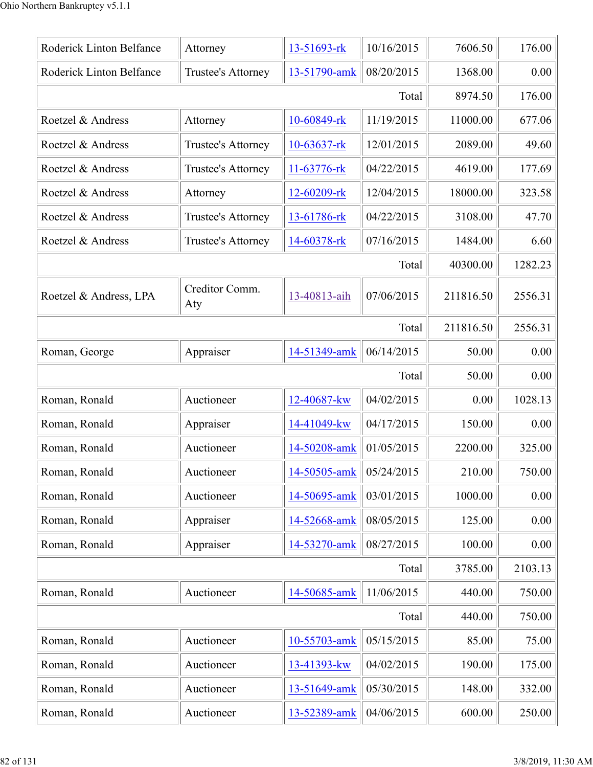| | | | | | |
|---|---|---|---|---|---|
| Roderick Linton Belfance | Attorney | 13-51693-rk | 10/16/2015 | 7606.50 | 176.00 |
| Roderick Linton Belfance | Trustee's Attorney | 13-51790-amk | 08/20/2015 | 1368.00 | 0.00 |
| | | | Total | 8974.50 | 176.00 |
| Roetzel & Andress | Attorney | 10-60849-rk | 11/19/2015 | 11000.00 | 677.06 |
| Roetzel & Andress | Trustee's Attorney | 10-63637-rk | 12/01/2015 | 2089.00 | 49.60 |
| Roetzel & Andress | Trustee's Attorney | 11-63776-rk | 04/22/2015 | 4619.00 | 177.69 |
| Roetzel & Andress | Attorney | 12-60209-rk | 12/04/2015 | 18000.00 | 323.58 |
| Roetzel & Andress | Trustee's Attorney | 13-61786-rk | 04/22/2015 | 3108.00 | 47.70 |
| Roetzel & Andress | Trustee's Attorney | 14-60378-rk | 07/16/2015 | 1484.00 | 6.60 |
| | | | Total | 40300.00 | 1282.23 |
| Roetzel & Andress, LPA | Creditor Comm. Aty | 13-40813-aih | 07/06/2015 | 211816.50 | 2556.31 |
| | | | Total | 211816.50 | 2556.31 |
| Roman, George | Appraiser | 14-51349-amk | 06/14/2015 | 50.00 | 0.00 |
| | | | Total | 50.00 | 0.00 |
| Roman, Ronald | Auctioneer | 12-40687-kw | 04/02/2015 | 0.00 | 1028.13 |
| Roman, Ronald | Appraiser | 14-41049-kw | 04/17/2015 | 150.00 | 0.00 |
| Roman, Ronald | Auctioneer | 14-50208-amk | 01/05/2015 | 2200.00 | 325.00 |
| Roman, Ronald | Auctioneer | 14-50505-amk | 05/24/2015 | 210.00 | 750.00 |
| Roman, Ronald | Auctioneer | 14-50695-amk | 03/01/2015 | 1000.00 | 0.00 |
| Roman, Ronald | Appraiser | 14-52668-amk | 08/05/2015 | 125.00 | 0.00 |
| Roman, Ronald | Appraiser | 14-53270-amk | 08/27/2015 | 100.00 | 0.00 |
| | | | Total | 3785.00 | 2103.13 |
| Roman, Ronald | Auctioneer | 14-50685-amk | 11/06/2015 | 440.00 | 750.00 |
| | | | Total | 440.00 | 750.00 |
| Roman, Ronald | Auctioneer | 10-55703-amk | 05/15/2015 | 85.00 | 75.00 |
| Roman, Ronald | Auctioneer | 13-41393-kw | 04/02/2015 | 190.00 | 175.00 |
| Roman, Ronald | Auctioneer | 13-51649-amk | 05/30/2015 | 148.00 | 332.00 |
| Roman, Ronald | Auctioneer | 13-52389-amk | 04/06/2015 | 600.00 | 250.00 |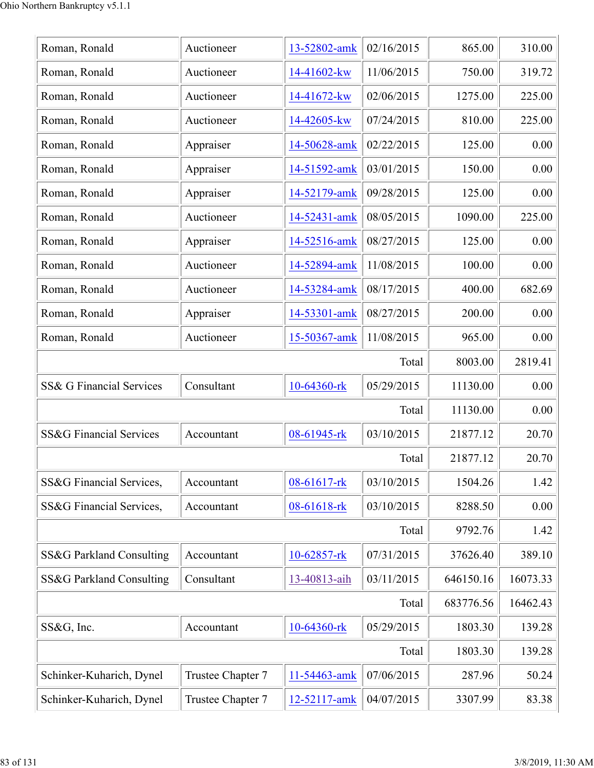| | | | | | |
|---|---|---|---|---|---|
| Roman, Ronald | Auctioneer | 13-52802-amk | 02/16/2015 | 865.00 | 310.00 |
| Roman, Ronald | Auctioneer | 14-41602-kw | 11/06/2015 | 750.00 | 319.72 |
| Roman, Ronald | Auctioneer | 14-41672-kw | 02/06/2015 | 1275.00 | 225.00 |
| Roman, Ronald | Auctioneer | 14-42605-kw | 07/24/2015 | 810.00 | 225.00 |
| Roman, Ronald | Appraiser | 14-50628-amk | 02/22/2015 | 125.00 | 0.00 |
| Roman, Ronald | Appraiser | 14-51592-amk | 03/01/2015 | 150.00 | 0.00 |
| Roman, Ronald | Appraiser | 14-52179-amk | 09/28/2015 | 125.00 | 0.00 |
| Roman, Ronald | Auctioneer | 14-52431-amk | 08/05/2015 | 1090.00 | 225.00 |
| Roman, Ronald | Appraiser | 14-52516-amk | 08/27/2015 | 125.00 | 0.00 |
| Roman, Ronald | Auctioneer | 14-52894-amk | 11/08/2015 | 100.00 | 0.00 |
| Roman, Ronald | Auctioneer | 14-53284-amk | 08/17/2015 | 400.00 | 682.69 |
| Roman, Ronald | Appraiser | 14-53301-amk | 08/27/2015 | 200.00 | 0.00 |
| Roman, Ronald | Auctioneer | 15-50367-amk | 11/08/2015 | 965.00 | 0.00 |
| | | | Total | 8003.00 | 2819.41 |
| SS& G Financial Services | Consultant | 10-64360-rk | 05/29/2015 | 11130.00 | 0.00 |
| | | | Total | 11130.00 | 0.00 |
| SS&G Financial Services | Accountant | 08-61945-rk | 03/10/2015 | 21877.12 | 20.70 |
| | | | Total | 21877.12 | 20.70 |
| SS&G Financial Services, | Accountant | 08-61617-rk | 03/10/2015 | 1504.26 | 1.42 |
| SS&G Financial Services, | Accountant | 08-61618-rk | 03/10/2015 | 8288.50 | 0.00 |
| | | | Total | 9792.76 | 1.42 |
| SS&G Parkland Consulting | Accountant | 10-62857-rk | 07/31/2015 | 37626.40 | 389.10 |
| SS&G Parkland Consulting | Consultant | 13-40813-aih | 03/11/2015 | 646150.16 | 16073.33 |
| | | | Total | 683776.56 | 16462.43 |
| SS&G, Inc. | Accountant | 10-64360-rk | 05/29/2015 | 1803.30 | 139.28 |
| | | | Total | 1803.30 | 139.28 |
| Schinker-Kuharich, Dynel | Trustee Chapter 7 | 11-54463-amk | 07/06/2015 | 287.96 | 50.24 |
| Schinker-Kuharich, Dynel | Trustee Chapter 7 | 12-52117-amk | 04/07/2015 | 3307.99 | 83.38 |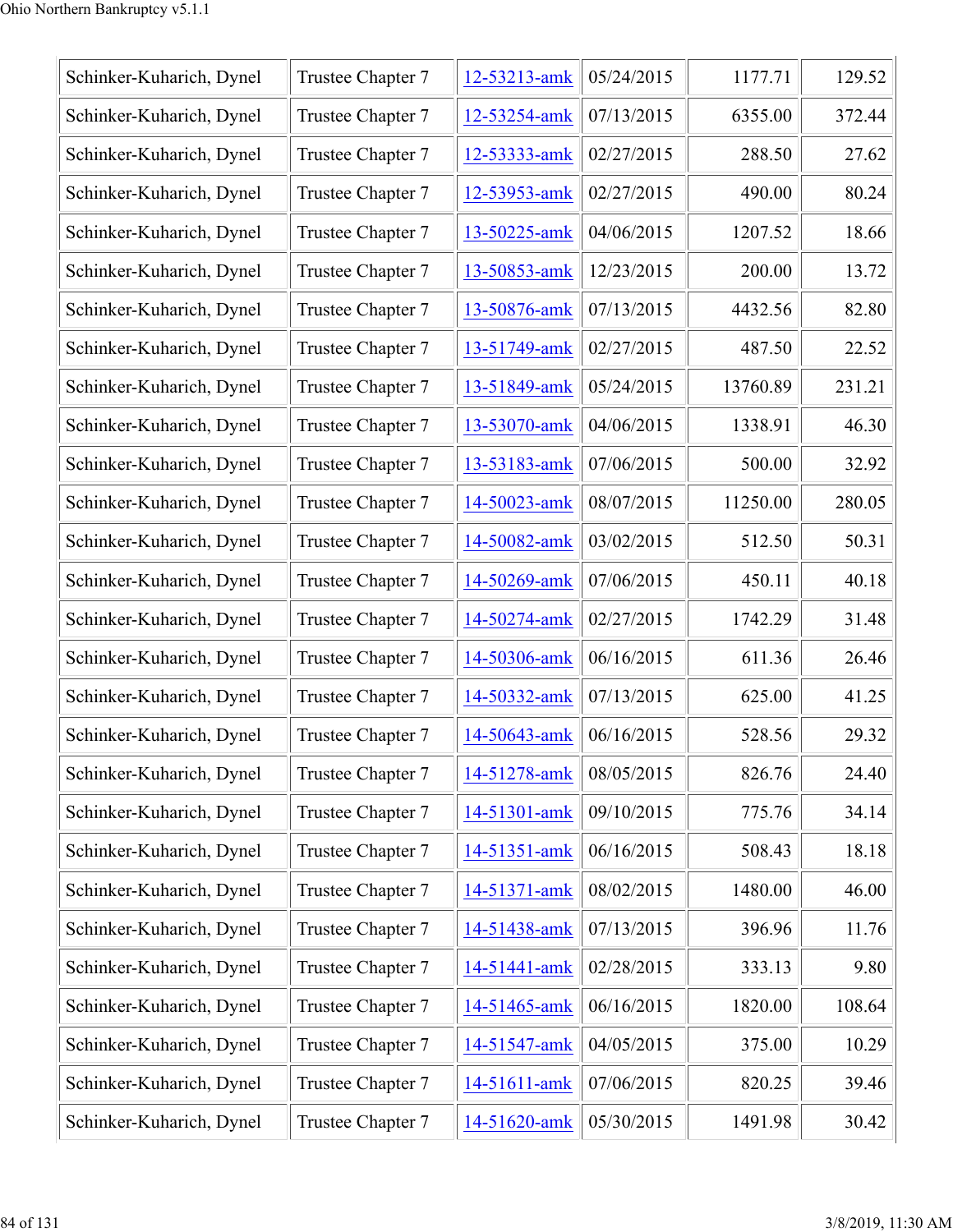| | | | | | |
|---|---|---|---|---|---|
| Schinker-Kuharich, Dynel | Trustee Chapter 7 | 12-53213-amk | 05/24/2015 | 1177.71 | 129.52 |
| Schinker-Kuharich, Dynel | Trustee Chapter 7 | 12-53254-amk | 07/13/2015 | 6355.00 | 372.44 |
| Schinker-Kuharich, Dynel | Trustee Chapter 7 | 12-53333-amk | 02/27/2015 | 288.50 | 27.62 |
| Schinker-Kuharich, Dynel | Trustee Chapter 7 | 12-53953-amk | 02/27/2015 | 490.00 | 80.24 |
| Schinker-Kuharich, Dynel | Trustee Chapter 7 | 13-50225-amk | 04/06/2015 | 1207.52 | 18.66 |
| Schinker-Kuharich, Dynel | Trustee Chapter 7 | 13-50853-amk | 12/23/2015 | 200.00 | 13.72 |
| Schinker-Kuharich, Dynel | Trustee Chapter 7 | 13-50876-amk | 07/13/2015 | 4432.56 | 82.80 |
| Schinker-Kuharich, Dynel | Trustee Chapter 7 | 13-51749-amk | 02/27/2015 | 487.50 | 22.52 |
| Schinker-Kuharich, Dynel | Trustee Chapter 7 | 13-51849-amk | 05/24/2015 | 13760.89 | 231.21 |
| Schinker-Kuharich, Dynel | Trustee Chapter 7 | 13-53070-amk | 04/06/2015 | 1338.91 | 46.30 |
| Schinker-Kuharich, Dynel | Trustee Chapter 7 | 13-53183-amk | 07/06/2015 | 500.00 | 32.92 |
| Schinker-Kuharich, Dynel | Trustee Chapter 7 | 14-50023-amk | 08/07/2015 | 11250.00 | 280.05 |
| Schinker-Kuharich, Dynel | Trustee Chapter 7 | 14-50082-amk | 03/02/2015 | 512.50 | 50.31 |
| Schinker-Kuharich, Dynel | Trustee Chapter 7 | 14-50269-amk | 07/06/2015 | 450.11 | 40.18 |
| Schinker-Kuharich, Dynel | Trustee Chapter 7 | 14-50274-amk | 02/27/2015 | 1742.29 | 31.48 |
| Schinker-Kuharich, Dynel | Trustee Chapter 7 | 14-50306-amk | 06/16/2015 | 611.36 | 26.46 |
| Schinker-Kuharich, Dynel | Trustee Chapter 7 | 14-50332-amk | 07/13/2015 | 625.00 | 41.25 |
| Schinker-Kuharich, Dynel | Trustee Chapter 7 | 14-50643-amk | 06/16/2015 | 528.56 | 29.32 |
| Schinker-Kuharich, Dynel | Trustee Chapter 7 | 14-51278-amk | 08/05/2015 | 826.76 | 24.40 |
| Schinker-Kuharich, Dynel | Trustee Chapter 7 | 14-51301-amk | 09/10/2015 | 775.76 | 34.14 |
| Schinker-Kuharich, Dynel | Trustee Chapter 7 | 14-51351-amk | 06/16/2015 | 508.43 | 18.18 |
| Schinker-Kuharich, Dynel | Trustee Chapter 7 | 14-51371-amk | 08/02/2015 | 1480.00 | 46.00 |
| Schinker-Kuharich, Dynel | Trustee Chapter 7 | 14-51438-amk | 07/13/2015 | 396.96 | 11.76 |
| Schinker-Kuharich, Dynel | Trustee Chapter 7 | 14-51441-amk | 02/28/2015 | 333.13 | 9.80 |
| Schinker-Kuharich, Dynel | Trustee Chapter 7 | 14-51465-amk | 06/16/2015 | 1820.00 | 108.64 |
| Schinker-Kuharich, Dynel | Trustee Chapter 7 | 14-51547-amk | 04/05/2015 | 375.00 | 10.29 |
| Schinker-Kuharich, Dynel | Trustee Chapter 7 | 14-51611-amk | 07/06/2015 | 820.25 | 39.46 |
| Schinker-Kuharich, Dynel | Trustee Chapter 7 | 14-51620-amk | 05/30/2015 | 1491.98 | 30.42 |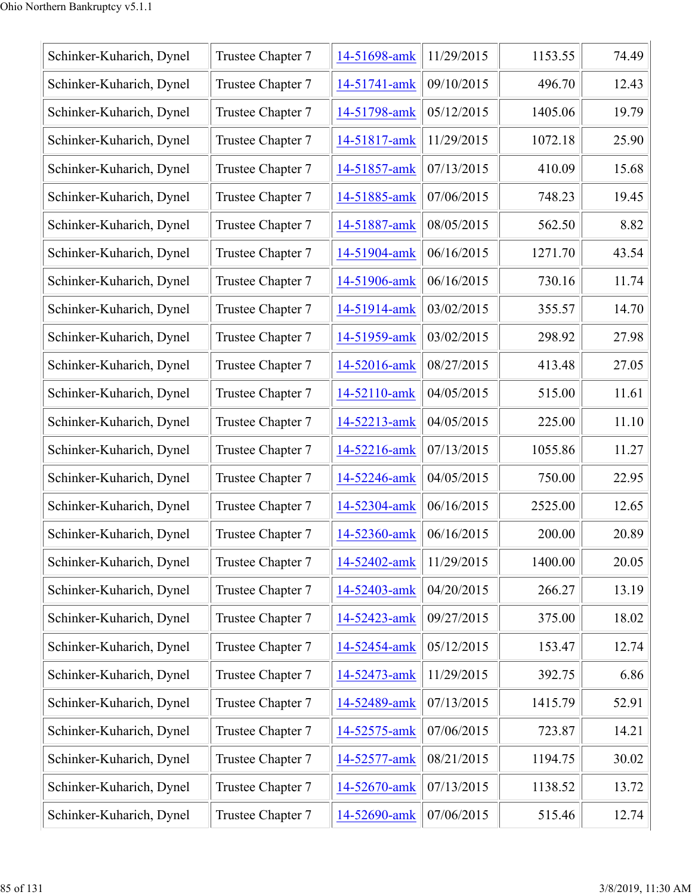| Schinker-Kuharich, Dynel | Trustee Chapter 7 | 14-51698-amk | 11/29/2015 | 1153.55 | 74.49 |
|---|---|---|---|---|---|
| Schinker-Kuharich, Dynel | Trustee Chapter 7 | 14-51741-amk | 09/10/2015 | 496.70 | 12.43 |
| Schinker-Kuharich, Dynel | Trustee Chapter 7 | 14-51798-amk | 05/12/2015 | 1405.06 | 19.79 |
| Schinker-Kuharich, Dynel | Trustee Chapter 7 | 14-51817-amk | 11/29/2015 | 1072.18 | 25.90 |
| Schinker-Kuharich, Dynel | Trustee Chapter 7 | 14-51857-amk | 07/13/2015 | 410.09 | 15.68 |
| Schinker-Kuharich, Dynel | Trustee Chapter 7 | 14-51885-amk | 07/06/2015 | 748.23 | 19.45 |
| Schinker-Kuharich, Dynel | Trustee Chapter 7 | 14-51887-amk | 08/05/2015 | 562.50 | 8.82 |
| Schinker-Kuharich, Dynel | Trustee Chapter 7 | 14-51904-amk | 06/16/2015 | 1271.70 | 43.54 |
| Schinker-Kuharich, Dynel | Trustee Chapter 7 | 14-51906-amk | 06/16/2015 | 730.16 | 11.74 |
| Schinker-Kuharich, Dynel | Trustee Chapter 7 | 14-51914-amk | 03/02/2015 | 355.57 | 14.70 |
| Schinker-Kuharich, Dynel | Trustee Chapter 7 | 14-51959-amk | 03/02/2015 | 298.92 | 27.98 |
| Schinker-Kuharich, Dynel | Trustee Chapter 7 | 14-52016-amk | 08/27/2015 | 413.48 | 27.05 |
| Schinker-Kuharich, Dynel | Trustee Chapter 7 | 14-52110-amk | 04/05/2015 | 515.00 | 11.61 |
| Schinker-Kuharich, Dynel | Trustee Chapter 7 | 14-52213-amk | 04/05/2015 | 225.00 | 11.10 |
| Schinker-Kuharich, Dynel | Trustee Chapter 7 | 14-52216-amk | 07/13/2015 | 1055.86 | 11.27 |
| Schinker-Kuharich, Dynel | Trustee Chapter 7 | 14-52246-amk | 04/05/2015 | 750.00 | 22.95 |
| Schinker-Kuharich, Dynel | Trustee Chapter 7 | 14-52304-amk | 06/16/2015 | 2525.00 | 12.65 |
| Schinker-Kuharich, Dynel | Trustee Chapter 7 | 14-52360-amk | 06/16/2015 | 200.00 | 20.89 |
| Schinker-Kuharich, Dynel | Trustee Chapter 7 | 14-52402-amk | 11/29/2015 | 1400.00 | 20.05 |
| Schinker-Kuharich, Dynel | Trustee Chapter 7 | 14-52403-amk | 04/20/2015 | 266.27 | 13.19 |
| Schinker-Kuharich, Dynel | Trustee Chapter 7 | 14-52423-amk | 09/27/2015 | 375.00 | 18.02 |
| Schinker-Kuharich, Dynel | Trustee Chapter 7 | 14-52454-amk | 05/12/2015 | 153.47 | 12.74 |
| Schinker-Kuharich, Dynel | Trustee Chapter 7 | 14-52473-amk | 11/29/2015 | 392.75 | 6.86 |
| Schinker-Kuharich, Dynel | Trustee Chapter 7 | 14-52489-amk | 07/13/2015 | 1415.79 | 52.91 |
| Schinker-Kuharich, Dynel | Trustee Chapter 7 | 14-52575-amk | 07/06/2015 | 723.87 | 14.21 |
| Schinker-Kuharich, Dynel | Trustee Chapter 7 | 14-52577-amk | 08/21/2015 | 1194.75 | 30.02 |
| Schinker-Kuharich, Dynel | Trustee Chapter 7 | 14-52670-amk | 07/13/2015 | 1138.52 | 13.72 |
| Schinker-Kuharich, Dynel | Trustee Chapter 7 | 14-52690-amk | 07/06/2015 | 515.46 | 12.74 |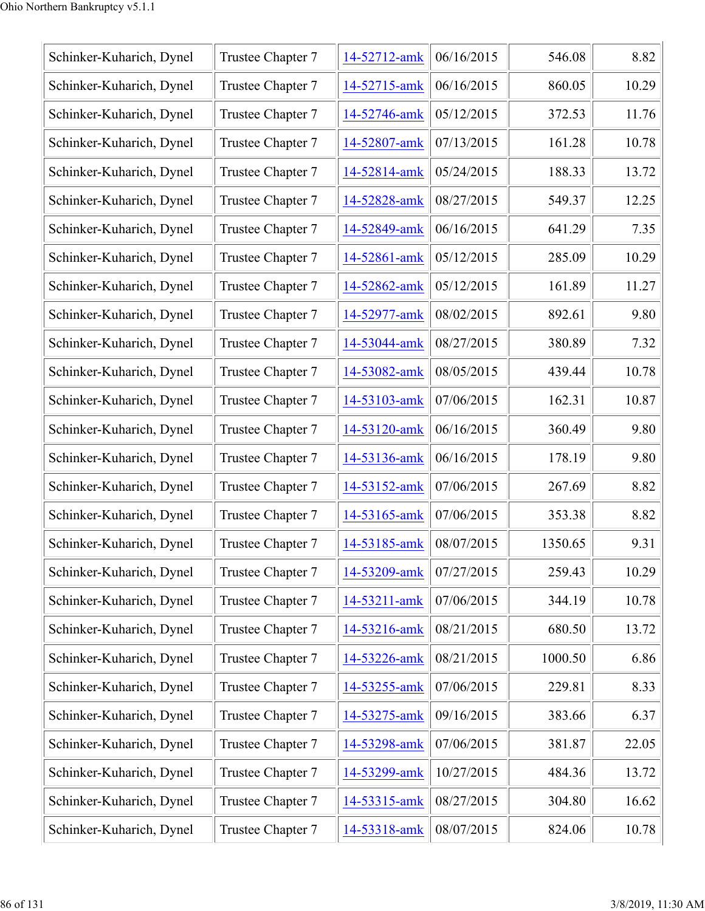| Schinker-Kuharich, Dynel | Trustee Chapter 7 | 14-52712-amk | 06/16/2015 | 546.08 | 8.82 |
|---|---|---|---|---|---|
| Schinker-Kuharich, Dynel | Trustee Chapter 7 | 14-52715-amk | 06/16/2015 | 860.05 | 10.29 |
| Schinker-Kuharich, Dynel | Trustee Chapter 7 | 14-52746-amk | 05/12/2015 | 372.53 | 11.76 |
| Schinker-Kuharich, Dynel | Trustee Chapter 7 | 14-52807-amk | 07/13/2015 | 161.28 | 10.78 |
| Schinker-Kuharich, Dynel | Trustee Chapter 7 | 14-52814-amk | 05/24/2015 | 188.33 | 13.72 |
| Schinker-Kuharich, Dynel | Trustee Chapter 7 | 14-52828-amk | 08/27/2015 | 549.37 | 12.25 |
| Schinker-Kuharich, Dynel | Trustee Chapter 7 | 14-52849-amk | 06/16/2015 | 641.29 | 7.35 |
| Schinker-Kuharich, Dynel | Trustee Chapter 7 | 14-52861-amk | 05/12/2015 | 285.09 | 10.29 |
| Schinker-Kuharich, Dynel | Trustee Chapter 7 | 14-52862-amk | 05/12/2015 | 161.89 | 11.27 |
| Schinker-Kuharich, Dynel | Trustee Chapter 7 | 14-52977-amk | 08/02/2015 | 892.61 | 9.80 |
| Schinker-Kuharich, Dynel | Trustee Chapter 7 | 14-53044-amk | 08/27/2015 | 380.89 | 7.32 |
| Schinker-Kuharich, Dynel | Trustee Chapter 7 | 14-53082-amk | 08/05/2015 | 439.44 | 10.78 |
| Schinker-Kuharich, Dynel | Trustee Chapter 7 | 14-53103-amk | 07/06/2015 | 162.31 | 10.87 |
| Schinker-Kuharich, Dynel | Trustee Chapter 7 | 14-53120-amk | 06/16/2015 | 360.49 | 9.80 |
| Schinker-Kuharich, Dynel | Trustee Chapter 7 | 14-53136-amk | 06/16/2015 | 178.19 | 9.80 |
| Schinker-Kuharich, Dynel | Trustee Chapter 7 | 14-53152-amk | 07/06/2015 | 267.69 | 8.82 |
| Schinker-Kuharich, Dynel | Trustee Chapter 7 | 14-53165-amk | 07/06/2015 | 353.38 | 8.82 |
| Schinker-Kuharich, Dynel | Trustee Chapter 7 | 14-53185-amk | 08/07/2015 | 1350.65 | 9.31 |
| Schinker-Kuharich, Dynel | Trustee Chapter 7 | 14-53209-amk | 07/27/2015 | 259.43 | 10.29 |
| Schinker-Kuharich, Dynel | Trustee Chapter 7 | 14-53211-amk | 07/06/2015 | 344.19 | 10.78 |
| Schinker-Kuharich, Dynel | Trustee Chapter 7 | 14-53216-amk | 08/21/2015 | 680.50 | 13.72 |
| Schinker-Kuharich, Dynel | Trustee Chapter 7 | 14-53226-amk | 08/21/2015 | 1000.50 | 6.86 |
| Schinker-Kuharich, Dynel | Trustee Chapter 7 | 14-53255-amk | 07/06/2015 | 229.81 | 8.33 |
| Schinker-Kuharich, Dynel | Trustee Chapter 7 | 14-53275-amk | 09/16/2015 | 383.66 | 6.37 |
| Schinker-Kuharich, Dynel | Trustee Chapter 7 | 14-53298-amk | 07/06/2015 | 381.87 | 22.05 |
| Schinker-Kuharich, Dynel | Trustee Chapter 7 | 14-53299-amk | 10/27/2015 | 484.36 | 13.72 |
| Schinker-Kuharich, Dynel | Trustee Chapter 7 | 14-53315-amk | 08/27/2015 | 304.80 | 16.62 |
| Schinker-Kuharich, Dynel | Trustee Chapter 7 | 14-53318-amk | 08/07/2015 | 824.06 | 10.78 |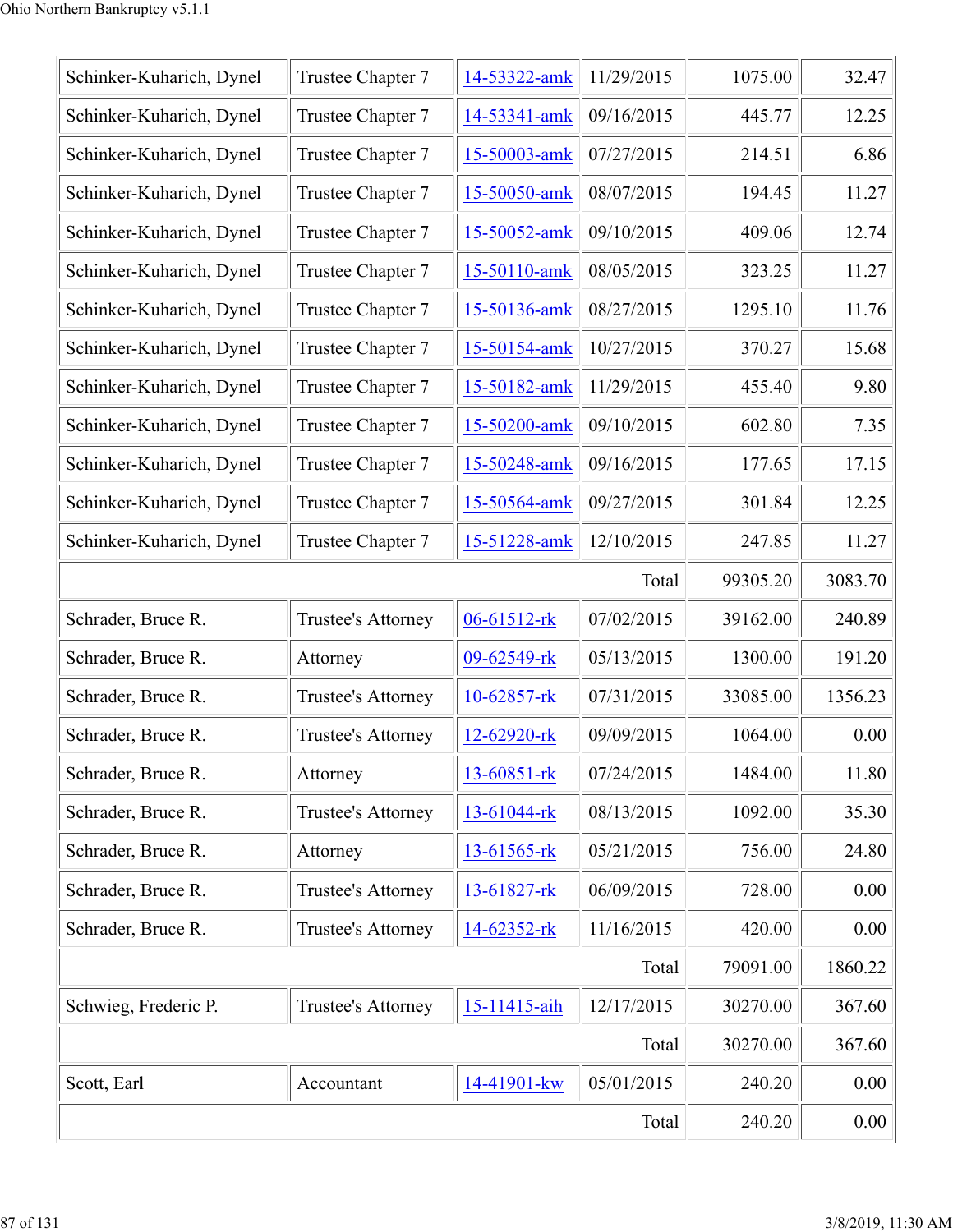| | | | | | |
|---|---|---|---|---|---|
| Schinker-Kuharich, Dynel | Trustee Chapter 7 | 14-53322-amk | 11/29/2015 | 1075.00 | 32.47 |
| Schinker-Kuharich, Dynel | Trustee Chapter 7 | 14-53341-amk | 09/16/2015 | 445.77 | 12.25 |
| Schinker-Kuharich, Dynel | Trustee Chapter 7 | 15-50003-amk | 07/27/2015 | 214.51 | 6.86 |
| Schinker-Kuharich, Dynel | Trustee Chapter 7 | 15-50050-amk | 08/07/2015 | 194.45 | 11.27 |
| Schinker-Kuharich, Dynel | Trustee Chapter 7 | 15-50052-amk | 09/10/2015 | 409.06 | 12.74 |
| Schinker-Kuharich, Dynel | Trustee Chapter 7 | 15-50110-amk | 08/05/2015 | 323.25 | 11.27 |
| Schinker-Kuharich, Dynel | Trustee Chapter 7 | 15-50136-amk | 08/27/2015 | 1295.10 | 11.76 |
| Schinker-Kuharich, Dynel | Trustee Chapter 7 | 15-50154-amk | 10/27/2015 | 370.27 | 15.68 |
| Schinker-Kuharich, Dynel | Trustee Chapter 7 | 15-50182-amk | 11/29/2015 | 455.40 | 9.80 |
| Schinker-Kuharich, Dynel | Trustee Chapter 7 | 15-50200-amk | 09/10/2015 | 602.80 | 7.35 |
| Schinker-Kuharich, Dynel | Trustee Chapter 7 | 15-50248-amk | 09/16/2015 | 177.65 | 17.15 |
| Schinker-Kuharich, Dynel | Trustee Chapter 7 | 15-50564-amk | 09/27/2015 | 301.84 | 12.25 |
| Schinker-Kuharich, Dynel | Trustee Chapter 7 | 15-51228-amk | 12/10/2015 | 247.85 | 11.27 |
| | | | Total | 99305.20 | 3083.70 |
| Schrader, Bruce R. | Trustee's Attorney | 06-61512-rk | 07/02/2015 | 39162.00 | 240.89 |
| Schrader, Bruce R. | Attorney | 09-62549-rk | 05/13/2015 | 1300.00 | 191.20 |
| Schrader, Bruce R. | Trustee's Attorney | 10-62857-rk | 07/31/2015 | 33085.00 | 1356.23 |
| Schrader, Bruce R. | Trustee's Attorney | 12-62920-rk | 09/09/2015 | 1064.00 | 0.00 |
| Schrader, Bruce R. | Attorney | 13-60851-rk | 07/24/2015 | 1484.00 | 11.80 |
| Schrader, Bruce R. | Trustee's Attorney | 13-61044-rk | 08/13/2015 | 1092.00 | 35.30 |
| Schrader, Bruce R. | Attorney | 13-61565-rk | 05/21/2015 | 756.00 | 24.80 |
| Schrader, Bruce R. | Trustee's Attorney | 13-61827-rk | 06/09/2015 | 728.00 | 0.00 |
| Schrader, Bruce R. | Trustee's Attorney | 14-62352-rk | 11/16/2015 | 420.00 | 0.00 |
| | | | Total | 79091.00 | 1860.22 |
| Schwieg, Frederic P. | Trustee's Attorney | 15-11415-aih | 12/17/2015 | 30270.00 | 367.60 |
| | | | Total | 30270.00 | 367.60 |
| Scott, Earl | Accountant | 14-41901-kw | 05/01/2015 | 240.20 | 0.00 |
| | | | Total | 240.20 | 0.00 |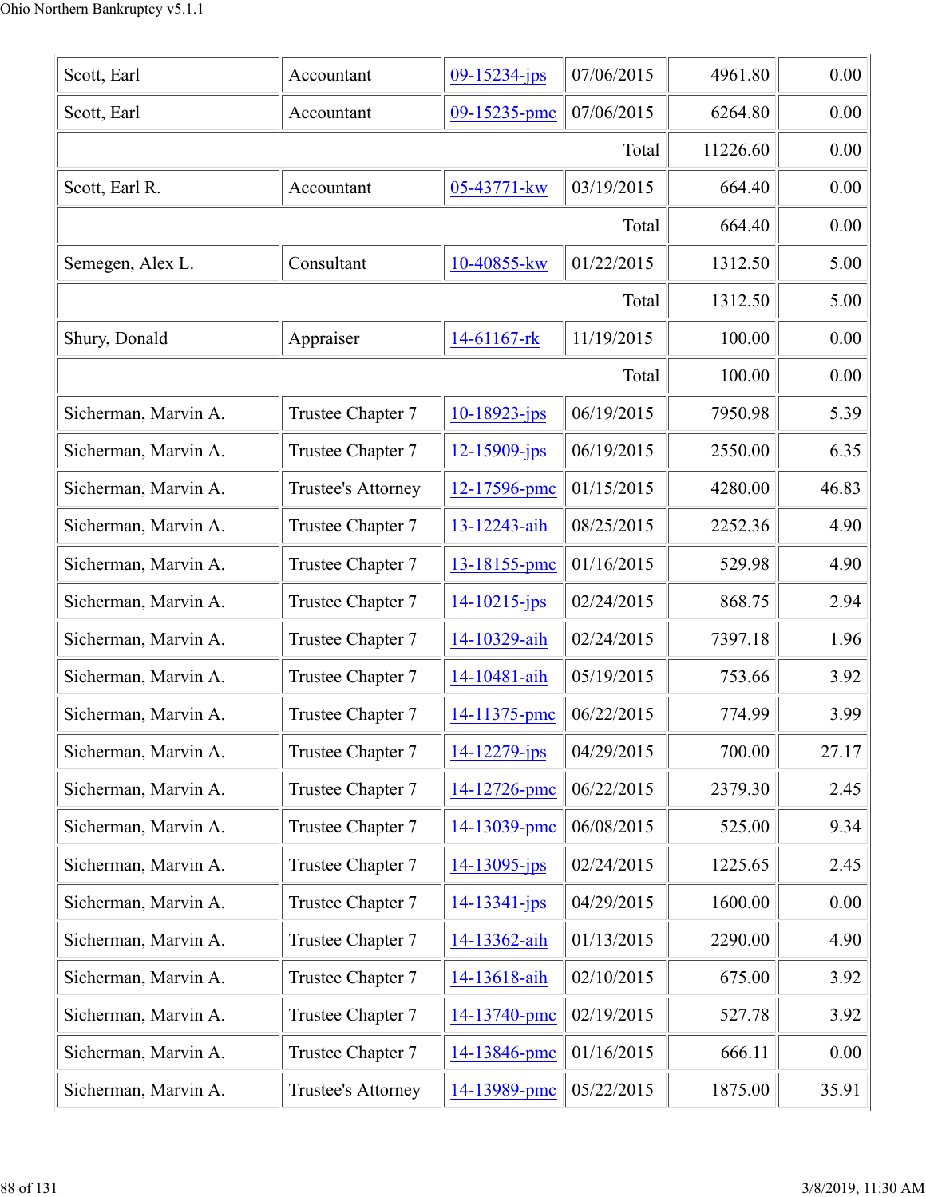| | | | | | |
|---|---|---|---|---|---|
| Scott, Earl | Accountant | 09-15234-jps | 07/06/2015 | 4961.80 | 0.00 |
| Scott, Earl | Accountant | 09-15235-pmc | 07/06/2015 | 6264.80 | 0.00 |
| | | | Total | 11226.60 | 0.00 |
| Scott, Earl R. | Accountant | 05-43771-kw | 03/19/2015 | 664.40 | 0.00 |
| | | | Total | 664.40 | 0.00 |
| Semegen, Alex L. | Consultant | 10-40855-kw | 01/22/2015 | 1312.50 | 5.00 |
| | | | Total | 1312.50 | 5.00 |
| Shury, Donald | Appraiser | 14-61167-rk | 11/19/2015 | 100.00 | 0.00 |
| | | | Total | 100.00 | 0.00 |
| Sicherman, Marvin A. | Trustee Chapter 7 | 10-18923-jps | 06/19/2015 | 7950.98 | 5.39 |
| Sicherman, Marvin A. | Trustee Chapter 7 | 12-15909-jps | 06/19/2015 | 2550.00 | 6.35 |
| Sicherman, Marvin A. | Trustee's Attorney | 12-17596-pmc | 01/15/2015 | 4280.00 | 46.83 |
| Sicherman, Marvin A. | Trustee Chapter 7 | 13-12243-aih | 08/25/2015 | 2252.36 | 4.90 |
| Sicherman, Marvin A. | Trustee Chapter 7 | 13-18155-pmc | 01/16/2015 | 529.98 | 4.90 |
| Sicherman, Marvin A. | Trustee Chapter 7 | 14-10215-jps | 02/24/2015 | 868.75 | 2.94 |
| Sicherman, Marvin A. | Trustee Chapter 7 | 14-10329-aih | 02/24/2015 | 7397.18 | 1.96 |
| Sicherman, Marvin A. | Trustee Chapter 7 | 14-10481-aih | 05/19/2015 | 753.66 | 3.92 |
| Sicherman, Marvin A. | Trustee Chapter 7 | 14-11375-pmc | 06/22/2015 | 774.99 | 3.99 |
| Sicherman, Marvin A. | Trustee Chapter 7 | 14-12279-jps | 04/29/2015 | 700.00 | 27.17 |
| Sicherman, Marvin A. | Trustee Chapter 7 | 14-12726-pmc | 06/22/2015 | 2379.30 | 2.45 |
| Sicherman, Marvin A. | Trustee Chapter 7 | 14-13039-pmc | 06/08/2015 | 525.00 | 9.34 |
| Sicherman, Marvin A. | Trustee Chapter 7 | 14-13095-jps | 02/24/2015 | 1225.65 | 2.45 |
| Sicherman, Marvin A. | Trustee Chapter 7 | 14-13341-jps | 04/29/2015 | 1600.00 | 0.00 |
| Sicherman, Marvin A. | Trustee Chapter 7 | 14-13362-aih | 01/13/2015 | 2290.00 | 4.90 |
| Sicherman, Marvin A. | Trustee Chapter 7 | 14-13618-aih | 02/10/2015 | 675.00 | 3.92 |
| Sicherman, Marvin A. | Trustee Chapter 7 | 14-13740-pmc | 02/19/2015 | 527.78 | 3.92 |
| Sicherman, Marvin A. | Trustee Chapter 7 | 14-13846-pmc | 01/16/2015 | 666.11 | 0.00 |
| Sicherman, Marvin A. | Trustee's Attorney | 14-13989-pmc | 05/22/2015 | 1875.00 | 35.91 |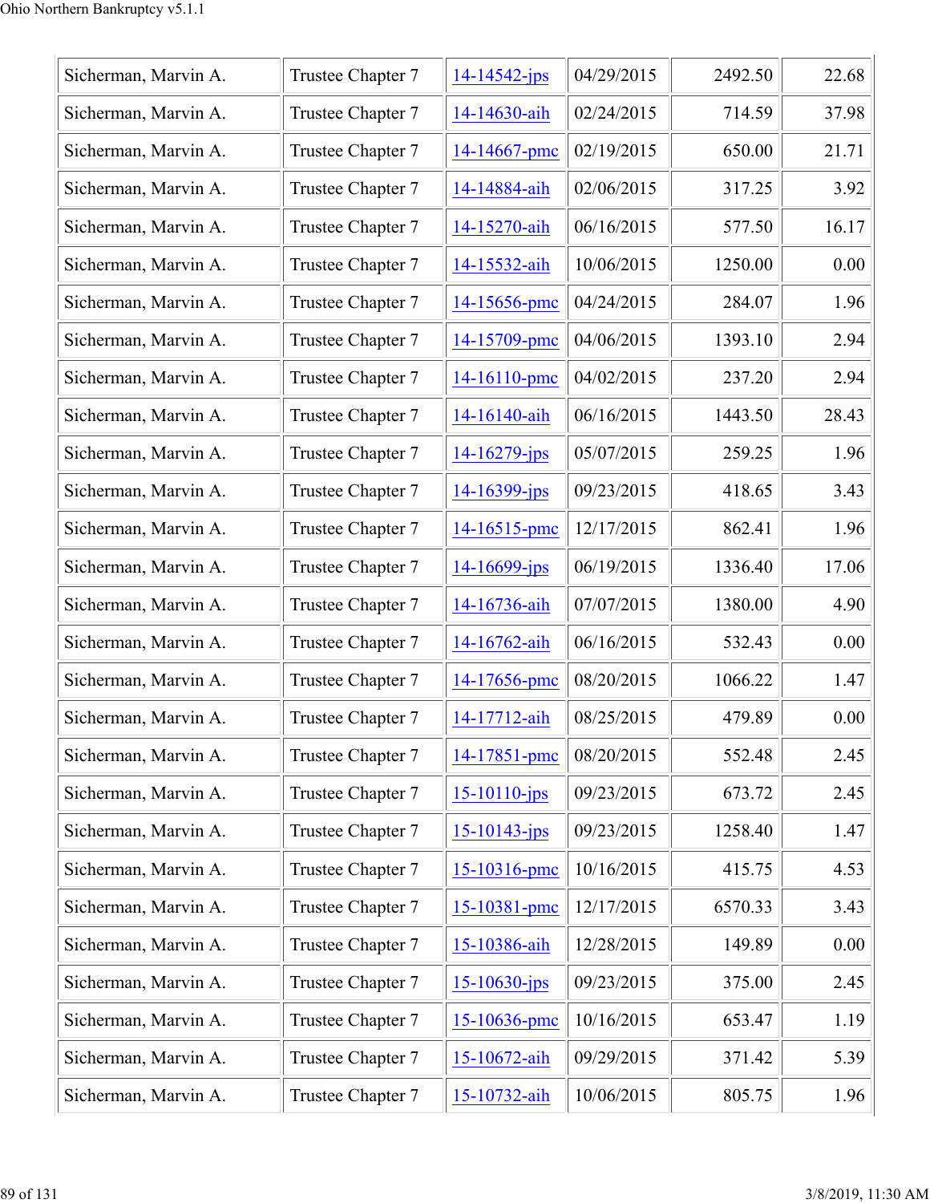| Sicherman, Marvin A. | Trustee Chapter 7 | 14-14542-jps | 04/29/2015 | 2492.50 | 22.68 |
|---|---|---|---|---|---|
| Sicherman, Marvin A. | Trustee Chapter 7 | 14-14630-aih | 02/24/2015 | 714.59 | 37.98 |
| Sicherman, Marvin A. | Trustee Chapter 7 | 14-14667-pmc | 02/19/2015 | 650.00 | 21.71 |
| Sicherman, Marvin A. | Trustee Chapter 7 | 14-14884-aih | 02/06/2015 | 317.25 | 3.92 |
| Sicherman, Marvin A. | Trustee Chapter 7 | 14-15270-aih | 06/16/2015 | 577.50 | 16.17 |
| Sicherman, Marvin A. | Trustee Chapter 7 | 14-15532-aih | 10/06/2015 | 1250.00 | 0.00 |
| Sicherman, Marvin A. | Trustee Chapter 7 | 14-15656-pmc | 04/24/2015 | 284.07 | 1.96 |
| Sicherman, Marvin A. | Trustee Chapter 7 | 14-15709-pmc | 04/06/2015 | 1393.10 | 2.94 |
| Sicherman, Marvin A. | Trustee Chapter 7 | 14-16110-pmc | 04/02/2015 | 237.20 | 2.94 |
| Sicherman, Marvin A. | Trustee Chapter 7 | 14-16140-aih | 06/16/2015 | 1443.50 | 28.43 |
| Sicherman, Marvin A. | Trustee Chapter 7 | 14-16279-jps | 05/07/2015 | 259.25 | 1.96 |
| Sicherman, Marvin A. | Trustee Chapter 7 | 14-16399-jps | 09/23/2015 | 418.65 | 3.43 |
| Sicherman, Marvin A. | Trustee Chapter 7 | 14-16515-pmc | 12/17/2015 | 862.41 | 1.96 |
| Sicherman, Marvin A. | Trustee Chapter 7 | 14-16699-jps | 06/19/2015 | 1336.40 | 17.06 |
| Sicherman, Marvin A. | Trustee Chapter 7 | 14-16736-aih | 07/07/2015 | 1380.00 | 4.90 |
| Sicherman, Marvin A. | Trustee Chapter 7 | 14-16762-aih | 06/16/2015 | 532.43 | 0.00 |
| Sicherman, Marvin A. | Trustee Chapter 7 | 14-17656-pmc | 08/20/2015 | 1066.22 | 1.47 |
| Sicherman, Marvin A. | Trustee Chapter 7 | 14-17712-aih | 08/25/2015 | 479.89 | 0.00 |
| Sicherman, Marvin A. | Trustee Chapter 7 | 14-17851-pmc | 08/20/2015 | 552.48 | 2.45 |
| Sicherman, Marvin A. | Trustee Chapter 7 | 15-10110-jps | 09/23/2015 | 673.72 | 2.45 |
| Sicherman, Marvin A. | Trustee Chapter 7 | 15-10143-jps | 09/23/2015 | 1258.40 | 1.47 |
| Sicherman, Marvin A. | Trustee Chapter 7 | 15-10316-pmc | 10/16/2015 | 415.75 | 4.53 |
| Sicherman, Marvin A. | Trustee Chapter 7 | 15-10381-pmc | 12/17/2015 | 6570.33 | 3.43 |
| Sicherman, Marvin A. | Trustee Chapter 7 | 15-10386-aih | 12/28/2015 | 149.89 | 0.00 |
| Sicherman, Marvin A. | Trustee Chapter 7 | 15-10630-jps | 09/23/2015 | 375.00 | 2.45 |
| Sicherman, Marvin A. | Trustee Chapter 7 | 15-10636-pmc | 10/16/2015 | 653.47 | 1.19 |
| Sicherman, Marvin A. | Trustee Chapter 7 | 15-10672-aih | 09/29/2015 | 371.42 | 5.39 |
| Sicherman, Marvin A. | Trustee Chapter 7 | 15-10732-aih | 10/06/2015 | 805.75 | 1.96 |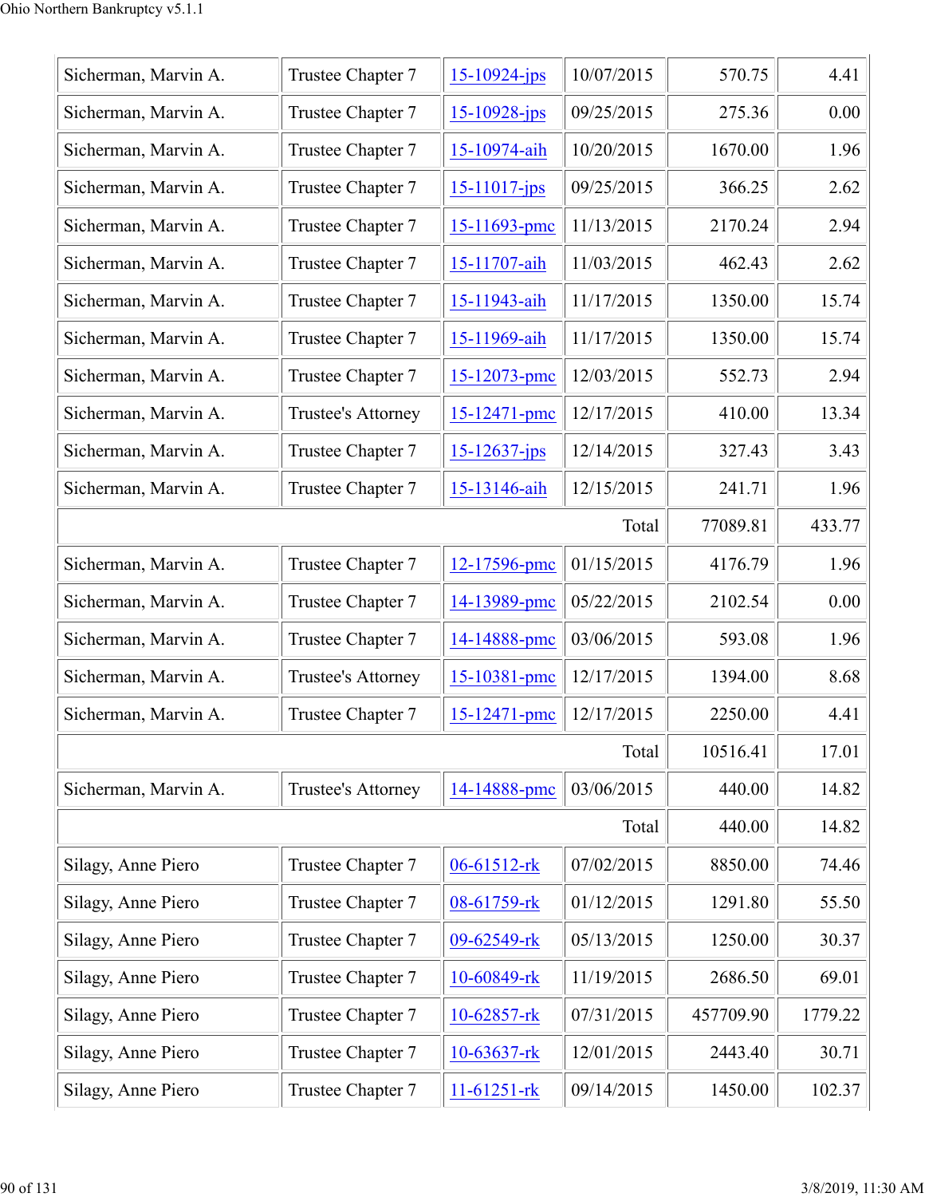| | | | | | |
|---|---|---|---|---|---|
| Sicherman, Marvin A. | Trustee Chapter 7 | 15-10924-jps | 10/07/2015 | 570.75 | 4.41 |
| Sicherman, Marvin A. | Trustee Chapter 7 | 15-10928-jps | 09/25/2015 | 275.36 | 0.00 |
| Sicherman, Marvin A. | Trustee Chapter 7 | 15-10974-aih | 10/20/2015 | 1670.00 | 1.96 |
| Sicherman, Marvin A. | Trustee Chapter 7 | 15-11017-jps | 09/25/2015 | 366.25 | 2.62 |
| Sicherman, Marvin A. | Trustee Chapter 7 | 15-11693-pmc | 11/13/2015 | 2170.24 | 2.94 |
| Sicherman, Marvin A. | Trustee Chapter 7 | 15-11707-aih | 11/03/2015 | 462.43 | 2.62 |
| Sicherman, Marvin A. | Trustee Chapter 7 | 15-11943-aih | 11/17/2015 | 1350.00 | 15.74 |
| Sicherman, Marvin A. | Trustee Chapter 7 | 15-11969-aih | 11/17/2015 | 1350.00 | 15.74 |
| Sicherman, Marvin A. | Trustee Chapter 7 | 15-12073-pmc | 12/03/2015 | 552.73 | 2.94 |
| Sicherman, Marvin A. | Trustee's Attorney | 15-12471-pmc | 12/17/2015 | 410.00 | 13.34 |
| Sicherman, Marvin A. | Trustee Chapter 7 | 15-12637-jps | 12/14/2015 | 327.43 | 3.43 |
| Sicherman, Marvin A. | Trustee Chapter 7 | 15-13146-aih | 12/15/2015 | 241.71 | 1.96 |
| | | | Total | 77089.81 | 433.77 |
| Sicherman, Marvin A. | Trustee Chapter 7 | 12-17596-pmc | 01/15/2015 | 4176.79 | 1.96 |
| Sicherman, Marvin A. | Trustee Chapter 7 | 14-13989-pmc | 05/22/2015 | 2102.54 | 0.00 |
| Sicherman, Marvin A. | Trustee Chapter 7 | 14-14888-pmc | 03/06/2015 | 593.08 | 1.96 |
| Sicherman, Marvin A. | Trustee's Attorney | 15-10381-pmc | 12/17/2015 | 1394.00 | 8.68 |
| Sicherman, Marvin A. | Trustee Chapter 7 | 15-12471-pmc | 12/17/2015 | 2250.00 | 4.41 |
| | | | Total | 10516.41 | 17.01 |
| Sicherman, Marvin A. | Trustee's Attorney | 14-14888-pmc | 03/06/2015 | 440.00 | 14.82 |
| | | | Total | 440.00 | 14.82 |
| Silagy, Anne Piero | Trustee Chapter 7 | 06-61512-rk | 07/02/2015 | 8850.00 | 74.46 |
| Silagy, Anne Piero | Trustee Chapter 7 | 08-61759-rk | 01/12/2015 | 1291.80 | 55.50 |
| Silagy, Anne Piero | Trustee Chapter 7 | 09-62549-rk | 05/13/2015 | 1250.00 | 30.37 |
| Silagy, Anne Piero | Trustee Chapter 7 | 10-60849-rk | 11/19/2015 | 2686.50 | 69.01 |
| Silagy, Anne Piero | Trustee Chapter 7 | 10-62857-rk | 07/31/2015 | 457709.90 | 1779.22 |
| Silagy, Anne Piero | Trustee Chapter 7 | 10-63637-rk | 12/01/2015 | 2443.40 | 30.71 |
| Silagy, Anne Piero | Trustee Chapter 7 | 11-61251-rk | 09/14/2015 | 1450.00 | 102.37 |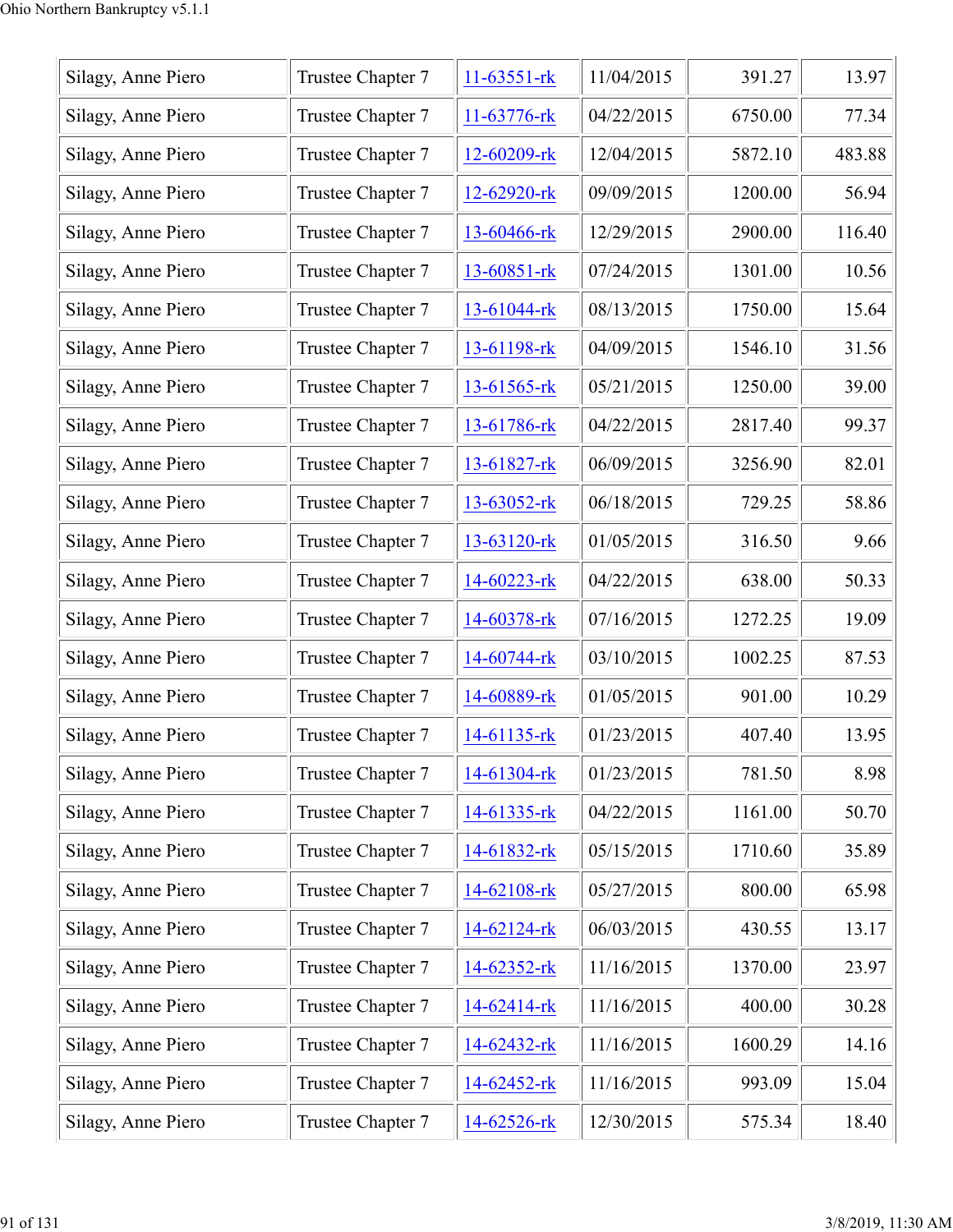| Silagy, Anne Piero | Trustee Chapter 7 | 11-63551-rk | 11/04/2015 | 391.27 | 13.97 |
|---|---|---|---|---|---|
| Silagy, Anne Piero | Trustee Chapter 7 | 11-63776-rk | 04/22/2015 | 6750.00 | 77.34 |
| Silagy, Anne Piero | Trustee Chapter 7 | 12-60209-rk | 12/04/2015 | 5872.10 | 483.88 |
| Silagy, Anne Piero | Trustee Chapter 7 | 12-62920-rk | 09/09/2015 | 1200.00 | 56.94 |
| Silagy, Anne Piero | Trustee Chapter 7 | 13-60466-rk | 12/29/2015 | 2900.00 | 116.40 |
| Silagy, Anne Piero | Trustee Chapter 7 | 13-60851-rk | 07/24/2015 | 1301.00 | 10.56 |
| Silagy, Anne Piero | Trustee Chapter 7 | 13-61044-rk | 08/13/2015 | 1750.00 | 15.64 |
| Silagy, Anne Piero | Trustee Chapter 7 | 13-61198-rk | 04/09/2015 | 1546.10 | 31.56 |
| Silagy, Anne Piero | Trustee Chapter 7 | 13-61565-rk | 05/21/2015 | 1250.00 | 39.00 |
| Silagy, Anne Piero | Trustee Chapter 7 | 13-61786-rk | 04/22/2015 | 2817.40 | 99.37 |
| Silagy, Anne Piero | Trustee Chapter 7 | 13-61827-rk | 06/09/2015 | 3256.90 | 82.01 |
| Silagy, Anne Piero | Trustee Chapter 7 | 13-63052-rk | 06/18/2015 | 729.25 | 58.86 |
| Silagy, Anne Piero | Trustee Chapter 7 | 13-63120-rk | 01/05/2015 | 316.50 | 9.66 |
| Silagy, Anne Piero | Trustee Chapter 7 | 14-60223-rk | 04/22/2015 | 638.00 | 50.33 |
| Silagy, Anne Piero | Trustee Chapter 7 | 14-60378-rk | 07/16/2015 | 1272.25 | 19.09 |
| Silagy, Anne Piero | Trustee Chapter 7 | 14-60744-rk | 03/10/2015 | 1002.25 | 87.53 |
| Silagy, Anne Piero | Trustee Chapter 7 | 14-60889-rk | 01/05/2015 | 901.00 | 10.29 |
| Silagy, Anne Piero | Trustee Chapter 7 | 14-61135-rk | 01/23/2015 | 407.40 | 13.95 |
| Silagy, Anne Piero | Trustee Chapter 7 | 14-61304-rk | 01/23/2015 | 781.50 | 8.98 |
| Silagy, Anne Piero | Trustee Chapter 7 | 14-61335-rk | 04/22/2015 | 1161.00 | 50.70 |
| Silagy, Anne Piero | Trustee Chapter 7 | 14-61832-rk | 05/15/2015 | 1710.60 | 35.89 |
| Silagy, Anne Piero | Trustee Chapter 7 | 14-62108-rk | 05/27/2015 | 800.00 | 65.98 |
| Silagy, Anne Piero | Trustee Chapter 7 | 14-62124-rk | 06/03/2015 | 430.55 | 13.17 |
| Silagy, Anne Piero | Trustee Chapter 7 | 14-62352-rk | 11/16/2015 | 1370.00 | 23.97 |
| Silagy, Anne Piero | Trustee Chapter 7 | 14-62414-rk | 11/16/2015 | 400.00 | 30.28 |
| Silagy, Anne Piero | Trustee Chapter 7 | 14-62432-rk | 11/16/2015 | 1600.29 | 14.16 |
| Silagy, Anne Piero | Trustee Chapter 7 | 14-62452-rk | 11/16/2015 | 993.09 | 15.04 |
| Silagy, Anne Piero | Trustee Chapter 7 | 14-62526-rk | 12/30/2015 | 575.34 | 18.40 |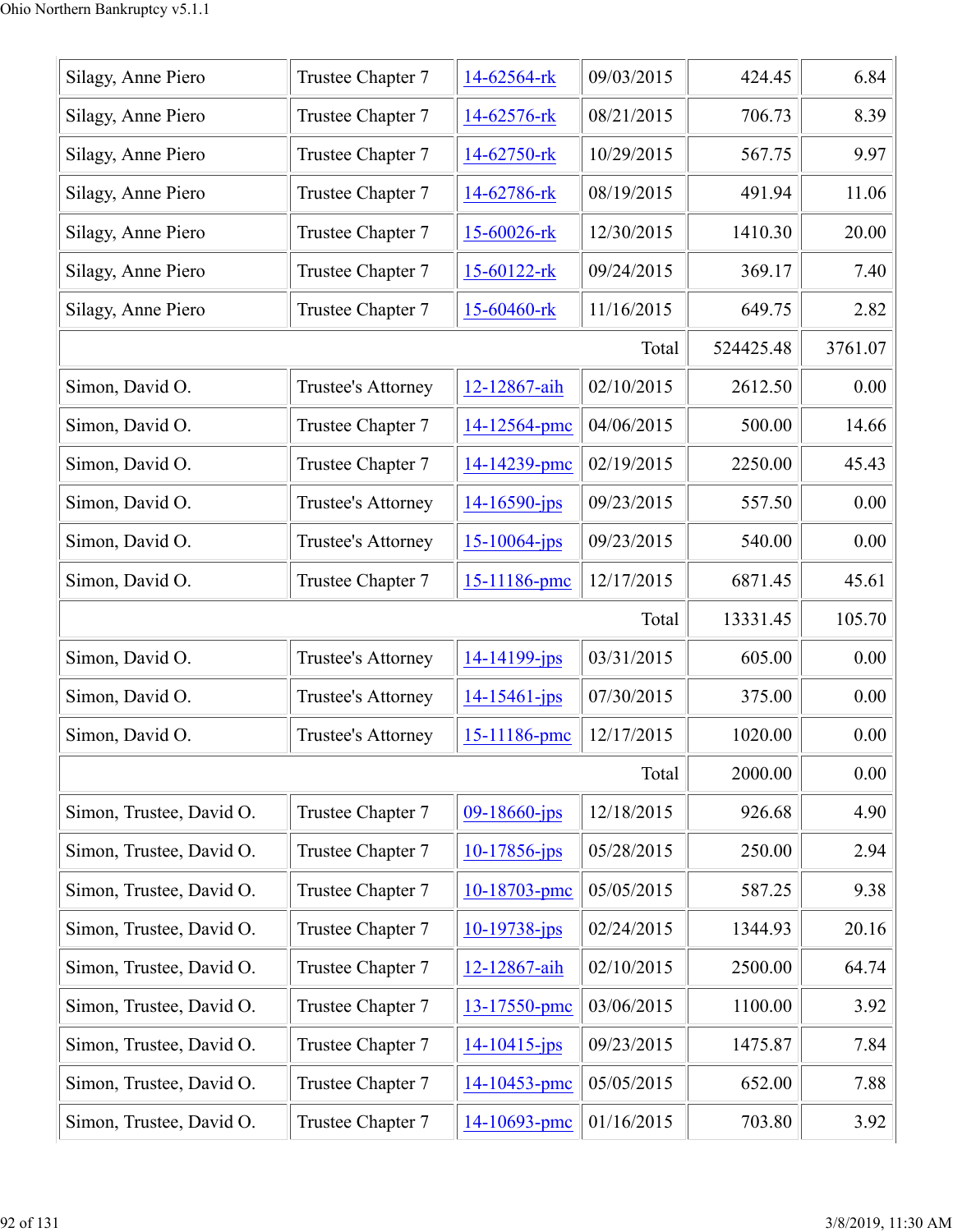| | | | | | |
|---|---|---|---|---|---|
| Silagy, Anne Piero | Trustee Chapter 7 | 14-62564-rk | 09/03/2015 | 424.45 | 6.84 |
| Silagy, Anne Piero | Trustee Chapter 7 | 14-62576-rk | 08/21/2015 | 706.73 | 8.39 |
| Silagy, Anne Piero | Trustee Chapter 7 | 14-62750-rk | 10/29/2015 | 567.75 | 9.97 |
| Silagy, Anne Piero | Trustee Chapter 7 | 14-62786-rk | 08/19/2015 | 491.94 | 11.06 |
| Silagy, Anne Piero | Trustee Chapter 7 | 15-60026-rk | 12/30/2015 | 1410.30 | 20.00 |
| Silagy, Anne Piero | Trustee Chapter 7 | 15-60122-rk | 09/24/2015 | 369.17 | 7.40 |
| Silagy, Anne Piero | Trustee Chapter 7 | 15-60460-rk | 11/16/2015 | 649.75 | 2.82 |
| | | | Total | 524425.48 | 3761.07 |
| Simon, David O. | Trustee's Attorney | 12-12867-aih | 02/10/2015 | 2612.50 | 0.00 |
| Simon, David O. | Trustee Chapter 7 | 14-12564-pmc | 04/06/2015 | 500.00 | 14.66 |
| Simon, David O. | Trustee Chapter 7 | 14-14239-pmc | 02/19/2015 | 2250.00 | 45.43 |
| Simon, David O. | Trustee's Attorney | 14-16590-jps | 09/23/2015 | 557.50 | 0.00 |
| Simon, David O. | Trustee's Attorney | 15-10064-jps | 09/23/2015 | 540.00 | 0.00 |
| Simon, David O. | Trustee Chapter 7 | 15-11186-pmc | 12/17/2015 | 6871.45 | 45.61 |
| | | | Total | 13331.45 | 105.70 |
| Simon, David O. | Trustee's Attorney | 14-14199-jps | 03/31/2015 | 605.00 | 0.00 |
| Simon, David O. | Trustee's Attorney | 14-15461-jps | 07/30/2015 | 375.00 | 0.00 |
| Simon, David O. | Trustee's Attorney | 15-11186-pmc | 12/17/2015 | 1020.00 | 0.00 |
| | | | Total | 2000.00 | 0.00 |
| Simon, Trustee, David O. | Trustee Chapter 7 | 09-18660-jps | 12/18/2015 | 926.68 | 4.90 |
| Simon, Trustee, David O. | Trustee Chapter 7 | 10-17856-jps | 05/28/2015 | 250.00 | 2.94 |
| Simon, Trustee, David O. | Trustee Chapter 7 | 10-18703-pmc | 05/05/2015 | 587.25 | 9.38 |
| Simon, Trustee, David O. | Trustee Chapter 7 | 10-19738-jps | 02/24/2015 | 1344.93 | 20.16 |
| Simon, Trustee, David O. | Trustee Chapter 7 | 12-12867-aih | 02/10/2015 | 2500.00 | 64.74 |
| Simon, Trustee, David O. | Trustee Chapter 7 | 13-17550-pmc | 03/06/2015 | 1100.00 | 3.92 |
| Simon, Trustee, David O. | Trustee Chapter 7 | 14-10415-jps | 09/23/2015 | 1475.87 | 7.84 |
| Simon, Trustee, David O. | Trustee Chapter 7 | 14-10453-pmc | 05/05/2015 | 652.00 | 7.88 |
| Simon, Trustee, David O. | Trustee Chapter 7 | 14-10693-pmc | 01/16/2015 | 703.80 | 3.92 |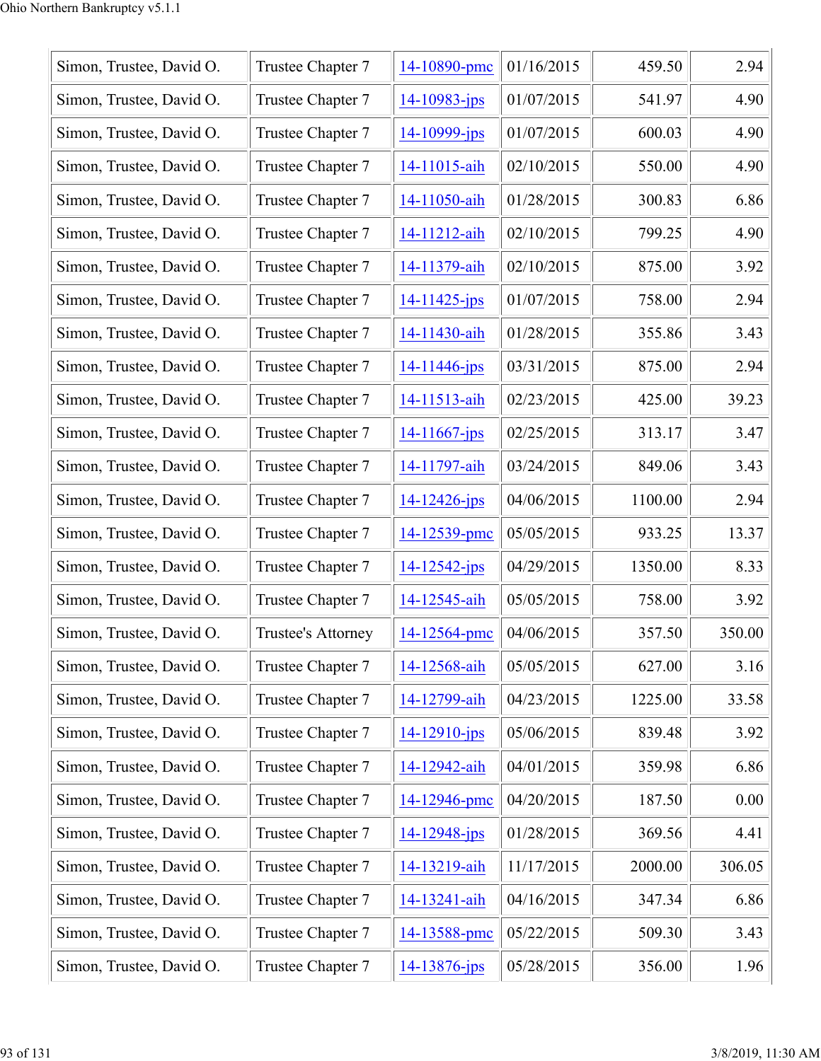| | | | | | |
|---|---|---|---|---|---|
| Simon, Trustee, David O. | Trustee Chapter 7 | 14-10890-pmc | 01/16/2015 | 459.50 | 2.94 |
| Simon, Trustee, David O. | Trustee Chapter 7 | 14-10983-jps | 01/07/2015 | 541.97 | 4.90 |
| Simon, Trustee, David O. | Trustee Chapter 7 | 14-10999-jps | 01/07/2015 | 600.03 | 4.90 |
| Simon, Trustee, David O. | Trustee Chapter 7 | 14-11015-aih | 02/10/2015 | 550.00 | 4.90 |
| Simon, Trustee, David O. | Trustee Chapter 7 | 14-11050-aih | 01/28/2015 | 300.83 | 6.86 |
| Simon, Trustee, David O. | Trustee Chapter 7 | 14-11212-aih | 02/10/2015 | 799.25 | 4.90 |
| Simon, Trustee, David O. | Trustee Chapter 7 | 14-11379-aih | 02/10/2015 | 875.00 | 3.92 |
| Simon, Trustee, David O. | Trustee Chapter 7 | 14-11425-jps | 01/07/2015 | 758.00 | 2.94 |
| Simon, Trustee, David O. | Trustee Chapter 7 | 14-11430-aih | 01/28/2015 | 355.86 | 3.43 |
| Simon, Trustee, David O. | Trustee Chapter 7 | 14-11446-jps | 03/31/2015 | 875.00 | 2.94 |
| Simon, Trustee, David O. | Trustee Chapter 7 | 14-11513-aih | 02/23/2015 | 425.00 | 39.23 |
| Simon, Trustee, David O. | Trustee Chapter 7 | 14-11667-jps | 02/25/2015 | 313.17 | 3.47 |
| Simon, Trustee, David O. | Trustee Chapter 7 | 14-11797-aih | 03/24/2015 | 849.06 | 3.43 |
| Simon, Trustee, David O. | Trustee Chapter 7 | 14-12426-jps | 04/06/2015 | 1100.00 | 2.94 |
| Simon, Trustee, David O. | Trustee Chapter 7 | 14-12539-pmc | 05/05/2015 | 933.25 | 13.37 |
| Simon, Trustee, David O. | Trustee Chapter 7 | 14-12542-jps | 04/29/2015 | 1350.00 | 8.33 |
| Simon, Trustee, David O. | Trustee Chapter 7 | 14-12545-aih | 05/05/2015 | 758.00 | 3.92 |
| Simon, Trustee, David O. | Trustee's Attorney | 14-12564-pmc | 04/06/2015 | 357.50 | 350.00 |
| Simon, Trustee, David O. | Trustee Chapter 7 | 14-12568-aih | 05/05/2015 | 627.00 | 3.16 |
| Simon, Trustee, David O. | Trustee Chapter 7 | 14-12799-aih | 04/23/2015 | 1225.00 | 33.58 |
| Simon, Trustee, David O. | Trustee Chapter 7 | 14-12910-jps | 05/06/2015 | 839.48 | 3.92 |
| Simon, Trustee, David O. | Trustee Chapter 7 | 14-12942-aih | 04/01/2015 | 359.98 | 6.86 |
| Simon, Trustee, David O. | Trustee Chapter 7 | 14-12946-pmc | 04/20/2015 | 187.50 | 0.00 |
| Simon, Trustee, David O. | Trustee Chapter 7 | 14-12948-jps | 01/28/2015 | 369.56 | 4.41 |
| Simon, Trustee, David O. | Trustee Chapter 7 | 14-13219-aih | 11/17/2015 | 2000.00 | 306.05 |
| Simon, Trustee, David O. | Trustee Chapter 7 | 14-13241-aih | 04/16/2015 | 347.34 | 6.86 |
| Simon, Trustee, David O. | Trustee Chapter 7 | 14-13588-pmc | 05/22/2015 | 509.30 | 3.43 |
| Simon, Trustee, David O. | Trustee Chapter 7 | 14-13876-jps | 05/28/2015 | 356.00 | 1.96 |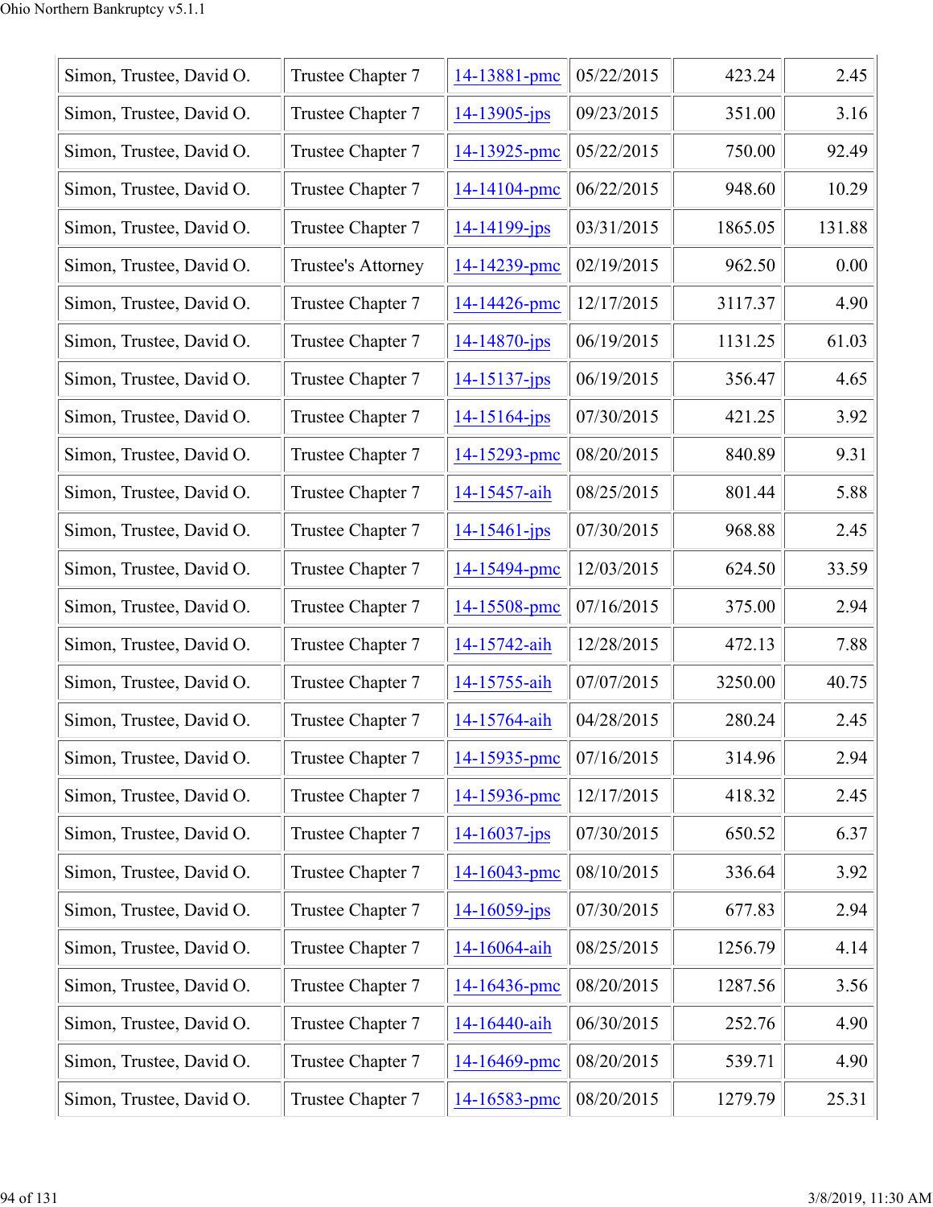| | | | | | |
|---|---|---|---|---|---|
| Simon, Trustee, David O. | Trustee Chapter 7 | 14-13881-pmc | 05/22/2015 | 423.24 | 2.45 |
| Simon, Trustee, David O. | Trustee Chapter 7 | 14-13905-jps | 09/23/2015 | 351.00 | 3.16 |
| Simon, Trustee, David O. | Trustee Chapter 7 | 14-13925-pmc | 05/22/2015 | 750.00 | 92.49 |
| Simon, Trustee, David O. | Trustee Chapter 7 | 14-14104-pmc | 06/22/2015 | 948.60 | 10.29 |
| Simon, Trustee, David O. | Trustee Chapter 7 | 14-14199-jps | 03/31/2015 | 1865.05 | 131.88 |
| Simon, Trustee, David O. | Trustee's Attorney | 14-14239-pmc | 02/19/2015 | 962.50 | 0.00 |
| Simon, Trustee, David O. | Trustee Chapter 7 | 14-14426-pmc | 12/17/2015 | 3117.37 | 4.90 |
| Simon, Trustee, David O. | Trustee Chapter 7 | 14-14870-jps | 06/19/2015 | 1131.25 | 61.03 |
| Simon, Trustee, David O. | Trustee Chapter 7 | 14-15137-jps | 06/19/2015 | 356.47 | 4.65 |
| Simon, Trustee, David O. | Trustee Chapter 7 | 14-15164-jps | 07/30/2015 | 421.25 | 3.92 |
| Simon, Trustee, David O. | Trustee Chapter 7 | 14-15293-pmc | 08/20/2015 | 840.89 | 9.31 |
| Simon, Trustee, David O. | Trustee Chapter 7 | 14-15457-aih | 08/25/2015 | 801.44 | 5.88 |
| Simon, Trustee, David O. | Trustee Chapter 7 | 14-15461-jps | 07/30/2015 | 968.88 | 2.45 |
| Simon, Trustee, David O. | Trustee Chapter 7 | 14-15494-pmc | 12/03/2015 | 624.50 | 33.59 |
| Simon, Trustee, David O. | Trustee Chapter 7 | 14-15508-pmc | 07/16/2015 | 375.00 | 2.94 |
| Simon, Trustee, David O. | Trustee Chapter 7 | 14-15742-aih | 12/28/2015 | 472.13 | 7.88 |
| Simon, Trustee, David O. | Trustee Chapter 7 | 14-15755-aih | 07/07/2015 | 3250.00 | 40.75 |
| Simon, Trustee, David O. | Trustee Chapter 7 | 14-15764-aih | 04/28/2015 | 280.24 | 2.45 |
| Simon, Trustee, David O. | Trustee Chapter 7 | 14-15935-pmc | 07/16/2015 | 314.96 | 2.94 |
| Simon, Trustee, David O. | Trustee Chapter 7 | 14-15936-pmc | 12/17/2015 | 418.32 | 2.45 |
| Simon, Trustee, David O. | Trustee Chapter 7 | 14-16037-jps | 07/30/2015 | 650.52 | 6.37 |
| Simon, Trustee, David O. | Trustee Chapter 7 | 14-16043-pmc | 08/10/2015 | 336.64 | 3.92 |
| Simon, Trustee, David O. | Trustee Chapter 7 | 14-16059-jps | 07/30/2015 | 677.83 | 2.94 |
| Simon, Trustee, David O. | Trustee Chapter 7 | 14-16064-aih | 08/25/2015 | 1256.79 | 4.14 |
| Simon, Trustee, David O. | Trustee Chapter 7 | 14-16436-pmc | 08/20/2015 | 1287.56 | 3.56 |
| Simon, Trustee, David O. | Trustee Chapter 7 | 14-16440-aih | 06/30/2015 | 252.76 | 4.90 |
| Simon, Trustee, David O. | Trustee Chapter 7 | 14-16469-pmc | 08/20/2015 | 539.71 | 4.90 |
| Simon, Trustee, David O. | Trustee Chapter 7 | 14-16583-pmc | 08/20/2015 | 1279.79 | 25.31 |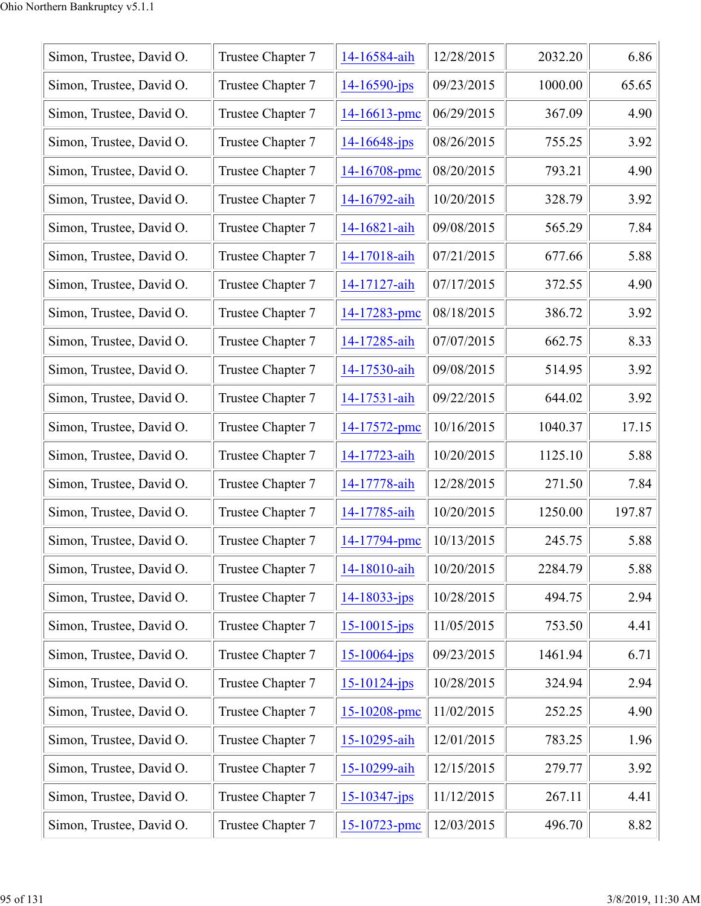| Simon, Trustee, David O. | Trustee Chapter 7 | 14-16584-aih | 12/28/2015 | 2032.20 | 6.86 |
|---|---|---|---|---|---|
| Simon, Trustee, David O. | Trustee Chapter 7 | 14-16590-jps | 09/23/2015 | 1000.00 | 65.65 |
| Simon, Trustee, David O. | Trustee Chapter 7 | 14-16613-pmc | 06/29/2015 | 367.09 | 4.90 |
| Simon, Trustee, David O. | Trustee Chapter 7 | 14-16648-jps | 08/26/2015 | 755.25 | 3.92 |
| Simon, Trustee, David O. | Trustee Chapter 7 | 14-16708-pmc | 08/20/2015 | 793.21 | 4.90 |
| Simon, Trustee, David O. | Trustee Chapter 7 | 14-16792-aih | 10/20/2015 | 328.79 | 3.92 |
| Simon, Trustee, David O. | Trustee Chapter 7 | 14-16821-aih | 09/08/2015 | 565.29 | 7.84 |
| Simon, Trustee, David O. | Trustee Chapter 7 | 14-17018-aih | 07/21/2015 | 677.66 | 5.88 |
| Simon, Trustee, David O. | Trustee Chapter 7 | 14-17127-aih | 07/17/2015 | 372.55 | 4.90 |
| Simon, Trustee, David O. | Trustee Chapter 7 | 14-17283-pmc | 08/18/2015 | 386.72 | 3.92 |
| Simon, Trustee, David O. | Trustee Chapter 7 | 14-17285-aih | 07/07/2015 | 662.75 | 8.33 |
| Simon, Trustee, David O. | Trustee Chapter 7 | 14-17530-aih | 09/08/2015 | 514.95 | 3.92 |
| Simon, Trustee, David O. | Trustee Chapter 7 | 14-17531-aih | 09/22/2015 | 644.02 | 3.92 |
| Simon, Trustee, David O. | Trustee Chapter 7 | 14-17572-pmc | 10/16/2015 | 1040.37 | 17.15 |
| Simon, Trustee, David O. | Trustee Chapter 7 | 14-17723-aih | 10/20/2015 | 1125.10 | 5.88 |
| Simon, Trustee, David O. | Trustee Chapter 7 | 14-17778-aih | 12/28/2015 | 271.50 | 7.84 |
| Simon, Trustee, David O. | Trustee Chapter 7 | 14-17785-aih | 10/20/2015 | 1250.00 | 197.87 |
| Simon, Trustee, David O. | Trustee Chapter 7 | 14-17794-pmc | 10/13/2015 | 245.75 | 5.88 |
| Simon, Trustee, David O. | Trustee Chapter 7 | 14-18010-aih | 10/20/2015 | 2284.79 | 5.88 |
| Simon, Trustee, David O. | Trustee Chapter 7 | 14-18033-jps | 10/28/2015 | 494.75 | 2.94 |
| Simon, Trustee, David O. | Trustee Chapter 7 | 15-10015-jps | 11/05/2015 | 753.50 | 4.41 |
| Simon, Trustee, David O. | Trustee Chapter 7 | 15-10064-jps | 09/23/2015 | 1461.94 | 6.71 |
| Simon, Trustee, David O. | Trustee Chapter 7 | 15-10124-jps | 10/28/2015 | 324.94 | 2.94 |
| Simon, Trustee, David O. | Trustee Chapter 7 | 15-10208-pmc | 11/02/2015 | 252.25 | 4.90 |
| Simon, Trustee, David O. | Trustee Chapter 7 | 15-10295-aih | 12/01/2015 | 783.25 | 1.96 |
| Simon, Trustee, David O. | Trustee Chapter 7 | 15-10299-aih | 12/15/2015 | 279.77 | 3.92 |
| Simon, Trustee, David O. | Trustee Chapter 7 | 15-10347-jps | 11/12/2015 | 267.11 | 4.41 |
| Simon, Trustee, David O. | Trustee Chapter 7 | 15-10723-pmc | 12/03/2015 | 496.70 | 8.82 |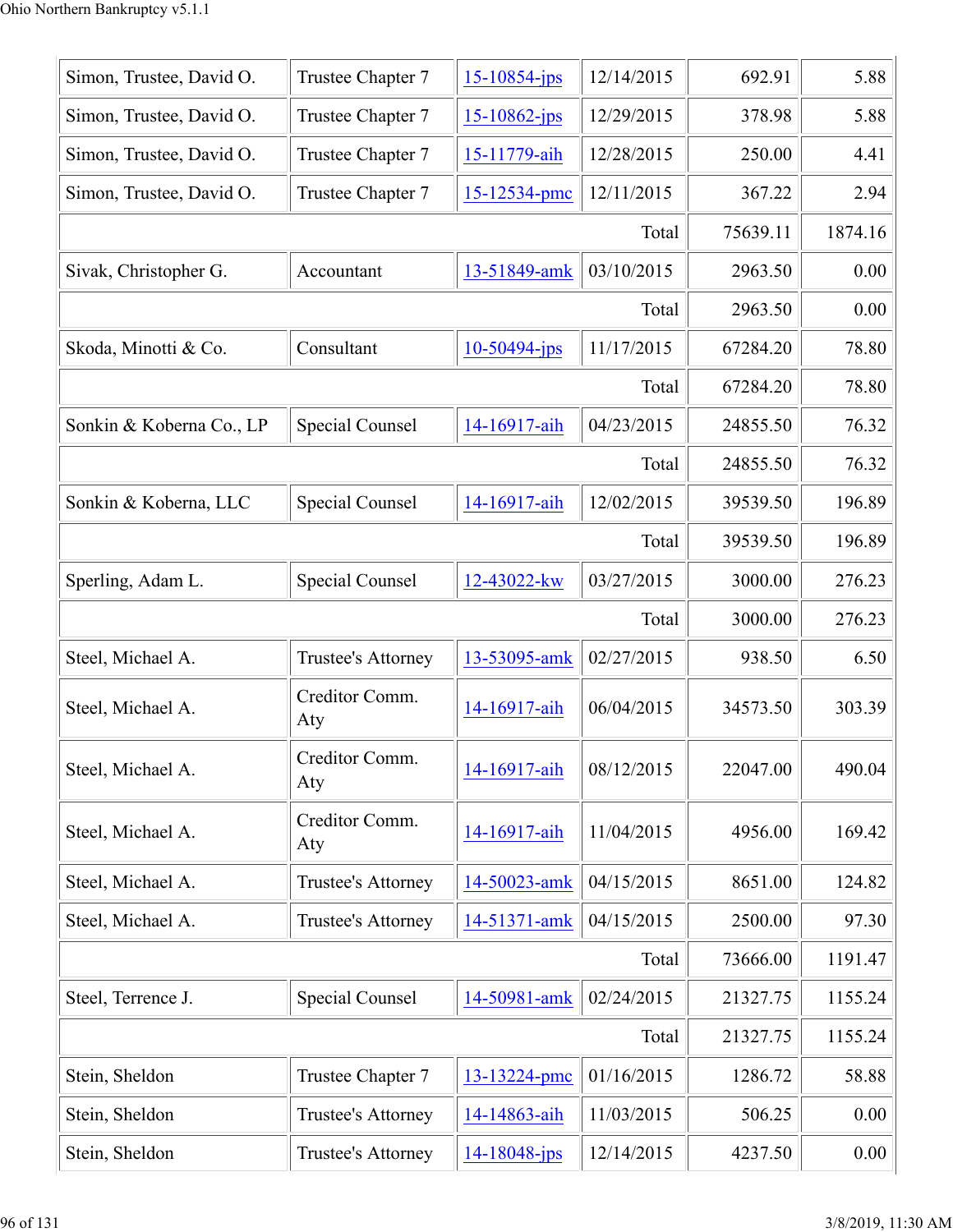| | | | | | |
|---|---|---|---|---|---|
| Simon, Trustee, David O. | Trustee Chapter 7 | 15-10854-jps | 12/14/2015 | 692.91 | 5.88 |
| Simon, Trustee, David O. | Trustee Chapter 7 | 15-10862-jps | 12/29/2015 | 378.98 | 5.88 |
| Simon, Trustee, David O. | Trustee Chapter 7 | 15-11779-aih | 12/28/2015 | 250.00 | 4.41 |
| Simon, Trustee, David O. | Trustee Chapter 7 | 15-12534-pmc | 12/11/2015 | 367.22 | 2.94 |
| | | | Total | 75639.11 | 1874.16 |
| Sivak, Christopher G. | Accountant | 13-51849-amk | 03/10/2015 | 2963.50 | 0.00 |
| | | | Total | 2963.50 | 0.00 |
| Skoda, Minotti & Co. | Consultant | 10-50494-jps | 11/17/2015 | 67284.20 | 78.80 |
| | | | Total | 67284.20 | 78.80 |
| Sonkin & Koberna Co., LP | Special Counsel | 14-16917-aih | 04/23/2015 | 24855.50 | 76.32 |
| | | | Total | 24855.50 | 76.32 |
| Sonkin & Koberna, LLC | Special Counsel | 14-16917-aih | 12/02/2015 | 39539.50 | 196.89 |
| | | | Total | 39539.50 | 196.89 |
| Sperling, Adam L. | Special Counsel | 12-43022-kw | 03/27/2015 | 3000.00 | 276.23 |
| | | | Total | 3000.00 | 276.23 |
| Steel, Michael A. | Trustee's Attorney | 13-53095-amk | 02/27/2015 | 938.50 | 6.50 |
| Steel, Michael A. | Creditor Comm. Aty | 14-16917-aih | 06/04/2015 | 34573.50 | 303.39 |
| Steel, Michael A. | Creditor Comm. Aty | 14-16917-aih | 08/12/2015 | 22047.00 | 490.04 |
| Steel, Michael A. | Creditor Comm. Aty | 14-16917-aih | 11/04/2015 | 4956.00 | 169.42 |
| Steel, Michael A. | Trustee's Attorney | 14-50023-amk | 04/15/2015 | 8651.00 | 124.82 |
| Steel, Michael A. | Trustee's Attorney | 14-51371-amk | 04/15/2015 | 2500.00 | 97.30 |
| | | | Total | 73666.00 | 1191.47 |
| Steel, Terrence J. | Special Counsel | 14-50981-amk | 02/24/2015 | 21327.75 | 1155.24 |
| | | | Total | 21327.75 | 1155.24 |
| Stein, Sheldon | Trustee Chapter 7 | 13-13224-pmc | 01/16/2015 | 1286.72 | 58.88 |
| Stein, Sheldon | Trustee's Attorney | 14-14863-aih | 11/03/2015 | 506.25 | 0.00 |
| Stein, Sheldon | Trustee's Attorney | 14-18048-jps | 12/14/2015 | 4237.50 | 0.00 |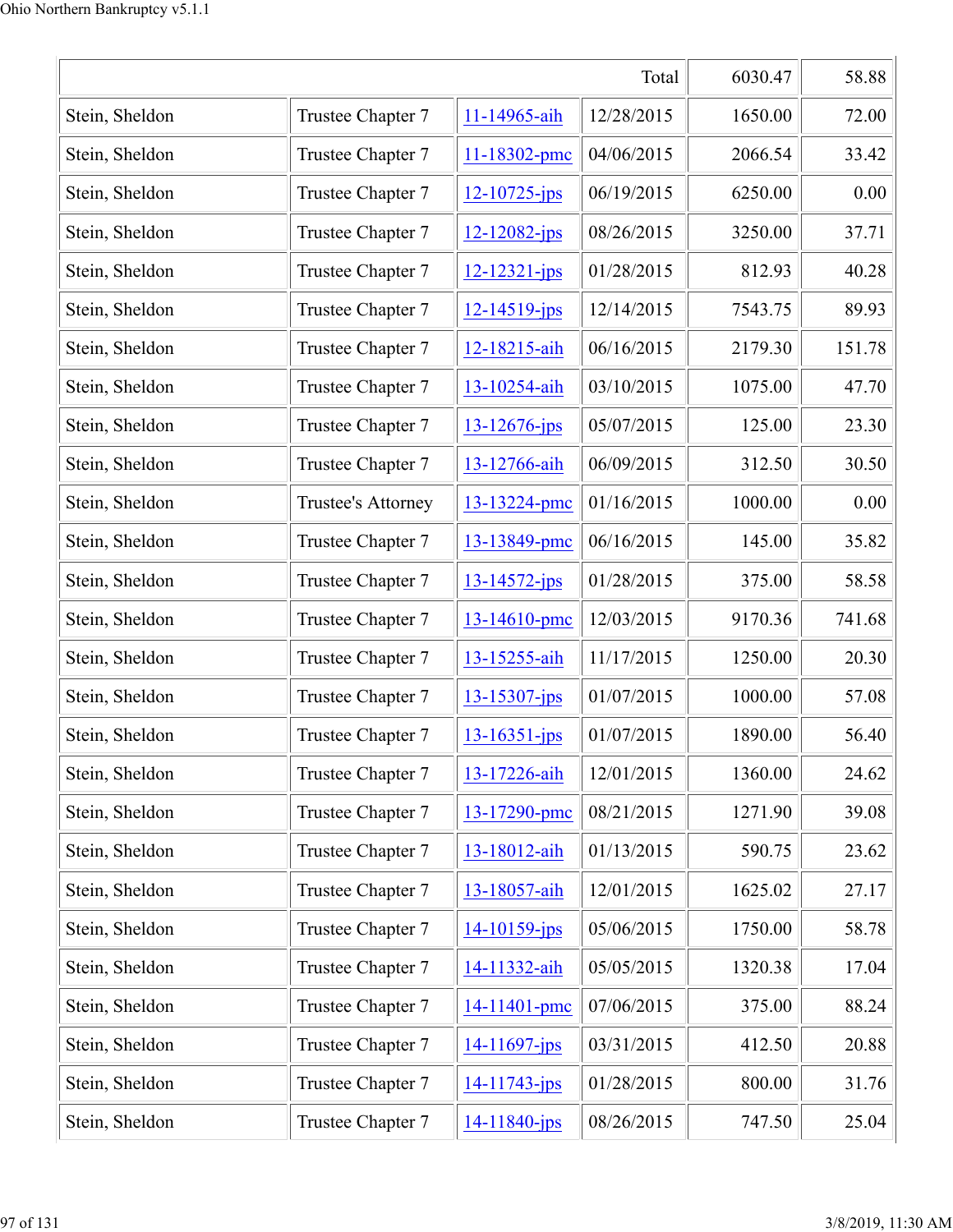| | | | Total | 6030.47 | 58.88 |
|---|---|---|---|---|---|
| Stein, Sheldon | Trustee Chapter 7 | 11-14965-aih | 12/28/2015 | 1650.00 | 72.00 |
| Stein, Sheldon | Trustee Chapter 7 | 11-18302-pmc | 04/06/2015 | 2066.54 | 33.42 |
| Stein, Sheldon | Trustee Chapter 7 | 12-10725-jps | 06/19/2015 | 6250.00 | 0.00 |
| Stein, Sheldon | Trustee Chapter 7 | 12-12082-jps | 08/26/2015 | 3250.00 | 37.71 |
| Stein, Sheldon | Trustee Chapter 7 | 12-12321-jps | 01/28/2015 | 812.93 | 40.28 |
| Stein, Sheldon | Trustee Chapter 7 | 12-14519-jps | 12/14/2015 | 7543.75 | 89.93 |
| Stein, Sheldon | Trustee Chapter 7 | 12-18215-aih | 06/16/2015 | 2179.30 | 151.78 |
| Stein, Sheldon | Trustee Chapter 7 | 13-10254-aih | 03/10/2015 | 1075.00 | 47.70 |
| Stein, Sheldon | Trustee Chapter 7 | 13-12676-jps | 05/07/2015 | 125.00 | 23.30 |
| Stein, Sheldon | Trustee Chapter 7 | 13-12766-aih | 06/09/2015 | 312.50 | 30.50 |
| Stein, Sheldon | Trustee's Attorney | 13-13224-pmc | 01/16/2015 | 1000.00 | 0.00 |
| Stein, Sheldon | Trustee Chapter 7 | 13-13849-pmc | 06/16/2015 | 145.00 | 35.82 |
| Stein, Sheldon | Trustee Chapter 7 | 13-14572-jps | 01/28/2015 | 375.00 | 58.58 |
| Stein, Sheldon | Trustee Chapter 7 | 13-14610-pmc | 12/03/2015 | 9170.36 | 741.68 |
| Stein, Sheldon | Trustee Chapter 7 | 13-15255-aih | 11/17/2015 | 1250.00 | 20.30 |
| Stein, Sheldon | Trustee Chapter 7 | 13-15307-jps | 01/07/2015 | 1000.00 | 57.08 |
| Stein, Sheldon | Trustee Chapter 7 | 13-16351-jps | 01/07/2015 | 1890.00 | 56.40 |
| Stein, Sheldon | Trustee Chapter 7 | 13-17226-aih | 12/01/2015 | 1360.00 | 24.62 |
| Stein, Sheldon | Trustee Chapter 7 | 13-17290-pmc | 08/21/2015 | 1271.90 | 39.08 |
| Stein, Sheldon | Trustee Chapter 7 | 13-18012-aih | 01/13/2015 | 590.75 | 23.62 |
| Stein, Sheldon | Trustee Chapter 7 | 13-18057-aih | 12/01/2015 | 1625.02 | 27.17 |
| Stein, Sheldon | Trustee Chapter 7 | 14-10159-jps | 05/06/2015 | 1750.00 | 58.78 |
| Stein, Sheldon | Trustee Chapter 7 | 14-11332-aih | 05/05/2015 | 1320.38 | 17.04 |
| Stein, Sheldon | Trustee Chapter 7 | 14-11401-pmc | 07/06/2015 | 375.00 | 88.24 |
| Stein, Sheldon | Trustee Chapter 7 | 14-11697-jps | 03/31/2015 | 412.50 | 20.88 |
| Stein, Sheldon | Trustee Chapter 7 | 14-11743-jps | 01/28/2015 | 800.00 | 31.76 |
| Stein, Sheldon | Trustee Chapter 7 | 14-11840-jps | 08/26/2015 | 747.50 | 25.04 |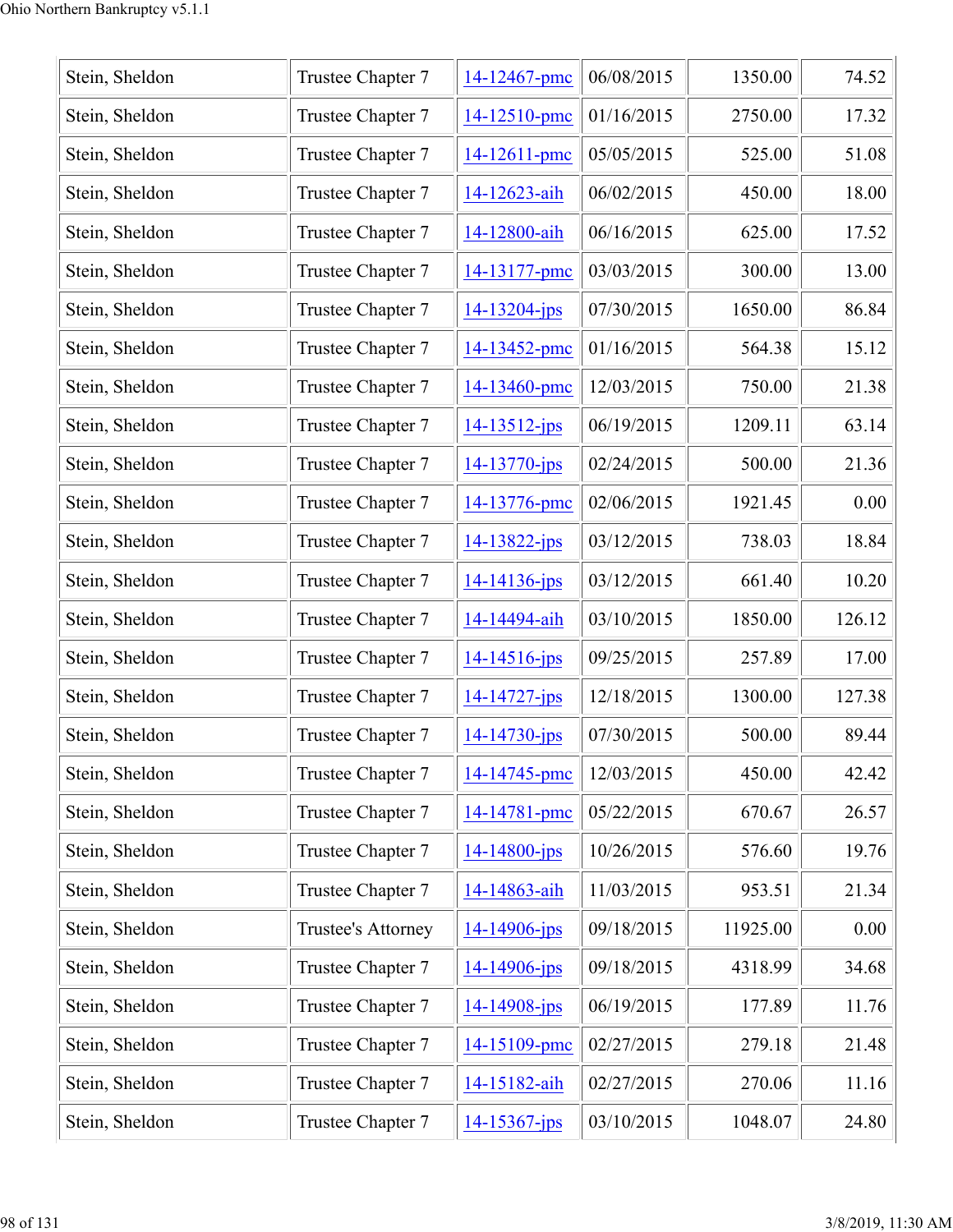| Stein, Sheldon | Trustee Chapter 7 | 14-12467-pmc | 06/08/2015 | 1350.00 | 74.52 |
|---|---|---|---|---|---|
| Stein, Sheldon | Trustee Chapter 7 | 14-12510-pmc | 01/16/2015 | 2750.00 | 17.32 |
| Stein, Sheldon | Trustee Chapter 7 | 14-12611-pmc | 05/05/2015 | 525.00 | 51.08 |
| Stein, Sheldon | Trustee Chapter 7 | 14-12623-aih | 06/02/2015 | 450.00 | 18.00 |
| Stein, Sheldon | Trustee Chapter 7 | 14-12800-aih | 06/16/2015 | 625.00 | 17.52 |
| Stein, Sheldon | Trustee Chapter 7 | 14-13177-pmc | 03/03/2015 | 300.00 | 13.00 |
| Stein, Sheldon | Trustee Chapter 7 | 14-13204-jps | 07/30/2015 | 1650.00 | 86.84 |
| Stein, Sheldon | Trustee Chapter 7 | 14-13452-pmc | 01/16/2015 | 564.38 | 15.12 |
| Stein, Sheldon | Trustee Chapter 7 | 14-13460-pmc | 12/03/2015 | 750.00 | 21.38 |
| Stein, Sheldon | Trustee Chapter 7 | 14-13512-jps | 06/19/2015 | 1209.11 | 63.14 |
| Stein, Sheldon | Trustee Chapter 7 | 14-13770-jps | 02/24/2015 | 500.00 | 21.36 |
| Stein, Sheldon | Trustee Chapter 7 | 14-13776-pmc | 02/06/2015 | 1921.45 | 0.00 |
| Stein, Sheldon | Trustee Chapter 7 | 14-13822-jps | 03/12/2015 | 738.03 | 18.84 |
| Stein, Sheldon | Trustee Chapter 7 | 14-14136-jps | 03/12/2015 | 661.40 | 10.20 |
| Stein, Sheldon | Trustee Chapter 7 | 14-14494-aih | 03/10/2015 | 1850.00 | 126.12 |
| Stein, Sheldon | Trustee Chapter 7 | 14-14516-jps | 09/25/2015 | 257.89 | 17.00 |
| Stein, Sheldon | Trustee Chapter 7 | 14-14727-jps | 12/18/2015 | 1300.00 | 127.38 |
| Stein, Sheldon | Trustee Chapter 7 | 14-14730-jps | 07/30/2015 | 500.00 | 89.44 |
| Stein, Sheldon | Trustee Chapter 7 | 14-14745-pmc | 12/03/2015 | 450.00 | 42.42 |
| Stein, Sheldon | Trustee Chapter 7 | 14-14781-pmc | 05/22/2015 | 670.67 | 26.57 |
| Stein, Sheldon | Trustee Chapter 7 | 14-14800-jps | 10/26/2015 | 576.60 | 19.76 |
| Stein, Sheldon | Trustee Chapter 7 | 14-14863-aih | 11/03/2015 | 953.51 | 21.34 |
| Stein, Sheldon | Trustee's Attorney | 14-14906-jps | 09/18/2015 | 11925.00 | 0.00 |
| Stein, Sheldon | Trustee Chapter 7 | 14-14906-jps | 09/18/2015 | 4318.99 | 34.68 |
| Stein, Sheldon | Trustee Chapter 7 | 14-14908-jps | 06/19/2015 | 177.89 | 11.76 |
| Stein, Sheldon | Trustee Chapter 7 | 14-15109-pmc | 02/27/2015 | 279.18 | 21.48 |
| Stein, Sheldon | Trustee Chapter 7 | 14-15182-aih | 02/27/2015 | 270.06 | 11.16 |
| Stein, Sheldon | Trustee Chapter 7 | 14-15367-jps | 03/10/2015 | 1048.07 | 24.80 |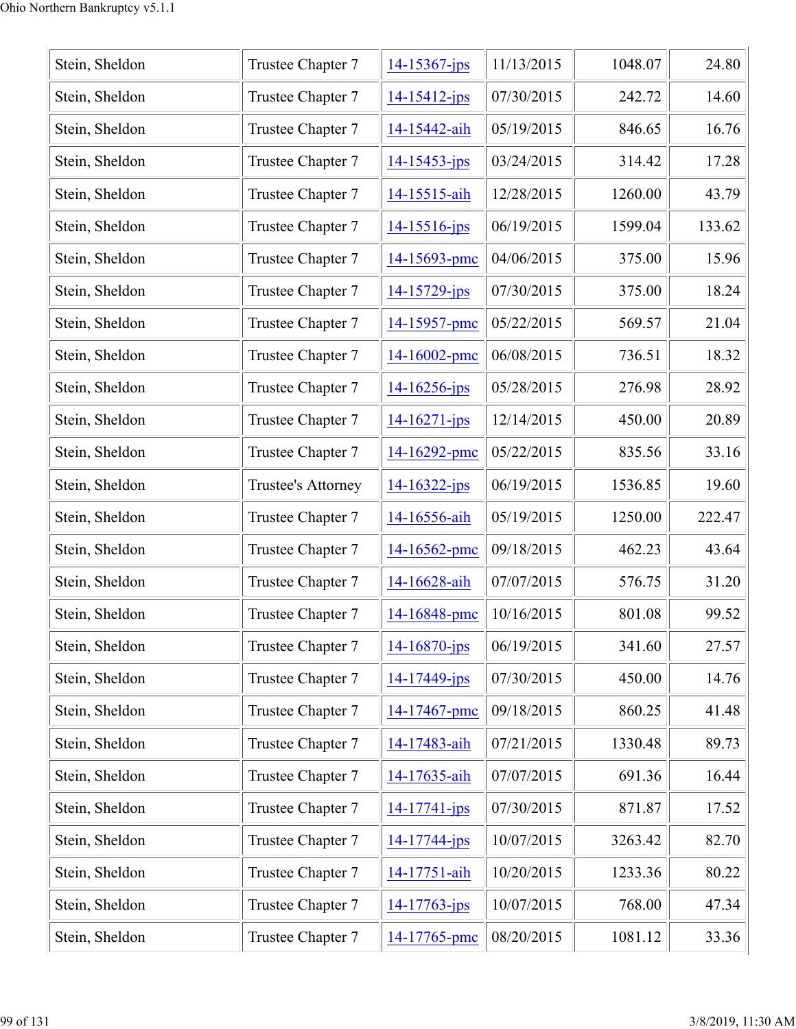| | | | | | |
|---|---|---|---|---|---|
| Stein, Sheldon | Trustee Chapter 7 | 14-15367-jps | 11/13/2015 | 1048.07 | 24.80 |
| Stein, Sheldon | Trustee Chapter 7 | 14-15412-jps | 07/30/2015 | 242.72 | 14.60 |
| Stein, Sheldon | Trustee Chapter 7 | 14-15442-aih | 05/19/2015 | 846.65 | 16.76 |
| Stein, Sheldon | Trustee Chapter 7 | 14-15453-jps | 03/24/2015 | 314.42 | 17.28 |
| Stein, Sheldon | Trustee Chapter 7 | 14-15515-aih | 12/28/2015 | 1260.00 | 43.79 |
| Stein, Sheldon | Trustee Chapter 7 | 14-15516-jps | 06/19/2015 | 1599.04 | 133.62 |
| Stein, Sheldon | Trustee Chapter 7 | 14-15693-pmc | 04/06/2015 | 375.00 | 15.96 |
| Stein, Sheldon | Trustee Chapter 7 | 14-15729-jps | 07/30/2015 | 375.00 | 18.24 |
| Stein, Sheldon | Trustee Chapter 7 | 14-15957-pmc | 05/22/2015 | 569.57 | 21.04 |
| Stein, Sheldon | Trustee Chapter 7 | 14-16002-pmc | 06/08/2015 | 736.51 | 18.32 |
| Stein, Sheldon | Trustee Chapter 7 | 14-16256-jps | 05/28/2015 | 276.98 | 28.92 |
| Stein, Sheldon | Trustee Chapter 7 | 14-16271-jps | 12/14/2015 | 450.00 | 20.89 |
| Stein, Sheldon | Trustee Chapter 7 | 14-16292-pmc | 05/22/2015 | 835.56 | 33.16 |
| Stein, Sheldon | Trustee's Attorney | 14-16322-jps | 06/19/2015 | 1536.85 | 19.60 |
| Stein, Sheldon | Trustee Chapter 7 | 14-16556-aih | 05/19/2015 | 1250.00 | 222.47 |
| Stein, Sheldon | Trustee Chapter 7 | 14-16562-pmc | 09/18/2015 | 462.23 | 43.64 |
| Stein, Sheldon | Trustee Chapter 7 | 14-16628-aih | 07/07/2015 | 576.75 | 31.20 |
| Stein, Sheldon | Trustee Chapter 7 | 14-16848-pmc | 10/16/2015 | 801.08 | 99.52 |
| Stein, Sheldon | Trustee Chapter 7 | 14-16870-jps | 06/19/2015 | 341.60 | 27.57 |
| Stein, Sheldon | Trustee Chapter 7 | 14-17449-jps | 07/30/2015 | 450.00 | 14.76 |
| Stein, Sheldon | Trustee Chapter 7 | 14-17467-pmc | 09/18/2015 | 860.25 | 41.48 |
| Stein, Sheldon | Trustee Chapter 7 | 14-17483-aih | 07/21/2015 | 1330.48 | 89.73 |
| Stein, Sheldon | Trustee Chapter 7 | 14-17635-aih | 07/07/2015 | 691.36 | 16.44 |
| Stein, Sheldon | Trustee Chapter 7 | 14-17741-jps | 07/30/2015 | 871.87 | 17.52 |
| Stein, Sheldon | Trustee Chapter 7 | 14-17744-jps | 10/07/2015 | 3263.42 | 82.70 |
| Stein, Sheldon | Trustee Chapter 7 | 14-17751-aih | 10/20/2015 | 1233.36 | 80.22 |
| Stein, Sheldon | Trustee Chapter 7 | 14-17763-jps | 10/07/2015 | 768.00 | 47.34 |
| Stein, Sheldon | Trustee Chapter 7 | 14-17765-pmc | 08/20/2015 | 1081.12 | 33.36 |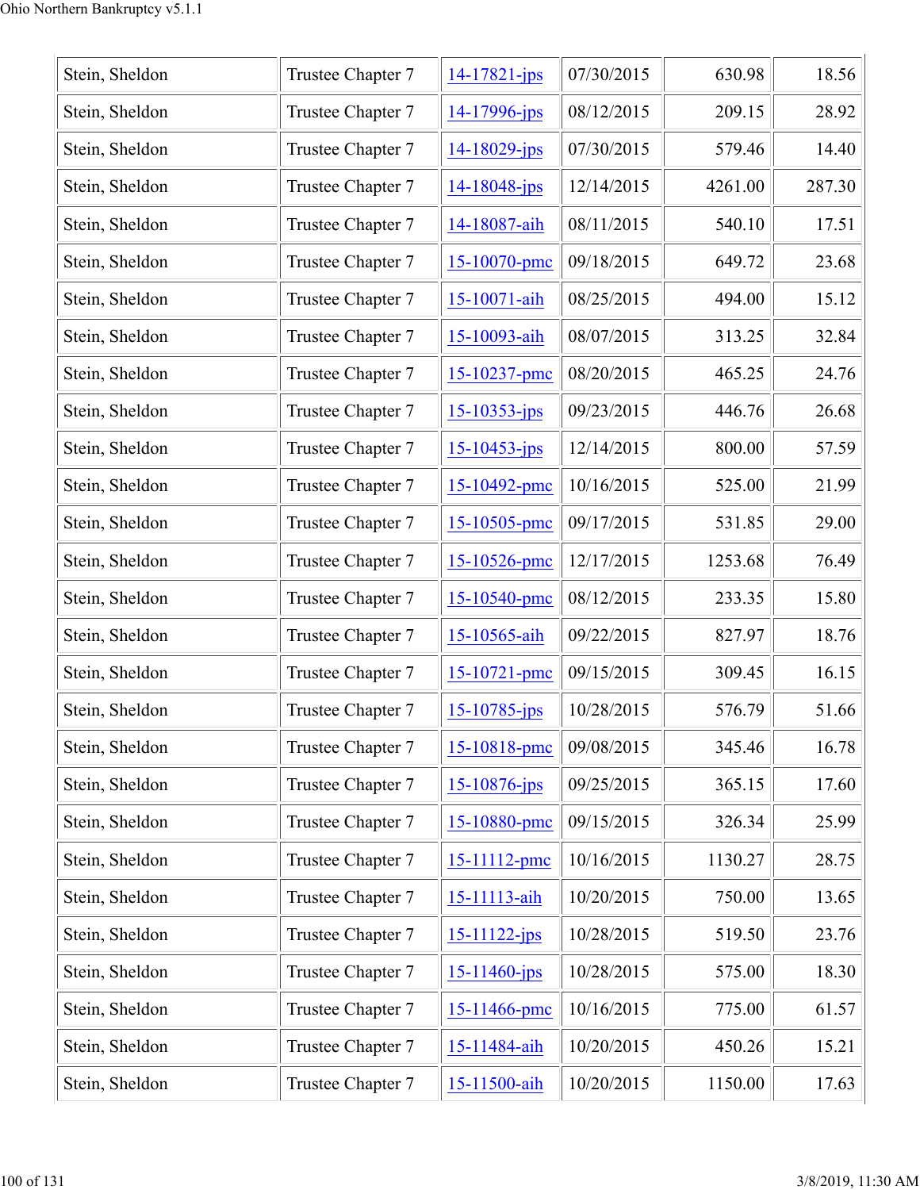| Stein, Sheldon | Trustee Chapter 7 | 14-17821-jps | 07/30/2015 | 630.98 | 18.56 |
|---|---|---|---|---|---|
| Stein, Sheldon | Trustee Chapter 7 | 14-17996-jps | 08/12/2015 | 209.15 | 28.92 |
| Stein, Sheldon | Trustee Chapter 7 | 14-18029-jps | 07/30/2015 | 579.46 | 14.40 |
| Stein, Sheldon | Trustee Chapter 7 | 14-18048-jps | 12/14/2015 | 4261.00 | 287.30 |
| Stein, Sheldon | Trustee Chapter 7 | 14-18087-aih | 08/11/2015 | 540.10 | 17.51 |
| Stein, Sheldon | Trustee Chapter 7 | 15-10070-pmc | 09/18/2015 | 649.72 | 23.68 |
| Stein, Sheldon | Trustee Chapter 7 | 15-10071-aih | 08/25/2015 | 494.00 | 15.12 |
| Stein, Sheldon | Trustee Chapter 7 | 15-10093-aih | 08/07/2015 | 313.25 | 32.84 |
| Stein, Sheldon | Trustee Chapter 7 | 15-10237-pmc | 08/20/2015 | 465.25 | 24.76 |
| Stein, Sheldon | Trustee Chapter 7 | 15-10353-jps | 09/23/2015 | 446.76 | 26.68 |
| Stein, Sheldon | Trustee Chapter 7 | 15-10453-jps | 12/14/2015 | 800.00 | 57.59 |
| Stein, Sheldon | Trustee Chapter 7 | 15-10492-pmc | 10/16/2015 | 525.00 | 21.99 |
| Stein, Sheldon | Trustee Chapter 7 | 15-10505-pmc | 09/17/2015 | 531.85 | 29.00 |
| Stein, Sheldon | Trustee Chapter 7 | 15-10526-pmc | 12/17/2015 | 1253.68 | 76.49 |
| Stein, Sheldon | Trustee Chapter 7 | 15-10540-pmc | 08/12/2015 | 233.35 | 15.80 |
| Stein, Sheldon | Trustee Chapter 7 | 15-10565-aih | 09/22/2015 | 827.97 | 18.76 |
| Stein, Sheldon | Trustee Chapter 7 | 15-10721-pmc | 09/15/2015 | 309.45 | 16.15 |
| Stein, Sheldon | Trustee Chapter 7 | 15-10785-jps | 10/28/2015 | 576.79 | 51.66 |
| Stein, Sheldon | Trustee Chapter 7 | 15-10818-pmc | 09/08/2015 | 345.46 | 16.78 |
| Stein, Sheldon | Trustee Chapter 7 | 15-10876-jps | 09/25/2015 | 365.15 | 17.60 |
| Stein, Sheldon | Trustee Chapter 7 | 15-10880-pmc | 09/15/2015 | 326.34 | 25.99 |
| Stein, Sheldon | Trustee Chapter 7 | 15-11112-pmc | 10/16/2015 | 1130.27 | 28.75 |
| Stein, Sheldon | Trustee Chapter 7 | 15-11113-aih | 10/20/2015 | 750.00 | 13.65 |
| Stein, Sheldon | Trustee Chapter 7 | 15-11122-jps | 10/28/2015 | 519.50 | 23.76 |
| Stein, Sheldon | Trustee Chapter 7 | 15-11460-jps | 10/28/2015 | 575.00 | 18.30 |
| Stein, Sheldon | Trustee Chapter 7 | 15-11466-pmc | 10/16/2015 | 775.00 | 61.57 |
| Stein, Sheldon | Trustee Chapter 7 | 15-11484-aih | 10/20/2015 | 450.26 | 15.21 |
| Stein, Sheldon | Trustee Chapter 7 | 15-11500-aih | 10/20/2015 | 1150.00 | 17.63 |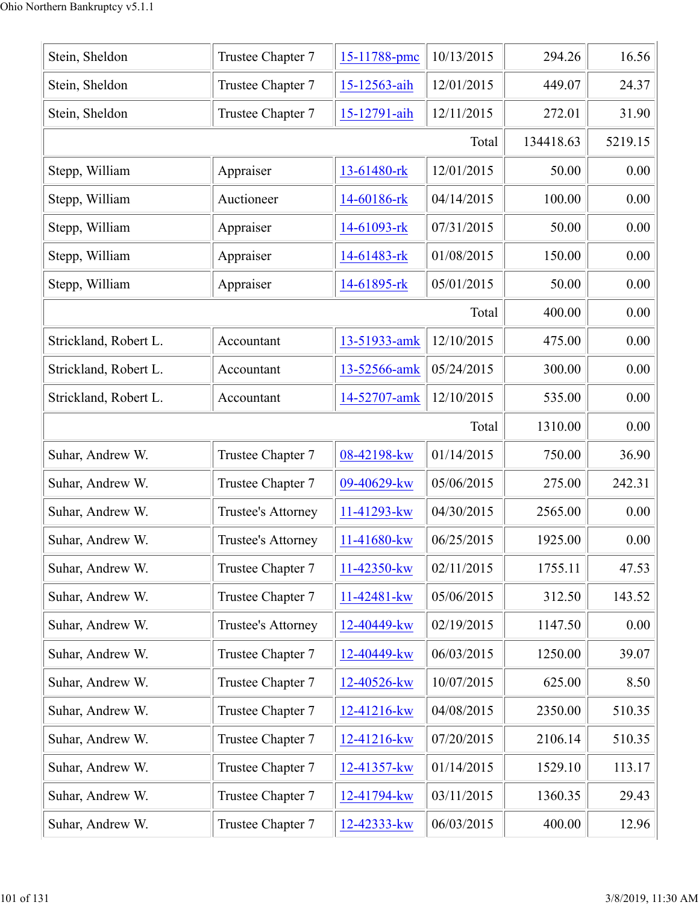| | | | | | |
|---|---|---|---|---|---|
| Stein, Sheldon | Trustee Chapter 7 | 15-11788-pmc | 10/13/2015 | 294.26 | 16.56 |
| Stein, Sheldon | Trustee Chapter 7 | 15-12563-aih | 12/01/2015 | 449.07 | 24.37 |
| Stein, Sheldon | Trustee Chapter 7 | 15-12791-aih | 12/11/2015 | 272.01 | 31.90 |
| | | | Total | 134418.63 | 5219.15 |
| Stepp, William | Appraiser | 13-61480-rk | 12/01/2015 | 50.00 | 0.00 |
| Stepp, William | Auctioneer | 14-60186-rk | 04/14/2015 | 100.00 | 0.00 |
| Stepp, William | Appraiser | 14-61093-rk | 07/31/2015 | 50.00 | 0.00 |
| Stepp, William | Appraiser | 14-61483-rk | 01/08/2015 | 150.00 | 0.00 |
| Stepp, William | Appraiser | 14-61895-rk | 05/01/2015 | 50.00 | 0.00 |
| | | | Total | 400.00 | 0.00 |
| Strickland, Robert L. | Accountant | 13-51933-amk | 12/10/2015 | 475.00 | 0.00 |
| Strickland, Robert L. | Accountant | 13-52566-amk | 05/24/2015 | 300.00 | 0.00 |
| Strickland, Robert L. | Accountant | 14-52707-amk | 12/10/2015 | 535.00 | 0.00 |
| | | | Total | 1310.00 | 0.00 |
| Suhar, Andrew W. | Trustee Chapter 7 | 08-42198-kw | 01/14/2015 | 750.00 | 36.90 |
| Suhar, Andrew W. | Trustee Chapter 7 | 09-40629-kw | 05/06/2015 | 275.00 | 242.31 |
| Suhar, Andrew W. | Trustee's Attorney | 11-41293-kw | 04/30/2015 | 2565.00 | 0.00 |
| Suhar, Andrew W. | Trustee's Attorney | 11-41680-kw | 06/25/2015 | 1925.00 | 0.00 |
| Suhar, Andrew W. | Trustee Chapter 7 | 11-42350-kw | 02/11/2015 | 1755.11 | 47.53 |
| Suhar, Andrew W. | Trustee Chapter 7 | 11-42481-kw | 05/06/2015 | 312.50 | 143.52 |
| Suhar, Andrew W. | Trustee's Attorney | 12-40449-kw | 02/19/2015 | 1147.50 | 0.00 |
| Suhar, Andrew W. | Trustee Chapter 7 | 12-40449-kw | 06/03/2015 | 1250.00 | 39.07 |
| Suhar, Andrew W. | Trustee Chapter 7 | 12-40526-kw | 10/07/2015 | 625.00 | 8.50 |
| Suhar, Andrew W. | Trustee Chapter 7 | 12-41216-kw | 04/08/2015 | 2350.00 | 510.35 |
| Suhar, Andrew W. | Trustee Chapter 7 | 12-41216-kw | 07/20/2015 | 2106.14 | 510.35 |
| Suhar, Andrew W. | Trustee Chapter 7 | 12-41357-kw | 01/14/2015 | 1529.10 | 113.17 |
| Suhar, Andrew W. | Trustee Chapter 7 | 12-41794-kw | 03/11/2015 | 1360.35 | 29.43 |
| Suhar, Andrew W. | Trustee Chapter 7 | 12-42333-kw | 06/03/2015 | 400.00 | 12.96 |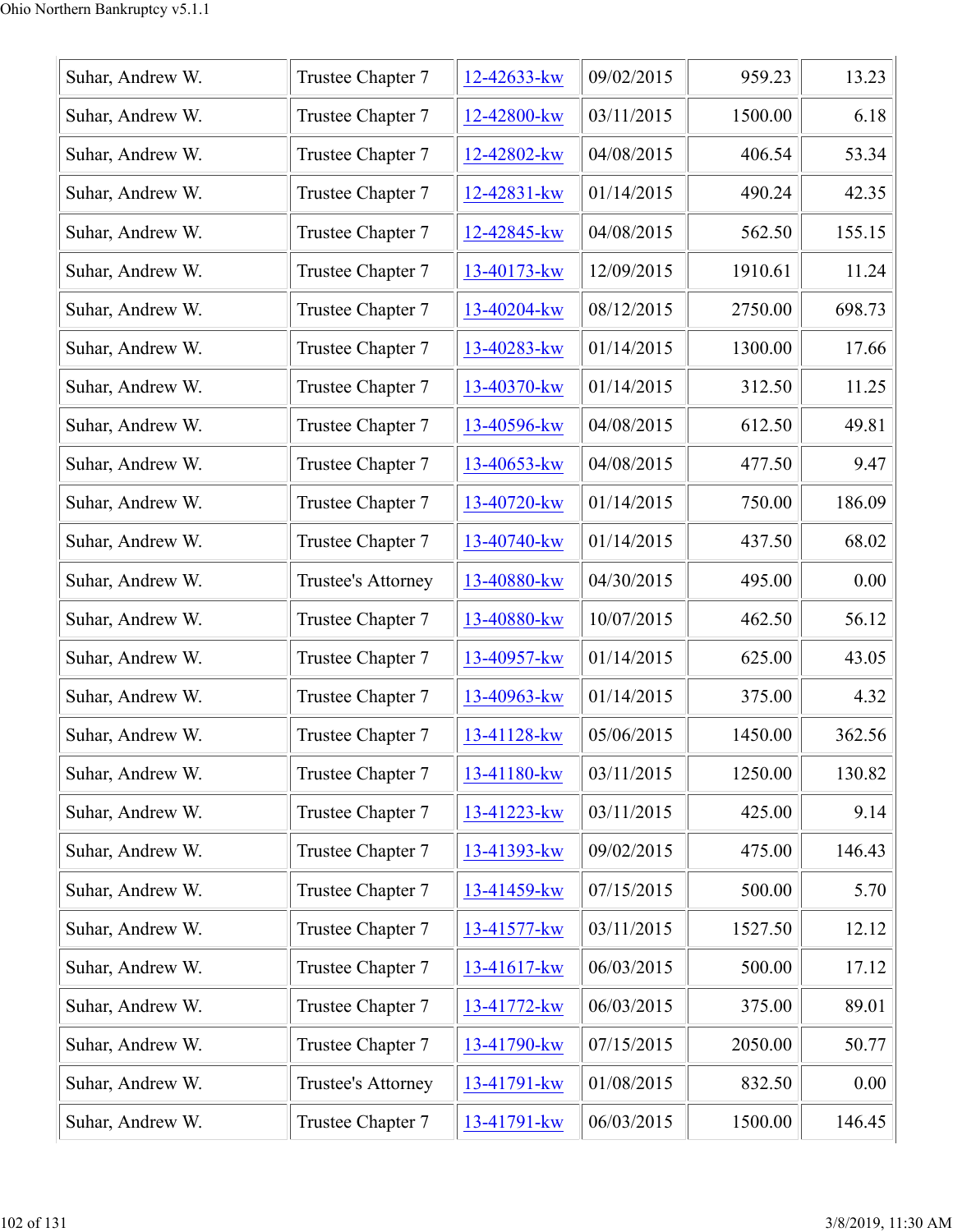| | | | | | |
|---|---|---|---|---|---|
| Suhar, Andrew W. | Trustee Chapter 7 | 12-42633-kw | 09/02/2015 | 959.23 | 13.23 |
| Suhar, Andrew W. | Trustee Chapter 7 | 12-42800-kw | 03/11/2015 | 1500.00 | 6.18 |
| Suhar, Andrew W. | Trustee Chapter 7 | 12-42802-kw | 04/08/2015 | 406.54 | 53.34 |
| Suhar, Andrew W. | Trustee Chapter 7 | 12-42831-kw | 01/14/2015 | 490.24 | 42.35 |
| Suhar, Andrew W. | Trustee Chapter 7 | 12-42845-kw | 04/08/2015 | 562.50 | 155.15 |
| Suhar, Andrew W. | Trustee Chapter 7 | 13-40173-kw | 12/09/2015 | 1910.61 | 11.24 |
| Suhar, Andrew W. | Trustee Chapter 7 | 13-40204-kw | 08/12/2015 | 2750.00 | 698.73 |
| Suhar, Andrew W. | Trustee Chapter 7 | 13-40283-kw | 01/14/2015 | 1300.00 | 17.66 |
| Suhar, Andrew W. | Trustee Chapter 7 | 13-40370-kw | 01/14/2015 | 312.50 | 11.25 |
| Suhar, Andrew W. | Trustee Chapter 7 | 13-40596-kw | 04/08/2015 | 612.50 | 49.81 |
| Suhar, Andrew W. | Trustee Chapter 7 | 13-40653-kw | 04/08/2015 | 477.50 | 9.47 |
| Suhar, Andrew W. | Trustee Chapter 7 | 13-40720-kw | 01/14/2015 | 750.00 | 186.09 |
| Suhar, Andrew W. | Trustee Chapter 7 | 13-40740-kw | 01/14/2015 | 437.50 | 68.02 |
| Suhar, Andrew W. | Trustee's Attorney | 13-40880-kw | 04/30/2015 | 495.00 | 0.00 |
| Suhar, Andrew W. | Trustee Chapter 7 | 13-40880-kw | 10/07/2015 | 462.50 | 56.12 |
| Suhar, Andrew W. | Trustee Chapter 7 | 13-40957-kw | 01/14/2015 | 625.00 | 43.05 |
| Suhar, Andrew W. | Trustee Chapter 7 | 13-40963-kw | 01/14/2015 | 375.00 | 4.32 |
| Suhar, Andrew W. | Trustee Chapter 7 | 13-41128-kw | 05/06/2015 | 1450.00 | 362.56 |
| Suhar, Andrew W. | Trustee Chapter 7 | 13-41180-kw | 03/11/2015 | 1250.00 | 130.82 |
| Suhar, Andrew W. | Trustee Chapter 7 | 13-41223-kw | 03/11/2015 | 425.00 | 9.14 |
| Suhar, Andrew W. | Trustee Chapter 7 | 13-41393-kw | 09/02/2015 | 475.00 | 146.43 |
| Suhar, Andrew W. | Trustee Chapter 7 | 13-41459-kw | 07/15/2015 | 500.00 | 5.70 |
| Suhar, Andrew W. | Trustee Chapter 7 | 13-41577-kw | 03/11/2015 | 1527.50 | 12.12 |
| Suhar, Andrew W. | Trustee Chapter 7 | 13-41617-kw | 06/03/2015 | 500.00 | 17.12 |
| Suhar, Andrew W. | Trustee Chapter 7 | 13-41772-kw | 06/03/2015 | 375.00 | 89.01 |
| Suhar, Andrew W. | Trustee Chapter 7 | 13-41790-kw | 07/15/2015 | 2050.00 | 50.77 |
| Suhar, Andrew W. | Trustee's Attorney | 13-41791-kw | 01/08/2015 | 832.50 | 0.00 |
| Suhar, Andrew W. | Trustee Chapter 7 | 13-41791-kw | 06/03/2015 | 1500.00 | 146.45 |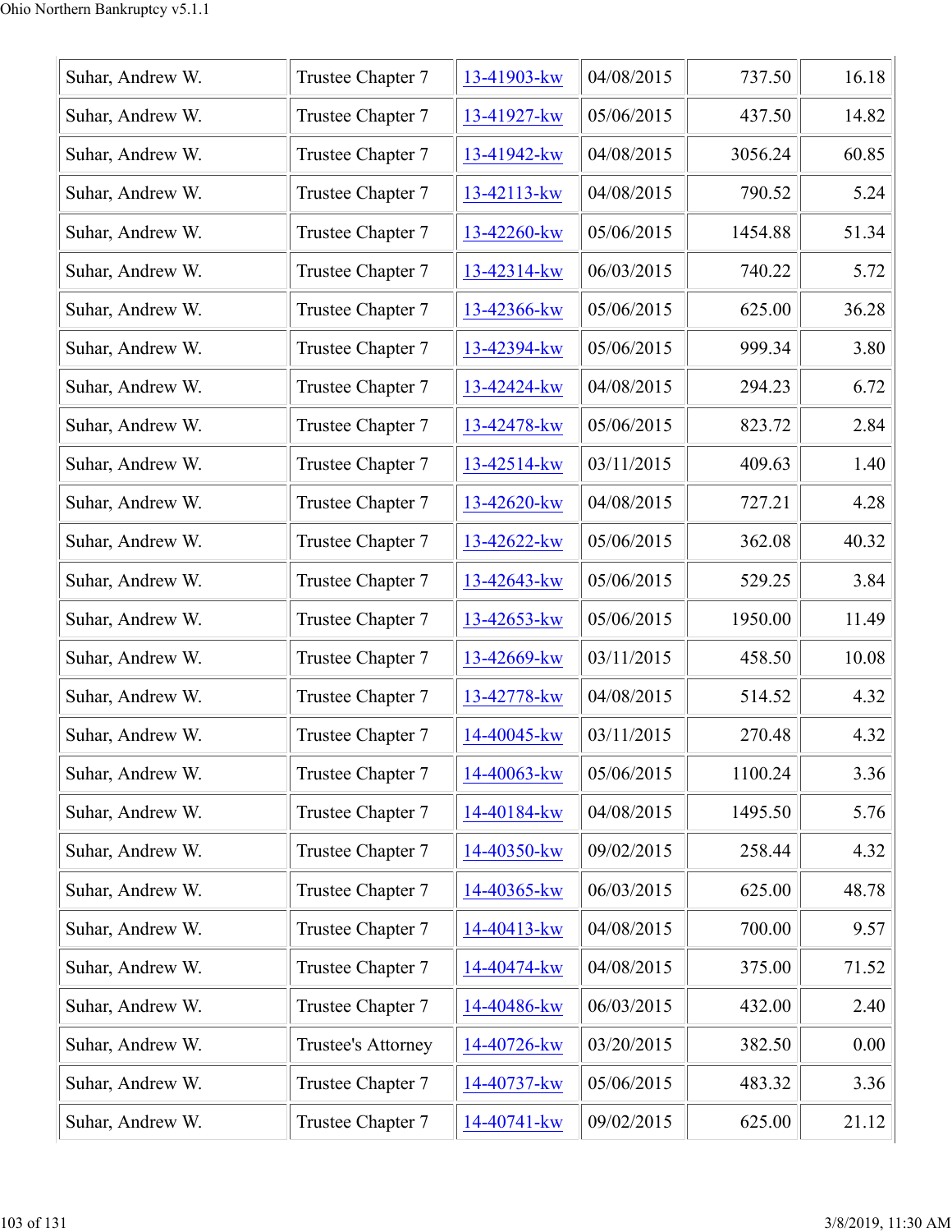| | | | | | |
|---|---|---|---|---|---|
| Suhar, Andrew W. | Trustee Chapter 7 | 13-41903-kw | 04/08/2015 | 737.50 | 16.18 |
| Suhar, Andrew W. | Trustee Chapter 7 | 13-41927-kw | 05/06/2015 | 437.50 | 14.82 |
| Suhar, Andrew W. | Trustee Chapter 7 | 13-41942-kw | 04/08/2015 | 3056.24 | 60.85 |
| Suhar, Andrew W. | Trustee Chapter 7 | 13-42113-kw | 04/08/2015 | 790.52 | 5.24 |
| Suhar, Andrew W. | Trustee Chapter 7 | 13-42260-kw | 05/06/2015 | 1454.88 | 51.34 |
| Suhar, Andrew W. | Trustee Chapter 7 | 13-42314-kw | 06/03/2015 | 740.22 | 5.72 |
| Suhar, Andrew W. | Trustee Chapter 7 | 13-42366-kw | 05/06/2015 | 625.00 | 36.28 |
| Suhar, Andrew W. | Trustee Chapter 7 | 13-42394-kw | 05/06/2015 | 999.34 | 3.80 |
| Suhar, Andrew W. | Trustee Chapter 7 | 13-42424-kw | 04/08/2015 | 294.23 | 6.72 |
| Suhar, Andrew W. | Trustee Chapter 7 | 13-42478-kw | 05/06/2015 | 823.72 | 2.84 |
| Suhar, Andrew W. | Trustee Chapter 7 | 13-42514-kw | 03/11/2015 | 409.63 | 1.40 |
| Suhar, Andrew W. | Trustee Chapter 7 | 13-42620-kw | 04/08/2015 | 727.21 | 4.28 |
| Suhar, Andrew W. | Trustee Chapter 7 | 13-42622-kw | 05/06/2015 | 362.08 | 40.32 |
| Suhar, Andrew W. | Trustee Chapter 7 | 13-42643-kw | 05/06/2015 | 529.25 | 3.84 |
| Suhar, Andrew W. | Trustee Chapter 7 | 13-42653-kw | 05/06/2015 | 1950.00 | 11.49 |
| Suhar, Andrew W. | Trustee Chapter 7 | 13-42669-kw | 03/11/2015 | 458.50 | 10.08 |
| Suhar, Andrew W. | Trustee Chapter 7 | 13-42778-kw | 04/08/2015 | 514.52 | 4.32 |
| Suhar, Andrew W. | Trustee Chapter 7 | 14-40045-kw | 03/11/2015 | 270.48 | 4.32 |
| Suhar, Andrew W. | Trustee Chapter 7 | 14-40063-kw | 05/06/2015 | 1100.24 | 3.36 |
| Suhar, Andrew W. | Trustee Chapter 7 | 14-40184-kw | 04/08/2015 | 1495.50 | 5.76 |
| Suhar, Andrew W. | Trustee Chapter 7 | 14-40350-kw | 09/02/2015 | 258.44 | 4.32 |
| Suhar, Andrew W. | Trustee Chapter 7 | 14-40365-kw | 06/03/2015 | 625.00 | 48.78 |
| Suhar, Andrew W. | Trustee Chapter 7 | 14-40413-kw | 04/08/2015 | 700.00 | 9.57 |
| Suhar, Andrew W. | Trustee Chapter 7 | 14-40474-kw | 04/08/2015 | 375.00 | 71.52 |
| Suhar, Andrew W. | Trustee Chapter 7 | 14-40486-kw | 06/03/2015 | 432.00 | 2.40 |
| Suhar, Andrew W. | Trustee's Attorney | 14-40726-kw | 03/20/2015 | 382.50 | 0.00 |
| Suhar, Andrew W. | Trustee Chapter 7 | 14-40737-kw | 05/06/2015 | 483.32 | 3.36 |
| Suhar, Andrew W. | Trustee Chapter 7 | 14-40741-kw | 09/02/2015 | 625.00 | 21.12 |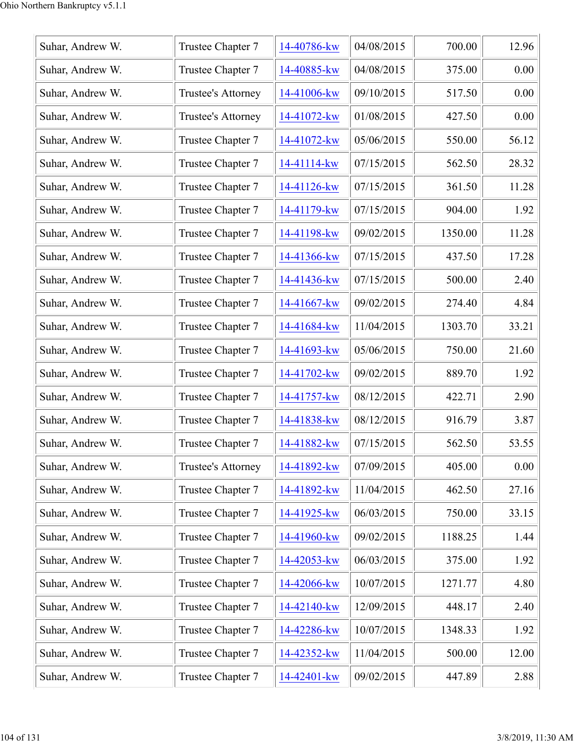| Suhar, Andrew W. | Trustee Chapter 7 | 14-40786-kw | 04/08/2015 | 700.00 | 12.96 |
|---|---|---|---|---|---|
| Suhar, Andrew W. | Trustee Chapter 7 | 14-40885-kw | 04/08/2015 | 375.00 | 0.00 |
| Suhar, Andrew W. | Trustee's Attorney | 14-41006-kw | 09/10/2015 | 517.50 | 0.00 |
| Suhar, Andrew W. | Trustee's Attorney | 14-41072-kw | 01/08/2015 | 427.50 | 0.00 |
| Suhar, Andrew W. | Trustee Chapter 7 | 14-41072-kw | 05/06/2015 | 550.00 | 56.12 |
| Suhar, Andrew W. | Trustee Chapter 7 | 14-41114-kw | 07/15/2015 | 562.50 | 28.32 |
| Suhar, Andrew W. | Trustee Chapter 7 | 14-41126-kw | 07/15/2015 | 361.50 | 11.28 |
| Suhar, Andrew W. | Trustee Chapter 7 | 14-41179-kw | 07/15/2015 | 904.00 | 1.92 |
| Suhar, Andrew W. | Trustee Chapter 7 | 14-41198-kw | 09/02/2015 | 1350.00 | 11.28 |
| Suhar, Andrew W. | Trustee Chapter 7 | 14-41366-kw | 07/15/2015 | 437.50 | 17.28 |
| Suhar, Andrew W. | Trustee Chapter 7 | 14-41436-kw | 07/15/2015 | 500.00 | 2.40 |
| Suhar, Andrew W. | Trustee Chapter 7 | 14-41667-kw | 09/02/2015 | 274.40 | 4.84 |
| Suhar, Andrew W. | Trustee Chapter 7 | 14-41684-kw | 11/04/2015 | 1303.70 | 33.21 |
| Suhar, Andrew W. | Trustee Chapter 7 | 14-41693-kw | 05/06/2015 | 750.00 | 21.60 |
| Suhar, Andrew W. | Trustee Chapter 7 | 14-41702-kw | 09/02/2015 | 889.70 | 1.92 |
| Suhar, Andrew W. | Trustee Chapter 7 | 14-41757-kw | 08/12/2015 | 422.71 | 2.90 |
| Suhar, Andrew W. | Trustee Chapter 7 | 14-41838-kw | 08/12/2015 | 916.79 | 3.87 |
| Suhar, Andrew W. | Trustee Chapter 7 | 14-41882-kw | 07/15/2015 | 562.50 | 53.55 |
| Suhar, Andrew W. | Trustee's Attorney | 14-41892-kw | 07/09/2015 | 405.00 | 0.00 |
| Suhar, Andrew W. | Trustee Chapter 7 | 14-41892-kw | 11/04/2015 | 462.50 | 27.16 |
| Suhar, Andrew W. | Trustee Chapter 7 | 14-41925-kw | 06/03/2015 | 750.00 | 33.15 |
| Suhar, Andrew W. | Trustee Chapter 7 | 14-41960-kw | 09/02/2015 | 1188.25 | 1.44 |
| Suhar, Andrew W. | Trustee Chapter 7 | 14-42053-kw | 06/03/2015 | 375.00 | 1.92 |
| Suhar, Andrew W. | Trustee Chapter 7 | 14-42066-kw | 10/07/2015 | 1271.77 | 4.80 |
| Suhar, Andrew W. | Trustee Chapter 7 | 14-42140-kw | 12/09/2015 | 448.17 | 2.40 |
| Suhar, Andrew W. | Trustee Chapter 7 | 14-42286-kw | 10/07/2015 | 1348.33 | 1.92 |
| Suhar, Andrew W. | Trustee Chapter 7 | 14-42352-kw | 11/04/2015 | 500.00 | 12.00 |
| Suhar, Andrew W. | Trustee Chapter 7 | 14-42401-kw | 09/02/2015 | 447.89 | 2.88 |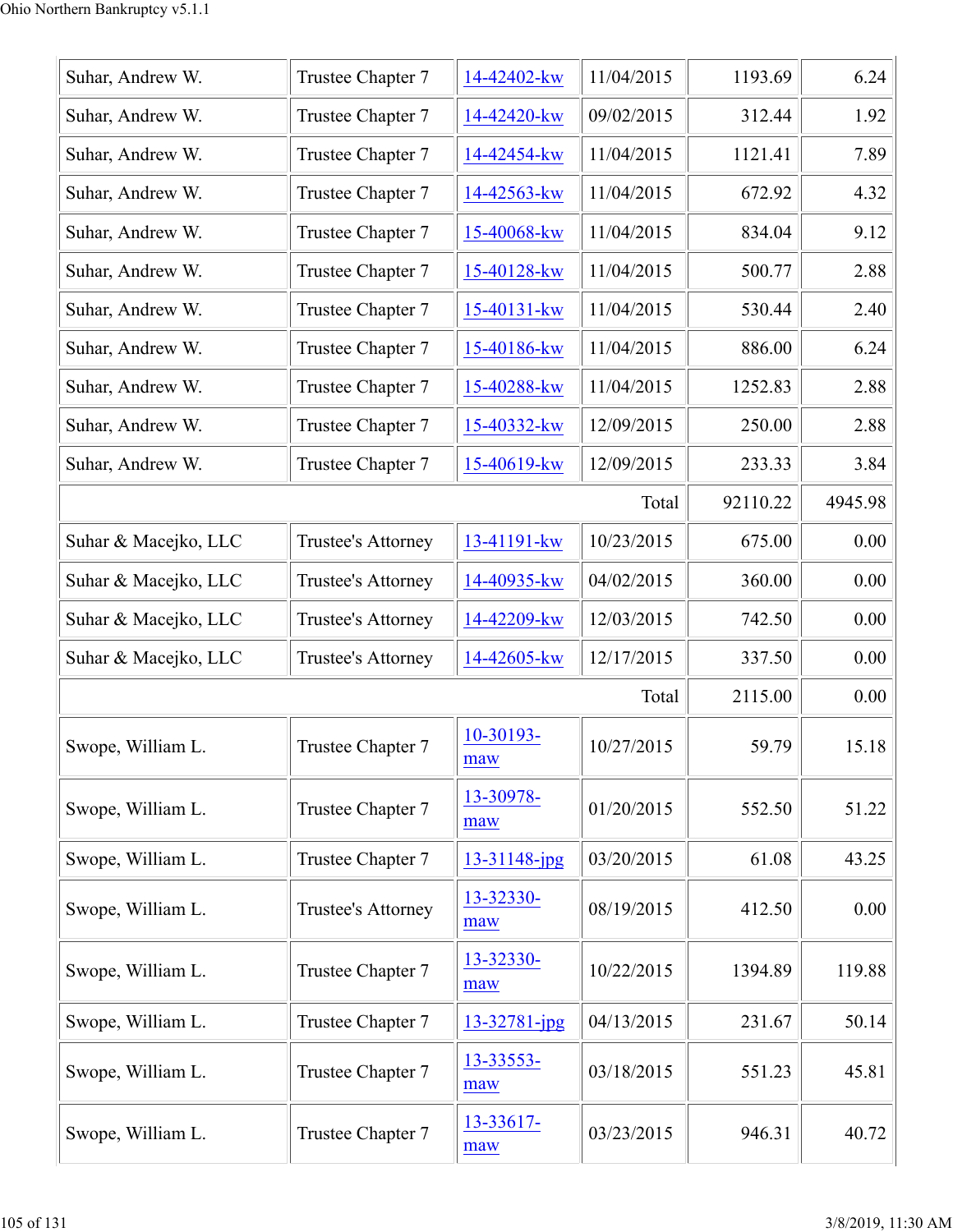| | | | | | |
|---|---|---|---|---|---|
| Suhar, Andrew W. | Trustee Chapter 7 | 14-42402-kw | 11/04/2015 | 1193.69 | 6.24 |
| Suhar, Andrew W. | Trustee Chapter 7 | 14-42420-kw | 09/02/2015 | 312.44 | 1.92 |
| Suhar, Andrew W. | Trustee Chapter 7 | 14-42454-kw | 11/04/2015 | 1121.41 | 7.89 |
| Suhar, Andrew W. | Trustee Chapter 7 | 14-42563-kw | 11/04/2015 | 672.92 | 4.32 |
| Suhar, Andrew W. | Trustee Chapter 7 | 15-40068-kw | 11/04/2015 | 834.04 | 9.12 |
| Suhar, Andrew W. | Trustee Chapter 7 | 15-40128-kw | 11/04/2015 | 500.77 | 2.88 |
| Suhar, Andrew W. | Trustee Chapter 7 | 15-40131-kw | 11/04/2015 | 530.44 | 2.40 |
| Suhar, Andrew W. | Trustee Chapter 7 | 15-40186-kw | 11/04/2015 | 886.00 | 6.24 |
| Suhar, Andrew W. | Trustee Chapter 7 | 15-40288-kw | 11/04/2015 | 1252.83 | 2.88 |
| Suhar, Andrew W. | Trustee Chapter 7 | 15-40332-kw | 12/09/2015 | 250.00 | 2.88 |
| Suhar, Andrew W. | Trustee Chapter 7 | 15-40619-kw | 12/09/2015 | 233.33 | 3.84 |
| | | | Total | 92110.22 | 4945.98 |
| Suhar & Macejko, LLC | Trustee's Attorney | 13-41191-kw | 10/23/2015 | 675.00 | 0.00 |
| Suhar & Macejko, LLC | Trustee's Attorney | 14-40935-kw | 04/02/2015 | 360.00 | 0.00 |
| Suhar & Macejko, LLC | Trustee's Attorney | 14-42209-kw | 12/03/2015 | 742.50 | 0.00 |
| Suhar & Macejko, LLC | Trustee's Attorney | 14-42605-kw | 12/17/2015 | 337.50 | 0.00 |
| | | | Total | 2115.00 | 0.00 |
| Swope, William L. | Trustee Chapter 7 | 10-30193-maw | 10/27/2015 | 59.79 | 15.18 |
| Swope, William L. | Trustee Chapter 7 | 13-30978-maw | 01/20/2015 | 552.50 | 51.22 |
| Swope, William L. | Trustee Chapter 7 | 13-31148-jpg | 03/20/2015 | 61.08 | 43.25 |
| Swope, William L. | Trustee's Attorney | 13-32330-maw | 08/19/2015 | 412.50 | 0.00 |
| Swope, William L. | Trustee Chapter 7 | 13-32330-maw | 10/22/2015 | 1394.89 | 119.88 |
| Swope, William L. | Trustee Chapter 7 | 13-32781-jpg | 04/13/2015 | 231.67 | 50.14 |
| Swope, William L. | Trustee Chapter 7 | 13-33553-maw | 03/18/2015 | 551.23 | 45.81 |
| Swope, William L. | Trustee Chapter 7 | 13-33617-maw | 03/23/2015 | 946.31 | 40.72 |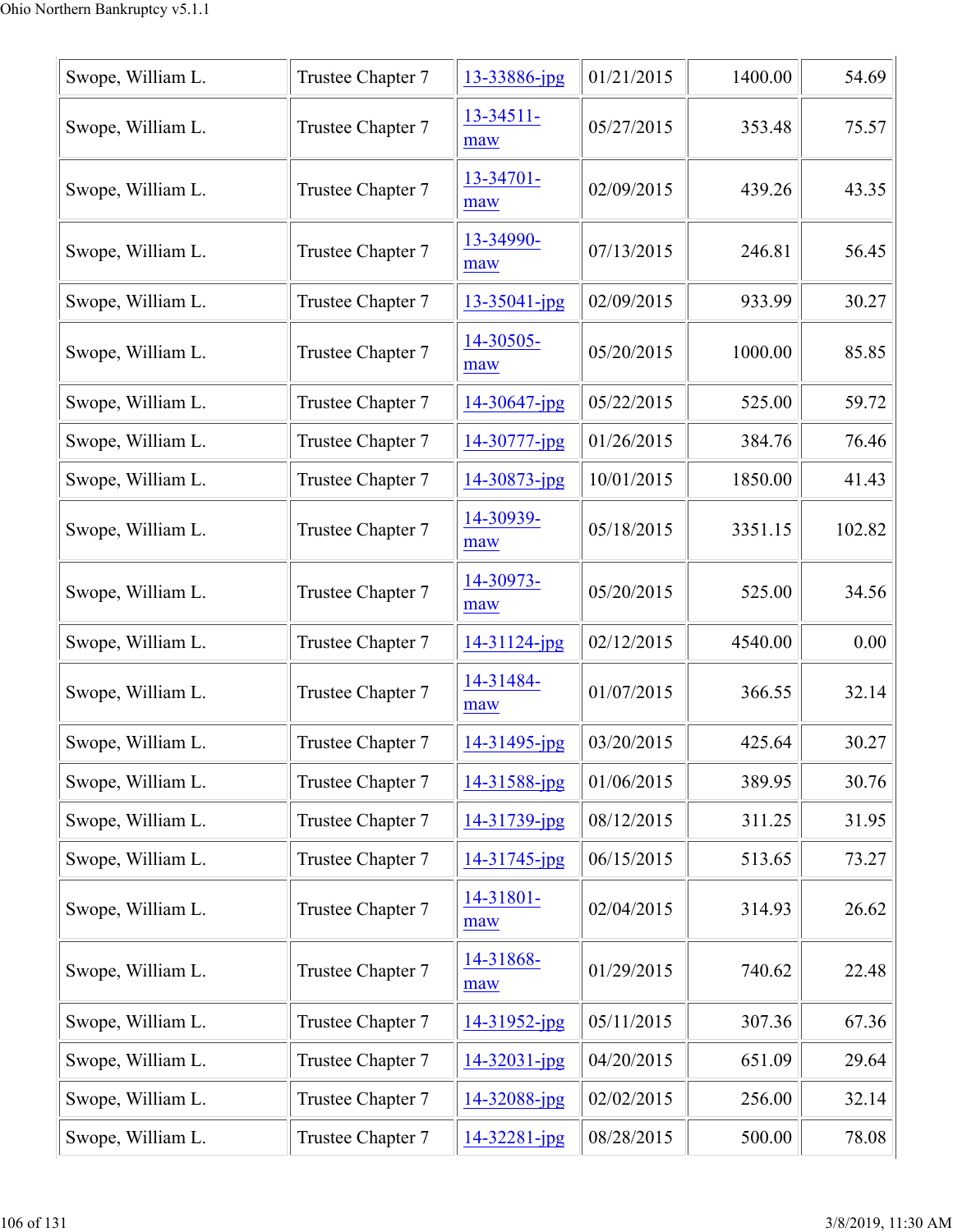| Swope, William L. | Trustee Chapter 7 | 13-33886-jpg | 01/21/2015 | 1400.00 | 54.69 |
|---|---|---|---|---|---|
| Swope, William L. | Trustee Chapter 7 | 13-34511-maw | 05/27/2015 | 353.48 | 75.57 |
| Swope, William L. | Trustee Chapter 7 | 13-34701-maw | 02/09/2015 | 439.26 | 43.35 |
| Swope, William L. | Trustee Chapter 7 | 13-34990-maw | 07/13/2015 | 246.81 | 56.45 |
| Swope, William L. | Trustee Chapter 7 | 13-35041-jpg | 02/09/2015 | 933.99 | 30.27 |
| Swope, William L. | Trustee Chapter 7 | 14-30505-maw | 05/20/2015 | 1000.00 | 85.85 |
| Swope, William L. | Trustee Chapter 7 | 14-30647-jpg | 05/22/2015 | 525.00 | 59.72 |
| Swope, William L. | Trustee Chapter 7 | 14-30777-jpg | 01/26/2015 | 384.76 | 76.46 |
| Swope, William L. | Trustee Chapter 7 | 14-30873-jpg | 10/01/2015 | 1850.00 | 41.43 |
| Swope, William L. | Trustee Chapter 7 | 14-30939-maw | 05/18/2015 | 3351.15 | 102.82 |
| Swope, William L. | Trustee Chapter 7 | 14-30973-maw | 05/20/2015 | 525.00 | 34.56 |
| Swope, William L. | Trustee Chapter 7 | 14-31124-jpg | 02/12/2015 | 4540.00 | 0.00 |
| Swope, William L. | Trustee Chapter 7 | 14-31484-maw | 01/07/2015 | 366.55 | 32.14 |
| Swope, William L. | Trustee Chapter 7 | 14-31495-jpg | 03/20/2015 | 425.64 | 30.27 |
| Swope, William L. | Trustee Chapter 7 | 14-31588-jpg | 01/06/2015 | 389.95 | 30.76 |
| Swope, William L. | Trustee Chapter 7 | 14-31739-jpg | 08/12/2015 | 311.25 | 31.95 |
| Swope, William L. | Trustee Chapter 7 | 14-31745-jpg | 06/15/2015 | 513.65 | 73.27 |
| Swope, William L. | Trustee Chapter 7 | 14-31801-maw | 02/04/2015 | 314.93 | 26.62 |
| Swope, William L. | Trustee Chapter 7 | 14-31868-maw | 01/29/2015 | 740.62 | 22.48 |
| Swope, William L. | Trustee Chapter 7 | 14-31952-jpg | 05/11/2015 | 307.36 | 67.36 |
| Swope, William L. | Trustee Chapter 7 | 14-32031-jpg | 04/20/2015 | 651.09 | 29.64 |
| Swope, William L. | Trustee Chapter 7 | 14-32088-jpg | 02/02/2015 | 256.00 | 32.14 |
| Swope, William L. | Trustee Chapter 7 | 14-32281-jpg | 08/28/2015 | 500.00 | 78.08 |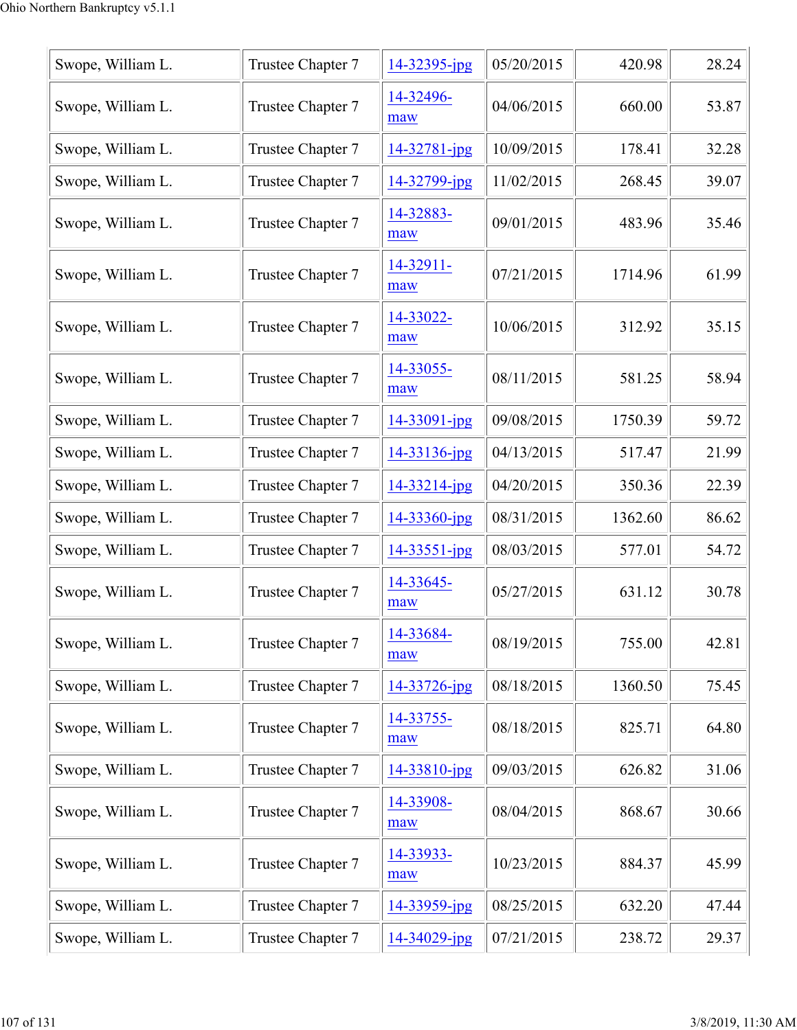| | | | | | |
|---|---|---|---|---|---|
| Swope, William L. | Trustee Chapter 7 | 14-32395-jpg | 05/20/2015 | 420.98 | 28.24 |
| Swope, William L. | Trustee Chapter 7 | 14-32496-maw | 04/06/2015 | 660.00 | 53.87 |
| Swope, William L. | Trustee Chapter 7 | 14-32781-jpg | 10/09/2015 | 178.41 | 32.28 |
| Swope, William L. | Trustee Chapter 7 | 14-32799-jpg | 11/02/2015 | 268.45 | 39.07 |
| Swope, William L. | Trustee Chapter 7 | 14-32883-maw | 09/01/2015 | 483.96 | 35.46 |
| Swope, William L. | Trustee Chapter 7 | 14-32911-maw | 07/21/2015 | 1714.96 | 61.99 |
| Swope, William L. | Trustee Chapter 7 | 14-33022-maw | 10/06/2015 | 312.92 | 35.15 |
| Swope, William L. | Trustee Chapter 7 | 14-33055-maw | 08/11/2015 | 581.25 | 58.94 |
| Swope, William L. | Trustee Chapter 7 | 14-33091-jpg | 09/08/2015 | 1750.39 | 59.72 |
| Swope, William L. | Trustee Chapter 7 | 14-33136-jpg | 04/13/2015 | 517.47 | 21.99 |
| Swope, William L. | Trustee Chapter 7 | 14-33214-jpg | 04/20/2015 | 350.36 | 22.39 |
| Swope, William L. | Trustee Chapter 7 | 14-33360-jpg | 08/31/2015 | 1362.60 | 86.62 |
| Swope, William L. | Trustee Chapter 7 | 14-33551-jpg | 08/03/2015 | 577.01 | 54.72 |
| Swope, William L. | Trustee Chapter 7 | 14-33645-maw | 05/27/2015 | 631.12 | 30.78 |
| Swope, William L. | Trustee Chapter 7 | 14-33684-maw | 08/19/2015 | 755.00 | 42.81 |
| Swope, William L. | Trustee Chapter 7 | 14-33726-jpg | 08/18/2015 | 1360.50 | 75.45 |
| Swope, William L. | Trustee Chapter 7 | 14-33755-maw | 08/18/2015 | 825.71 | 64.80 |
| Swope, William L. | Trustee Chapter 7 | 14-33810-jpg | 09/03/2015 | 626.82 | 31.06 |
| Swope, William L. | Trustee Chapter 7 | 14-33908-maw | 08/04/2015 | 868.67 | 30.66 |
| Swope, William L. | Trustee Chapter 7 | 14-33933-maw | 10/23/2015 | 884.37 | 45.99 |
| Swope, William L. | Trustee Chapter 7 | 14-33959-jpg | 08/25/2015 | 632.20 | 47.44 |
| Swope, William L. | Trustee Chapter 7 | 14-34029-jpg | 07/21/2015 | 238.72 | 29.37 |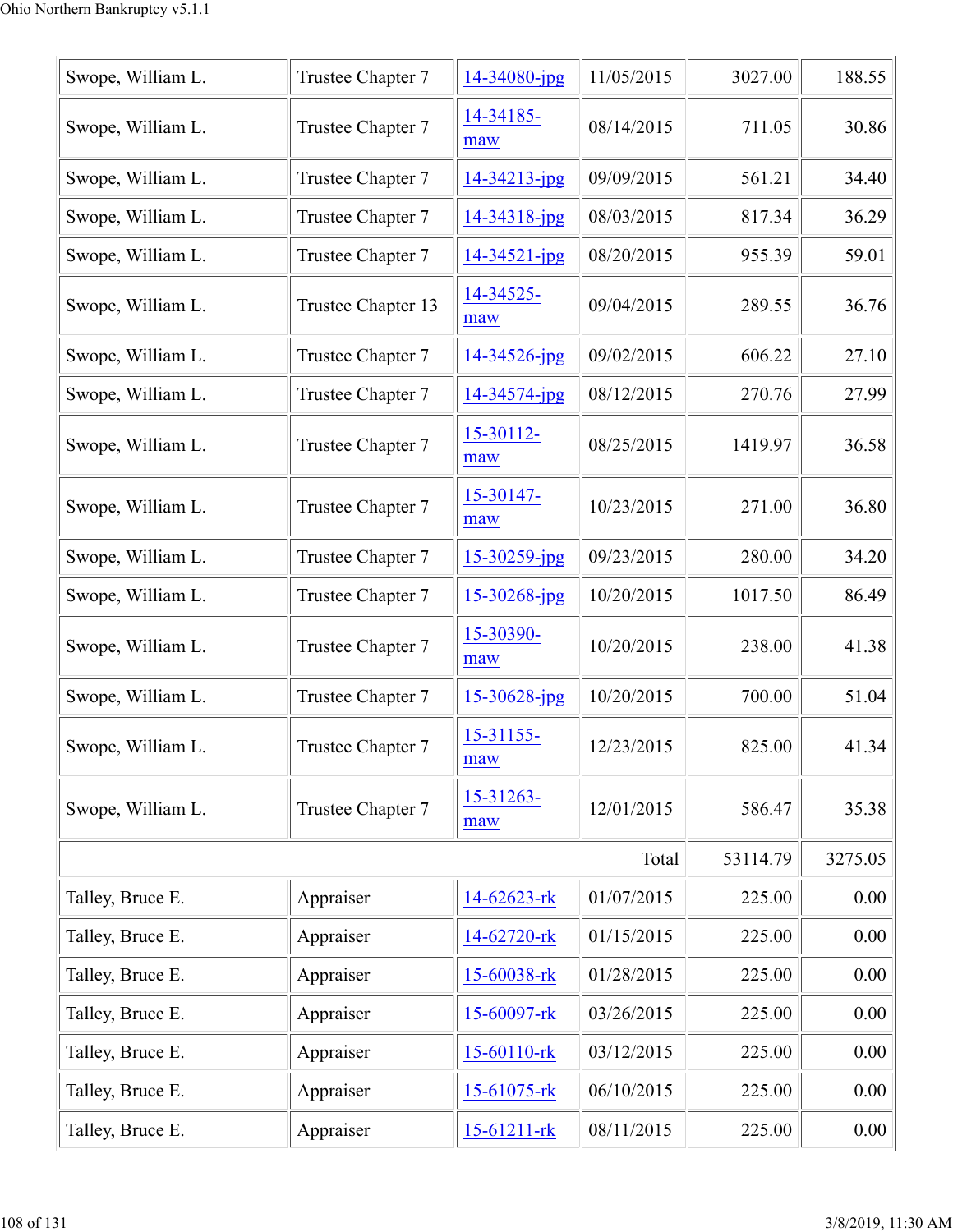| | | | | | |
|---|---|---|---|---|---|
| Swope, William L. | Trustee Chapter 7 | 14-34080-jpg | 11/05/2015 | 3027.00 | 188.55 |
| Swope, William L. | Trustee Chapter 7 | 14-34185-maw | 08/14/2015 | 711.05 | 30.86 |
| Swope, William L. | Trustee Chapter 7 | 14-34213-jpg | 09/09/2015 | 561.21 | 34.40 |
| Swope, William L. | Trustee Chapter 7 | 14-34318-jpg | 08/03/2015 | 817.34 | 36.29 |
| Swope, William L. | Trustee Chapter 7 | 14-34521-jpg | 08/20/2015 | 955.39 | 59.01 |
| Swope, William L. | Trustee Chapter 13 | 14-34525-maw | 09/04/2015 | 289.55 | 36.76 |
| Swope, William L. | Trustee Chapter 7 | 14-34526-jpg | 09/02/2015 | 606.22 | 27.10 |
| Swope, William L. | Trustee Chapter 7 | 14-34574-jpg | 08/12/2015 | 270.76 | 27.99 |
| Swope, William L. | Trustee Chapter 7 | 15-30112-maw | 08/25/2015 | 1419.97 | 36.58 |
| Swope, William L. | Trustee Chapter 7 | 15-30147-maw | 10/23/2015 | 271.00 | 36.80 |
| Swope, William L. | Trustee Chapter 7 | 15-30259-jpg | 09/23/2015 | 280.00 | 34.20 |
| Swope, William L. | Trustee Chapter 7 | 15-30268-jpg | 10/20/2015 | 1017.50 | 86.49 |
| Swope, William L. | Trustee Chapter 7 | 15-30390-maw | 10/20/2015 | 238.00 | 41.38 |
| Swope, William L. | Trustee Chapter 7 | 15-30628-jpg | 10/20/2015 | 700.00 | 51.04 |
| Swope, William L. | Trustee Chapter 7 | 15-31155-maw | 12/23/2015 | 825.00 | 41.34 |
| Swope, William L. | Trustee Chapter 7 | 15-31263-maw | 12/01/2015 | 586.47 | 35.38 |
| | | | Total | 53114.79 | 3275.05 |
| Talley, Bruce E. | Appraiser | 14-62623-rk | 01/07/2015 | 225.00 | 0.00 |
| Talley, Bruce E. | Appraiser | 14-62720-rk | 01/15/2015 | 225.00 | 0.00 |
| Talley, Bruce E. | Appraiser | 15-60038-rk | 01/28/2015 | 225.00 | 0.00 |
| Talley, Bruce E. | Appraiser | 15-60097-rk | 03/26/2015 | 225.00 | 0.00 |
| Talley, Bruce E. | Appraiser | 15-60110-rk | 03/12/2015 | 225.00 | 0.00 |
| Talley, Bruce E. | Appraiser | 15-61075-rk | 06/10/2015 | 225.00 | 0.00 |
| Talley, Bruce E. | Appraiser | 15-61211-rk | 08/11/2015 | 225.00 | 0.00 |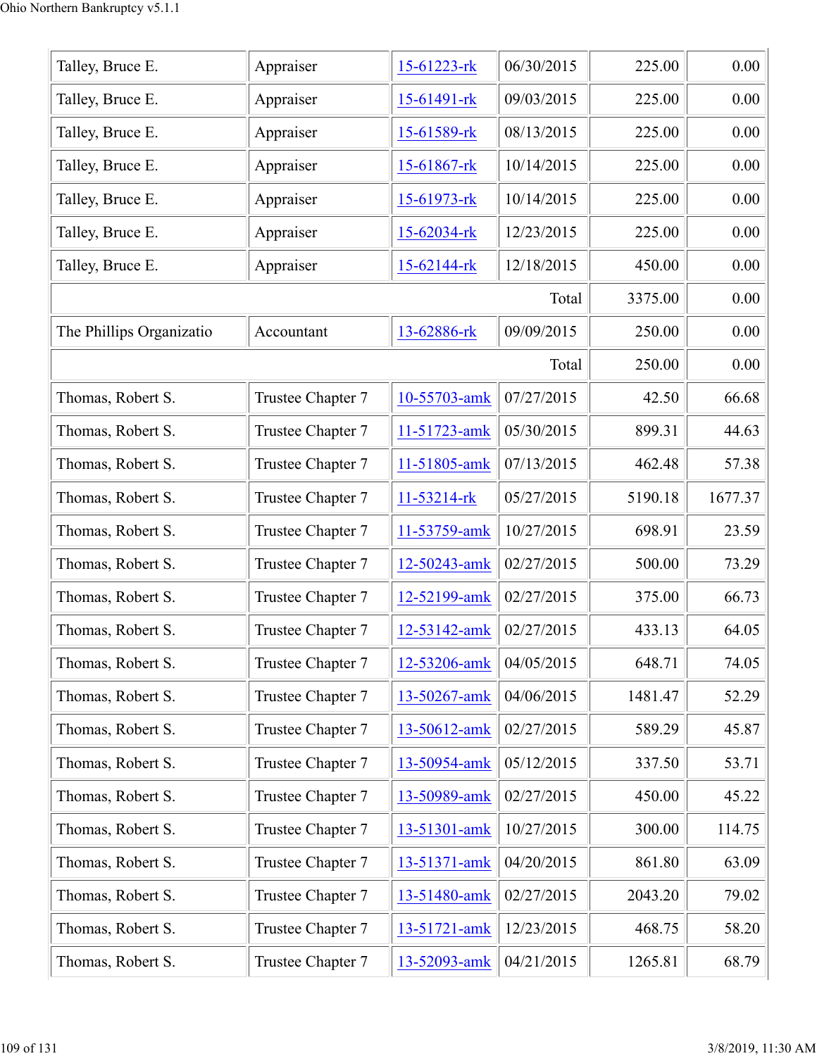| | | | | | |
|---|---|---|---|---|---|
| Talley, Bruce E. | Appraiser | 15-61223-rk | 06/30/2015 | 225.00 | 0.00 |
| Talley, Bruce E. | Appraiser | 15-61491-rk | 09/03/2015 | 225.00 | 0.00 |
| Talley, Bruce E. | Appraiser | 15-61589-rk | 08/13/2015 | 225.00 | 0.00 |
| Talley, Bruce E. | Appraiser | 15-61867-rk | 10/14/2015 | 225.00 | 0.00 |
| Talley, Bruce E. | Appraiser | 15-61973-rk | 10/14/2015 | 225.00 | 0.00 |
| Talley, Bruce E. | Appraiser | 15-62034-rk | 12/23/2015 | 225.00 | 0.00 |
| Talley, Bruce E. | Appraiser | 15-62144-rk | 12/18/2015 | 450.00 | 0.00 |
| | | | Total | 3375.00 | 0.00 |
| The Phillips Organizatio | Accountant | 13-62886-rk | 09/09/2015 | 250.00 | 0.00 |
| | | | Total | 250.00 | 0.00 |
| Thomas, Robert S. | Trustee Chapter 7 | 10-55703-amk | 07/27/2015 | 42.50 | 66.68 |
| Thomas, Robert S. | Trustee Chapter 7 | 11-51723-amk | 05/30/2015 | 899.31 | 44.63 |
| Thomas, Robert S. | Trustee Chapter 7 | 11-51805-amk | 07/13/2015 | 462.48 | 57.38 |
| Thomas, Robert S. | Trustee Chapter 7 | 11-53214-rk | 05/27/2015 | 5190.18 | 1677.37 |
| Thomas, Robert S. | Trustee Chapter 7 | 11-53759-amk | 10/27/2015 | 698.91 | 23.59 |
| Thomas, Robert S. | Trustee Chapter 7 | 12-50243-amk | 02/27/2015 | 500.00 | 73.29 |
| Thomas, Robert S. | Trustee Chapter 7 | 12-52199-amk | 02/27/2015 | 375.00 | 66.73 |
| Thomas, Robert S. | Trustee Chapter 7 | 12-53142-amk | 02/27/2015 | 433.13 | 64.05 |
| Thomas, Robert S. | Trustee Chapter 7 | 12-53206-amk | 04/05/2015 | 648.71 | 74.05 |
| Thomas, Robert S. | Trustee Chapter 7 | 13-50267-amk | 04/06/2015 | 1481.47 | 52.29 |
| Thomas, Robert S. | Trustee Chapter 7 | 13-50612-amk | 02/27/2015 | 589.29 | 45.87 |
| Thomas, Robert S. | Trustee Chapter 7 | 13-50954-amk | 05/12/2015 | 337.50 | 53.71 |
| Thomas, Robert S. | Trustee Chapter 7 | 13-50989-amk | 02/27/2015 | 450.00 | 45.22 |
| Thomas, Robert S. | Trustee Chapter 7 | 13-51301-amk | 10/27/2015 | 300.00 | 114.75 |
| Thomas, Robert S. | Trustee Chapter 7 | 13-51371-amk | 04/20/2015 | 861.80 | 63.09 |
| Thomas, Robert S. | Trustee Chapter 7 | 13-51480-amk | 02/27/2015 | 2043.20 | 79.02 |
| Thomas, Robert S. | Trustee Chapter 7 | 13-51721-amk | 12/23/2015 | 468.75 | 58.20 |
| Thomas, Robert S. | Trustee Chapter 7 | 13-52093-amk | 04/21/2015 | 1265.81 | 68.79 |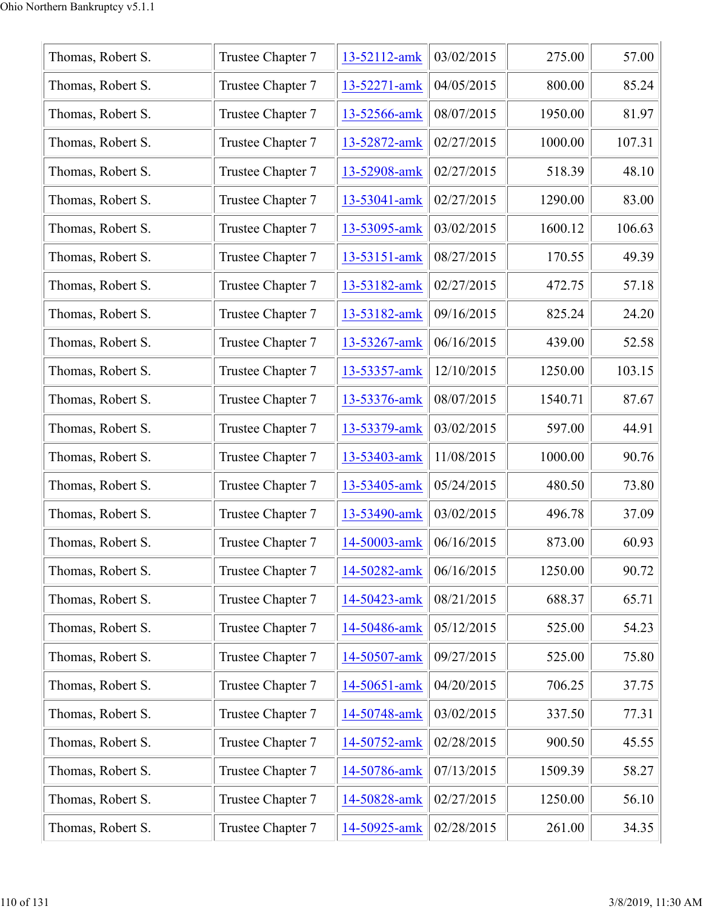| Thomas, Robert S. | Trustee Chapter 7 | 13-52112-amk | 03/02/2015 | 275.00 | 57.00 |
|---|---|---|---|---|---|
| Thomas, Robert S. | Trustee Chapter 7 | 13-52271-amk | 04/05/2015 | 800.00 | 85.24 |
| Thomas, Robert S. | Trustee Chapter 7 | 13-52566-amk | 08/07/2015 | 1950.00 | 81.97 |
| Thomas, Robert S. | Trustee Chapter 7 | 13-52872-amk | 02/27/2015 | 1000.00 | 107.31 |
| Thomas, Robert S. | Trustee Chapter 7 | 13-52908-amk | 02/27/2015 | 518.39 | 48.10 |
| Thomas, Robert S. | Trustee Chapter 7 | 13-53041-amk | 02/27/2015 | 1290.00 | 83.00 |
| Thomas, Robert S. | Trustee Chapter 7 | 13-53095-amk | 03/02/2015 | 1600.12 | 106.63 |
| Thomas, Robert S. | Trustee Chapter 7 | 13-53151-amk | 08/27/2015 | 170.55 | 49.39 |
| Thomas, Robert S. | Trustee Chapter 7 | 13-53182-amk | 02/27/2015 | 472.75 | 57.18 |
| Thomas, Robert S. | Trustee Chapter 7 | 13-53182-amk | 09/16/2015 | 825.24 | 24.20 |
| Thomas, Robert S. | Trustee Chapter 7 | 13-53267-amk | 06/16/2015 | 439.00 | 52.58 |
| Thomas, Robert S. | Trustee Chapter 7 | 13-53357-amk | 12/10/2015 | 1250.00 | 103.15 |
| Thomas, Robert S. | Trustee Chapter 7 | 13-53376-amk | 08/07/2015 | 1540.71 | 87.67 |
| Thomas, Robert S. | Trustee Chapter 7 | 13-53379-amk | 03/02/2015 | 597.00 | 44.91 |
| Thomas, Robert S. | Trustee Chapter 7 | 13-53403-amk | 11/08/2015 | 1000.00 | 90.76 |
| Thomas, Robert S. | Trustee Chapter 7 | 13-53405-amk | 05/24/2015 | 480.50 | 73.80 |
| Thomas, Robert S. | Trustee Chapter 7 | 13-53490-amk | 03/02/2015 | 496.78 | 37.09 |
| Thomas, Robert S. | Trustee Chapter 7 | 14-50003-amk | 06/16/2015 | 873.00 | 60.93 |
| Thomas, Robert S. | Trustee Chapter 7 | 14-50282-amk | 06/16/2015 | 1250.00 | 90.72 |
| Thomas, Robert S. | Trustee Chapter 7 | 14-50423-amk | 08/21/2015 | 688.37 | 65.71 |
| Thomas, Robert S. | Trustee Chapter 7 | 14-50486-amk | 05/12/2015 | 525.00 | 54.23 |
| Thomas, Robert S. | Trustee Chapter 7 | 14-50507-amk | 09/27/2015 | 525.00 | 75.80 |
| Thomas, Robert S. | Trustee Chapter 7 | 14-50651-amk | 04/20/2015 | 706.25 | 37.75 |
| Thomas, Robert S. | Trustee Chapter 7 | 14-50748-amk | 03/02/2015 | 337.50 | 77.31 |
| Thomas, Robert S. | Trustee Chapter 7 | 14-50752-amk | 02/28/2015 | 900.50 | 45.55 |
| Thomas, Robert S. | Trustee Chapter 7 | 14-50786-amk | 07/13/2015 | 1509.39 | 58.27 |
| Thomas, Robert S. | Trustee Chapter 7 | 14-50828-amk | 02/27/2015 | 1250.00 | 56.10 |
| Thomas, Robert S. | Trustee Chapter 7 | 14-50925-amk | 02/28/2015 | 261.00 | 34.35 |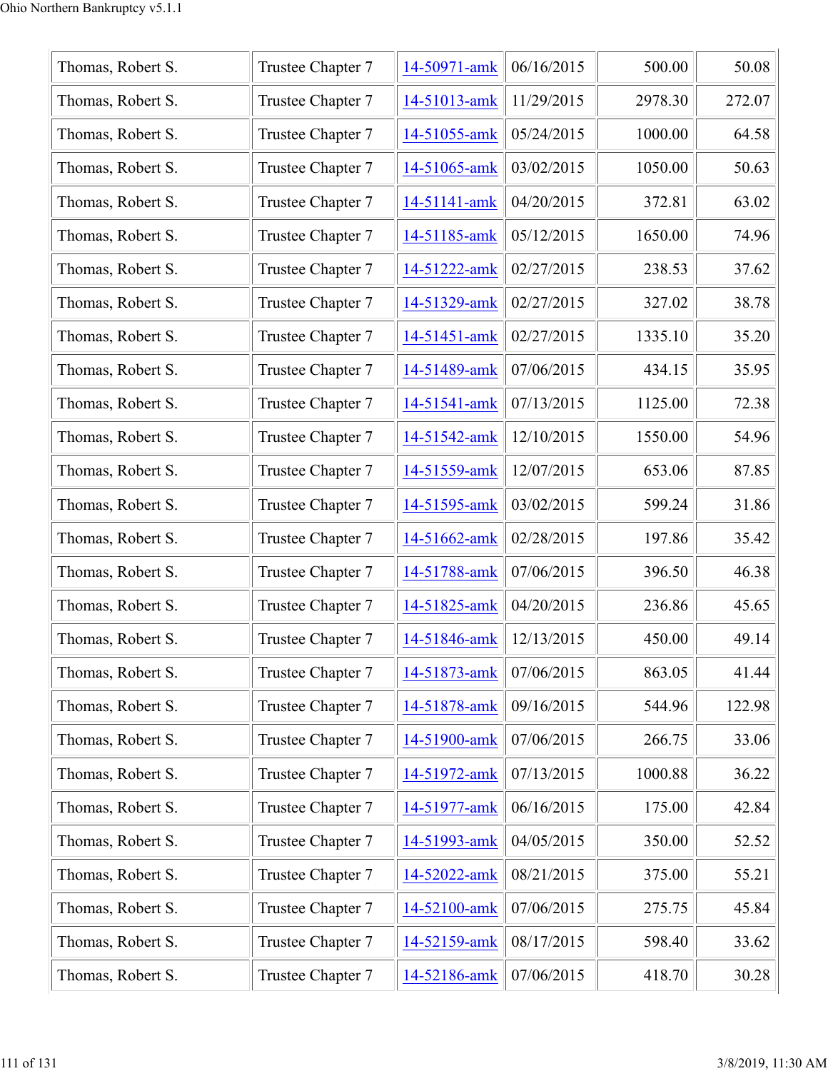| | | | | | |
|---|---|---|---|---|---|
| Thomas, Robert S. | Trustee Chapter 7 | 14-50971-amk | 06/16/2015 | 500.00 | 50.08 |
| Thomas, Robert S. | Trustee Chapter 7 | 14-51013-amk | 11/29/2015 | 2978.30 | 272.07 |
| Thomas, Robert S. | Trustee Chapter 7 | 14-51055-amk | 05/24/2015 | 1000.00 | 64.58 |
| Thomas, Robert S. | Trustee Chapter 7 | 14-51065-amk | 03/02/2015 | 1050.00 | 50.63 |
| Thomas, Robert S. | Trustee Chapter 7 | 14-51141-amk | 04/20/2015 | 372.81 | 63.02 |
| Thomas, Robert S. | Trustee Chapter 7 | 14-51185-amk | 05/12/2015 | 1650.00 | 74.96 |
| Thomas, Robert S. | Trustee Chapter 7 | 14-51222-amk | 02/27/2015 | 238.53 | 37.62 |
| Thomas, Robert S. | Trustee Chapter 7 | 14-51329-amk | 02/27/2015 | 327.02 | 38.78 |
| Thomas, Robert S. | Trustee Chapter 7 | 14-51451-amk | 02/27/2015 | 1335.10 | 35.20 |
| Thomas, Robert S. | Trustee Chapter 7 | 14-51489-amk | 07/06/2015 | 434.15 | 35.95 |
| Thomas, Robert S. | Trustee Chapter 7 | 14-51541-amk | 07/13/2015 | 1125.00 | 72.38 |
| Thomas, Robert S. | Trustee Chapter 7 | 14-51542-amk | 12/10/2015 | 1550.00 | 54.96 |
| Thomas, Robert S. | Trustee Chapter 7 | 14-51559-amk | 12/07/2015 | 653.06 | 87.85 |
| Thomas, Robert S. | Trustee Chapter 7 | 14-51595-amk | 03/02/2015 | 599.24 | 31.86 |
| Thomas, Robert S. | Trustee Chapter 7 | 14-51662-amk | 02/28/2015 | 197.86 | 35.42 |
| Thomas, Robert S. | Trustee Chapter 7 | 14-51788-amk | 07/06/2015 | 396.50 | 46.38 |
| Thomas, Robert S. | Trustee Chapter 7 | 14-51825-amk | 04/20/2015 | 236.86 | 45.65 |
| Thomas, Robert S. | Trustee Chapter 7 | 14-51846-amk | 12/13/2015 | 450.00 | 49.14 |
| Thomas, Robert S. | Trustee Chapter 7 | 14-51873-amk | 07/06/2015 | 863.05 | 41.44 |
| Thomas, Robert S. | Trustee Chapter 7 | 14-51878-amk | 09/16/2015 | 544.96 | 122.98 |
| Thomas, Robert S. | Trustee Chapter 7 | 14-51900-amk | 07/06/2015 | 266.75 | 33.06 |
| Thomas, Robert S. | Trustee Chapter 7 | 14-51972-amk | 07/13/2015 | 1000.88 | 36.22 |
| Thomas, Robert S. | Trustee Chapter 7 | 14-51977-amk | 06/16/2015 | 175.00 | 42.84 |
| Thomas, Robert S. | Trustee Chapter 7 | 14-51993-amk | 04/05/2015 | 350.00 | 52.52 |
| Thomas, Robert S. | Trustee Chapter 7 | 14-52022-amk | 08/21/2015 | 375.00 | 55.21 |
| Thomas, Robert S. | Trustee Chapter 7 | 14-52100-amk | 07/06/2015 | 275.75 | 45.84 |
| Thomas, Robert S. | Trustee Chapter 7 | 14-52159-amk | 08/17/2015 | 598.40 | 33.62 |
| Thomas, Robert S. | Trustee Chapter 7 | 14-52186-amk | 07/06/2015 | 418.70 | 30.28 |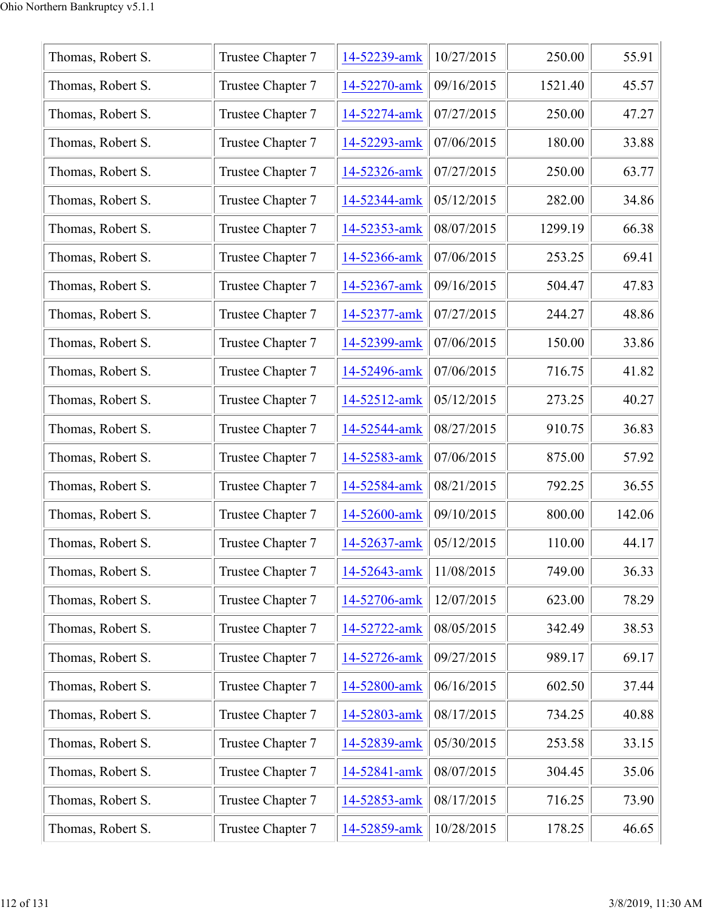| | | | | | |
|---|---|---|---|---|---|
| Thomas, Robert S. | Trustee Chapter 7 | 14-52239-amk | 10/27/2015 | 250.00 | 55.91 |
| Thomas, Robert S. | Trustee Chapter 7 | 14-52270-amk | 09/16/2015 | 1521.40 | 45.57 |
| Thomas, Robert S. | Trustee Chapter 7 | 14-52274-amk | 07/27/2015 | 250.00 | 47.27 |
| Thomas, Robert S. | Trustee Chapter 7 | 14-52293-amk | 07/06/2015 | 180.00 | 33.88 |
| Thomas, Robert S. | Trustee Chapter 7 | 14-52326-amk | 07/27/2015 | 250.00 | 63.77 |
| Thomas, Robert S. | Trustee Chapter 7 | 14-52344-amk | 05/12/2015 | 282.00 | 34.86 |
| Thomas, Robert S. | Trustee Chapter 7 | 14-52353-amk | 08/07/2015 | 1299.19 | 66.38 |
| Thomas, Robert S. | Trustee Chapter 7 | 14-52366-amk | 07/06/2015 | 253.25 | 69.41 |
| Thomas, Robert S. | Trustee Chapter 7 | 14-52367-amk | 09/16/2015 | 504.47 | 47.83 |
| Thomas, Robert S. | Trustee Chapter 7 | 14-52377-amk | 07/27/2015 | 244.27 | 48.86 |
| Thomas, Robert S. | Trustee Chapter 7 | 14-52399-amk | 07/06/2015 | 150.00 | 33.86 |
| Thomas, Robert S. | Trustee Chapter 7 | 14-52496-amk | 07/06/2015 | 716.75 | 41.82 |
| Thomas, Robert S. | Trustee Chapter 7 | 14-52512-amk | 05/12/2015 | 273.25 | 40.27 |
| Thomas, Robert S. | Trustee Chapter 7 | 14-52544-amk | 08/27/2015 | 910.75 | 36.83 |
| Thomas, Robert S. | Trustee Chapter 7 | 14-52583-amk | 07/06/2015 | 875.00 | 57.92 |
| Thomas, Robert S. | Trustee Chapter 7 | 14-52584-amk | 08/21/2015 | 792.25 | 36.55 |
| Thomas, Robert S. | Trustee Chapter 7 | 14-52600-amk | 09/10/2015 | 800.00 | 142.06 |
| Thomas, Robert S. | Trustee Chapter 7 | 14-52637-amk | 05/12/2015 | 110.00 | 44.17 |
| Thomas, Robert S. | Trustee Chapter 7 | 14-52643-amk | 11/08/2015 | 749.00 | 36.33 |
| Thomas, Robert S. | Trustee Chapter 7 | 14-52706-amk | 12/07/2015 | 623.00 | 78.29 |
| Thomas, Robert S. | Trustee Chapter 7 | 14-52722-amk | 08/05/2015 | 342.49 | 38.53 |
| Thomas, Robert S. | Trustee Chapter 7 | 14-52726-amk | 09/27/2015 | 989.17 | 69.17 |
| Thomas, Robert S. | Trustee Chapter 7 | 14-52800-amk | 06/16/2015 | 602.50 | 37.44 |
| Thomas, Robert S. | Trustee Chapter 7 | 14-52803-amk | 08/17/2015 | 734.25 | 40.88 |
| Thomas, Robert S. | Trustee Chapter 7 | 14-52839-amk | 05/30/2015 | 253.58 | 33.15 |
| Thomas, Robert S. | Trustee Chapter 7 | 14-52841-amk | 08/07/2015 | 304.45 | 35.06 |
| Thomas, Robert S. | Trustee Chapter 7 | 14-52853-amk | 08/17/2015 | 716.25 | 73.90 |
| Thomas, Robert S. | Trustee Chapter 7 | 14-52859-amk | 10/28/2015 | 178.25 | 46.65 |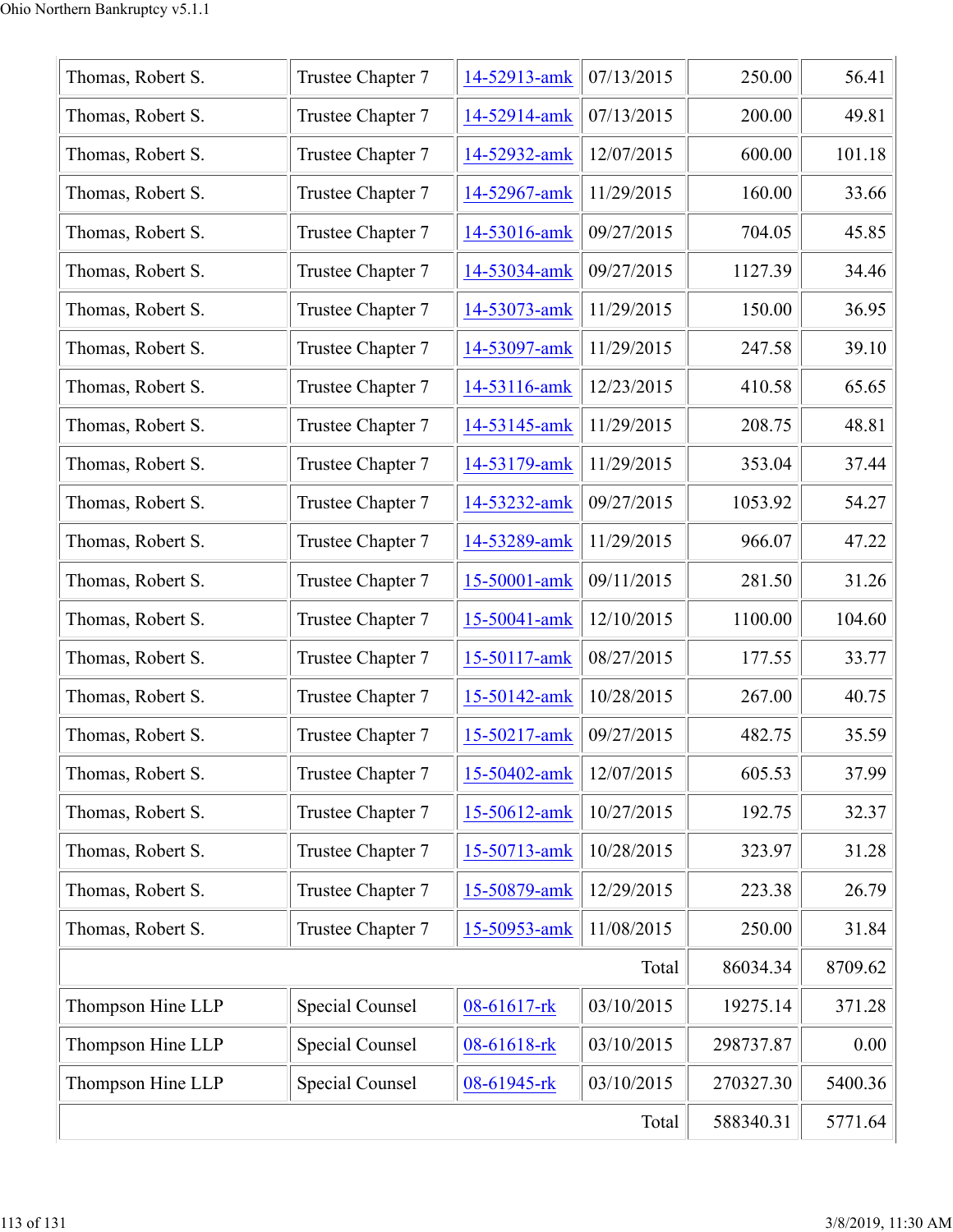| | | | | | |
|---|---|---|---|---|---|
| Thomas, Robert S. | Trustee Chapter 7 | 14-52913-amk | 07/13/2015 | 250.00 | 56.41 |
| Thomas, Robert S. | Trustee Chapter 7 | 14-52914-amk | 07/13/2015 | 200.00 | 49.81 |
| Thomas, Robert S. | Trustee Chapter 7 | 14-52932-amk | 12/07/2015 | 600.00 | 101.18 |
| Thomas, Robert S. | Trustee Chapter 7 | 14-52967-amk | 11/29/2015 | 160.00 | 33.66 |
| Thomas, Robert S. | Trustee Chapter 7 | 14-53016-amk | 09/27/2015 | 704.05 | 45.85 |
| Thomas, Robert S. | Trustee Chapter 7 | 14-53034-amk | 09/27/2015 | 1127.39 | 34.46 |
| Thomas, Robert S. | Trustee Chapter 7 | 14-53073-amk | 11/29/2015 | 150.00 | 36.95 |
| Thomas, Robert S. | Trustee Chapter 7 | 14-53097-amk | 11/29/2015 | 247.58 | 39.10 |
| Thomas, Robert S. | Trustee Chapter 7 | 14-53116-amk | 12/23/2015 | 410.58 | 65.65 |
| Thomas, Robert S. | Trustee Chapter 7 | 14-53145-amk | 11/29/2015 | 208.75 | 48.81 |
| Thomas, Robert S. | Trustee Chapter 7 | 14-53179-amk | 11/29/2015 | 353.04 | 37.44 |
| Thomas, Robert S. | Trustee Chapter 7 | 14-53232-amk | 09/27/2015 | 1053.92 | 54.27 |
| Thomas, Robert S. | Trustee Chapter 7 | 14-53289-amk | 11/29/2015 | 966.07 | 47.22 |
| Thomas, Robert S. | Trustee Chapter 7 | 15-50001-amk | 09/11/2015 | 281.50 | 31.26 |
| Thomas, Robert S. | Trustee Chapter 7 | 15-50041-amk | 12/10/2015 | 1100.00 | 104.60 |
| Thomas, Robert S. | Trustee Chapter 7 | 15-50117-amk | 08/27/2015 | 177.55 | 33.77 |
| Thomas, Robert S. | Trustee Chapter 7 | 15-50142-amk | 10/28/2015 | 267.00 | 40.75 |
| Thomas, Robert S. | Trustee Chapter 7 | 15-50217-amk | 09/27/2015 | 482.75 | 35.59 |
| Thomas, Robert S. | Trustee Chapter 7 | 15-50402-amk | 12/07/2015 | 605.53 | 37.99 |
| Thomas, Robert S. | Trustee Chapter 7 | 15-50612-amk | 10/27/2015 | 192.75 | 32.37 |
| Thomas, Robert S. | Trustee Chapter 7 | 15-50713-amk | 10/28/2015 | 323.97 | 31.28 |
| Thomas, Robert S. | Trustee Chapter 7 | 15-50879-amk | 12/29/2015 | 223.38 | 26.79 |
| Thomas, Robert S. | Trustee Chapter 7 | 15-50953-amk | 11/08/2015 | 250.00 | 31.84 |
| | | | Total | 86034.34 | 8709.62 |
| Thompson Hine LLP | Special Counsel | 08-61617-rk | 03/10/2015 | 19275.14 | 371.28 |
| Thompson Hine LLP | Special Counsel | 08-61618-rk | 03/10/2015 | 298737.87 | 0.00 |
| Thompson Hine LLP | Special Counsel | 08-61945-rk | 03/10/2015 | 270327.30 | 5400.36 |
| | | | Total | 588340.31 | 5771.64 |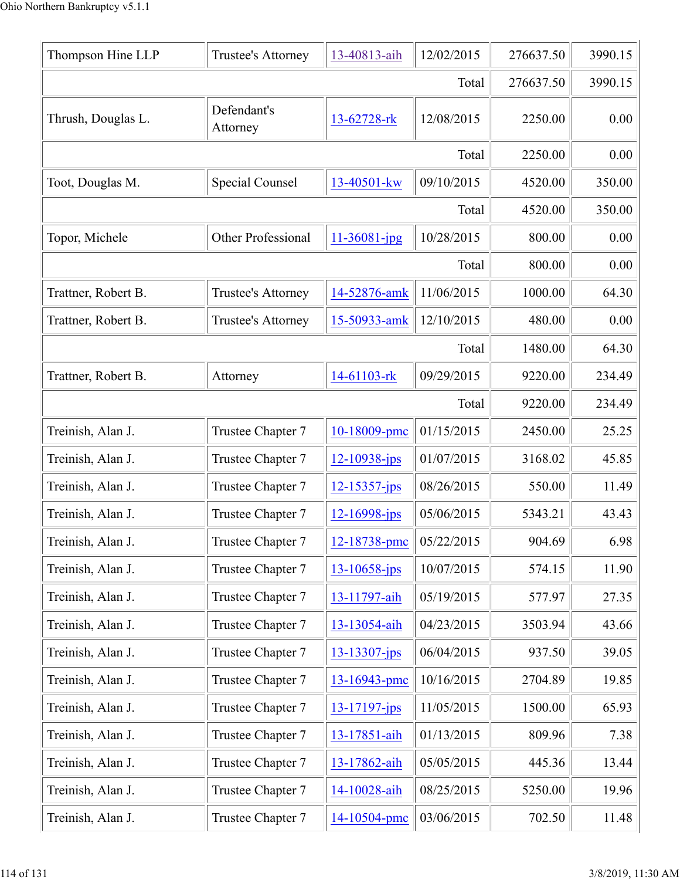| | | | | | |
|---|---|---|---|---|---|
| Thompson Hine LLP | Trustee's Attorney | 13-40813-aih | 12/02/2015 | 276637.50 | 3990.15 |
| | | | Total | 276637.50 | 3990.15 |
| Thrush, Douglas L. | Defendant's Attorney | 13-62728-rk | 12/08/2015 | 2250.00 | 0.00 |
| | | | Total | 2250.00 | 0.00 |
| Toot, Douglas M. | Special Counsel | 13-40501-kw | 09/10/2015 | 4520.00 | 350.00 |
| | | | Total | 4520.00 | 350.00 |
| Topor, Michele | Other Professional | 11-36081-jpg | 10/28/2015 | 800.00 | 0.00 |
| | | | Total | 800.00 | 0.00 |
| Trattner, Robert B. | Trustee's Attorney | 14-52876-amk | 11/06/2015 | 1000.00 | 64.30 |
| Trattner, Robert B. | Trustee's Attorney | 15-50933-amk | 12/10/2015 | 480.00 | 0.00 |
| | | | Total | 1480.00 | 64.30 |
| Trattner, Robert B. | Attorney | 14-61103-rk | 09/29/2015 | 9220.00 | 234.49 |
| | | | Total | 9220.00 | 234.49 |
| Treinish, Alan J. | Trustee Chapter 7 | 10-18009-pmc | 01/15/2015 | 2450.00 | 25.25 |
| Treinish, Alan J. | Trustee Chapter 7 | 12-10938-jps | 01/07/2015 | 3168.02 | 45.85 |
| Treinish, Alan J. | Trustee Chapter 7 | 12-15357-jps | 08/26/2015 | 550.00 | 11.49 |
| Treinish, Alan J. | Trustee Chapter 7 | 12-16998-jps | 05/06/2015 | 5343.21 | 43.43 |
| Treinish, Alan J. | Trustee Chapter 7 | 12-18738-pmc | 05/22/2015 | 904.69 | 6.98 |
| Treinish, Alan J. | Trustee Chapter 7 | 13-10658-jps | 10/07/2015 | 574.15 | 11.90 |
| Treinish, Alan J. | Trustee Chapter 7 | 13-11797-aih | 05/19/2015 | 577.97 | 27.35 |
| Treinish, Alan J. | Trustee Chapter 7 | 13-13054-aih | 04/23/2015 | 3503.94 | 43.66 |
| Treinish, Alan J. | Trustee Chapter 7 | 13-13307-jps | 06/04/2015 | 937.50 | 39.05 |
| Treinish, Alan J. | Trustee Chapter 7 | 13-16943-pmc | 10/16/2015 | 2704.89 | 19.85 |
| Treinish, Alan J. | Trustee Chapter 7 | 13-17197-jps | 11/05/2015 | 1500.00 | 65.93 |
| Treinish, Alan J. | Trustee Chapter 7 | 13-17851-aih | 01/13/2015 | 809.96 | 7.38 |
| Treinish, Alan J. | Trustee Chapter 7 | 13-17862-aih | 05/05/2015 | 445.36 | 13.44 |
| Treinish, Alan J. | Trustee Chapter 7 | 14-10028-aih | 08/25/2015 | 5250.00 | 19.96 |
| Treinish, Alan J. | Trustee Chapter 7 | 14-10504-pmc | 03/06/2015 | 702.50 | 11.48 |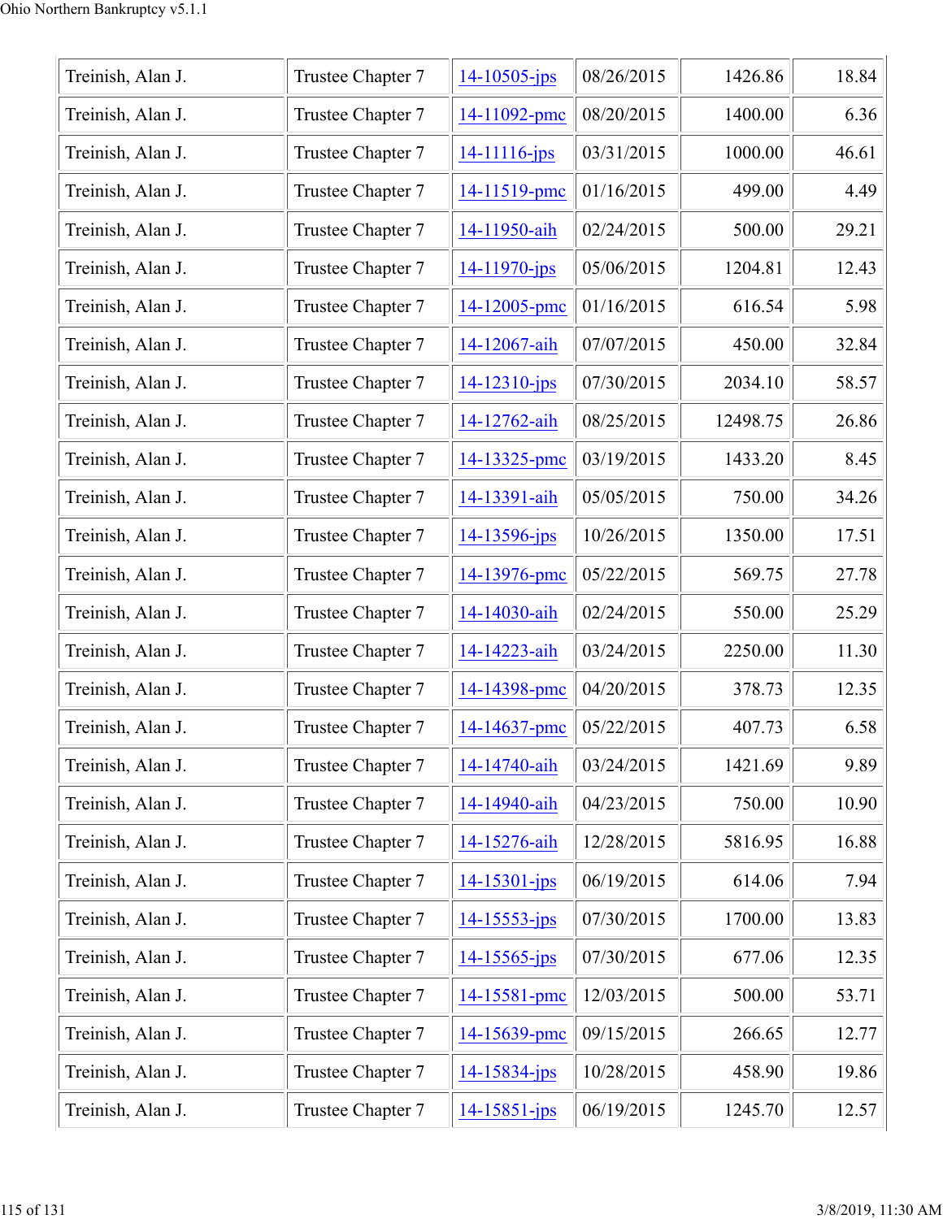| | | | | | |
|---|---|---|---|---|---|
| Treinish, Alan J. | Trustee Chapter 7 | 14-10505-jps | 08/26/2015 | 1426.86 | 18.84 |
| Treinish, Alan J. | Trustee Chapter 7 | 14-11092-pmc | 08/20/2015 | 1400.00 | 6.36 |
| Treinish, Alan J. | Trustee Chapter 7 | 14-11116-jps | 03/31/2015 | 1000.00 | 46.61 |
| Treinish, Alan J. | Trustee Chapter 7 | 14-11519-pmc | 01/16/2015 | 499.00 | 4.49 |
| Treinish, Alan J. | Trustee Chapter 7 | 14-11950-aih | 02/24/2015 | 500.00 | 29.21 |
| Treinish, Alan J. | Trustee Chapter 7 | 14-11970-jps | 05/06/2015 | 1204.81 | 12.43 |
| Treinish, Alan J. | Trustee Chapter 7 | 14-12005-pmc | 01/16/2015 | 616.54 | 5.98 |
| Treinish, Alan J. | Trustee Chapter 7 | 14-12067-aih | 07/07/2015 | 450.00 | 32.84 |
| Treinish, Alan J. | Trustee Chapter 7 | 14-12310-jps | 07/30/2015 | 2034.10 | 58.57 |
| Treinish, Alan J. | Trustee Chapter 7 | 14-12762-aih | 08/25/2015 | 12498.75 | 26.86 |
| Treinish, Alan J. | Trustee Chapter 7 | 14-13325-pmc | 03/19/2015 | 1433.20 | 8.45 |
| Treinish, Alan J. | Trustee Chapter 7 | 14-13391-aih | 05/05/2015 | 750.00 | 34.26 |
| Treinish, Alan J. | Trustee Chapter 7 | 14-13596-jps | 10/26/2015 | 1350.00 | 17.51 |
| Treinish, Alan J. | Trustee Chapter 7 | 14-13976-pmc | 05/22/2015 | 569.75 | 27.78 |
| Treinish, Alan J. | Trustee Chapter 7 | 14-14030-aih | 02/24/2015 | 550.00 | 25.29 |
| Treinish, Alan J. | Trustee Chapter 7 | 14-14223-aih | 03/24/2015 | 2250.00 | 11.30 |
| Treinish, Alan J. | Trustee Chapter 7 | 14-14398-pmc | 04/20/2015 | 378.73 | 12.35 |
| Treinish, Alan J. | Trustee Chapter 7 | 14-14637-pmc | 05/22/2015 | 407.73 | 6.58 |
| Treinish, Alan J. | Trustee Chapter 7 | 14-14740-aih | 03/24/2015 | 1421.69 | 9.89 |
| Treinish, Alan J. | Trustee Chapter 7 | 14-14940-aih | 04/23/2015 | 750.00 | 10.90 |
| Treinish, Alan J. | Trustee Chapter 7 | 14-15276-aih | 12/28/2015 | 5816.95 | 16.88 |
| Treinish, Alan J. | Trustee Chapter 7 | 14-15301-jps | 06/19/2015 | 614.06 | 7.94 |
| Treinish, Alan J. | Trustee Chapter 7 | 14-15553-jps | 07/30/2015 | 1700.00 | 13.83 |
| Treinish, Alan J. | Trustee Chapter 7 | 14-15565-jps | 07/30/2015 | 677.06 | 12.35 |
| Treinish, Alan J. | Trustee Chapter 7 | 14-15581-pmc | 12/03/2015 | 500.00 | 53.71 |
| Treinish, Alan J. | Trustee Chapter 7 | 14-15639-pmc | 09/15/2015 | 266.65 | 12.77 |
| Treinish, Alan J. | Trustee Chapter 7 | 14-15834-jps | 10/28/2015 | 458.90 | 19.86 |
| Treinish, Alan J. | Trustee Chapter 7 | 14-15851-jps | 06/19/2015 | 1245.70 | 12.57 |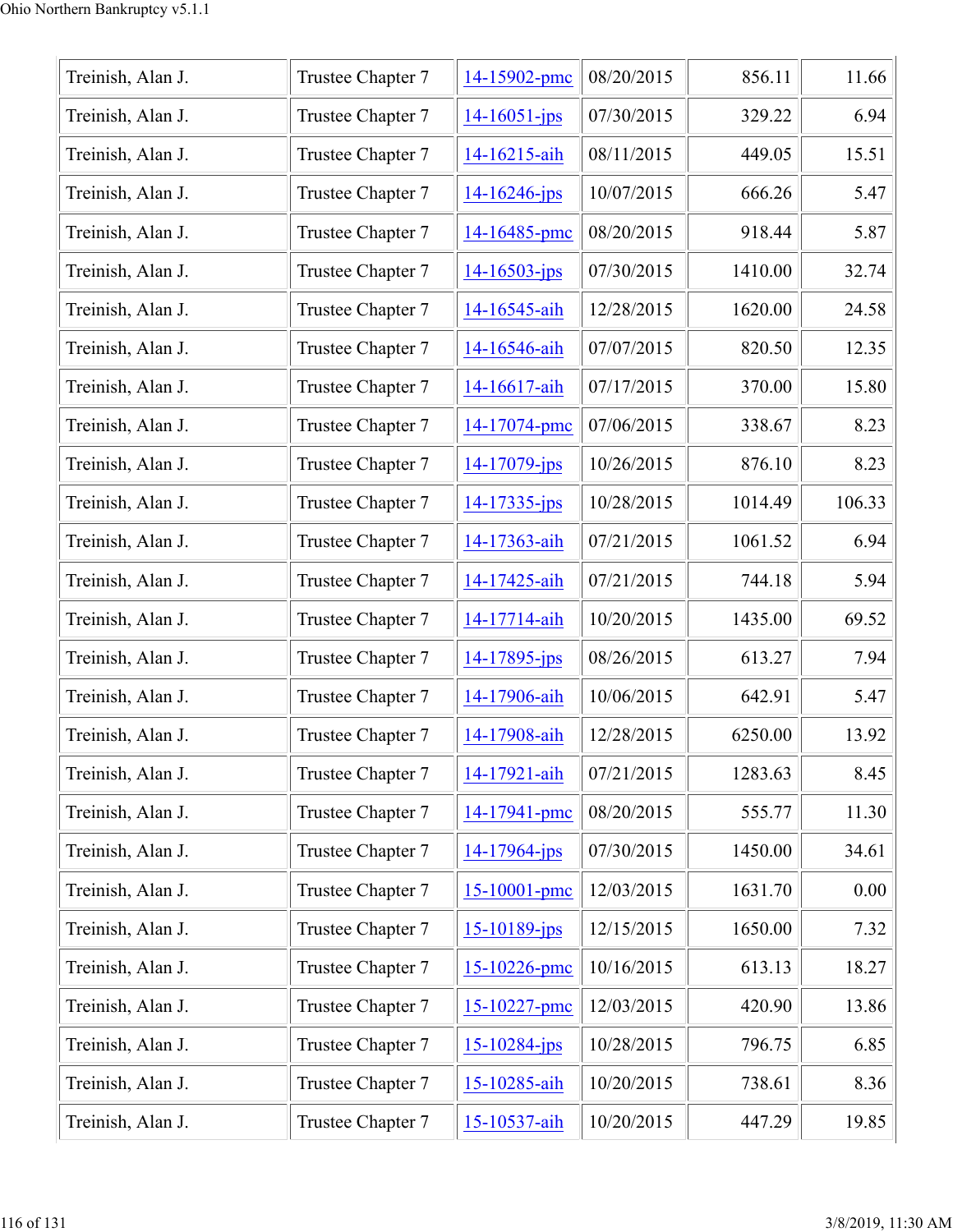| Treinish, Alan J. | Trustee Chapter 7 | 14-15902-pmc | 08/20/2015 | 856.11 | 11.66 |
|---|---|---|---|---|---|
| Treinish, Alan J. | Trustee Chapter 7 | 14-16051-jps | 07/30/2015 | 329.22 | 6.94 |
| Treinish, Alan J. | Trustee Chapter 7 | 14-16215-aih | 08/11/2015 | 449.05 | 15.51 |
| Treinish, Alan J. | Trustee Chapter 7 | 14-16246-jps | 10/07/2015 | 666.26 | 5.47 |
| Treinish, Alan J. | Trustee Chapter 7 | 14-16485-pmc | 08/20/2015 | 918.44 | 5.87 |
| Treinish, Alan J. | Trustee Chapter 7 | 14-16503-jps | 07/30/2015 | 1410.00 | 32.74 |
| Treinish, Alan J. | Trustee Chapter 7 | 14-16545-aih | 12/28/2015 | 1620.00 | 24.58 |
| Treinish, Alan J. | Trustee Chapter 7 | 14-16546-aih | 07/07/2015 | 820.50 | 12.35 |
| Treinish, Alan J. | Trustee Chapter 7 | 14-16617-aih | 07/17/2015 | 370.00 | 15.80 |
| Treinish, Alan J. | Trustee Chapter 7 | 14-17074-pmc | 07/06/2015 | 338.67 | 8.23 |
| Treinish, Alan J. | Trustee Chapter 7 | 14-17079-jps | 10/26/2015 | 876.10 | 8.23 |
| Treinish, Alan J. | Trustee Chapter 7 | 14-17335-jps | 10/28/2015 | 1014.49 | 106.33 |
| Treinish, Alan J. | Trustee Chapter 7 | 14-17363-aih | 07/21/2015 | 1061.52 | 6.94 |
| Treinish, Alan J. | Trustee Chapter 7 | 14-17425-aih | 07/21/2015 | 744.18 | 5.94 |
| Treinish, Alan J. | Trustee Chapter 7 | 14-17714-aih | 10/20/2015 | 1435.00 | 69.52 |
| Treinish, Alan J. | Trustee Chapter 7 | 14-17895-jps | 08/26/2015 | 613.27 | 7.94 |
| Treinish, Alan J. | Trustee Chapter 7 | 14-17906-aih | 10/06/2015 | 642.91 | 5.47 |
| Treinish, Alan J. | Trustee Chapter 7 | 14-17908-aih | 12/28/2015 | 6250.00 | 13.92 |
| Treinish, Alan J. | Trustee Chapter 7 | 14-17921-aih | 07/21/2015 | 1283.63 | 8.45 |
| Treinish, Alan J. | Trustee Chapter 7 | 14-17941-pmc | 08/20/2015 | 555.77 | 11.30 |
| Treinish, Alan J. | Trustee Chapter 7 | 14-17964-jps | 07/30/2015 | 1450.00 | 34.61 |
| Treinish, Alan J. | Trustee Chapter 7 | 15-10001-pmc | 12/03/2015 | 1631.70 | 0.00 |
| Treinish, Alan J. | Trustee Chapter 7 | 15-10189-jps | 12/15/2015 | 1650.00 | 7.32 |
| Treinish, Alan J. | Trustee Chapter 7 | 15-10226-pmc | 10/16/2015 | 613.13 | 18.27 |
| Treinish, Alan J. | Trustee Chapter 7 | 15-10227-pmc | 12/03/2015 | 420.90 | 13.86 |
| Treinish, Alan J. | Trustee Chapter 7 | 15-10284-jps | 10/28/2015 | 796.75 | 6.85 |
| Treinish, Alan J. | Trustee Chapter 7 | 15-10285-aih | 10/20/2015 | 738.61 | 8.36 |
| Treinish, Alan J. | Trustee Chapter 7 | 15-10537-aih | 10/20/2015 | 447.29 | 19.85 |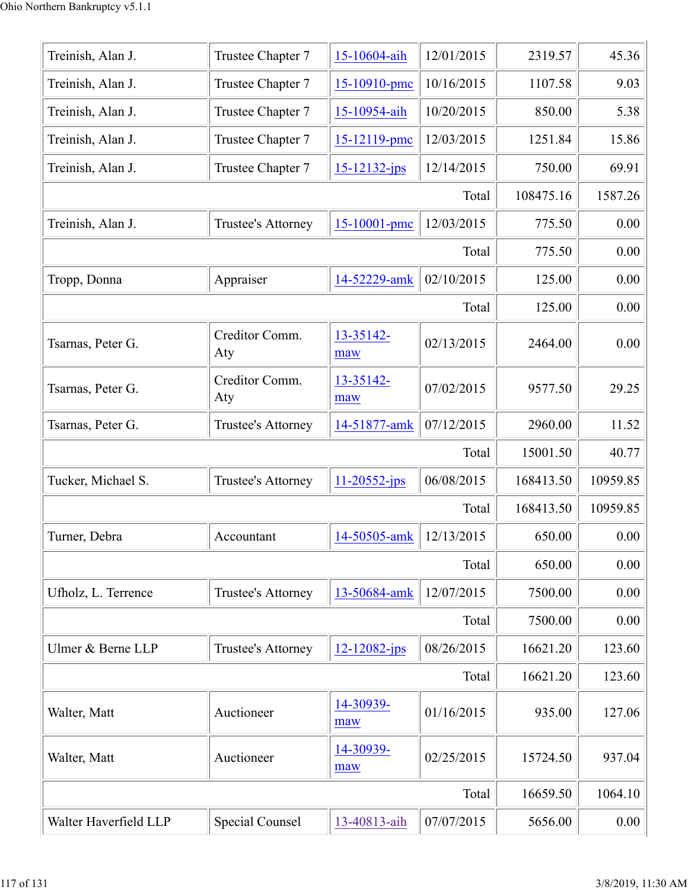| | | | | | |
|---|---|---|---|---|---|
| Treinish, Alan J. | Trustee Chapter 7 | 15-10604-aih | 12/01/2015 | 2319.57 | 45.36 |
| Treinish, Alan J. | Trustee Chapter 7 | 15-10910-pmc | 10/16/2015 | 1107.58 | 9.03 |
| Treinish, Alan J. | Trustee Chapter 7 | 15-10954-aih | 10/20/2015 | 850.00 | 5.38 |
| Treinish, Alan J. | Trustee Chapter 7 | 15-12119-pmc | 12/03/2015 | 1251.84 | 15.86 |
| Treinish, Alan J. | Trustee Chapter 7 | 15-12132-jps | 12/14/2015 | 750.00 | 69.91 |
| | | | Total | 108475.16 | 1587.26 |
| Treinish, Alan J. | Trustee's Attorney | 15-10001-pmc | 12/03/2015 | 775.50 | 0.00 |
| | | | Total | 775.50 | 0.00 |
| Tropp, Donna | Appraiser | 14-52229-amk | 02/10/2015 | 125.00 | 0.00 |
| | | | Total | 125.00 | 0.00 |
| Tsarnas, Peter G. | Creditor Comm. Aty | 13-35142-maw | 02/13/2015 | 2464.00 | 0.00 |
| Tsarnas, Peter G. | Creditor Comm. Aty | 13-35142-maw | 07/02/2015 | 9577.50 | 29.25 |
| Tsarnas, Peter G. | Trustee's Attorney | 14-51877-amk | 07/12/2015 | 2960.00 | 11.52 |
| | | | Total | 15001.50 | 40.77 |
| Tucker, Michael S. | Trustee's Attorney | 11-20552-jps | 06/08/2015 | 168413.50 | 10959.85 |
| | | | Total | 168413.50 | 10959.85 |
| Turner, Debra | Accountant | 14-50505-amk | 12/13/2015 | 650.00 | 0.00 |
| | | | Total | 650.00 | 0.00 |
| Ufholz, L. Terrence | Trustee's Attorney | 13-50684-amk | 12/07/2015 | 7500.00 | 0.00 |
| | | | Total | 7500.00 | 0.00 |
| Ulmer & Berne LLP | Trustee's Attorney | 12-12082-jps | 08/26/2015 | 16621.20 | 123.60 |
| | | | Total | 16621.20 | 123.60 |
| Walter, Matt | Auctioneer | 14-30939-maw | 01/16/2015 | 935.00 | 127.06 |
| Walter, Matt | Auctioneer | 14-30939-maw | 02/25/2015 | 15724.50 | 937.04 |
| | | | Total | 16659.50 | 1064.10 |
| Walter Haverfield LLP | Special Counsel | 13-40813-aih | 07/07/2015 | 5656.00 | 0.00 |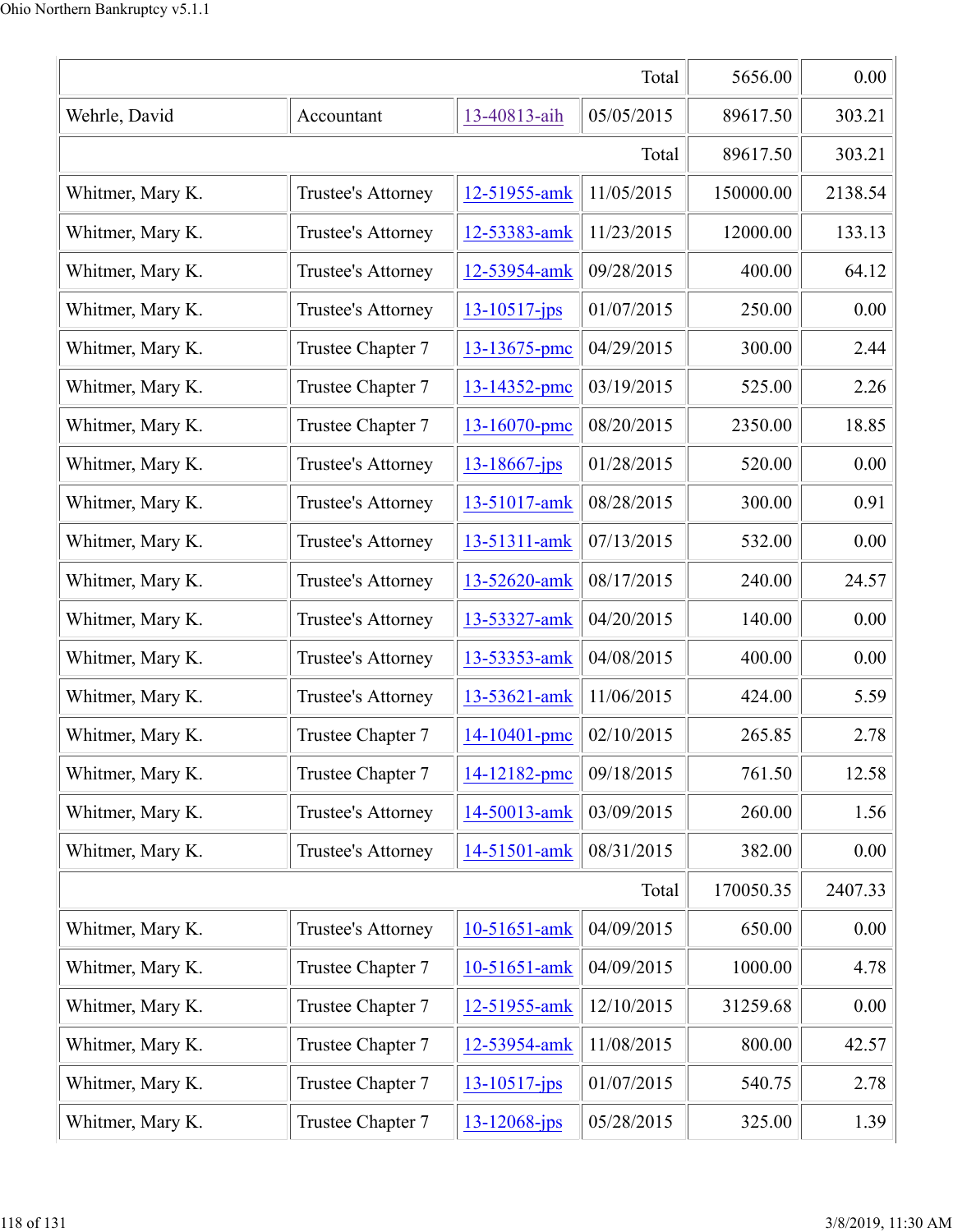| | | | | | |
|---|---|---|---|---|---|
| | | | Total | 5656.00 | 0.00 |
| Wehrle, David | Accountant | 13-40813-aih | 05/05/2015 | 89617.50 | 303.21 |
| | | | Total | 89617.50 | 303.21 |
| Whitmer, Mary K. | Trustee's Attorney | 12-51955-amk | 11/05/2015 | 150000.00 | 2138.54 |
| Whitmer, Mary K. | Trustee's Attorney | 12-53383-amk | 11/23/2015 | 12000.00 | 133.13 |
| Whitmer, Mary K. | Trustee's Attorney | 12-53954-amk | 09/28/2015 | 400.00 | 64.12 |
| Whitmer, Mary K. | Trustee's Attorney | 13-10517-jps | 01/07/2015 | 250.00 | 0.00 |
| Whitmer, Mary K. | Trustee Chapter 7 | 13-13675-pmc | 04/29/2015 | 300.00 | 2.44 |
| Whitmer, Mary K. | Trustee Chapter 7 | 13-14352-pmc | 03/19/2015 | 525.00 | 2.26 |
| Whitmer, Mary K. | Trustee Chapter 7 | 13-16070-pmc | 08/20/2015 | 2350.00 | 18.85 |
| Whitmer, Mary K. | Trustee's Attorney | 13-18667-jps | 01/28/2015 | 520.00 | 0.00 |
| Whitmer, Mary K. | Trustee's Attorney | 13-51017-amk | 08/28/2015 | 300.00 | 0.91 |
| Whitmer, Mary K. | Trustee's Attorney | 13-51311-amk | 07/13/2015 | 532.00 | 0.00 |
| Whitmer, Mary K. | Trustee's Attorney | 13-52620-amk | 08/17/2015 | 240.00 | 24.57 |
| Whitmer, Mary K. | Trustee's Attorney | 13-53327-amk | 04/20/2015 | 140.00 | 0.00 |
| Whitmer, Mary K. | Trustee's Attorney | 13-53353-amk | 04/08/2015 | 400.00 | 0.00 |
| Whitmer, Mary K. | Trustee's Attorney | 13-53621-amk | 11/06/2015 | 424.00 | 5.59 |
| Whitmer, Mary K. | Trustee Chapter 7 | 14-10401-pmc | 02/10/2015 | 265.85 | 2.78 |
| Whitmer, Mary K. | Trustee Chapter 7 | 14-12182-pmc | 09/18/2015 | 761.50 | 12.58 |
| Whitmer, Mary K. | Trustee's Attorney | 14-50013-amk | 03/09/2015 | 260.00 | 1.56 |
| Whitmer, Mary K. | Trustee's Attorney | 14-51501-amk | 08/31/2015 | 382.00 | 0.00 |
| | | | Total | 170050.35 | 2407.33 |
| Whitmer, Mary K. | Trustee's Attorney | 10-51651-amk | 04/09/2015 | 650.00 | 0.00 |
| Whitmer, Mary K. | Trustee Chapter 7 | 10-51651-amk | 04/09/2015 | 1000.00 | 4.78 |
| Whitmer, Mary K. | Trustee Chapter 7 | 12-51955-amk | 12/10/2015 | 31259.68 | 0.00 |
| Whitmer, Mary K. | Trustee Chapter 7 | 12-53954-amk | 11/08/2015 | 800.00 | 42.57 |
| Whitmer, Mary K. | Trustee Chapter 7 | 13-10517-jps | 01/07/2015 | 540.75 | 2.78 |
| Whitmer, Mary K. | Trustee Chapter 7 | 13-12068-jps | 05/28/2015 | 325.00 | 1.39 |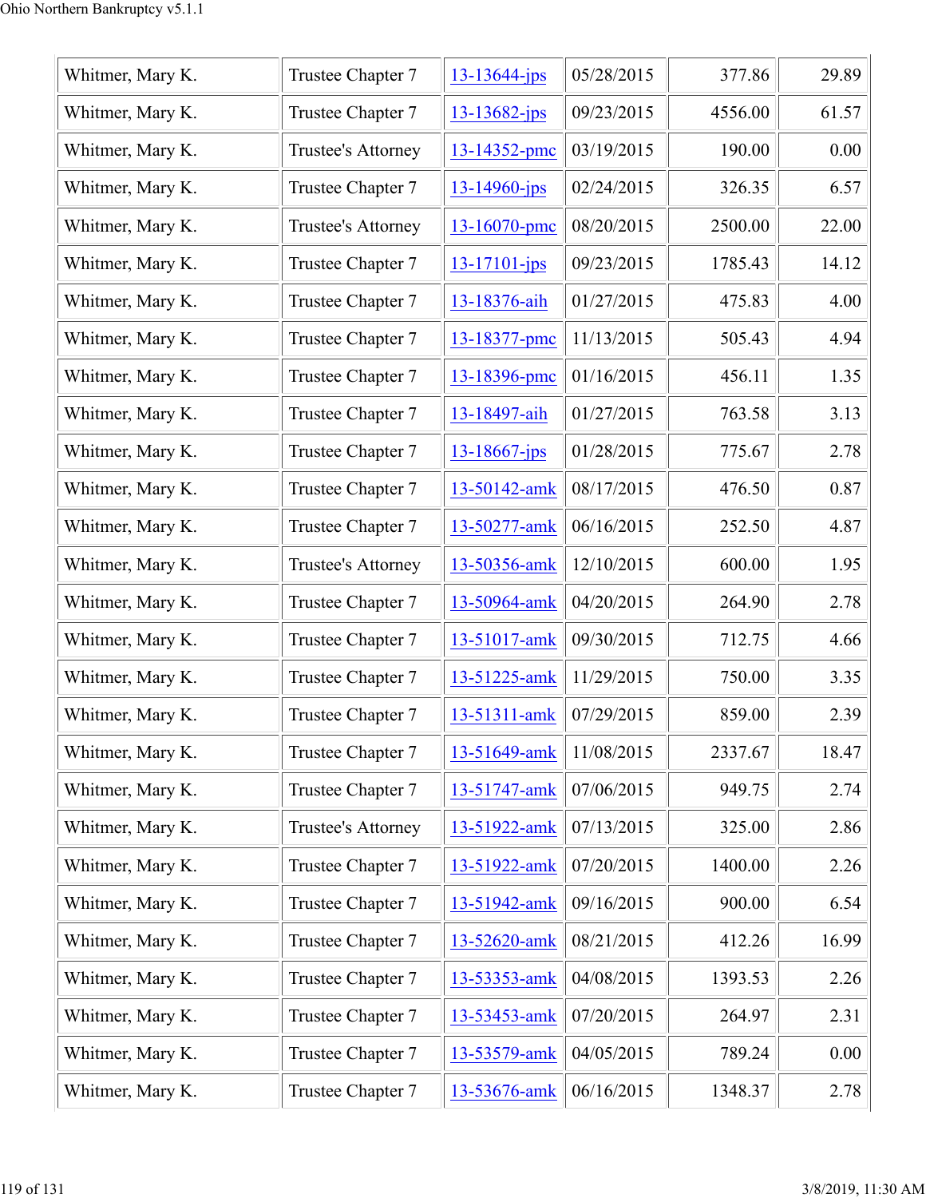| | | | | | |
|---|---|---|---|---|---|
| Whitmer, Mary K. | Trustee Chapter 7 | 13-13644-jps | 05/28/2015 | 377.86 | 29.89 |
| Whitmer, Mary K. | Trustee Chapter 7 | 13-13682-jps | 09/23/2015 | 4556.00 | 61.57 |
| Whitmer, Mary K. | Trustee's Attorney | 13-14352-pmc | 03/19/2015 | 190.00 | 0.00 |
| Whitmer, Mary K. | Trustee Chapter 7 | 13-14960-jps | 02/24/2015 | 326.35 | 6.57 |
| Whitmer, Mary K. | Trustee's Attorney | 13-16070-pmc | 08/20/2015 | 2500.00 | 22.00 |
| Whitmer, Mary K. | Trustee Chapter 7 | 13-17101-jps | 09/23/2015 | 1785.43 | 14.12 |
| Whitmer, Mary K. | Trustee Chapter 7 | 13-18376-aih | 01/27/2015 | 475.83 | 4.00 |
| Whitmer, Mary K. | Trustee Chapter 7 | 13-18377-pmc | 11/13/2015 | 505.43 | 4.94 |
| Whitmer, Mary K. | Trustee Chapter 7 | 13-18396-pmc | 01/16/2015 | 456.11 | 1.35 |
| Whitmer, Mary K. | Trustee Chapter 7 | 13-18497-aih | 01/27/2015 | 763.58 | 3.13 |
| Whitmer, Mary K. | Trustee Chapter 7 | 13-18667-jps | 01/28/2015 | 775.67 | 2.78 |
| Whitmer, Mary K. | Trustee Chapter 7 | 13-50142-amk | 08/17/2015 | 476.50 | 0.87 |
| Whitmer, Mary K. | Trustee Chapter 7 | 13-50277-amk | 06/16/2015 | 252.50 | 4.87 |
| Whitmer, Mary K. | Trustee's Attorney | 13-50356-amk | 12/10/2015 | 600.00 | 1.95 |
| Whitmer, Mary K. | Trustee Chapter 7 | 13-50964-amk | 04/20/2015 | 264.90 | 2.78 |
| Whitmer, Mary K. | Trustee Chapter 7 | 13-51017-amk | 09/30/2015 | 712.75 | 4.66 |
| Whitmer, Mary K. | Trustee Chapter 7 | 13-51225-amk | 11/29/2015 | 750.00 | 3.35 |
| Whitmer, Mary K. | Trustee Chapter 7 | 13-51311-amk | 07/29/2015 | 859.00 | 2.39 |
| Whitmer, Mary K. | Trustee Chapter 7 | 13-51649-amk | 11/08/2015 | 2337.67 | 18.47 |
| Whitmer, Mary K. | Trustee Chapter 7 | 13-51747-amk | 07/06/2015 | 949.75 | 2.74 |
| Whitmer, Mary K. | Trustee's Attorney | 13-51922-amk | 07/13/2015 | 325.00 | 2.86 |
| Whitmer, Mary K. | Trustee Chapter 7 | 13-51922-amk | 07/20/2015 | 1400.00 | 2.26 |
| Whitmer, Mary K. | Trustee Chapter 7 | 13-51942-amk | 09/16/2015 | 900.00 | 6.54 |
| Whitmer, Mary K. | Trustee Chapter 7 | 13-52620-amk | 08/21/2015 | 412.26 | 16.99 |
| Whitmer, Mary K. | Trustee Chapter 7 | 13-53353-amk | 04/08/2015 | 1393.53 | 2.26 |
| Whitmer, Mary K. | Trustee Chapter 7 | 13-53453-amk | 07/20/2015 | 264.97 | 2.31 |
| Whitmer, Mary K. | Trustee Chapter 7 | 13-53579-amk | 04/05/2015 | 789.24 | 0.00 |
| Whitmer, Mary K. | Trustee Chapter 7 | 13-53676-amk | 06/16/2015 | 1348.37 | 2.78 |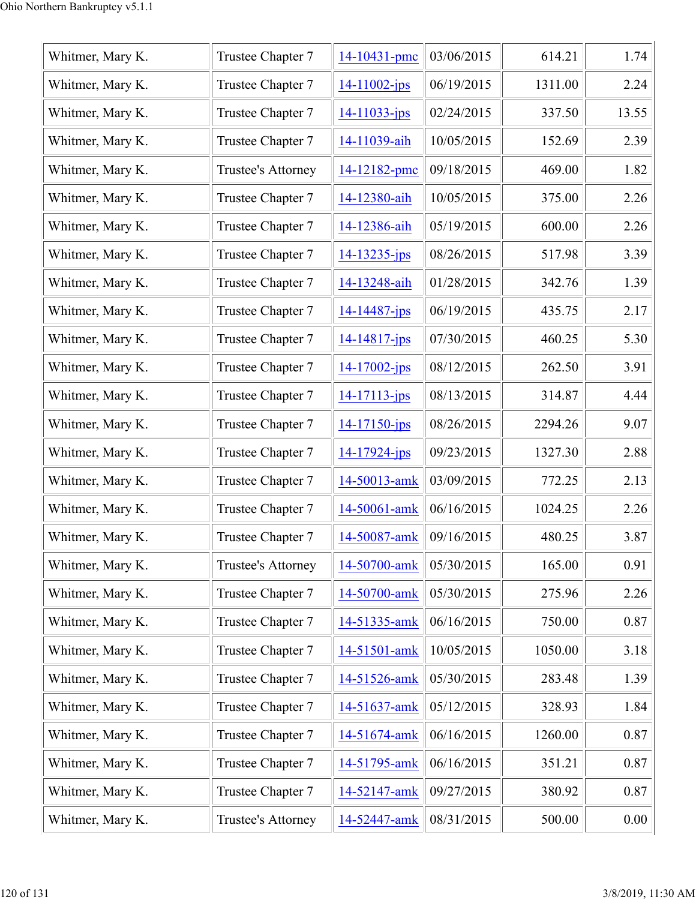| | | | | | |
|---|---|---|---|---|---|
| Whitmer, Mary K. | Trustee Chapter 7 | 14-10431-pmc | 03/06/2015 | 614.21 | 1.74 |
| Whitmer, Mary K. | Trustee Chapter 7 | 14-11002-jps | 06/19/2015 | 1311.00 | 2.24 |
| Whitmer, Mary K. | Trustee Chapter 7 | 14-11033-jps | 02/24/2015 | 337.50 | 13.55 |
| Whitmer, Mary K. | Trustee Chapter 7 | 14-11039-aih | 10/05/2015 | 152.69 | 2.39 |
| Whitmer, Mary K. | Trustee's Attorney | 14-12182-pmc | 09/18/2015 | 469.00 | 1.82 |
| Whitmer, Mary K. | Trustee Chapter 7 | 14-12380-aih | 10/05/2015 | 375.00 | 2.26 |
| Whitmer, Mary K. | Trustee Chapter 7 | 14-12386-aih | 05/19/2015 | 600.00 | 2.26 |
| Whitmer, Mary K. | Trustee Chapter 7 | 14-13235-jps | 08/26/2015 | 517.98 | 3.39 |
| Whitmer, Mary K. | Trustee Chapter 7 | 14-13248-aih | 01/28/2015 | 342.76 | 1.39 |
| Whitmer, Mary K. | Trustee Chapter 7 | 14-14487-jps | 06/19/2015 | 435.75 | 2.17 |
| Whitmer, Mary K. | Trustee Chapter 7 | 14-14817-jps | 07/30/2015 | 460.25 | 5.30 |
| Whitmer, Mary K. | Trustee Chapter 7 | 14-17002-jps | 08/12/2015 | 262.50 | 3.91 |
| Whitmer, Mary K. | Trustee Chapter 7 | 14-17113-jps | 08/13/2015 | 314.87 | 4.44 |
| Whitmer, Mary K. | Trustee Chapter 7 | 14-17150-jps | 08/26/2015 | 2294.26 | 9.07 |
| Whitmer, Mary K. | Trustee Chapter 7 | 14-17924-jps | 09/23/2015 | 1327.30 | 2.88 |
| Whitmer, Mary K. | Trustee Chapter 7 | 14-50013-amk | 03/09/2015 | 772.25 | 2.13 |
| Whitmer, Mary K. | Trustee Chapter 7 | 14-50061-amk | 06/16/2015 | 1024.25 | 2.26 |
| Whitmer, Mary K. | Trustee Chapter 7 | 14-50087-amk | 09/16/2015 | 480.25 | 3.87 |
| Whitmer, Mary K. | Trustee's Attorney | 14-50700-amk | 05/30/2015 | 165.00 | 0.91 |
| Whitmer, Mary K. | Trustee Chapter 7 | 14-50700-amk | 05/30/2015 | 275.96 | 2.26 |
| Whitmer, Mary K. | Trustee Chapter 7 | 14-51335-amk | 06/16/2015 | 750.00 | 0.87 |
| Whitmer, Mary K. | Trustee Chapter 7 | 14-51501-amk | 10/05/2015 | 1050.00 | 3.18 |
| Whitmer, Mary K. | Trustee Chapter 7 | 14-51526-amk | 05/30/2015 | 283.48 | 1.39 |
| Whitmer, Mary K. | Trustee Chapter 7 | 14-51637-amk | 05/12/2015 | 328.93 | 1.84 |
| Whitmer, Mary K. | Trustee Chapter 7 | 14-51674-amk | 06/16/2015 | 1260.00 | 0.87 |
| Whitmer, Mary K. | Trustee Chapter 7 | 14-51795-amk | 06/16/2015 | 351.21 | 0.87 |
| Whitmer, Mary K. | Trustee Chapter 7 | 14-52147-amk | 09/27/2015 | 380.92 | 0.87 |
| Whitmer, Mary K. | Trustee's Attorney | 14-52447-amk | 08/31/2015 | 500.00 | 0.00 |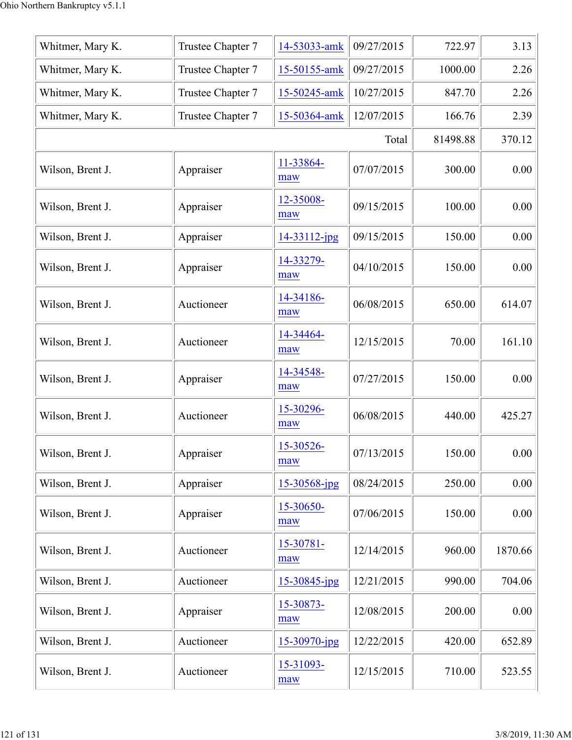| | | | | | |
|---|---|---|---|---|---|
| Whitmer, Mary K. | Trustee Chapter 7 | 14-53033-amk | 09/27/2015 | 722.97 | 3.13 |
| Whitmer, Mary K. | Trustee Chapter 7 | 15-50155-amk | 09/27/2015 | 1000.00 | 2.26 |
| Whitmer, Mary K. | Trustee Chapter 7 | 15-50245-amk | 10/27/2015 | 847.70 | 2.26 |
| Whitmer, Mary K. | Trustee Chapter 7 | 15-50364-amk | 12/07/2015 | 166.76 | 2.39 |
| | | | Total | 81498.88 | 370.12 |
| Wilson, Brent J. | Appraiser | 11-33864-maw | 07/07/2015 | 300.00 | 0.00 |
| Wilson, Brent J. | Appraiser | 12-35008-maw | 09/15/2015 | 100.00 | 0.00 |
| Wilson, Brent J. | Appraiser | 14-33112-jpg | 09/15/2015 | 150.00 | 0.00 |
| Wilson, Brent J. | Appraiser | 14-33279-maw | 04/10/2015 | 150.00 | 0.00 |
| Wilson, Brent J. | Auctioneer | 14-34186-maw | 06/08/2015 | 650.00 | 614.07 |
| Wilson, Brent J. | Auctioneer | 14-34464-maw | 12/15/2015 | 70.00 | 161.10 |
| Wilson, Brent J. | Appraiser | 14-34548-maw | 07/27/2015 | 150.00 | 0.00 |
| Wilson, Brent J. | Auctioneer | 15-30296-maw | 06/08/2015 | 440.00 | 425.27 |
| Wilson, Brent J. | Appraiser | 15-30526-maw | 07/13/2015 | 150.00 | 0.00 |
| Wilson, Brent J. | Appraiser | 15-30568-jpg | 08/24/2015 | 250.00 | 0.00 |
| Wilson, Brent J. | Appraiser | 15-30650-maw | 07/06/2015 | 150.00 | 0.00 |
| Wilson, Brent J. | Auctioneer | 15-30781-maw | 12/14/2015 | 960.00 | 1870.66 |
| Wilson, Brent J. | Auctioneer | 15-30845-jpg | 12/21/2015 | 990.00 | 704.06 |
| Wilson, Brent J. | Appraiser | 15-30873-maw | 12/08/2015 | 200.00 | 0.00 |
| Wilson, Brent J. | Auctioneer | 15-30970-jpg | 12/22/2015 | 420.00 | 652.89 |
| Wilson, Brent J. | Auctioneer | 15-31093-maw | 12/15/2015 | 710.00 | 523.55 |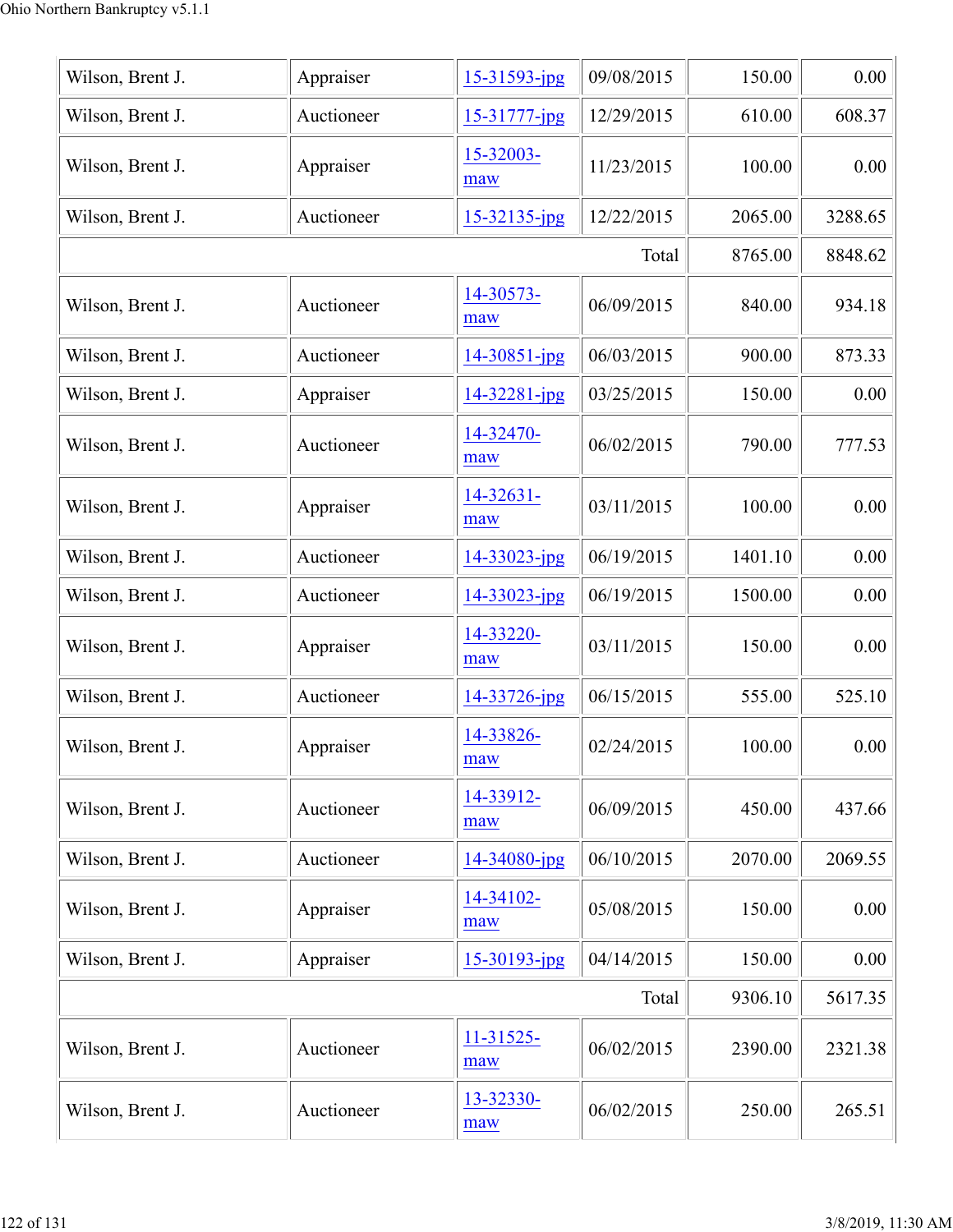| Wilson, Brent J. | Appraiser | 15-31593-jpg | 09/08/2015 | 150.00 | 0.00 |
|---|---|---|---|---|---|
| Wilson, Brent J. | Auctioneer | 15-31777-jpg | 12/29/2015 | 610.00 | 608.37 |
| Wilson, Brent J. | Appraiser | 15-32003-maw | 11/23/2015 | 100.00 | 0.00 |
| Wilson, Brent J. | Auctioneer | 15-32135-jpg | 12/22/2015 | 2065.00 | 3288.65 |
| | | | Total | 8765.00 | 8848.62 |
| Wilson, Brent J. | Auctioneer | 14-30573-maw | 06/09/2015 | 840.00 | 934.18 |
| Wilson, Brent J. | Auctioneer | 14-30851-jpg | 06/03/2015 | 900.00 | 873.33 |
| Wilson, Brent J. | Appraiser | 14-32281-jpg | 03/25/2015 | 150.00 | 0.00 |
| Wilson, Brent J. | Auctioneer | 14-32470-maw | 06/02/2015 | 790.00 | 777.53 |
| Wilson, Brent J. | Appraiser | 14-32631-maw | 03/11/2015 | 100.00 | 0.00 |
| Wilson, Brent J. | Auctioneer | 14-33023-jpg | 06/19/2015 | 1401.10 | 0.00 |
| Wilson, Brent J. | Auctioneer | 14-33023-jpg | 06/19/2015 | 1500.00 | 0.00 |
| Wilson, Brent J. | Appraiser | 14-33220-maw | 03/11/2015 | 150.00 | 0.00 |
| Wilson, Brent J. | Auctioneer | 14-33726-jpg | 06/15/2015 | 555.00 | 525.10 |
| Wilson, Brent J. | Appraiser | 14-33826-maw | 02/24/2015 | 100.00 | 0.00 |
| Wilson, Brent J. | Auctioneer | 14-33912-maw | 06/09/2015 | 450.00 | 437.66 |
| Wilson, Brent J. | Auctioneer | 14-34080-jpg | 06/10/2015 | 2070.00 | 2069.55 |
| Wilson, Brent J. | Appraiser | 14-34102-maw | 05/08/2015 | 150.00 | 0.00 |
| Wilson, Brent J. | Appraiser | 15-30193-jpg | 04/14/2015 | 150.00 | 0.00 |
| | | | Total | 9306.10 | 5617.35 |
| Wilson, Brent J. | Auctioneer | 11-31525-maw | 06/02/2015 | 2390.00 | 2321.38 |
| Wilson, Brent J. | Auctioneer | 13-32330-maw | 06/02/2015 | 250.00 | 265.51 |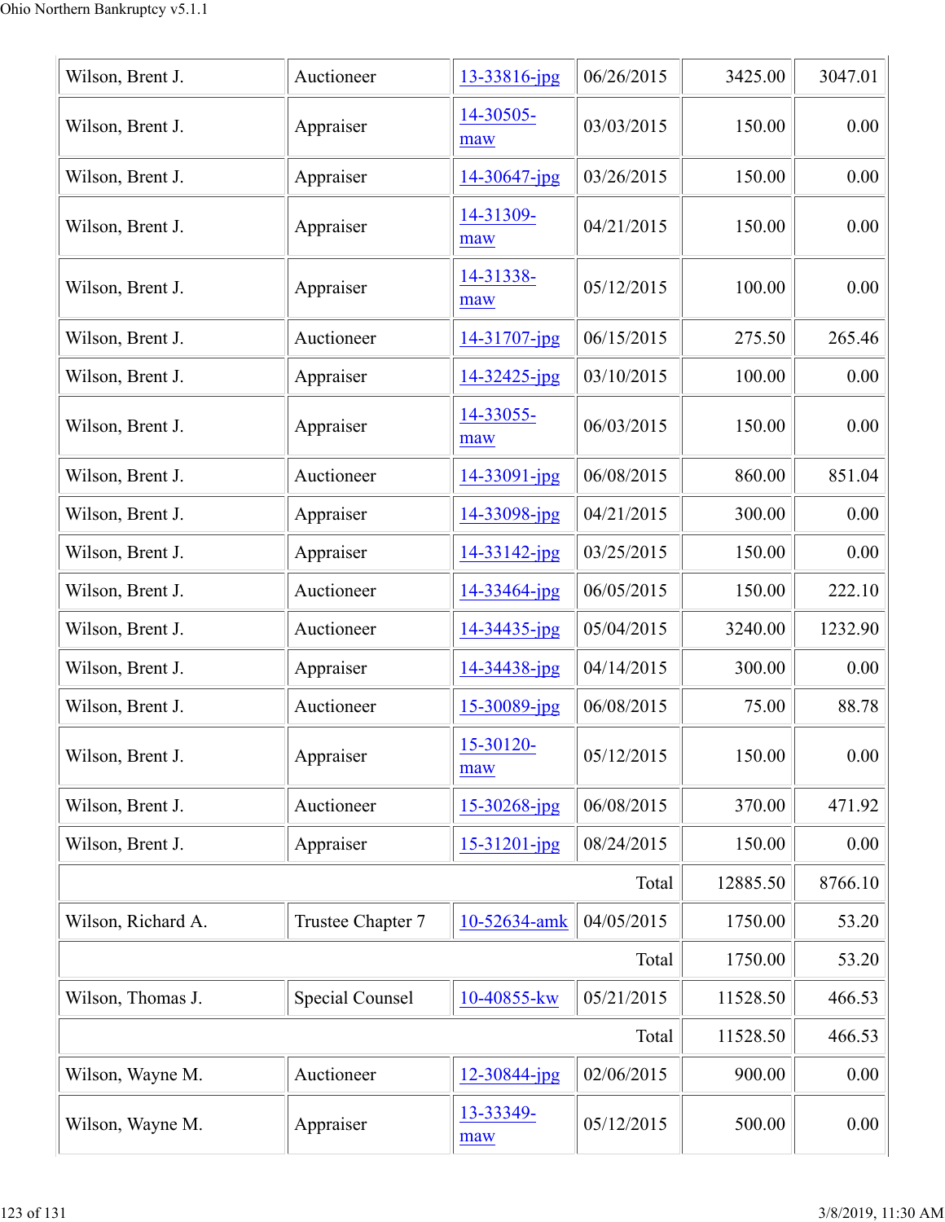| | | | | | |
|---|---|---|---|---|---|
| Wilson, Brent J. | Auctioneer | 13-33816-jpg | 06/26/2015 | 3425.00 | 3047.01 |
| Wilson, Brent J. | Appraiser | 14-30505-maw | 03/03/2015 | 150.00 | 0.00 |
| Wilson, Brent J. | Appraiser | 14-30647-jpg | 03/26/2015 | 150.00 | 0.00 |
| Wilson, Brent J. | Appraiser | 14-31309-maw | 04/21/2015 | 150.00 | 0.00 |
| Wilson, Brent J. | Appraiser | 14-31338-maw | 05/12/2015 | 100.00 | 0.00 |
| Wilson, Brent J. | Auctioneer | 14-31707-jpg | 06/15/2015 | 275.50 | 265.46 |
| Wilson, Brent J. | Appraiser | 14-32425-jpg | 03/10/2015 | 100.00 | 0.00 |
| Wilson, Brent J. | Appraiser | 14-33055-maw | 06/03/2015 | 150.00 | 0.00 |
| Wilson, Brent J. | Auctioneer | 14-33091-jpg | 06/08/2015 | 860.00 | 851.04 |
| Wilson, Brent J. | Appraiser | 14-33098-jpg | 04/21/2015 | 300.00 | 0.00 |
| Wilson, Brent J. | Appraiser | 14-33142-jpg | 03/25/2015 | 150.00 | 0.00 |
| Wilson, Brent J. | Auctioneer | 14-33464-jpg | 06/05/2015 | 150.00 | 222.10 |
| Wilson, Brent J. | Auctioneer | 14-34435-jpg | 05/04/2015 | 3240.00 | 1232.90 |
| Wilson, Brent J. | Appraiser | 14-34438-jpg | 04/14/2015 | 300.00 | 0.00 |
| Wilson, Brent J. | Auctioneer | 15-30089-jpg | 06/08/2015 | 75.00 | 88.78 |
| Wilson, Brent J. | Appraiser | 15-30120-maw | 05/12/2015 | 150.00 | 0.00 |
| Wilson, Brent J. | Auctioneer | 15-30268-jpg | 06/08/2015 | 370.00 | 471.92 |
| Wilson, Brent J. | Appraiser | 15-31201-jpg | 08/24/2015 | 150.00 | 0.00 |
| | | | Total | 12885.50 | 8766.10 |
| Wilson, Richard A. | Trustee Chapter 7 | 10-52634-amk | 04/05/2015 | 1750.00 | 53.20 |
| | | | Total | 1750.00 | 53.20 |
| Wilson, Thomas J. | Special Counsel | 10-40855-kw | 05/21/2015 | 11528.50 | 466.53 |
| | | | Total | 11528.50 | 466.53 |
| Wilson, Wayne M. | Auctioneer | 12-30844-jpg | 02/06/2015 | 900.00 | 0.00 |
| Wilson, Wayne M. | Appraiser | 13-33349-maw | 05/12/2015 | 500.00 | 0.00 |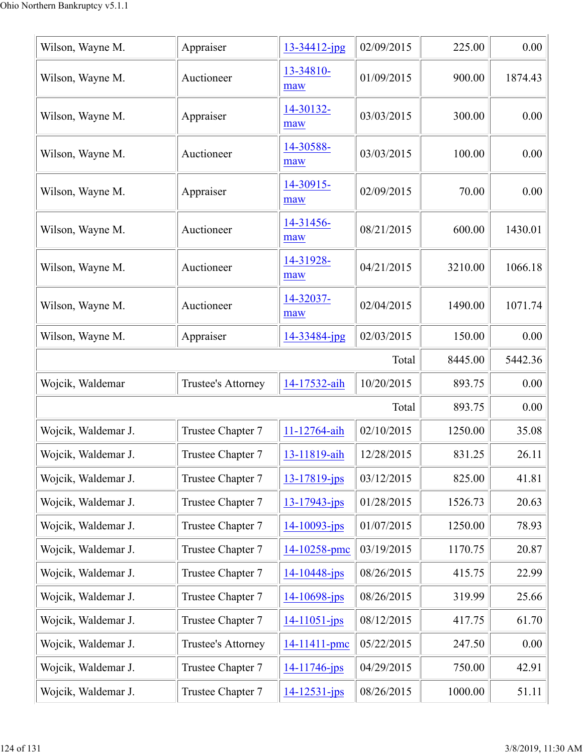| | | | | | |
|---|---|---|---|---|---|
| Wilson, Wayne M. | Appraiser | 13-34412-jpg | 02/09/2015 | 225.00 | 0.00 |
| Wilson, Wayne M. | Auctioneer | 13-34810-maw | 01/09/2015 | 900.00 | 1874.43 |
| Wilson, Wayne M. | Appraiser | 14-30132-maw | 03/03/2015 | 300.00 | 0.00 |
| Wilson, Wayne M. | Auctioneer | 14-30588-maw | 03/03/2015 | 100.00 | 0.00 |
| Wilson, Wayne M. | Appraiser | 14-30915-maw | 02/09/2015 | 70.00 | 0.00 |
| Wilson, Wayne M. | Auctioneer | 14-31456-maw | 08/21/2015 | 600.00 | 1430.01 |
| Wilson, Wayne M. | Auctioneer | 14-31928-maw | 04/21/2015 | 3210.00 | 1066.18 |
| Wilson, Wayne M. | Auctioneer | 14-32037-maw | 02/04/2015 | 1490.00 | 1071.74 |
| Wilson, Wayne M. | Appraiser | 14-33484-jpg | 02/03/2015 | 150.00 | 0.00 |
| | | | Total | 8445.00 | 5442.36 |
| Wojcik, Waldemar | Trustee's Attorney | 14-17532-aih | 10/20/2015 | 893.75 | 0.00 |
| | | | Total | 893.75 | 0.00 |
| Wojcik, Waldemar J. | Trustee Chapter 7 | 11-12764-aih | 02/10/2015 | 1250.00 | 35.08 |
| Wojcik, Waldemar J. | Trustee Chapter 7 | 13-11819-aih | 12/28/2015 | 831.25 | 26.11 |
| Wojcik, Waldemar J. | Trustee Chapter 7 | 13-17819-jps | 03/12/2015 | 825.00 | 41.81 |
| Wojcik, Waldemar J. | Trustee Chapter 7 | 13-17943-jps | 01/28/2015 | 1526.73 | 20.63 |
| Wojcik, Waldemar J. | Trustee Chapter 7 | 14-10093-jps | 01/07/2015 | 1250.00 | 78.93 |
| Wojcik, Waldemar J. | Trustee Chapter 7 | 14-10258-pmc | 03/19/2015 | 1170.75 | 20.87 |
| Wojcik, Waldemar J. | Trustee Chapter 7 | 14-10448-jps | 08/26/2015 | 415.75 | 22.99 |
| Wojcik, Waldemar J. | Trustee Chapter 7 | 14-10698-jps | 08/26/2015 | 319.99 | 25.66 |
| Wojcik, Waldemar J. | Trustee Chapter 7 | 14-11051-jps | 08/12/2015 | 417.75 | 61.70 |
| Wojcik, Waldemar J. | Trustee's Attorney | 14-11411-pmc | 05/22/2015 | 247.50 | 0.00 |
| Wojcik, Waldemar J. | Trustee Chapter 7 | 14-11746-jps | 04/29/2015 | 750.00 | 42.91 |
| Wojcik, Waldemar J. | Trustee Chapter 7 | 14-12531-jps | 08/26/2015 | 1000.00 | 51.11 |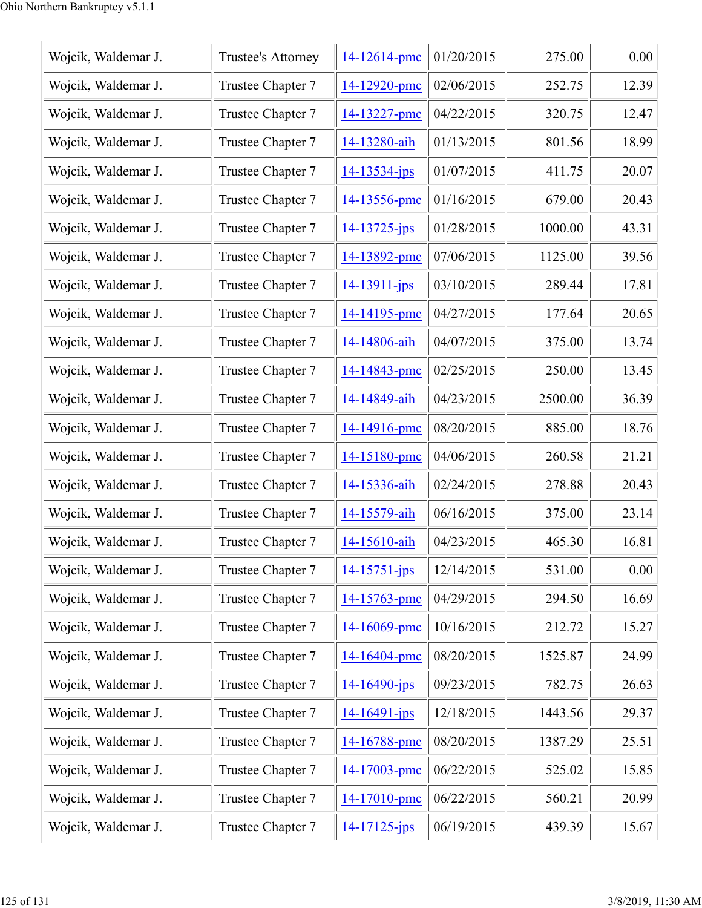| Wojcik, Waldemar J. | Trustee's Attorney | 14-12614-pmc | 01/20/2015 | 275.00 | 0.00 |
|---|---|---|---|---|---|
| Wojcik, Waldemar J. | Trustee Chapter 7 | 14-12920-pmc | 02/06/2015 | 252.75 | 12.39 |
| Wojcik, Waldemar J. | Trustee Chapter 7 | 14-13227-pmc | 04/22/2015 | 320.75 | 12.47 |
| Wojcik, Waldemar J. | Trustee Chapter 7 | 14-13280-aih | 01/13/2015 | 801.56 | 18.99 |
| Wojcik, Waldemar J. | Trustee Chapter 7 | 14-13534-jps | 01/07/2015 | 411.75 | 20.07 |
| Wojcik, Waldemar J. | Trustee Chapter 7 | 14-13556-pmc | 01/16/2015 | 679.00 | 20.43 |
| Wojcik, Waldemar J. | Trustee Chapter 7 | 14-13725-jps | 01/28/2015 | 1000.00 | 43.31 |
| Wojcik, Waldemar J. | Trustee Chapter 7 | 14-13892-pmc | 07/06/2015 | 1125.00 | 39.56 |
| Wojcik, Waldemar J. | Trustee Chapter 7 | 14-13911-jps | 03/10/2015 | 289.44 | 17.81 |
| Wojcik, Waldemar J. | Trustee Chapter 7 | 14-14195-pmc | 04/27/2015 | 177.64 | 20.65 |
| Wojcik, Waldemar J. | Trustee Chapter 7 | 14-14806-aih | 04/07/2015 | 375.00 | 13.74 |
| Wojcik, Waldemar J. | Trustee Chapter 7 | 14-14843-pmc | 02/25/2015 | 250.00 | 13.45 |
| Wojcik, Waldemar J. | Trustee Chapter 7 | 14-14849-aih | 04/23/2015 | 2500.00 | 36.39 |
| Wojcik, Waldemar J. | Trustee Chapter 7 | 14-14916-pmc | 08/20/2015 | 885.00 | 18.76 |
| Wojcik, Waldemar J. | Trustee Chapter 7 | 14-15180-pmc | 04/06/2015 | 260.58 | 21.21 |
| Wojcik, Waldemar J. | Trustee Chapter 7 | 14-15336-aih | 02/24/2015 | 278.88 | 20.43 |
| Wojcik, Waldemar J. | Trustee Chapter 7 | 14-15579-aih | 06/16/2015 | 375.00 | 23.14 |
| Wojcik, Waldemar J. | Trustee Chapter 7 | 14-15610-aih | 04/23/2015 | 465.30 | 16.81 |
| Wojcik, Waldemar J. | Trustee Chapter 7 | 14-15751-jps | 12/14/2015 | 531.00 | 0.00 |
| Wojcik, Waldemar J. | Trustee Chapter 7 | 14-15763-pmc | 04/29/2015 | 294.50 | 16.69 |
| Wojcik, Waldemar J. | Trustee Chapter 7 | 14-16069-pmc | 10/16/2015 | 212.72 | 15.27 |
| Wojcik, Waldemar J. | Trustee Chapter 7 | 14-16404-pmc | 08/20/2015 | 1525.87 | 24.99 |
| Wojcik, Waldemar J. | Trustee Chapter 7 | 14-16490-jps | 09/23/2015 | 782.75 | 26.63 |
| Wojcik, Waldemar J. | Trustee Chapter 7 | 14-16491-jps | 12/18/2015 | 1443.56 | 29.37 |
| Wojcik, Waldemar J. | Trustee Chapter 7 | 14-16788-pmc | 08/20/2015 | 1387.29 | 25.51 |
| Wojcik, Waldemar J. | Trustee Chapter 7 | 14-17003-pmc | 06/22/2015 | 525.02 | 15.85 |
| Wojcik, Waldemar J. | Trustee Chapter 7 | 14-17010-pmc | 06/22/2015 | 560.21 | 20.99 |
| Wojcik, Waldemar J. | Trustee Chapter 7 | 14-17125-jps | 06/19/2015 | 439.39 | 15.67 |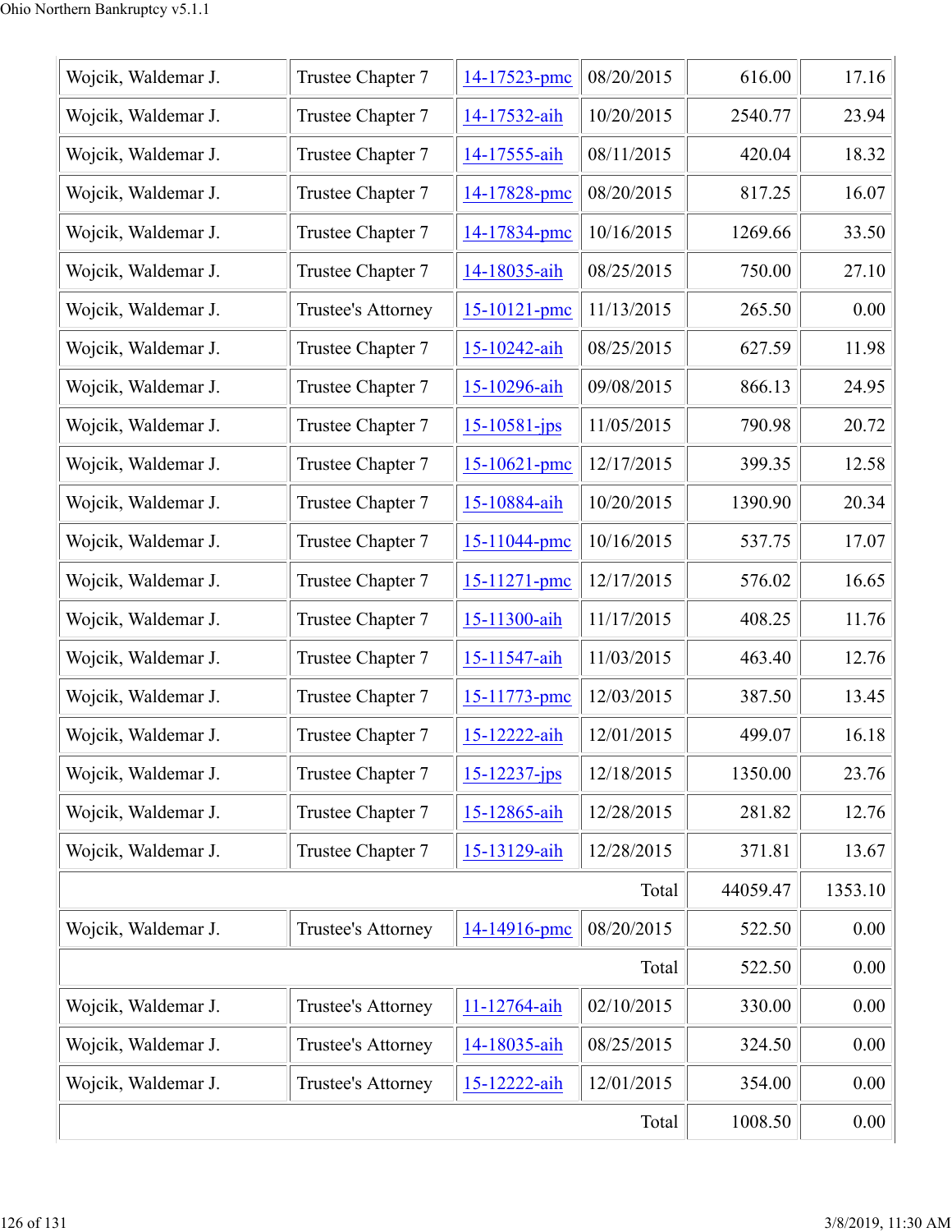| | | | | | |
|---|---|---|---|---|---|
| Wojcik, Waldemar J. | Trustee Chapter 7 | 14-17523-pmc | 08/20/2015 | 616.00 | 17.16 |
| Wojcik, Waldemar J. | Trustee Chapter 7 | 14-17532-aih | 10/20/2015 | 2540.77 | 23.94 |
| Wojcik, Waldemar J. | Trustee Chapter 7 | 14-17555-aih | 08/11/2015 | 420.04 | 18.32 |
| Wojcik, Waldemar J. | Trustee Chapter 7 | 14-17828-pmc | 08/20/2015 | 817.25 | 16.07 |
| Wojcik, Waldemar J. | Trustee Chapter 7 | 14-17834-pmc | 10/16/2015 | 1269.66 | 33.50 |
| Wojcik, Waldemar J. | Trustee Chapter 7 | 14-18035-aih | 08/25/2015 | 750.00 | 27.10 |
| Wojcik, Waldemar J. | Trustee's Attorney | 15-10121-pmc | 11/13/2015 | 265.50 | 0.00 |
| Wojcik, Waldemar J. | Trustee Chapter 7 | 15-10242-aih | 08/25/2015 | 627.59 | 11.98 |
| Wojcik, Waldemar J. | Trustee Chapter 7 | 15-10296-aih | 09/08/2015 | 866.13 | 24.95 |
| Wojcik, Waldemar J. | Trustee Chapter 7 | 15-10581-jps | 11/05/2015 | 790.98 | 20.72 |
| Wojcik, Waldemar J. | Trustee Chapter 7 | 15-10621-pmc | 12/17/2015 | 399.35 | 12.58 |
| Wojcik, Waldemar J. | Trustee Chapter 7 | 15-10884-aih | 10/20/2015 | 1390.90 | 20.34 |
| Wojcik, Waldemar J. | Trustee Chapter 7 | 15-11044-pmc | 10/16/2015 | 537.75 | 17.07 |
| Wojcik, Waldemar J. | Trustee Chapter 7 | 15-11271-pmc | 12/17/2015 | 576.02 | 16.65 |
| Wojcik, Waldemar J. | Trustee Chapter 7 | 15-11300-aih | 11/17/2015 | 408.25 | 11.76 |
| Wojcik, Waldemar J. | Trustee Chapter 7 | 15-11547-aih | 11/03/2015 | 463.40 | 12.76 |
| Wojcik, Waldemar J. | Trustee Chapter 7 | 15-11773-pmc | 12/03/2015 | 387.50 | 13.45 |
| Wojcik, Waldemar J. | Trustee Chapter 7 | 15-12222-aih | 12/01/2015 | 499.07 | 16.18 |
| Wojcik, Waldemar J. | Trustee Chapter 7 | 15-12237-jps | 12/18/2015 | 1350.00 | 23.76 |
| Wojcik, Waldemar J. | Trustee Chapter 7 | 15-12865-aih | 12/28/2015 | 281.82 | 12.76 |
| Wojcik, Waldemar J. | Trustee Chapter 7 | 15-13129-aih | 12/28/2015 | 371.81 | 13.67 |
| | | | Total | 44059.47 | 1353.10 |
| Wojcik, Waldemar J. | Trustee's Attorney | 14-14916-pmc | 08/20/2015 | 522.50 | 0.00 |
| | | | Total | 522.50 | 0.00 |
| Wojcik, Waldemar J. | Trustee's Attorney | 11-12764-aih | 02/10/2015 | 330.00 | 0.00 |
| Wojcik, Waldemar J. | Trustee's Attorney | 14-18035-aih | 08/25/2015 | 324.50 | 0.00 |
| Wojcik, Waldemar J. | Trustee's Attorney | 15-12222-aih | 12/01/2015 | 354.00 | 0.00 |
| | | | Total | 1008.50 | 0.00 |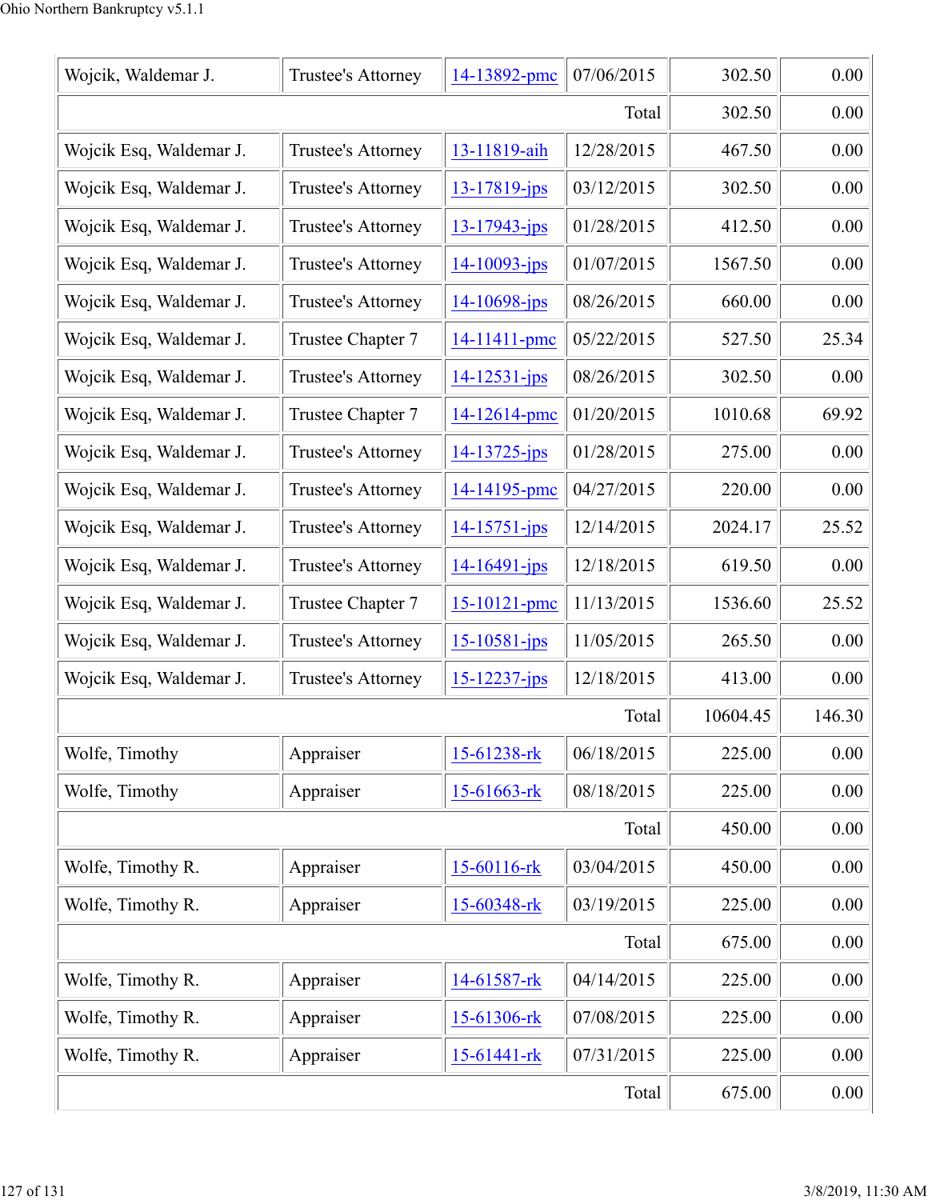| | | | | | |
|---|---|---|---|---|---|
| Wojcik, Waldemar J. | Trustee's Attorney | 14-13892-pmc | 07/06/2015 | 302.50 | 0.00 |
| | | | Total | 302.50 | 0.00 |
| Wojcik Esq, Waldemar J. | Trustee's Attorney | 13-11819-aih | 12/28/2015 | 467.50 | 0.00 |
| Wojcik Esq, Waldemar J. | Trustee's Attorney | 13-17819-jps | 03/12/2015 | 302.50 | 0.00 |
| Wojcik Esq, Waldemar J. | Trustee's Attorney | 13-17943-jps | 01/28/2015 | 412.50 | 0.00 |
| Wojcik Esq, Waldemar J. | Trustee's Attorney | 14-10093-jps | 01/07/2015 | 1567.50 | 0.00 |
| Wojcik Esq, Waldemar J. | Trustee's Attorney | 14-10698-jps | 08/26/2015 | 660.00 | 0.00 |
| Wojcik Esq, Waldemar J. | Trustee Chapter 7 | 14-11411-pmc | 05/22/2015 | 527.50 | 25.34 |
| Wojcik Esq, Waldemar J. | Trustee's Attorney | 14-12531-jps | 08/26/2015 | 302.50 | 0.00 |
| Wojcik Esq, Waldemar J. | Trustee Chapter 7 | 14-12614-pmc | 01/20/2015 | 1010.68 | 69.92 |
| Wojcik Esq, Waldemar J. | Trustee's Attorney | 14-13725-jps | 01/28/2015 | 275.00 | 0.00 |
| Wojcik Esq, Waldemar J. | Trustee's Attorney | 14-14195-pmc | 04/27/2015 | 220.00 | 0.00 |
| Wojcik Esq, Waldemar J. | Trustee's Attorney | 14-15751-jps | 12/14/2015 | 2024.17 | 25.52 |
| Wojcik Esq, Waldemar J. | Trustee's Attorney | 14-16491-jps | 12/18/2015 | 619.50 | 0.00 |
| Wojcik Esq, Waldemar J. | Trustee Chapter 7 | 15-10121-pmc | 11/13/2015 | 1536.60 | 25.52 |
| Wojcik Esq, Waldemar J. | Trustee's Attorney | 15-10581-jps | 11/05/2015 | 265.50 | 0.00 |
| Wojcik Esq, Waldemar J. | Trustee's Attorney | 15-12237-jps | 12/18/2015 | 413.00 | 0.00 |
| | | | Total | 10604.45 | 146.30 |
| Wolfe, Timothy | Appraiser | 15-61238-rk | 06/18/2015 | 225.00 | 0.00 |
| Wolfe, Timothy | Appraiser | 15-61663-rk | 08/18/2015 | 225.00 | 0.00 |
| | | | Total | 450.00 | 0.00 |
| Wolfe, Timothy R. | Appraiser | 15-60116-rk | 03/04/2015 | 450.00 | 0.00 |
| Wolfe, Timothy R. | Appraiser | 15-60348-rk | 03/19/2015 | 225.00 | 0.00 |
| | | | Total | 675.00 | 0.00 |
| Wolfe, Timothy R. | Appraiser | 14-61587-rk | 04/14/2015 | 225.00 | 0.00 |
| Wolfe, Timothy R. | Appraiser | 15-61306-rk | 07/08/2015 | 225.00 | 0.00 |
| Wolfe, Timothy R. | Appraiser | 15-61441-rk | 07/31/2015 | 225.00 | 0.00 |
| | | | Total | 675.00 | 0.00 |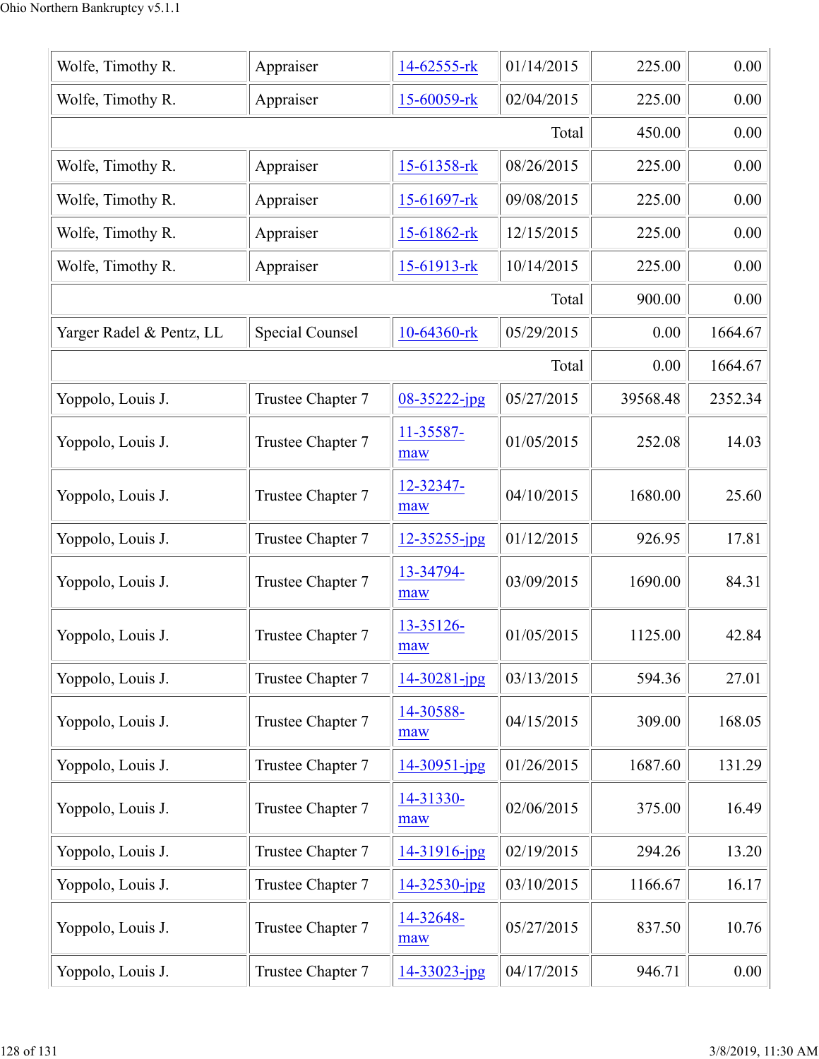| | | | | | |
|---|---|---|---|---|---|
| Wolfe, Timothy R. | Appraiser | 14-62555-rk | 01/14/2015 | 225.00 | 0.00 |
| Wolfe, Timothy R. | Appraiser | 15-60059-rk | 02/04/2015 | 225.00 | 0.00 |
| | | | Total | 450.00 | 0.00 |
| Wolfe, Timothy R. | Appraiser | 15-61358-rk | 08/26/2015 | 225.00 | 0.00 |
| Wolfe, Timothy R. | Appraiser | 15-61697-rk | 09/08/2015 | 225.00 | 0.00 |
| Wolfe, Timothy R. | Appraiser | 15-61862-rk | 12/15/2015 | 225.00 | 0.00 |
| Wolfe, Timothy R. | Appraiser | 15-61913-rk | 10/14/2015 | 225.00 | 0.00 |
| | | | Total | 900.00 | 0.00 |
| Yarger Radel & Pentz, LL | Special Counsel | 10-64360-rk | 05/29/2015 | 0.00 | 1664.67 |
| | | | Total | 0.00 | 1664.67 |
| Yoppolo, Louis J. | Trustee Chapter 7 | 08-35222-jpg | 05/27/2015 | 39568.48 | 2352.34 |
| Yoppolo, Louis J. | Trustee Chapter 7 | 11-35587-maw | 01/05/2015 | 252.08 | 14.03 |
| Yoppolo, Louis J. | Trustee Chapter 7 | 12-32347-maw | 04/10/2015 | 1680.00 | 25.60 |
| Yoppolo, Louis J. | Trustee Chapter 7 | 12-35255-jpg | 01/12/2015 | 926.95 | 17.81 |
| Yoppolo, Louis J. | Trustee Chapter 7 | 13-34794-maw | 03/09/2015 | 1690.00 | 84.31 |
| Yoppolo, Louis J. | Trustee Chapter 7 | 13-35126-maw | 01/05/2015 | 1125.00 | 42.84 |
| Yoppolo, Louis J. | Trustee Chapter 7 | 14-30281-jpg | 03/13/2015 | 594.36 | 27.01 |
| Yoppolo, Louis J. | Trustee Chapter 7 | 14-30588-maw | 04/15/2015 | 309.00 | 168.05 |
| Yoppolo, Louis J. | Trustee Chapter 7 | 14-30951-jpg | 01/26/2015 | 1687.60 | 131.29 |
| Yoppolo, Louis J. | Trustee Chapter 7 | 14-31330-maw | 02/06/2015 | 375.00 | 16.49 |
| Yoppolo, Louis J. | Trustee Chapter 7 | 14-31916-jpg | 02/19/2015 | 294.26 | 13.20 |
| Yoppolo, Louis J. | Trustee Chapter 7 | 14-32530-jpg | 03/10/2015 | 1166.67 | 16.17 |
| Yoppolo, Louis J. | Trustee Chapter 7 | 14-32648-maw | 05/27/2015 | 837.50 | 10.76 |
| Yoppolo, Louis J. | Trustee Chapter 7 | 14-33023-jpg | 04/17/2015 | 946.71 | 0.00 |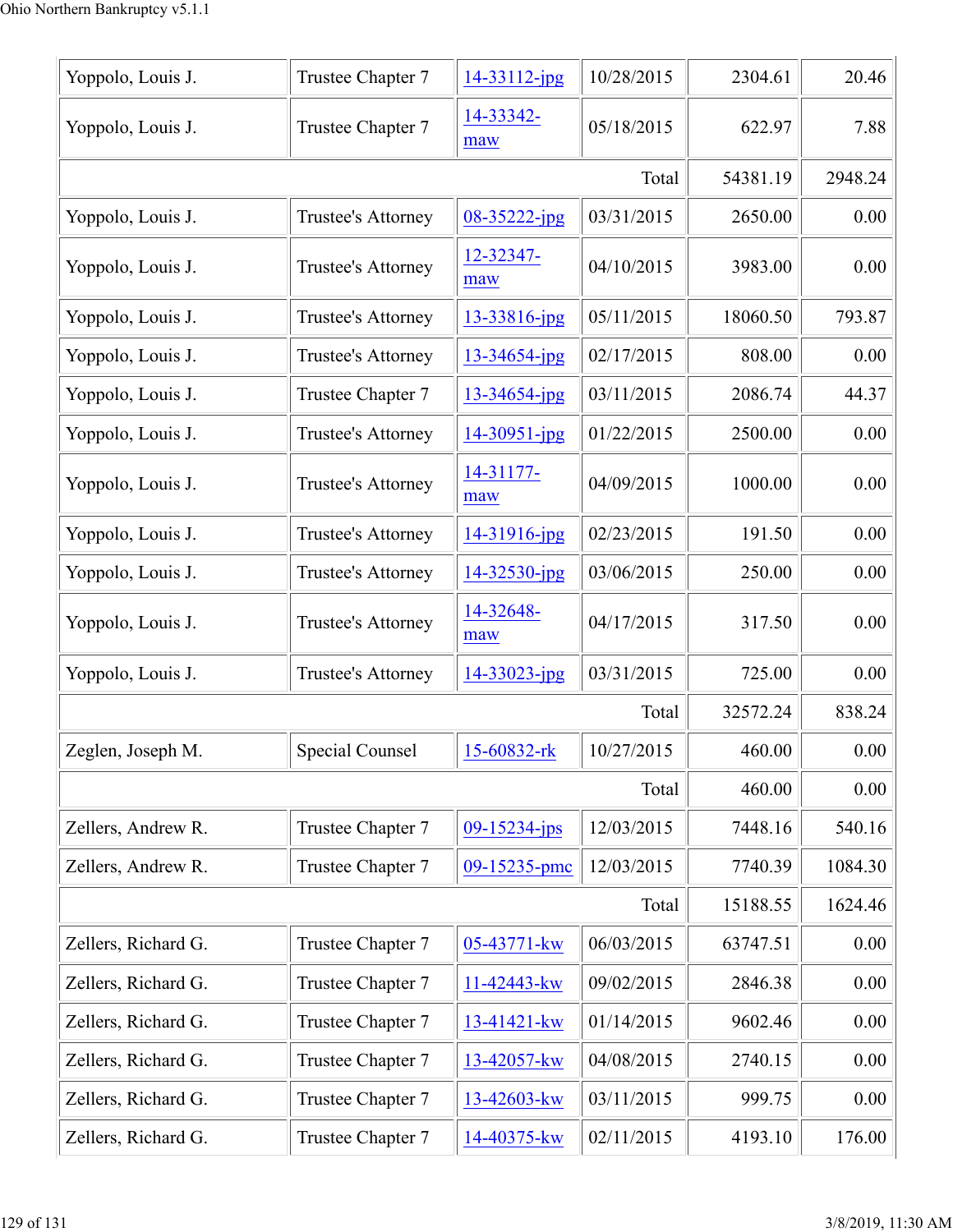| | | | | | |
|---|---|---|---|---|---|
| Yoppolo, Louis J. | Trustee Chapter 7 | 14-33112-jpg | 10/28/2015 | 2304.61 | 20.46 |
| Yoppolo, Louis J. | Trustee Chapter 7 | 14-33342-maw | 05/18/2015 | 622.97 | 7.88 |
| | | | Total | 54381.19 | 2948.24 |
| Yoppolo, Louis J. | Trustee's Attorney | 08-35222-jpg | 03/31/2015 | 2650.00 | 0.00 |
| Yoppolo, Louis J. | Trustee's Attorney | 12-32347-maw | 04/10/2015 | 3983.00 | 0.00 |
| Yoppolo, Louis J. | Trustee's Attorney | 13-33816-jpg | 05/11/2015 | 18060.50 | 793.87 |
| Yoppolo, Louis J. | Trustee's Attorney | 13-34654-jpg | 02/17/2015 | 808.00 | 0.00 |
| Yoppolo, Louis J. | Trustee Chapter 7 | 13-34654-jpg | 03/11/2015 | 2086.74 | 44.37 |
| Yoppolo, Louis J. | Trustee's Attorney | 14-30951-jpg | 01/22/2015 | 2500.00 | 0.00 |
| Yoppolo, Louis J. | Trustee's Attorney | 14-31177-maw | 04/09/2015 | 1000.00 | 0.00 |
| Yoppolo, Louis J. | Trustee's Attorney | 14-31916-jpg | 02/23/2015 | 191.50 | 0.00 |
| Yoppolo, Louis J. | Trustee's Attorney | 14-32530-jpg | 03/06/2015 | 250.00 | 0.00 |
| Yoppolo, Louis J. | Trustee's Attorney | 14-32648-maw | 04/17/2015 | 317.50 | 0.00 |
| Yoppolo, Louis J. | Trustee's Attorney | 14-33023-jpg | 03/31/2015 | 725.00 | 0.00 |
| | | | Total | 32572.24 | 838.24 |
| Zeglen, Joseph M. | Special Counsel | 15-60832-rk | 10/27/2015 | 460.00 | 0.00 |
| | | | Total | 460.00 | 0.00 |
| Zellers, Andrew R. | Trustee Chapter 7 | 09-15234-jps | 12/03/2015 | 7448.16 | 540.16 |
| Zellers, Andrew R. | Trustee Chapter 7 | 09-15235-pmc | 12/03/2015 | 7740.39 | 1084.30 |
| | | | Total | 15188.55 | 1624.46 |
| Zellers, Richard G. | Trustee Chapter 7 | 05-43771-kw | 06/03/2015 | 63747.51 | 0.00 |
| Zellers, Richard G. | Trustee Chapter 7 | 11-42443-kw | 09/02/2015 | 2846.38 | 0.00 |
| Zellers, Richard G. | Trustee Chapter 7 | 13-41421-kw | 01/14/2015 | 9602.46 | 0.00 |
| Zellers, Richard G. | Trustee Chapter 7 | 13-42057-kw | 04/08/2015 | 2740.15 | 0.00 |
| Zellers, Richard G. | Trustee Chapter 7 | 13-42603-kw | 03/11/2015 | 999.75 | 0.00 |
| Zellers, Richard G. | Trustee Chapter 7 | 14-40375-kw | 02/11/2015 | 4193.10 | 176.00 |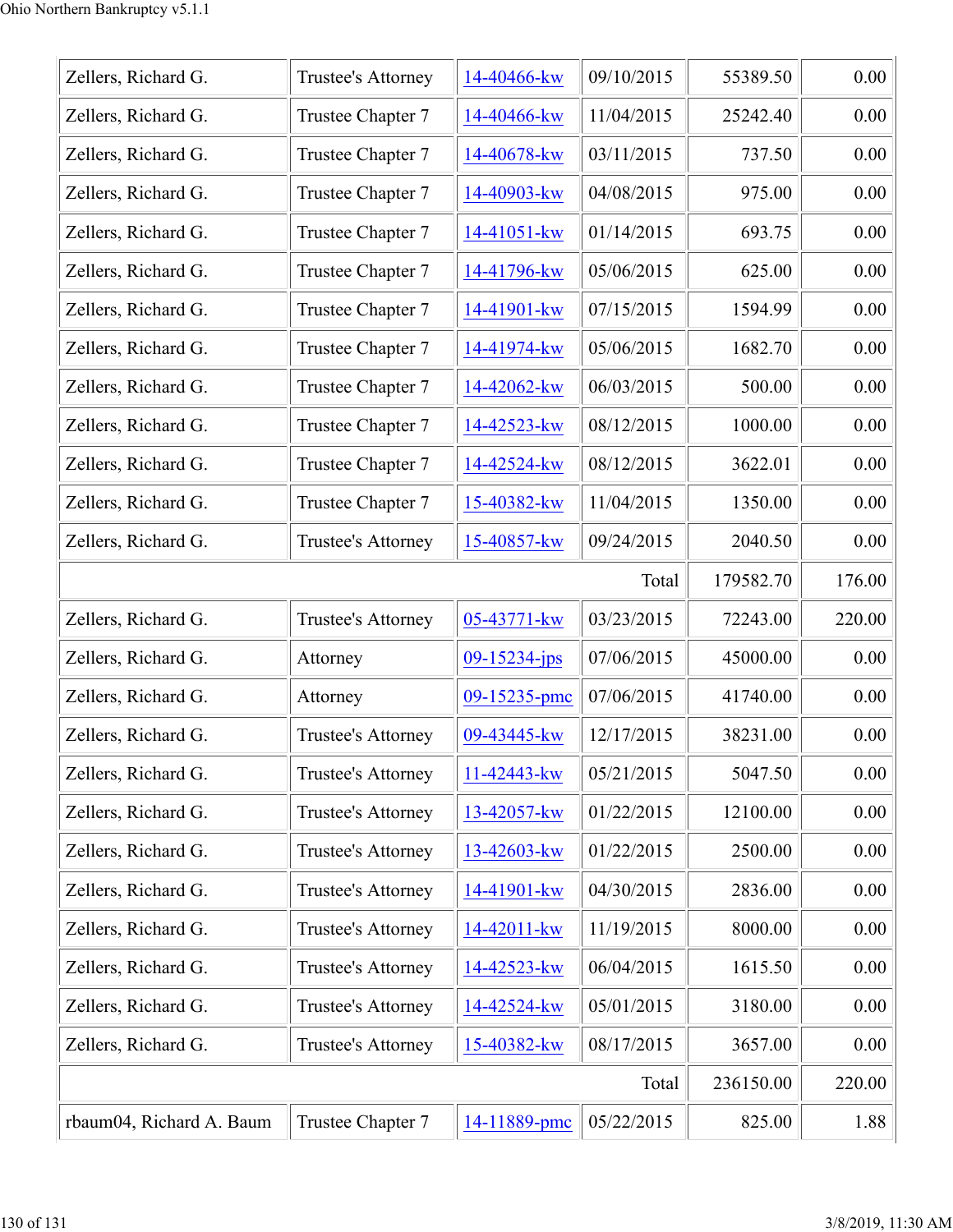| | | | | | |
|---|---|---|---|---|---|
| Zellers, Richard G. | Trustee's Attorney | 14-40466-kw | 09/10/2015 | 55389.50 | 0.00 |
| Zellers, Richard G. | Trustee Chapter 7 | 14-40466-kw | 11/04/2015 | 25242.40 | 0.00 |
| Zellers, Richard G. | Trustee Chapter 7 | 14-40678-kw | 03/11/2015 | 737.50 | 0.00 |
| Zellers, Richard G. | Trustee Chapter 7 | 14-40903-kw | 04/08/2015 | 975.00 | 0.00 |
| Zellers, Richard G. | Trustee Chapter 7 | 14-41051-kw | 01/14/2015 | 693.75 | 0.00 |
| Zellers, Richard G. | Trustee Chapter 7 | 14-41796-kw | 05/06/2015 | 625.00 | 0.00 |
| Zellers, Richard G. | Trustee Chapter 7 | 14-41901-kw | 07/15/2015 | 1594.99 | 0.00 |
| Zellers, Richard G. | Trustee Chapter 7 | 14-41974-kw | 05/06/2015 | 1682.70 | 0.00 |
| Zellers, Richard G. | Trustee Chapter 7 | 14-42062-kw | 06/03/2015 | 500.00 | 0.00 |
| Zellers, Richard G. | Trustee Chapter 7 | 14-42523-kw | 08/12/2015 | 1000.00 | 0.00 |
| Zellers, Richard G. | Trustee Chapter 7 | 14-42524-kw | 08/12/2015 | 3622.01 | 0.00 |
| Zellers, Richard G. | Trustee Chapter 7 | 15-40382-kw | 11/04/2015 | 1350.00 | 0.00 |
| Zellers, Richard G. | Trustee's Attorney | 15-40857-kw | 09/24/2015 | 2040.50 | 0.00 |
| | | | Total | 179582.70 | 176.00 |
| Zellers, Richard G. | Trustee's Attorney | 05-43771-kw | 03/23/2015 | 72243.00 | 220.00 |
| Zellers, Richard G. | Attorney | 09-15234-jps | 07/06/2015 | 45000.00 | 0.00 |
| Zellers, Richard G. | Attorney | 09-15235-pmc | 07/06/2015 | 41740.00 | 0.00 |
| Zellers, Richard G. | Trustee's Attorney | 09-43445-kw | 12/17/2015 | 38231.00 | 0.00 |
| Zellers, Richard G. | Trustee's Attorney | 11-42443-kw | 05/21/2015 | 5047.50 | 0.00 |
| Zellers, Richard G. | Trustee's Attorney | 13-42057-kw | 01/22/2015 | 12100.00 | 0.00 |
| Zellers, Richard G. | Trustee's Attorney | 13-42603-kw | 01/22/2015 | 2500.00 | 0.00 |
| Zellers, Richard G. | Trustee's Attorney | 14-41901-kw | 04/30/2015 | 2836.00 | 0.00 |
| Zellers, Richard G. | Trustee's Attorney | 14-42011-kw | 11/19/2015 | 8000.00 | 0.00 |
| Zellers, Richard G. | Trustee's Attorney | 14-42523-kw | 06/04/2015 | 1615.50 | 0.00 |
| Zellers, Richard G. | Trustee's Attorney | 14-42524-kw | 05/01/2015 | 3180.00 | 0.00 |
| Zellers, Richard G. | Trustee's Attorney | 15-40382-kw | 08/17/2015 | 3657.00 | 0.00 |
| | | | Total | 236150.00 | 220.00 |
| rbaum04, Richard A. Baum | Trustee Chapter 7 | 14-11889-pmc | 05/22/2015 | 825.00 | 1.88 |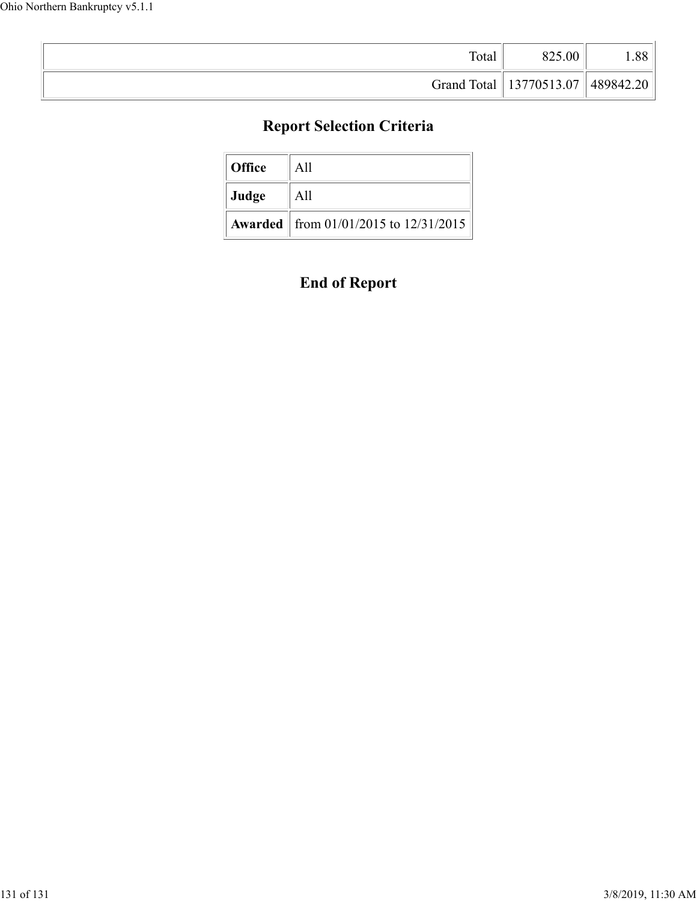| | | |
|---|---|---|
| Total | 825.00 | 1.88 |
| Grand Total | 13770513.07 | 489842.20 |

## Report Selection Criteria

| | |
|---|---|
| **Office** | All |
| **Judge** | All |
| **Awarded** | from 01/01/2015 to 12/31/2015 |

## End of Report